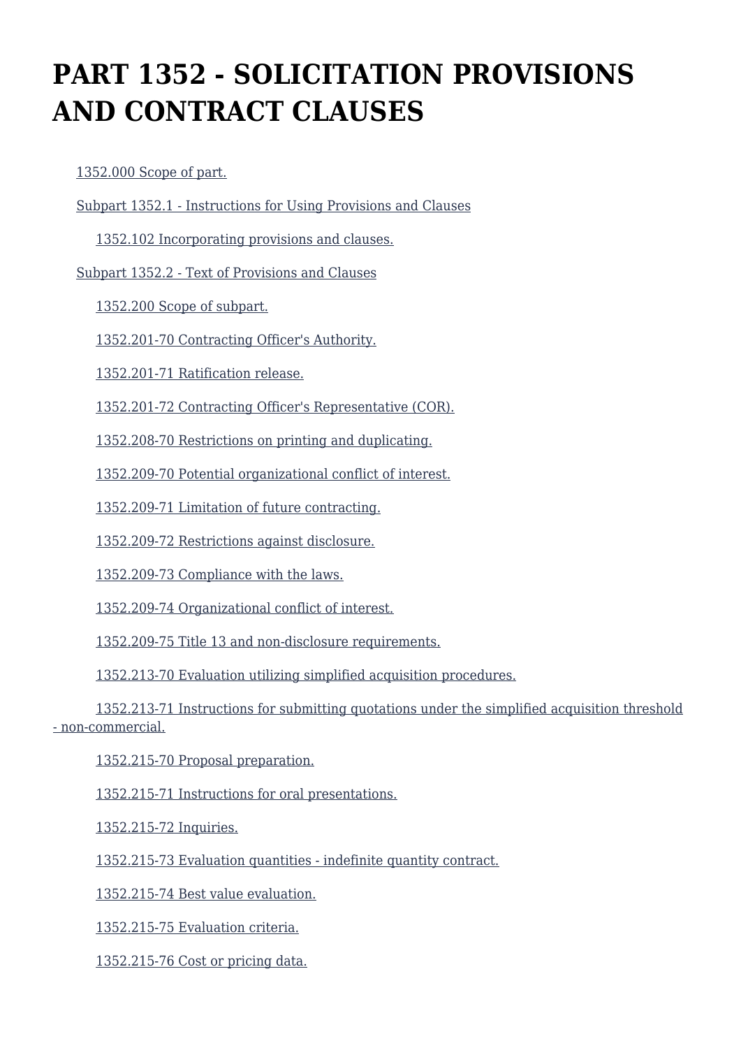# PART 1352 - SOLICITATION PROVISIONS AND CONTRACT CLAUSES

- 1352.000 Scope of part.
- Subpart 1352.1 - Instructions for Using Provisions and Clauses
  - 1352.102 Incorporating provisions and clauses.
- Subpart 1352.2 - Text of Provisions and Clauses
  - 1352.200 Scope of subpart.
  - 1352.201-70 Contracting Officer's Authority.
  - 1352.201-71 Ratification release.
  - 1352.201-72 Contracting Officer's Representative (COR).
  - 1352.208-70 Restrictions on printing and duplicating.
  - 1352.209-70 Potential organizational conflict of interest.
  - 1352.209-71 Limitation of future contracting.
  - 1352.209-72 Restrictions against disclosure.
  - 1352.209-73 Compliance with the laws.
  - 1352.209-74 Organizational conflict of interest.
  - 1352.209-75 Title 13 and non-disclosure requirements.
  - 1352.213-70 Evaluation utilizing simplified acquisition procedures.
  - 1352.213-71 Instructions for submitting quotations under the simplified acquisition threshold - non-commercial.
  - 1352.215-70 Proposal preparation.
  - 1352.215-71 Instructions for oral presentations.
  - 1352.215-72 Inquiries.
  - 1352.215-73 Evaluation quantities - indefinite quantity contract.
  - 1352.215-74 Best value evaluation.
  - 1352.215-75 Evaluation criteria.
  - 1352.215-76 Cost or pricing data.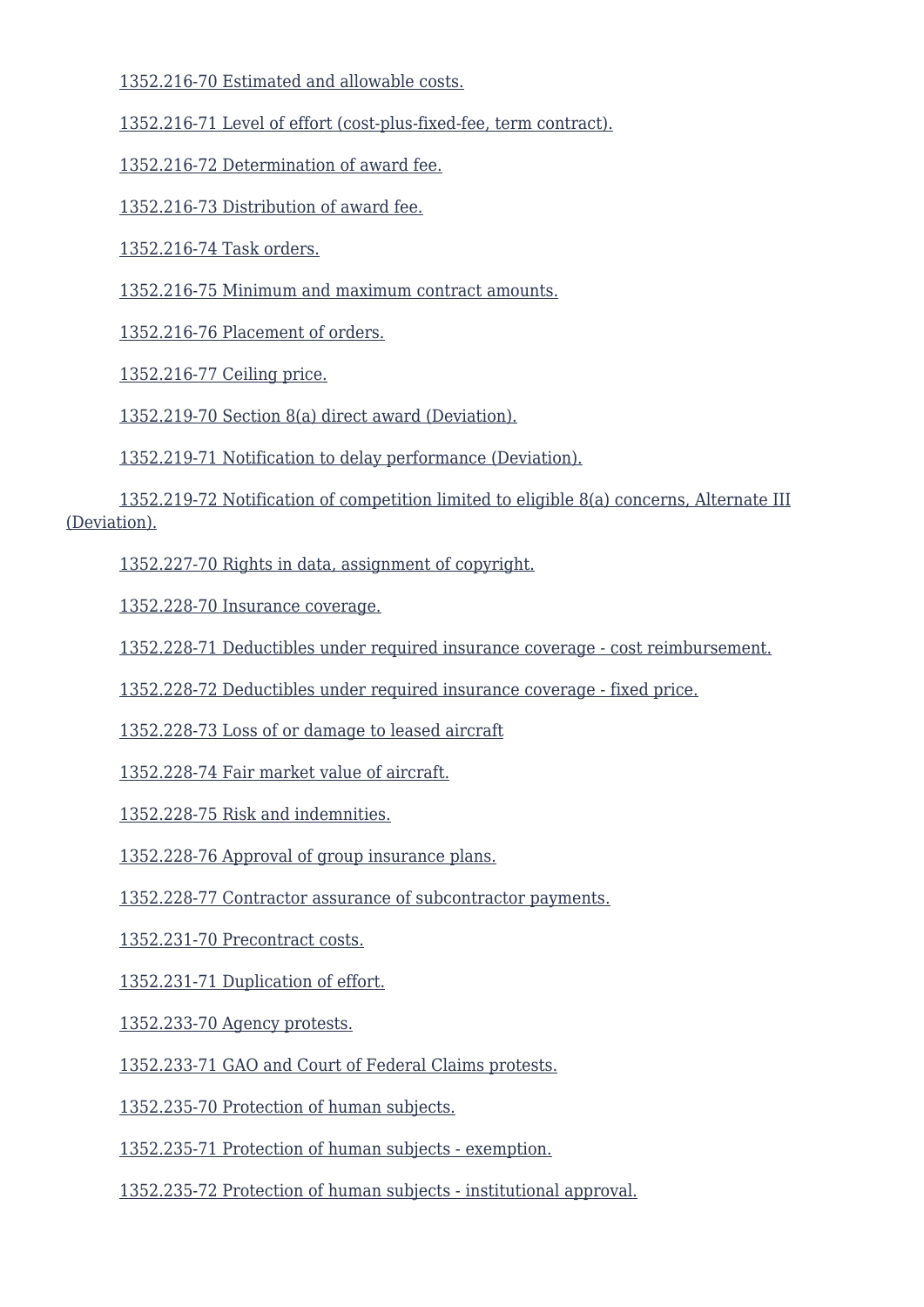1352.216-70 Estimated and allowable costs.

1352.216-71 Level of effort (cost-plus-fixed-fee, term contract).

1352.216-72 Determination of award fee.

1352.216-73 Distribution of award fee.

1352.216-74 Task orders.

1352.216-75 Minimum and maximum contract amounts.

1352.216-76 Placement of orders.

1352.216-77 Ceiling price.

1352.219-70 Section 8(a) direct award (Deviation).

1352.219-71 Notification to delay performance (Deviation).

1352.219-72 Notification of competition limited to eligible 8(a) concerns, Alternate III (Deviation).

1352.227-70 Rights in data, assignment of copyright.

1352.228-70 Insurance coverage.

1352.228-71 Deductibles under required insurance coverage - cost reimbursement.

1352.228-72 Deductibles under required insurance coverage - fixed price.

1352.228-73 Loss of or damage to leased aircraft

1352.228-74 Fair market value of aircraft.

1352.228-75 Risk and indemnities.

1352.228-76 Approval of group insurance plans.

1352.228-77 Contractor assurance of subcontractor payments.

1352.231-70 Precontract costs.

1352.231-71 Duplication of effort.

1352.233-70 Agency protests.

1352.233-71 GAO and Court of Federal Claims protests.

1352.235-70 Protection of human subjects.

1352.235-71 Protection of human subjects - exemption.

1352.235-72 Protection of human subjects - institutional approval.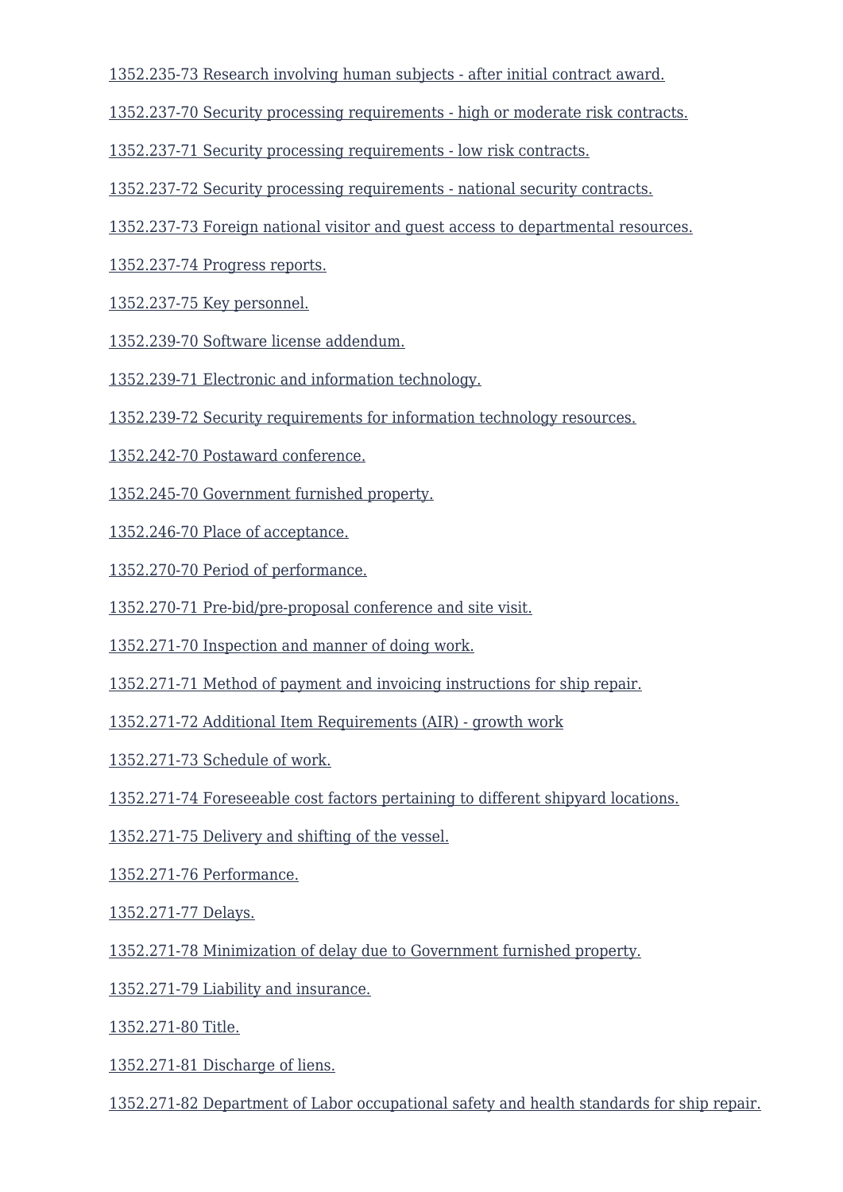1352.235-73 Research involving human subjects - after initial contract award.

1352.237-70 Security processing requirements - high or moderate risk contracts.

1352.237-71 Security processing requirements - low risk contracts.

1352.237-72 Security processing requirements - national security contracts.

1352.237-73 Foreign national visitor and guest access to departmental resources.

1352.237-74 Progress reports.

1352.237-75 Key personnel.

1352.239-70 Software license addendum.

1352.239-71 Electronic and information technology.

1352.239-72 Security requirements for information technology resources.

1352.242-70 Postaward conference.

1352.245-70 Government furnished property.

1352.246-70 Place of acceptance.

1352.270-70 Period of performance.

1352.270-71 Pre-bid/pre-proposal conference and site visit.

1352.271-70 Inspection and manner of doing work.

1352.271-71 Method of payment and invoicing instructions for ship repair.

1352.271-72 Additional Item Requirements (AIR) - growth work

1352.271-73 Schedule of work.

1352.271-74 Foreseeable cost factors pertaining to different shipyard locations.

1352.271-75 Delivery and shifting of the vessel.

1352.271-76 Performance.

1352.271-77 Delays.

1352.271-78 Minimization of delay due to Government furnished property.

1352.271-79 Liability and insurance.

1352.271-80 Title.

1352.271-81 Discharge of liens.

1352.271-82 Department of Labor occupational safety and health standards for ship repair.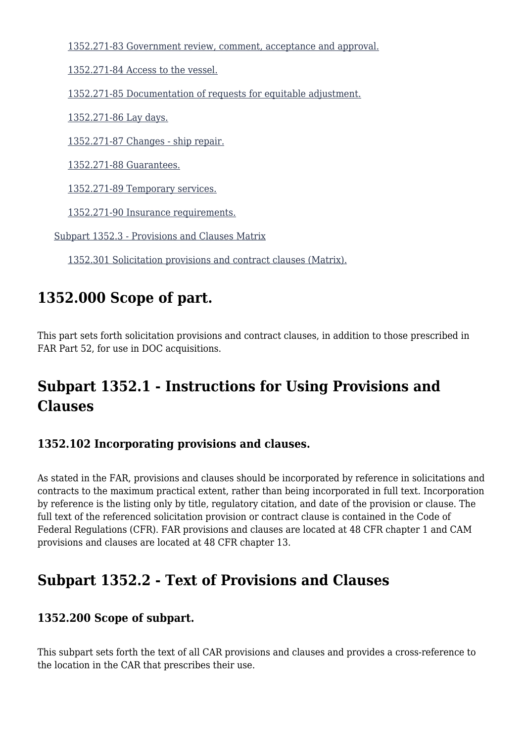- 1352.271-83 Government review, comment, acceptance and approval.
- 1352.271-84 Access to the vessel.
- 1352.271-85 Documentation of requests for equitable adjustment.
- 1352.271-86 Lay days.
- 1352.271-87 Changes - ship repair.
- 1352.271-88 Guarantees.
- 1352.271-89 Temporary services.
- 1352.271-90 Insurance requirements.

Subpart 1352.3 - Provisions and Clauses Matrix

- 1352.301 Solicitation provisions and contract clauses (Matrix).

## 1352.000 Scope of part.

This part sets forth solicitation provisions and contract clauses, in addition to those prescribed in FAR Part 52, for use in DOC acquisitions.

## Subpart 1352.1 - Instructions for Using Provisions and Clauses

### 1352.102 Incorporating provisions and clauses.

As stated in the FAR, provisions and clauses should be incorporated by reference in solicitations and contracts to the maximum practical extent, rather than being incorporated in full text. Incorporation by reference is the listing only by title, regulatory citation, and date of the provision or clause. The full text of the referenced solicitation provision or contract clause is contained in the Code of Federal Regulations (CFR). FAR provisions and clauses are located at 48 CFR chapter 1 and CAM provisions and clauses are located at 48 CFR chapter 13.

## Subpart 1352.2 - Text of Provisions and Clauses

### 1352.200 Scope of subpart.

This subpart sets forth the text of all CAR provisions and clauses and provides a cross-reference to the location in the CAR that prescribes their use.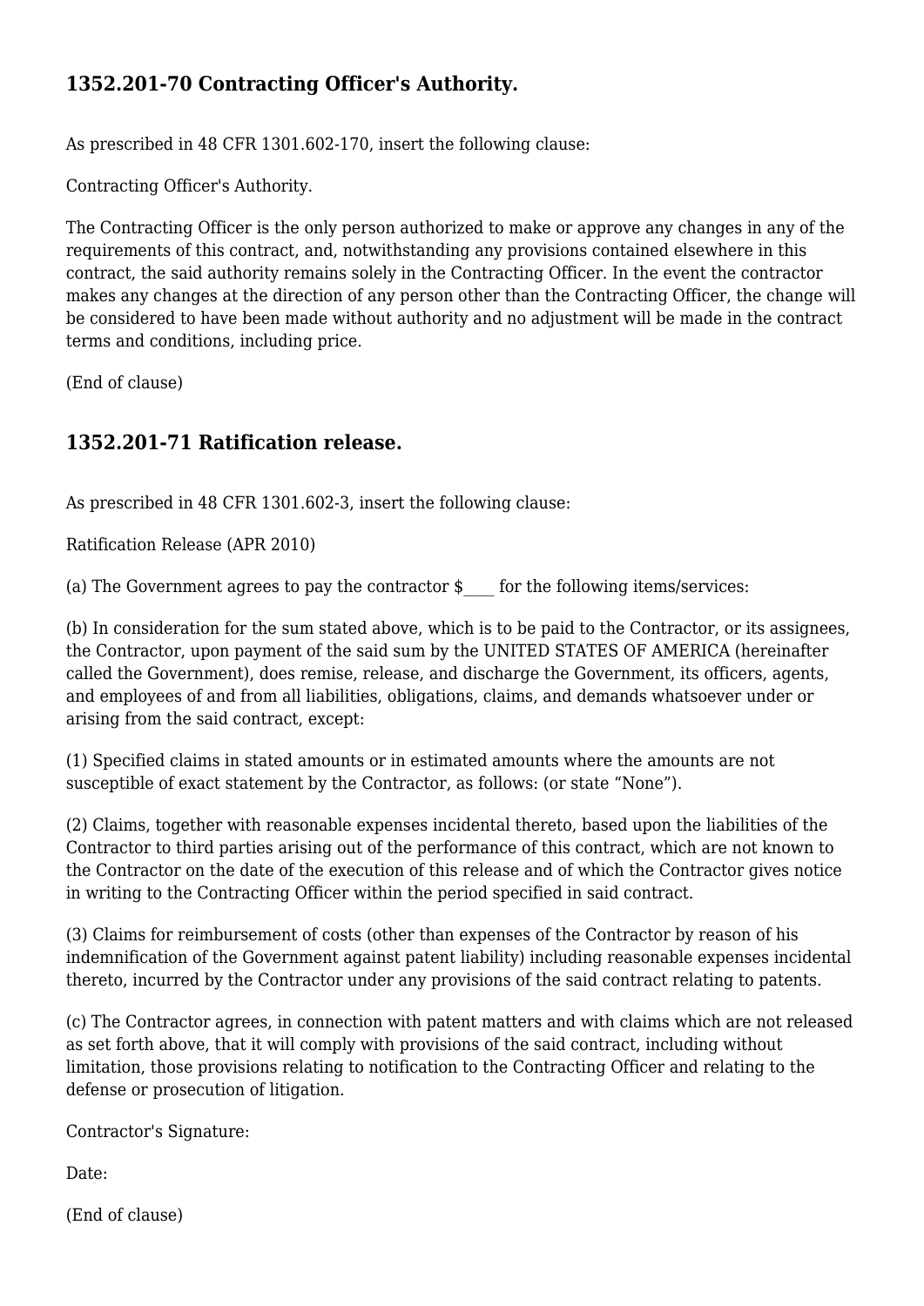## 1352.201-70 Contracting Officer's Authority.

As prescribed in 48 CFR 1301.602-170, insert the following clause:

Contracting Officer's Authority.

The Contracting Officer is the only person authorized to make or approve any changes in any of the requirements of this contract, and, notwithstanding any provisions contained elsewhere in this contract, the said authority remains solely in the Contracting Officer. In the event the contractor makes any changes at the direction of any person other than the Contracting Officer, the change will be considered to have been made without authority and no adjustment will be made in the contract terms and conditions, including price.

(End of clause)

## 1352.201-71 Ratification release.

As prescribed in 48 CFR 1301.602-3, insert the following clause:

Ratification Release (APR 2010)

(a) The Government agrees to pay the contractor $____ for the following items/services:

(b) In consideration for the sum stated above, which is to be paid to the Contractor, or its assignees, the Contractor, upon payment of the said sum by the UNITED STATES OF AMERICA (hereinafter called the Government), does remise, release, and discharge the Government, its officers, agents, and employees of and from all liabilities, obligations, claims, and demands whatsoever under or arising from the said contract, except:

(1) Specified claims in stated amounts or in estimated amounts where the amounts are not susceptible of exact statement by the Contractor, as follows: (or state “None”).

(2) Claims, together with reasonable expenses incidental thereto, based upon the liabilities of the Contractor to third parties arising out of the performance of this contract, which are not known to the Contractor on the date of the execution of this release and of which the Contractor gives notice in writing to the Contracting Officer within the period specified in said contract.

(3) Claims for reimbursement of costs (other than expenses of the Contractor by reason of his indemnification of the Government against patent liability) including reasonable expenses incidental thereto, incurred by the Contractor under any provisions of the said contract relating to patents.

(c) The Contractor agrees, in connection with patent matters and with claims which are not released as set forth above, that it will comply with provisions of the said contract, including without limitation, those provisions relating to notification to the Contracting Officer and relating to the defense or prosecution of litigation.

Contractor's Signature:

Date:

(End of clause)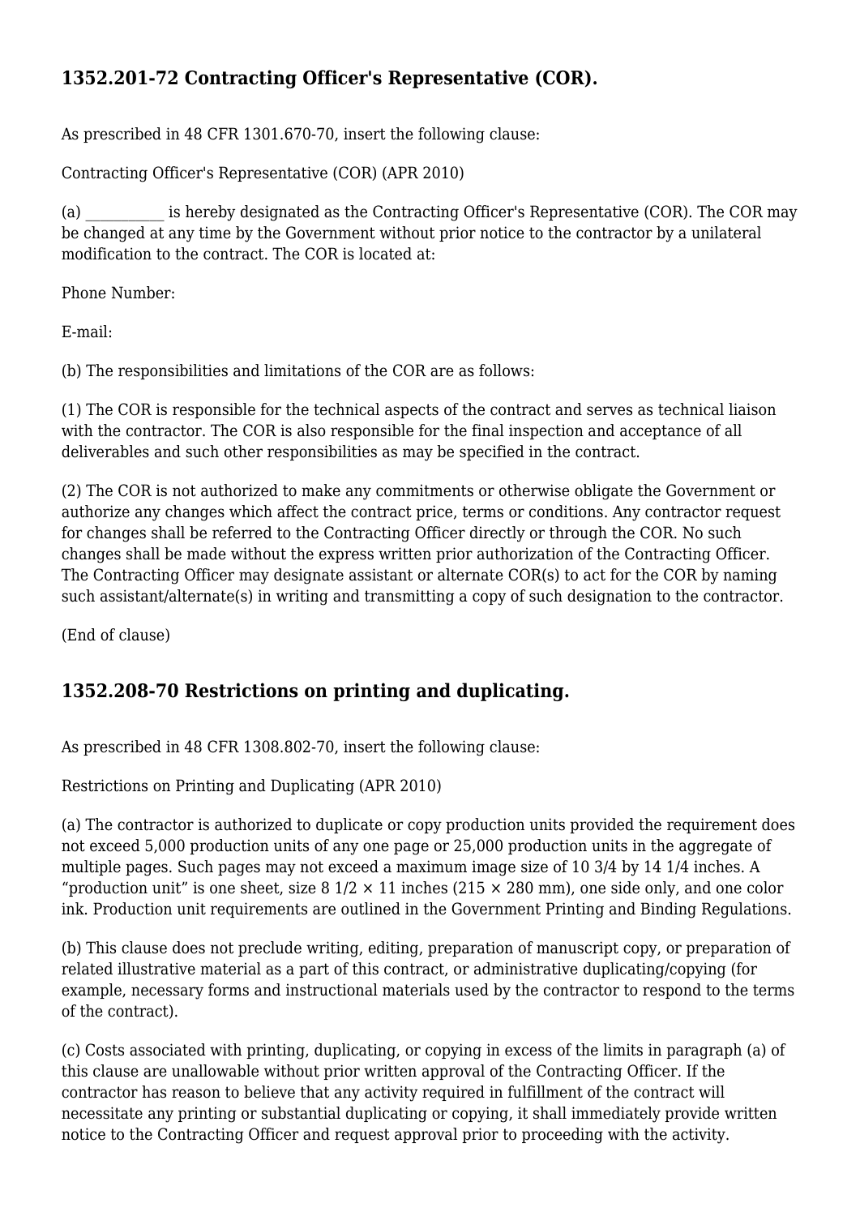## 1352.201-72 Contracting Officer's Representative (COR).

As prescribed in 48 CFR 1301.670-70, insert the following clause:

Contracting Officer's Representative (COR) (APR 2010)

(a) ___________ is hereby designated as the Contracting Officer's Representative (COR). The COR may be changed at any time by the Government without prior notice to the contractor by a unilateral modification to the contract. The COR is located at:

Phone Number:

E-mail:

(b) The responsibilities and limitations of the COR are as follows:

(1) The COR is responsible for the technical aspects of the contract and serves as technical liaison with the contractor. The COR is also responsible for the final inspection and acceptance of all deliverables and such other responsibilities as may be specified in the contract.

(2) The COR is not authorized to make any commitments or otherwise obligate the Government or authorize any changes which affect the contract price, terms or conditions. Any contractor request for changes shall be referred to the Contracting Officer directly or through the COR. No such changes shall be made without the express written prior authorization of the Contracting Officer. The Contracting Officer may designate assistant or alternate COR(s) to act for the COR by naming such assistant/alternate(s) in writing and transmitting a copy of such designation to the contractor.

(End of clause)

## 1352.208-70 Restrictions on printing and duplicating.

As prescribed in 48 CFR 1308.802-70, insert the following clause:

Restrictions on Printing and Duplicating (APR 2010)

(a) The contractor is authorized to duplicate or copy production units provided the requirement does not exceed 5,000 production units of any one page or 25,000 production units in the aggregate of multiple pages. Such pages may not exceed a maximum image size of 10 3/4 by 14 1/4 inches. A "production unit" is one sheet, size 8 1/2 × 11 inches (215 × 280 mm), one side only, and one color ink. Production unit requirements are outlined in the Government Printing and Binding Regulations.

(b) This clause does not preclude writing, editing, preparation of manuscript copy, or preparation of related illustrative material as a part of this contract, or administrative duplicating/copying (for example, necessary forms and instructional materials used by the contractor to respond to the terms of the contract).

(c) Costs associated with printing, duplicating, or copying in excess of the limits in paragraph (a) of this clause are unallowable without prior written approval of the Contracting Officer. If the contractor has reason to believe that any activity required in fulfillment of the contract will necessitate any printing or substantial duplicating or copying, it shall immediately provide written notice to the Contracting Officer and request approval prior to proceeding with the activity.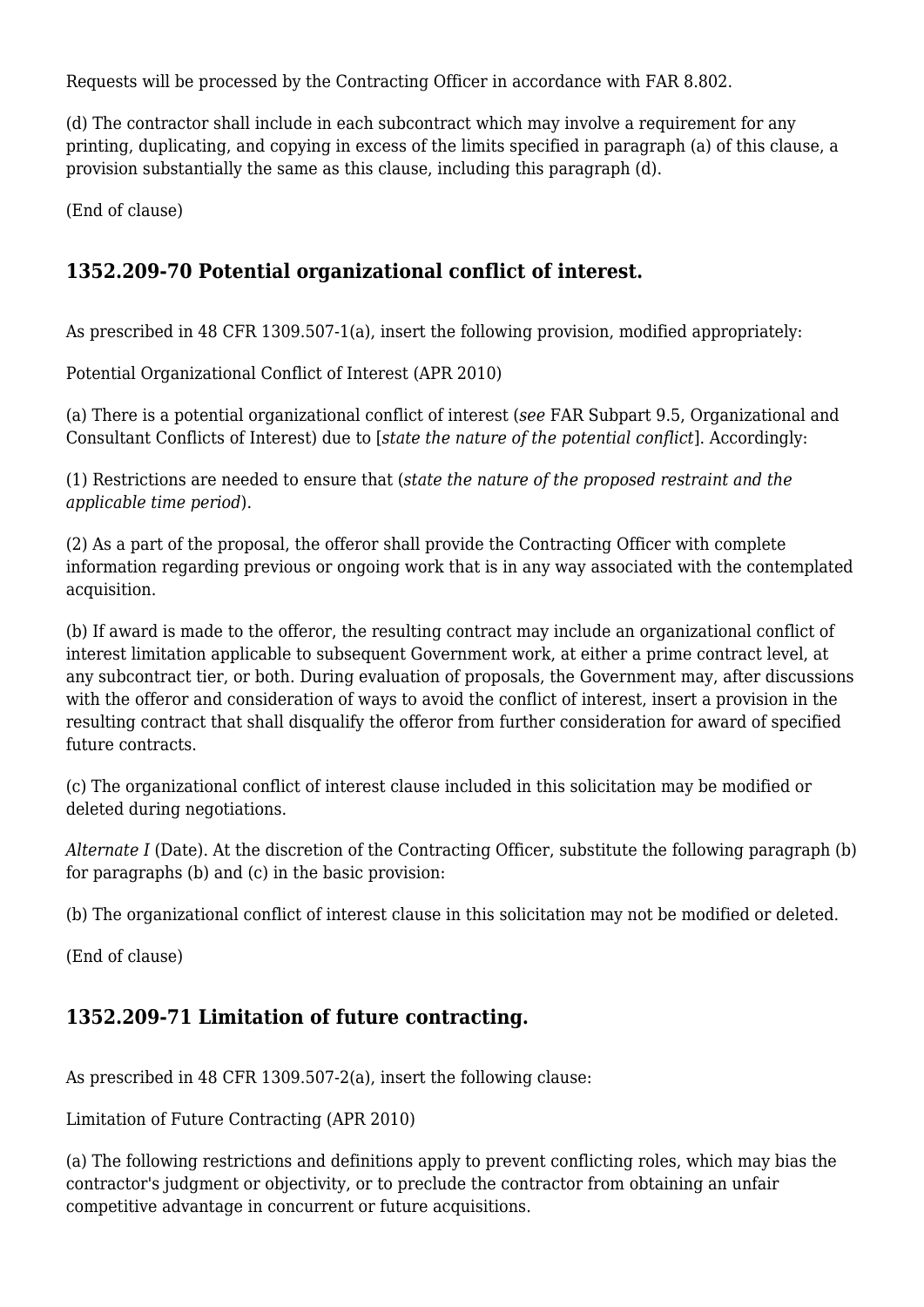Requests will be processed by the Contracting Officer in accordance with FAR 8.802.

(d) The contractor shall include in each subcontract which may involve a requirement for any printing, duplicating, and copying in excess of the limits specified in paragraph (a) of this clause, a provision substantially the same as this clause, including this paragraph (d).

(End of clause)

## 1352.209-70 Potential organizational conflict of interest.

As prescribed in 48 CFR 1309.507-1(a), insert the following provision, modified appropriately:

Potential Organizational Conflict of Interest (APR 2010)

(a) There is a potential organizational conflict of interest (*see* FAR Subpart 9.5, Organizational and Consultant Conflicts of Interest) due to [*state the nature of the potential conflict*]. Accordingly:

(1) Restrictions are needed to ensure that (*state the nature of the proposed restraint and the applicable time period*).

(2) As a part of the proposal, the offeror shall provide the Contracting Officer with complete information regarding previous or ongoing work that is in any way associated with the contemplated acquisition.

(b) If award is made to the offeror, the resulting contract may include an organizational conflict of interest limitation applicable to subsequent Government work, at either a prime contract level, at any subcontract tier, or both. During evaluation of proposals, the Government may, after discussions with the offeror and consideration of ways to avoid the conflict of interest, insert a provision in the resulting contract that shall disqualify the offeror from further consideration for award of specified future contracts.

(c) The organizational conflict of interest clause included in this solicitation may be modified or deleted during negotiations.

*Alternate I* (Date). At the discretion of the Contracting Officer, substitute the following paragraph (b) for paragraphs (b) and (c) in the basic provision:

(b) The organizational conflict of interest clause in this solicitation may not be modified or deleted.

(End of clause)

## 1352.209-71 Limitation of future contracting.

As prescribed in 48 CFR 1309.507-2(a), insert the following clause:

Limitation of Future Contracting (APR 2010)

(a) The following restrictions and definitions apply to prevent conflicting roles, which may bias the contractor's judgment or objectivity, or to preclude the contractor from obtaining an unfair competitive advantage in concurrent or future acquisitions.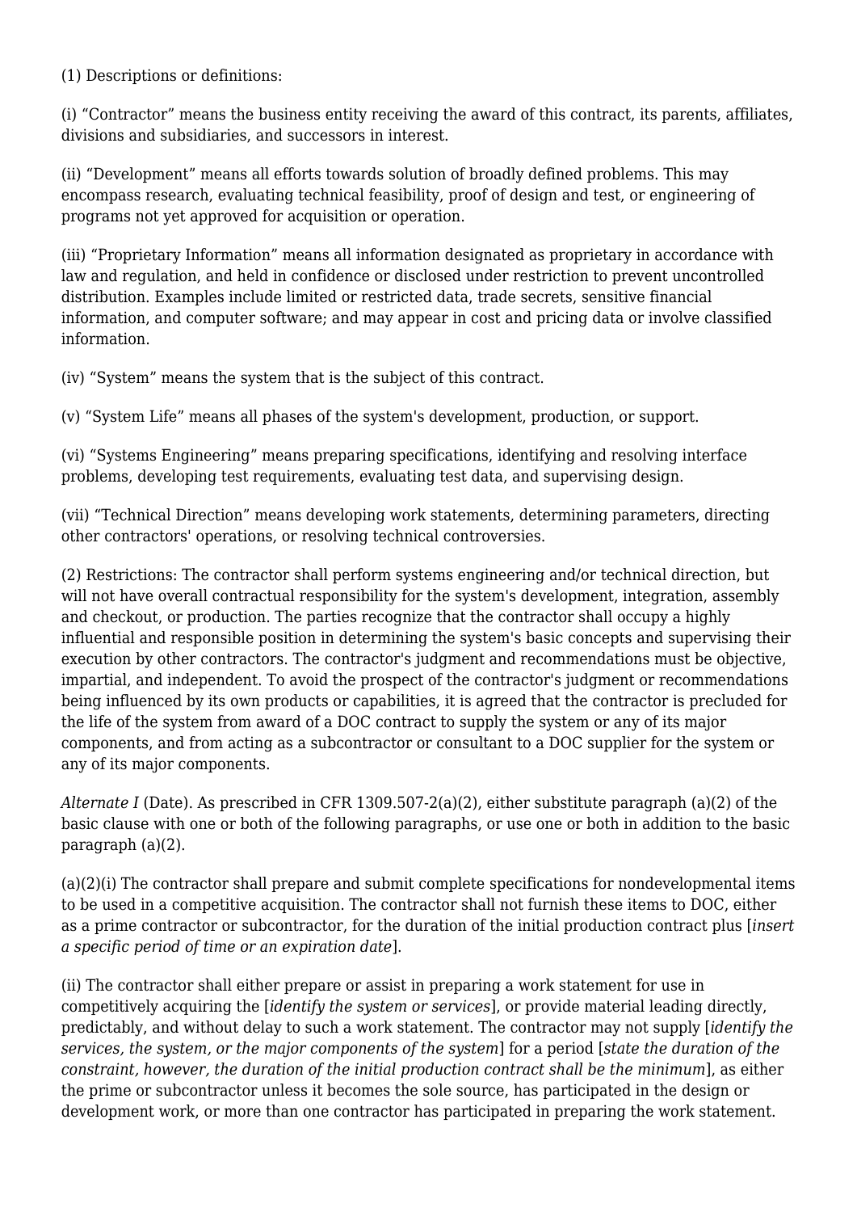(1) Descriptions or definitions:

(i) “Contractor” means the business entity receiving the award of this contract, its parents, affiliates, divisions and subsidiaries, and successors in interest.

(ii) “Development” means all efforts towards solution of broadly defined problems. This may encompass research, evaluating technical feasibility, proof of design and test, or engineering of programs not yet approved for acquisition or operation.

(iii) “Proprietary Information” means all information designated as proprietary in accordance with law and regulation, and held in confidence or disclosed under restriction to prevent uncontrolled distribution. Examples include limited or restricted data, trade secrets, sensitive financial information, and computer software; and may appear in cost and pricing data or involve classified information.

(iv) “System” means the system that is the subject of this contract.

(v) “System Life” means all phases of the system's development, production, or support.

(vi) “Systems Engineering” means preparing specifications, identifying and resolving interface problems, developing test requirements, evaluating test data, and supervising design.

(vii) “Technical Direction” means developing work statements, determining parameters, directing other contractors' operations, or resolving technical controversies.

(2) Restrictions: The contractor shall perform systems engineering and/or technical direction, but will not have overall contractual responsibility for the system's development, integration, assembly and checkout, or production. The parties recognize that the contractor shall occupy a highly influential and responsible position in determining the system's basic concepts and supervising their execution by other contractors. The contractor's judgment and recommendations must be objective, impartial, and independent. To avoid the prospect of the contractor's judgment or recommendations being influenced by its own products or capabilities, it is agreed that the contractor is precluded for the life of the system from award of a DOC contract to supply the system or any of its major components, and from acting as a subcontractor or consultant to a DOC supplier for the system or any of its major components.

*Alternate I* (Date). As prescribed in CFR 1309.507-2(a)(2), either substitute paragraph (a)(2) of the basic clause with one or both of the following paragraphs, or use one or both in addition to the basic paragraph (a)(2).

(a)(2)(i) The contractor shall prepare and submit complete specifications for nondevelopmental items to be used in a competitive acquisition. The contractor shall not furnish these items to DOC, either as a prime contractor or subcontractor, for the duration of the initial production contract plus [*insert a specific period of time or an expiration date*].

(ii) The contractor shall either prepare or assist in preparing a work statement for use in competitively acquiring the [*identify the system or services*], or provide material leading directly, predictably, and without delay to such a work statement. The contractor may not supply [*identify the services, the system, or the major components of the system*] for a period [*state the duration of the constraint, however, the duration of the initial production contract shall be the minimum*], as either the prime or subcontractor unless it becomes the sole source, has participated in the design or development work, or more than one contractor has participated in preparing the work statement.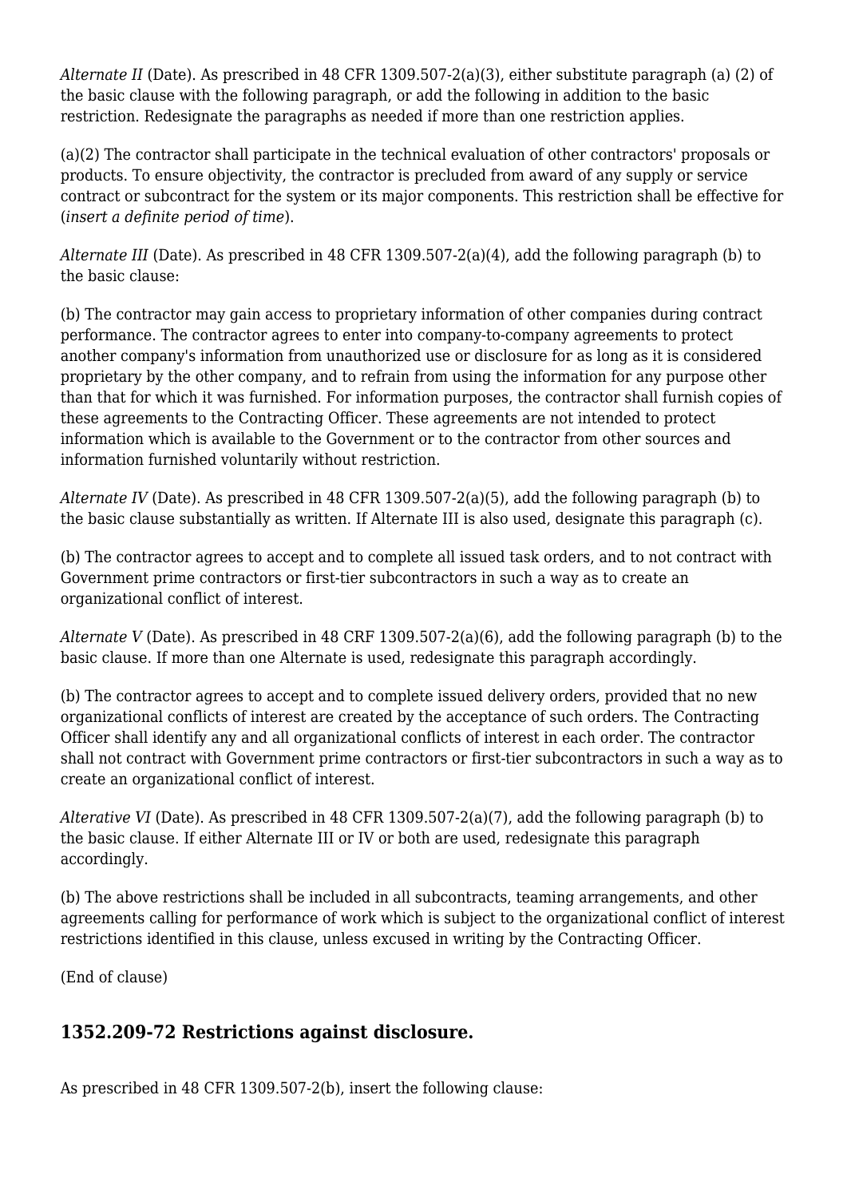*Alternate II* (Date). As prescribed in 48 CFR 1309.507-2(a)(3), either substitute paragraph (a) (2) of the basic clause with the following paragraph, or add the following in addition to the basic restriction. Redesignate the paragraphs as needed if more than one restriction applies.

(a)(2) The contractor shall participate in the technical evaluation of other contractors' proposals or products. To ensure objectivity, the contractor is precluded from award of any supply or service contract or subcontract for the system or its major components. This restriction shall be effective for (*insert a definite period of time*).

*Alternate III* (Date). As prescribed in 48 CFR 1309.507-2(a)(4), add the following paragraph (b) to the basic clause:

(b) The contractor may gain access to proprietary information of other companies during contract performance. The contractor agrees to enter into company-to-company agreements to protect another company's information from unauthorized use or disclosure for as long as it is considered proprietary by the other company, and to refrain from using the information for any purpose other than that for which it was furnished. For information purposes, the contractor shall furnish copies of these agreements to the Contracting Officer. These agreements are not intended to protect information which is available to the Government or to the contractor from other sources and information furnished voluntarily without restriction.

*Alternate IV* (Date). As prescribed in 48 CFR 1309.507-2(a)(5), add the following paragraph (b) to the basic clause substantially as written. If Alternate III is also used, designate this paragraph (c).

(b) The contractor agrees to accept and to complete all issued task orders, and to not contract with Government prime contractors or first-tier subcontractors in such a way as to create an organizational conflict of interest.

*Alternate V* (Date). As prescribed in 48 CRF 1309.507-2(a)(6), add the following paragraph (b) to the basic clause. If more than one Alternate is used, redesignate this paragraph accordingly.

(b) The contractor agrees to accept and to complete issued delivery orders, provided that no new organizational conflicts of interest are created by the acceptance of such orders. The Contracting Officer shall identify any and all organizational conflicts of interest in each order. The contractor shall not contract with Government prime contractors or first-tier subcontractors in such a way as to create an organizational conflict of interest.

*Alterative VI* (Date). As prescribed in 48 CFR 1309.507-2(a)(7), add the following paragraph (b) to the basic clause. If either Alternate III or IV or both are used, redesignate this paragraph accordingly.

(b) The above restrictions shall be included in all subcontracts, teaming arrangements, and other agreements calling for performance of work which is subject to the organizational conflict of interest restrictions identified in this clause, unless excused in writing by the Contracting Officer.

(End of clause)

## 1352.209-72 Restrictions against disclosure.

As prescribed in 48 CFR 1309.507-2(b), insert the following clause: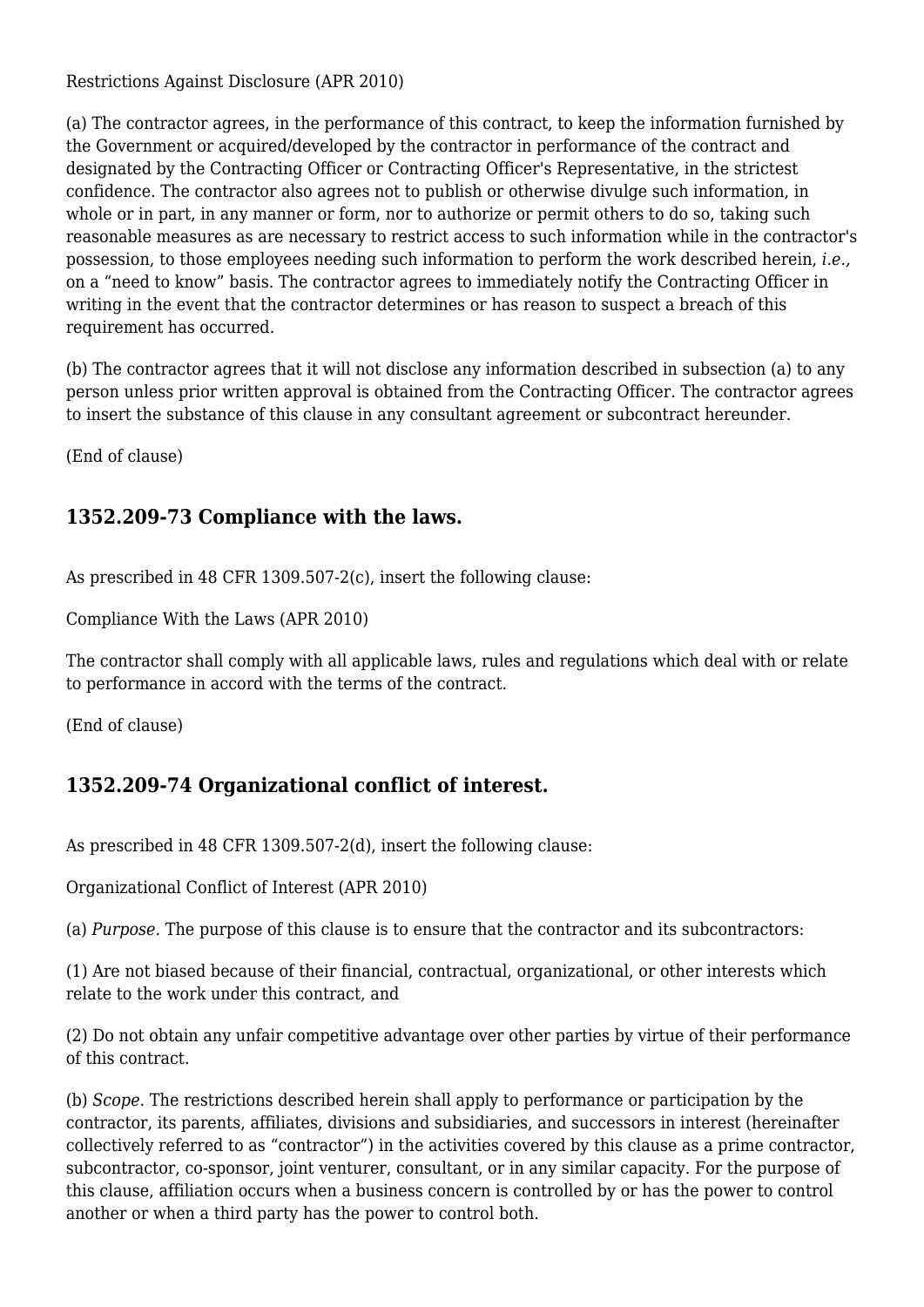Restrictions Against Disclosure (APR 2010)

(a) The contractor agrees, in the performance of this contract, to keep the information furnished by the Government or acquired/developed by the contractor in performance of the contract and designated by the Contracting Officer or Contracting Officer's Representative, in the strictest confidence. The contractor also agrees not to publish or otherwise divulge such information, in whole or in part, in any manner or form, nor to authorize or permit others to do so, taking such reasonable measures as are necessary to restrict access to such information while in the contractor's possession, to those employees needing such information to perform the work described herein, *i.e.,* on a “need to know” basis. The contractor agrees to immediately notify the Contracting Officer in writing in the event that the contractor determines or has reason to suspect a breach of this requirement has occurred.

(b) The contractor agrees that it will not disclose any information described in subsection (a) to any person unless prior written approval is obtained from the Contracting Officer. The contractor agrees to insert the substance of this clause in any consultant agreement or subcontract hereunder.

(End of clause)

## 1352.209-73 Compliance with the laws.

As prescribed in 48 CFR 1309.507-2(c), insert the following clause:

Compliance With the Laws (APR 2010)

The contractor shall comply with all applicable laws, rules and regulations which deal with or relate to performance in accord with the terms of the contract.

(End of clause)

## 1352.209-74 Organizational conflict of interest.

As prescribed in 48 CFR 1309.507-2(d), insert the following clause:

Organizational Conflict of Interest (APR 2010)

(a) *Purpose.* The purpose of this clause is to ensure that the contractor and its subcontractors:

(1) Are not biased because of their financial, contractual, organizational, or other interests which relate to the work under this contract, and

(2) Do not obtain any unfair competitive advantage over other parties by virtue of their performance of this contract.

(b) *Scope.* The restrictions described herein shall apply to performance or participation by the contractor, its parents, affiliates, divisions and subsidiaries, and successors in interest (hereinafter collectively referred to as “contractor”) in the activities covered by this clause as a prime contractor, subcontractor, co-sponsor, joint venturer, consultant, or in any similar capacity. For the purpose of this clause, affiliation occurs when a business concern is controlled by or has the power to control another or when a third party has the power to control both.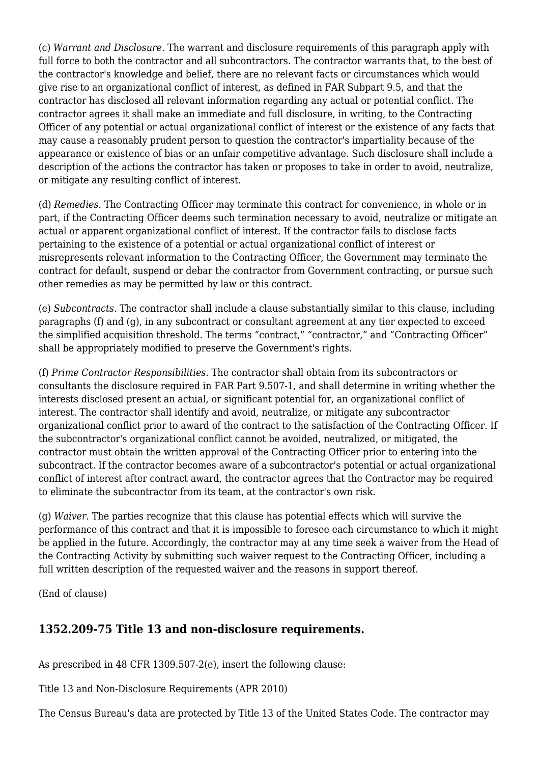(c) *Warrant and Disclosure*. The warrant and disclosure requirements of this paragraph apply with full force to both the contractor and all subcontractors. The contractor warrants that, to the best of the contractor's knowledge and belief, there are no relevant facts or circumstances which would give rise to an organizational conflict of interest, as defined in FAR Subpart 9.5, and that the contractor has disclosed all relevant information regarding any actual or potential conflict. The contractor agrees it shall make an immediate and full disclosure, in writing, to the Contracting Officer of any potential or actual organizational conflict of interest or the existence of any facts that may cause a reasonably prudent person to question the contractor's impartiality because of the appearance or existence of bias or an unfair competitive advantage. Such disclosure shall include a description of the actions the contractor has taken or proposes to take in order to avoid, neutralize, or mitigate any resulting conflict of interest.

(d) *Remedies.* The Contracting Officer may terminate this contract for convenience, in whole or in part, if the Contracting Officer deems such termination necessary to avoid, neutralize or mitigate an actual or apparent organizational conflict of interest. If the contractor fails to disclose facts pertaining to the existence of a potential or actual organizational conflict of interest or misrepresents relevant information to the Contracting Officer, the Government may terminate the contract for default, suspend or debar the contractor from Government contracting, or pursue such other remedies as may be permitted by law or this contract.

(e) *Subcontracts.* The contractor shall include a clause substantially similar to this clause, including paragraphs (f) and (g), in any subcontract or consultant agreement at any tier expected to exceed the simplified acquisition threshold. The terms "contract," "contractor," and "Contracting Officer" shall be appropriately modified to preserve the Government's rights.

(f) *Prime Contractor Responsibilities.* The contractor shall obtain from its subcontractors or consultants the disclosure required in FAR Part 9.507-1, and shall determine in writing whether the interests disclosed present an actual, or significant potential for, an organizational conflict of interest. The contractor shall identify and avoid, neutralize, or mitigate any subcontractor organizational conflict prior to award of the contract to the satisfaction of the Contracting Officer. If the subcontractor's organizational conflict cannot be avoided, neutralized, or mitigated, the contractor must obtain the written approval of the Contracting Officer prior to entering into the subcontract. If the contractor becomes aware of a subcontractor's potential or actual organizational conflict of interest after contract award, the contractor agrees that the Contractor may be required to eliminate the subcontractor from its team, at the contractor's own risk.

(g) *Waiver.* The parties recognize that this clause has potential effects which will survive the performance of this contract and that it is impossible to foresee each circumstance to which it might be applied in the future. Accordingly, the contractor may at any time seek a waiver from the Head of the Contracting Activity by submitting such waiver request to the Contracting Officer, including a full written description of the requested waiver and the reasons in support thereof.

(End of clause)

## 1352.209-75 Title 13 and non-disclosure requirements.

As prescribed in 48 CFR 1309.507-2(e), insert the following clause:

Title 13 and Non-Disclosure Requirements (APR 2010)

The Census Bureau's data are protected by Title 13 of the United States Code. The contractor may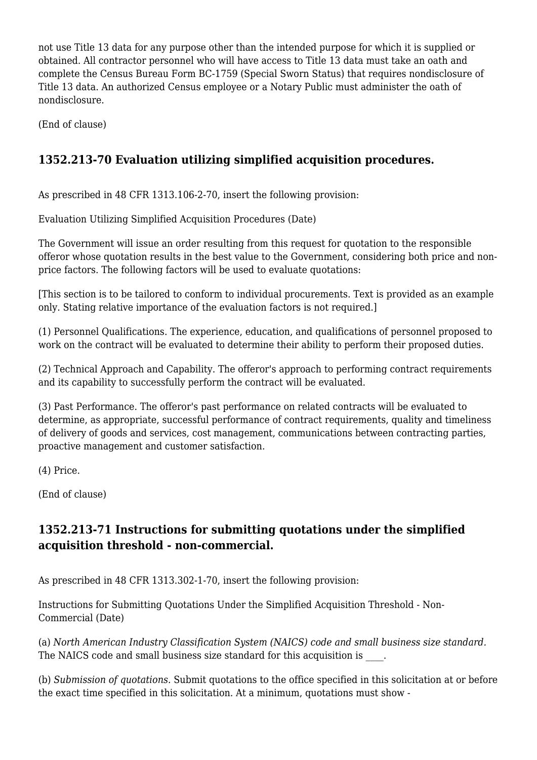not use Title 13 data for any purpose other than the intended purpose for which it is supplied or obtained. All contractor personnel who will have access to Title 13 data must take an oath and complete the Census Bureau Form BC-1759 (Special Sworn Status) that requires nondisclosure of Title 13 data. An authorized Census employee or a Notary Public must administer the oath of nondisclosure.

(End of clause)

## 1352.213-70 Evaluation utilizing simplified acquisition procedures.

As prescribed in 48 CFR 1313.106-2-70, insert the following provision:

Evaluation Utilizing Simplified Acquisition Procedures (Date)

The Government will issue an order resulting from this request for quotation to the responsible offeror whose quotation results in the best value to the Government, considering both price and non-price factors. The following factors will be used to evaluate quotations:

[This section is to be tailored to conform to individual procurements. Text is provided as an example only. Stating relative importance of the evaluation factors is not required.]

(1) Personnel Qualifications. The experience, education, and qualifications of personnel proposed to work on the contract will be evaluated to determine their ability to perform their proposed duties.

(2) Technical Approach and Capability. The offeror's approach to performing contract requirements and its capability to successfully perform the contract will be evaluated.

(3) Past Performance. The offeror's past performance on related contracts will be evaluated to determine, as appropriate, successful performance of contract requirements, quality and timeliness of delivery of goods and services, cost management, communications between contracting parties, proactive management and customer satisfaction.

(4) Price.

(End of clause)

## 1352.213-71 Instructions for submitting quotations under the simplified acquisition threshold - non-commercial.

As prescribed in 48 CFR 1313.302-1-70, insert the following provision:

Instructions for Submitting Quotations Under the Simplified Acquisition Threshold - Non-Commercial (Date)

(a) *North American Industry Classification System (NAICS) code and small business size standard.* The NAICS code and small business size standard for this acquisition is ____.

(b) *Submission of quotations.* Submit quotations to the office specified in this solicitation at or before the exact time specified in this solicitation. At a minimum, quotations must show -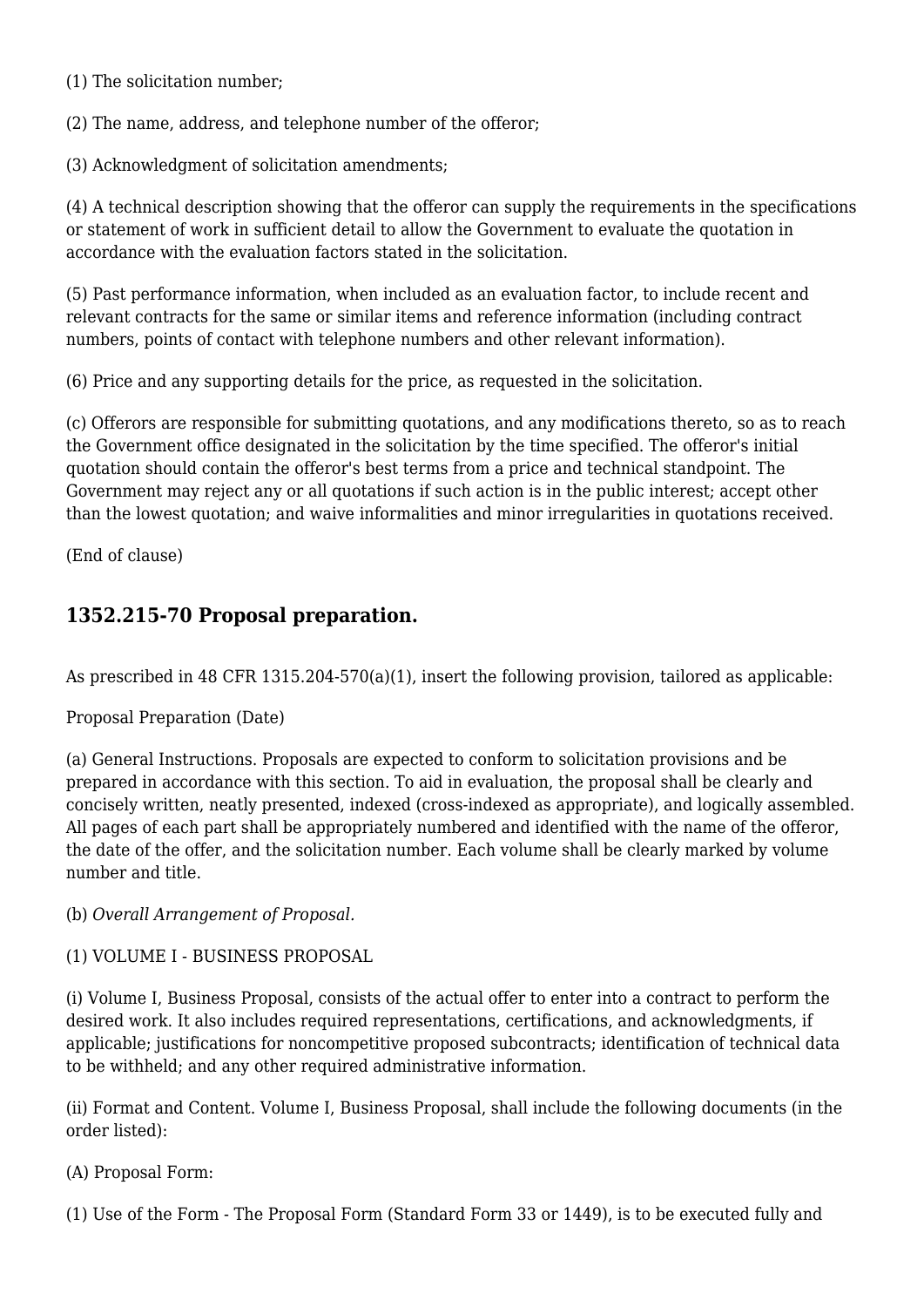(1) The solicitation number;

(2) The name, address, and telephone number of the offeror;

(3) Acknowledgment of solicitation amendments;

(4) A technical description showing that the offeror can supply the requirements in the specifications or statement of work in sufficient detail to allow the Government to evaluate the quotation in accordance with the evaluation factors stated in the solicitation.

(5) Past performance information, when included as an evaluation factor, to include recent and relevant contracts for the same or similar items and reference information (including contract numbers, points of contact with telephone numbers and other relevant information).

(6) Price and any supporting details for the price, as requested in the solicitation.

(c) Offerors are responsible for submitting quotations, and any modifications thereto, so as to reach the Government office designated in the solicitation by the time specified. The offeror's initial quotation should contain the offeror's best terms from a price and technical standpoint. The Government may reject any or all quotations if such action is in the public interest; accept other than the lowest quotation; and waive informalities and minor irregularities in quotations received.

(End of clause)

### 1352.215-70 Proposal preparation.

As prescribed in 48 CFR 1315.204-570(a)(1), insert the following provision, tailored as applicable:

Proposal Preparation (Date)

(a) General Instructions. Proposals are expected to conform to solicitation provisions and be prepared in accordance with this section. To aid in evaluation, the proposal shall be clearly and concisely written, neatly presented, indexed (cross-indexed as appropriate), and logically assembled. All pages of each part shall be appropriately numbered and identified with the name of the offeror, the date of the offer, and the solicitation number. Each volume shall be clearly marked by volume number and title.

(b) *Overall Arrangement of Proposal.*

(1) VOLUME I - BUSINESS PROPOSAL

(i) Volume I, Business Proposal, consists of the actual offer to enter into a contract to perform the desired work. It also includes required representations, certifications, and acknowledgments, if applicable; justifications for noncompetitive proposed subcontracts; identification of technical data to be withheld; and any other required administrative information.

(ii) Format and Content. Volume I, Business Proposal, shall include the following documents (in the order listed):

(A) Proposal Form:

(1) Use of the Form - The Proposal Form (Standard Form 33 or 1449), is to be executed fully and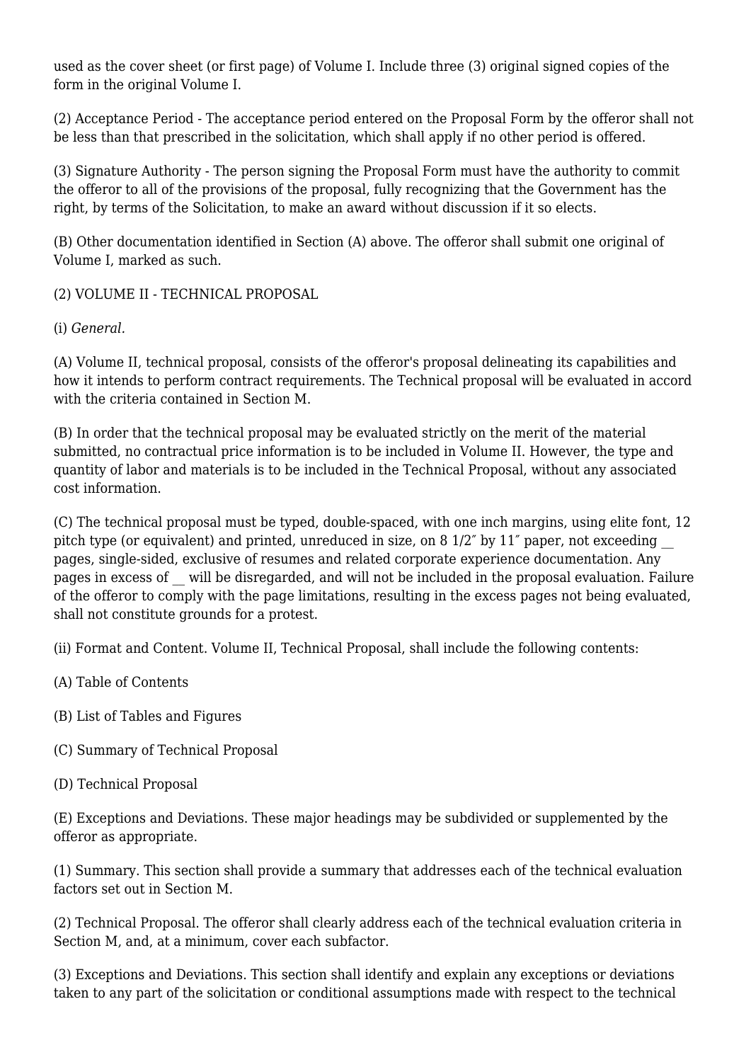used as the cover sheet (or first page) of Volume I. Include three (3) original signed copies of the form in the original Volume I.

(2) Acceptance Period - The acceptance period entered on the Proposal Form by the offeror shall not be less than that prescribed in the solicitation, which shall apply if no other period is offered.

(3) Signature Authority - The person signing the Proposal Form must have the authority to commit the offeror to all of the provisions of the proposal, fully recognizing that the Government has the right, by terms of the Solicitation, to make an award without discussion if it so elects.

(B) Other documentation identified in Section (A) above. The offeror shall submit one original of Volume I, marked as such.

(2) VOLUME II - TECHNICAL PROPOSAL

(i) *General.*

(A) Volume II, technical proposal, consists of the offeror's proposal delineating its capabilities and how it intends to perform contract requirements. The Technical proposal will be evaluated in accord with the criteria contained in Section M.

(B) In order that the technical proposal may be evaluated strictly on the merit of the material submitted, no contractual price information is to be included in Volume II. However, the type and quantity of labor and materials is to be included in the Technical Proposal, without any associated cost information.

(C) The technical proposal must be typed, double-spaced, with one inch margins, using elite font, 12 pitch type (or equivalent) and printed, unreduced in size, on 8 1/2″ by 11″ paper, not exceeding __ pages, single-sided, exclusive of resumes and related corporate experience documentation. Any pages in excess of __ will be disregarded, and will not be included in the proposal evaluation. Failure of the offeror to comply with the page limitations, resulting in the excess pages not being evaluated, shall not constitute grounds for a protest.

(ii) Format and Content. Volume II, Technical Proposal, shall include the following contents:

(A) Table of Contents

(B) List of Tables and Figures

(C) Summary of Technical Proposal

(D) Technical Proposal

(E) Exceptions and Deviations. These major headings may be subdivided or supplemented by the offeror as appropriate.

(1) Summary. This section shall provide a summary that addresses each of the technical evaluation factors set out in Section M.

(2) Technical Proposal. The offeror shall clearly address each of the technical evaluation criteria in Section M, and, at a minimum, cover each subfactor.

(3) Exceptions and Deviations. This section shall identify and explain any exceptions or deviations taken to any part of the solicitation or conditional assumptions made with respect to the technical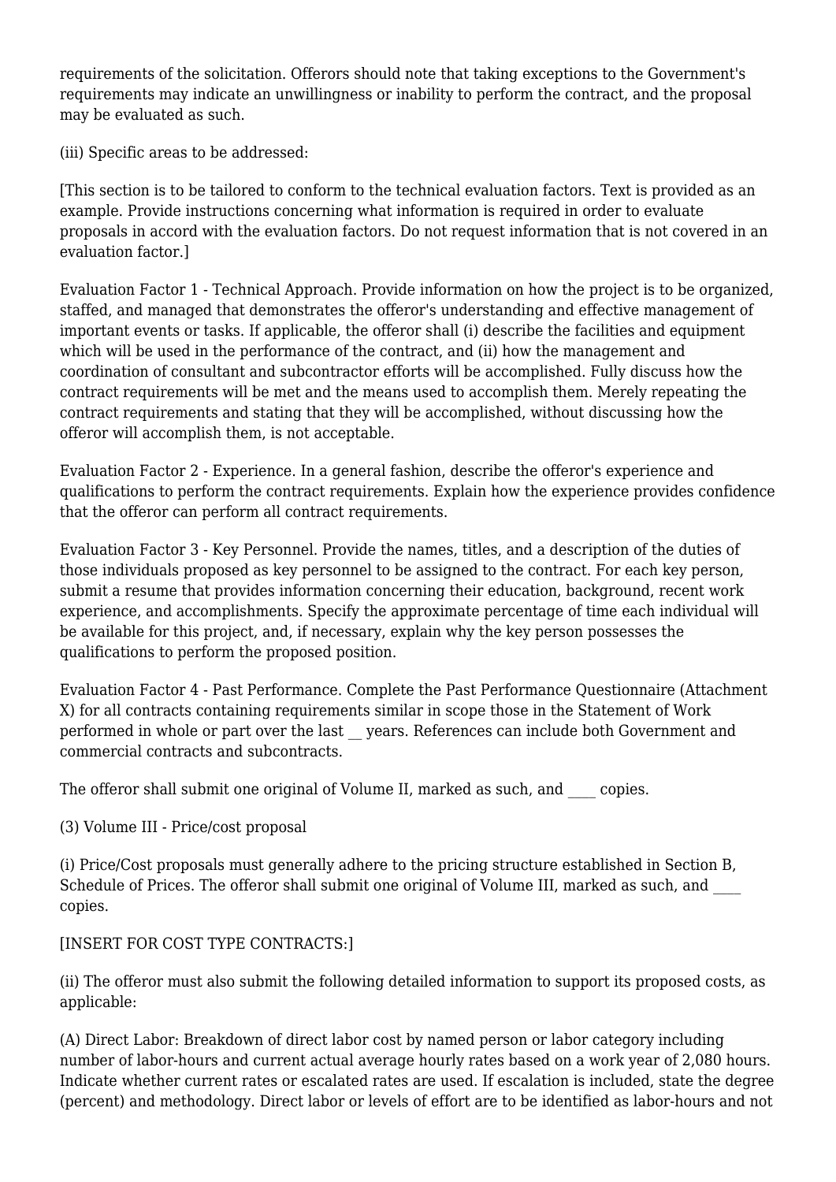requirements of the solicitation. Offerors should note that taking exceptions to the Government's requirements may indicate an unwillingness or inability to perform the contract, and the proposal may be evaluated as such.

(iii) Specific areas to be addressed:

[This section is to be tailored to conform to the technical evaluation factors. Text is provided as an example. Provide instructions concerning what information is required in order to evaluate proposals in accord with the evaluation factors. Do not request information that is not covered in an evaluation factor.]

Evaluation Factor 1 - Technical Approach. Provide information on how the project is to be organized, staffed, and managed that demonstrates the offeror's understanding and effective management of important events or tasks. If applicable, the offeror shall (i) describe the facilities and equipment which will be used in the performance of the contract, and (ii) how the management and coordination of consultant and subcontractor efforts will be accomplished. Fully discuss how the contract requirements will be met and the means used to accomplish them. Merely repeating the contract requirements and stating that they will be accomplished, without discussing how the offeror will accomplish them, is not acceptable.

Evaluation Factor 2 - Experience. In a general fashion, describe the offeror's experience and qualifications to perform the contract requirements. Explain how the experience provides confidence that the offeror can perform all contract requirements.

Evaluation Factor 3 - Key Personnel. Provide the names, titles, and a description of the duties of those individuals proposed as key personnel to be assigned to the contract. For each key person, submit a resume that provides information concerning their education, background, recent work experience, and accomplishments. Specify the approximate percentage of time each individual will be available for this project, and, if necessary, explain why the key person possesses the qualifications to perform the proposed position.

Evaluation Factor 4 - Past Performance. Complete the Past Performance Questionnaire (Attachment X) for all contracts containing requirements similar in scope those in the Statement of Work performed in whole or part over the last __ years. References can include both Government and commercial contracts and subcontracts.

The offeror shall submit one original of Volume II, marked as such, and ____ copies.

(3) Volume III - Price/cost proposal

(i) Price/Cost proposals must generally adhere to the pricing structure established in Section B, Schedule of Prices. The offeror shall submit one original of Volume III, marked as such, and ____ copies.

[INSERT FOR COST TYPE CONTRACTS:]

(ii) The offeror must also submit the following detailed information to support its proposed costs, as applicable:

(A) Direct Labor: Breakdown of direct labor cost by named person or labor category including number of labor-hours and current actual average hourly rates based on a work year of 2,080 hours. Indicate whether current rates or escalated rates are used. If escalation is included, state the degree (percent) and methodology. Direct labor or levels of effort are to be identified as labor-hours and not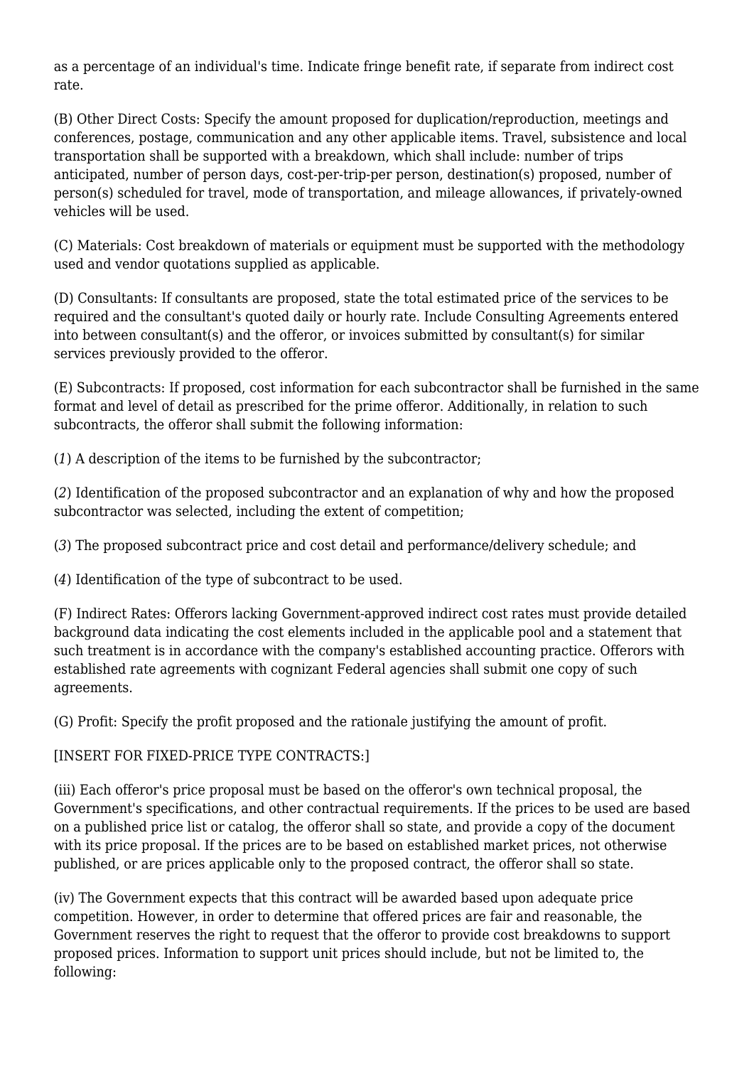as a percentage of an individual's time. Indicate fringe benefit rate, if separate from indirect cost rate.

(B) Other Direct Costs: Specify the amount proposed for duplication/reproduction, meetings and conferences, postage, communication and any other applicable items. Travel, subsistence and local transportation shall be supported with a breakdown, which shall include: number of trips anticipated, number of person days, cost-per-trip-per person, destination(s) proposed, number of person(s) scheduled for travel, mode of transportation, and mileage allowances, if privately-owned vehicles will be used.

(C) Materials: Cost breakdown of materials or equipment must be supported with the methodology used and vendor quotations supplied as applicable.

(D) Consultants: If consultants are proposed, state the total estimated price of the services to be required and the consultant's quoted daily or hourly rate. Include Consulting Agreements entered into between consultant(s) and the offeror, or invoices submitted by consultant(s) for similar services previously provided to the offeror.

(E) Subcontracts: If proposed, cost information for each subcontractor shall be furnished in the same format and level of detail as prescribed for the prime offeror. Additionally, in relation to such subcontracts, the offeror shall submit the following information:

(*1*) A description of the items to be furnished by the subcontractor;

(*2*) Identification of the proposed subcontractor and an explanation of why and how the proposed subcontractor was selected, including the extent of competition;

(*3*) The proposed subcontract price and cost detail and performance/delivery schedule; and

(*4*) Identification of the type of subcontract to be used.

(F) Indirect Rates: Offerors lacking Government-approved indirect cost rates must provide detailed background data indicating the cost elements included in the applicable pool and a statement that such treatment is in accordance with the company's established accounting practice. Offerors with established rate agreements with cognizant Federal agencies shall submit one copy of such agreements.

(G) Profit: Specify the profit proposed and the rationale justifying the amount of profit.

[INSERT FOR FIXED-PRICE TYPE CONTRACTS:]

(iii) Each offeror's price proposal must be based on the offeror's own technical proposal, the Government's specifications, and other contractual requirements. If the prices to be used are based on a published price list or catalog, the offeror shall so state, and provide a copy of the document with its price proposal. If the prices are to be based on established market prices, not otherwise published, or are prices applicable only to the proposed contract, the offeror shall so state.

(iv) The Government expects that this contract will be awarded based upon adequate price competition. However, in order to determine that offered prices are fair and reasonable, the Government reserves the right to request that the offeror to provide cost breakdowns to support proposed prices. Information to support unit prices should include, but not be limited to, the following: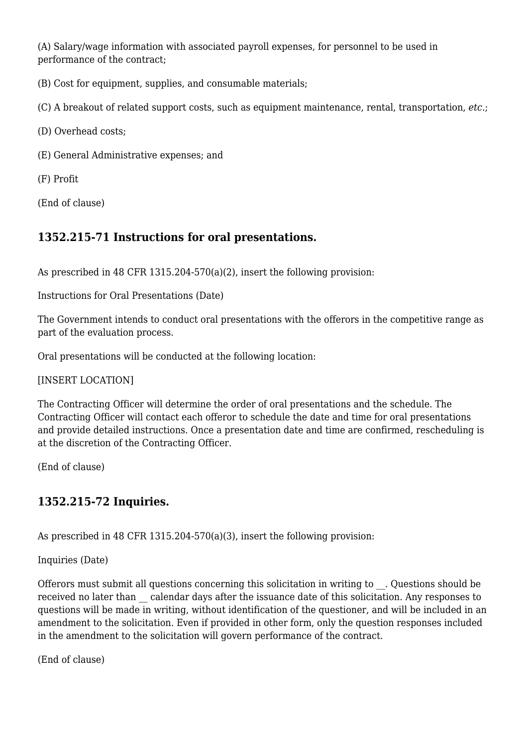(A) Salary/wage information with associated payroll expenses, for personnel to be used in performance of the contract;

(B) Cost for equipment, supplies, and consumable materials;

(C) A breakout of related support costs, such as equipment maintenance, rental, transportation, *etc.*;

(D) Overhead costs;

(E) General Administrative expenses; and

(F) Profit

(End of clause)

### 1352.215-71 Instructions for oral presentations.

As prescribed in 48 CFR 1315.204-570(a)(2), insert the following provision:

Instructions for Oral Presentations (Date)

The Government intends to conduct oral presentations with the offerors in the competitive range as part of the evaluation process.

Oral presentations will be conducted at the following location:

[INSERT LOCATION]

The Contracting Officer will determine the order of oral presentations and the schedule. The Contracting Officer will contact each offeror to schedule the date and time for oral presentations and provide detailed instructions. Once a presentation date and time are confirmed, rescheduling is at the discretion of the Contracting Officer.

(End of clause)

### 1352.215-72 Inquiries.

As prescribed in 48 CFR 1315.204-570(a)(3), insert the following provision:

Inquiries (Date)

Offerors must submit all questions concerning this solicitation in writing to __. Questions should be received no later than __ calendar days after the issuance date of this solicitation. Any responses to questions will be made in writing, without identification of the questioner, and will be included in an amendment to the solicitation. Even if provided in other form, only the question responses included in the amendment to the solicitation will govern performance of the contract.

(End of clause)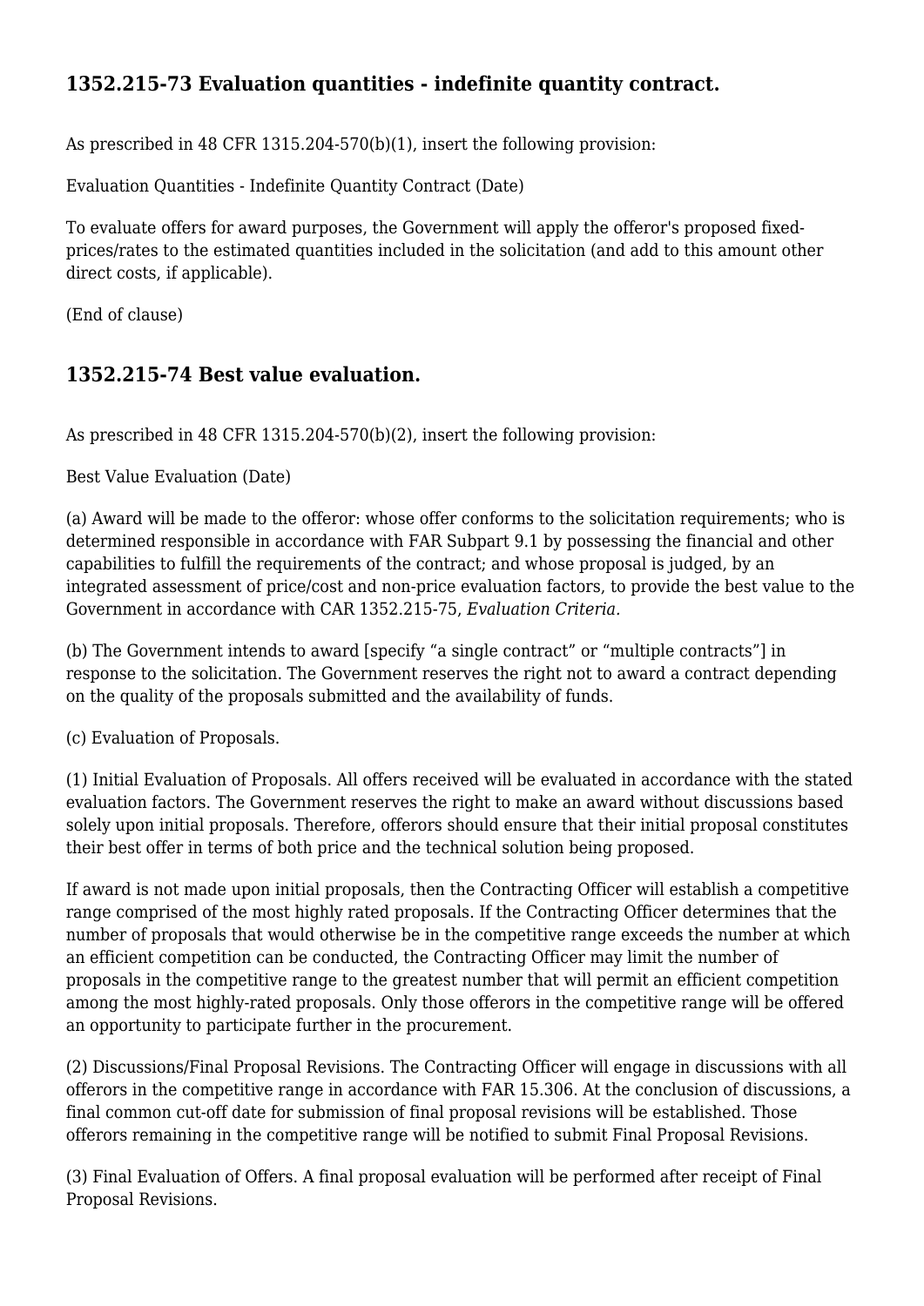## 1352.215-73 Evaluation quantities - indefinite quantity contract.

As prescribed in 48 CFR 1315.204-570(b)(1), insert the following provision:

Evaluation Quantities - Indefinite Quantity Contract (Date)

To evaluate offers for award purposes, the Government will apply the offeror's proposed fixed-prices/rates to the estimated quantities included in the solicitation (and add to this amount other direct costs, if applicable).

(End of clause)

## 1352.215-74 Best value evaluation.

As prescribed in 48 CFR 1315.204-570(b)(2), insert the following provision:

Best Value Evaluation (Date)

(a) Award will be made to the offeror: whose offer conforms to the solicitation requirements; who is determined responsible in accordance with FAR Subpart 9.1 by possessing the financial and other capabilities to fulfill the requirements of the contract; and whose proposal is judged, by an integrated assessment of price/cost and non-price evaluation factors, to provide the best value to the Government in accordance with CAR 1352.215-75, *Evaluation Criteria*.

(b) The Government intends to award [specify "a single contract" or "multiple contracts"] in response to the solicitation. The Government reserves the right not to award a contract depending on the quality of the proposals submitted and the availability of funds.

(c) Evaluation of Proposals.

(1) Initial Evaluation of Proposals. All offers received will be evaluated in accordance with the stated evaluation factors. The Government reserves the right to make an award without discussions based solely upon initial proposals. Therefore, offerors should ensure that their initial proposal constitutes their best offer in terms of both price and the technical solution being proposed.

If award is not made upon initial proposals, then the Contracting Officer will establish a competitive range comprised of the most highly rated proposals. If the Contracting Officer determines that the number of proposals that would otherwise be in the competitive range exceeds the number at which an efficient competition can be conducted, the Contracting Officer may limit the number of proposals in the competitive range to the greatest number that will permit an efficient competition among the most highly-rated proposals. Only those offerors in the competitive range will be offered an opportunity to participate further in the procurement.

(2) Discussions/Final Proposal Revisions. The Contracting Officer will engage in discussions with all offerors in the competitive range in accordance with FAR 15.306. At the conclusion of discussions, a final common cut-off date for submission of final proposal revisions will be established. Those offerors remaining in the competitive range will be notified to submit Final Proposal Revisions.

(3) Final Evaluation of Offers. A final proposal evaluation will be performed after receipt of Final Proposal Revisions.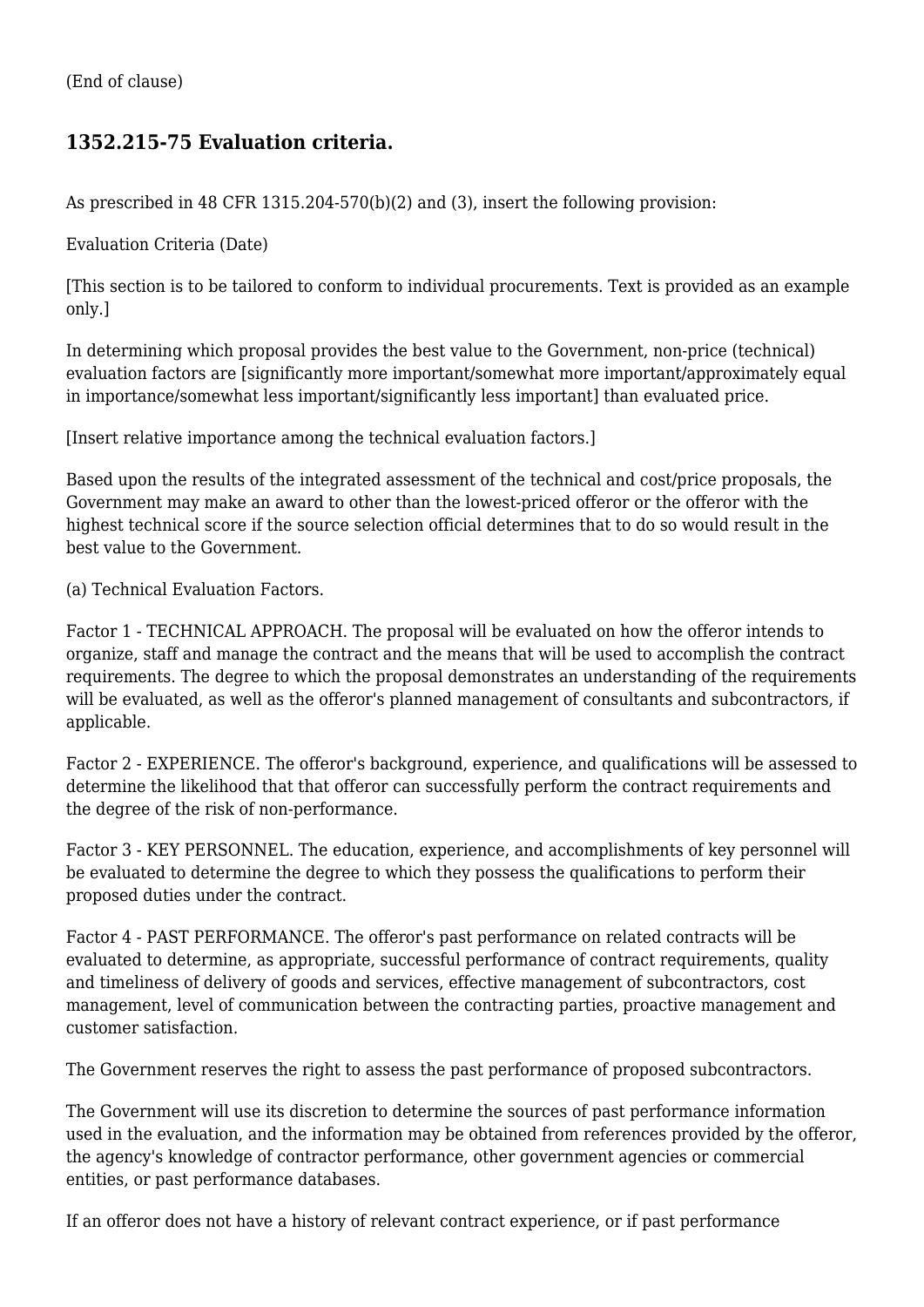(End of clause)

### 1352.215-75 Evaluation criteria.

As prescribed in 48 CFR 1315.204-570(b)(2) and (3), insert the following provision:

Evaluation Criteria (Date)

[This section is to be tailored to conform to individual procurements. Text is provided as an example only.]

In determining which proposal provides the best value to the Government, non-price (technical) evaluation factors are [significantly more important/somewhat more important/approximately equal in importance/somewhat less important/significantly less important] than evaluated price.

[Insert relative importance among the technical evaluation factors.]

Based upon the results of the integrated assessment of the technical and cost/price proposals, the Government may make an award to other than the lowest-priced offeror or the offeror with the highest technical score if the source selection official determines that to do so would result in the best value to the Government.

(a) Technical Evaluation Factors.

Factor 1 - TECHNICAL APPROACH. The proposal will be evaluated on how the offeror intends to organize, staff and manage the contract and the means that will be used to accomplish the contract requirements. The degree to which the proposal demonstrates an understanding of the requirements will be evaluated, as well as the offeror's planned management of consultants and subcontractors, if applicable.

Factor 2 - EXPERIENCE. The offeror's background, experience, and qualifications will be assessed to determine the likelihood that that offeror can successfully perform the contract requirements and the degree of the risk of non-performance.

Factor 3 - KEY PERSONNEL. The education, experience, and accomplishments of key personnel will be evaluated to determine the degree to which they possess the qualifications to perform their proposed duties under the contract.

Factor 4 - PAST PERFORMANCE. The offeror's past performance on related contracts will be evaluated to determine, as appropriate, successful performance of contract requirements, quality and timeliness of delivery of goods and services, effective management of subcontractors, cost management, level of communication between the contracting parties, proactive management and customer satisfaction.

The Government reserves the right to assess the past performance of proposed subcontractors.

The Government will use its discretion to determine the sources of past performance information used in the evaluation, and the information may be obtained from references provided by the offeror, the agency's knowledge of contractor performance, other government agencies or commercial entities, or past performance databases.

If an offeror does not have a history of relevant contract experience, or if past performance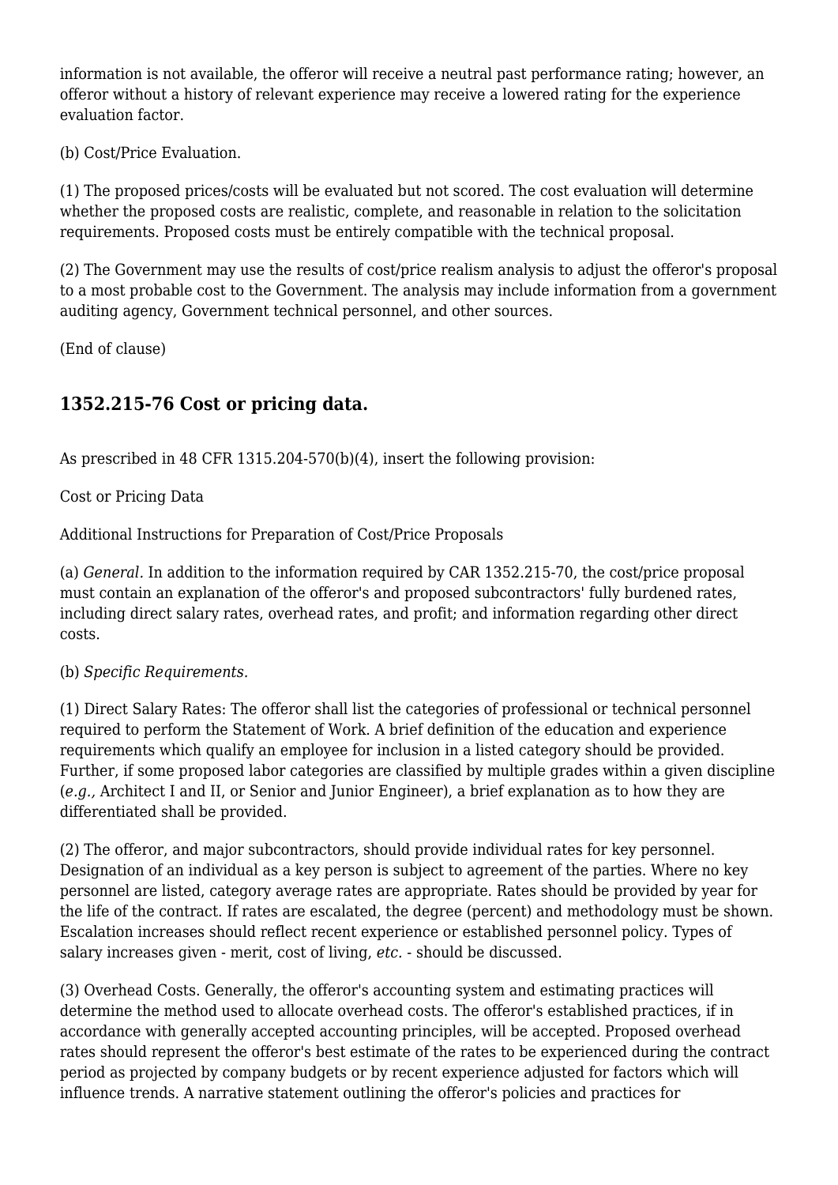information is not available, the offeror will receive a neutral past performance rating; however, an offeror without a history of relevant experience may receive a lowered rating for the experience evaluation factor.

(b) Cost/Price Evaluation.

(1) The proposed prices/costs will be evaluated but not scored. The cost evaluation will determine whether the proposed costs are realistic, complete, and reasonable in relation to the solicitation requirements. Proposed costs must be entirely compatible with the technical proposal.

(2) The Government may use the results of cost/price realism analysis to adjust the offeror's proposal to a most probable cost to the Government. The analysis may include information from a government auditing agency, Government technical personnel, and other sources.

(End of clause)

## 1352.215-76 Cost or pricing data.

As prescribed in 48 CFR 1315.204-570(b)(4), insert the following provision:

Cost or Pricing Data

Additional Instructions for Preparation of Cost/Price Proposals

(a) *General.* In addition to the information required by CAR 1352.215-70, the cost/price proposal must contain an explanation of the offeror's and proposed subcontractors' fully burdened rates, including direct salary rates, overhead rates, and profit; and information regarding other direct costs.

(b) *Specific Requirements.*

(1) Direct Salary Rates: The offeror shall list the categories of professional or technical personnel required to perform the Statement of Work. A brief definition of the education and experience requirements which qualify an employee for inclusion in a listed category should be provided. Further, if some proposed labor categories are classified by multiple grades within a given discipline (*e.g.,* Architect I and II, or Senior and Junior Engineer), a brief explanation as to how they are differentiated shall be provided.

(2) The offeror, and major subcontractors, should provide individual rates for key personnel. Designation of an individual as a key person is subject to agreement of the parties. Where no key personnel are listed, category average rates are appropriate. Rates should be provided by year for the life of the contract. If rates are escalated, the degree (percent) and methodology must be shown. Escalation increases should reflect recent experience or established personnel policy. Types of salary increases given - merit, cost of living, *etc.* - should be discussed.

(3) Overhead Costs. Generally, the offeror's accounting system and estimating practices will determine the method used to allocate overhead costs. The offeror's established practices, if in accordance with generally accepted accounting principles, will be accepted. Proposed overhead rates should represent the offeror's best estimate of the rates to be experienced during the contract period as projected by company budgets or by recent experience adjusted for factors which will influence trends. A narrative statement outlining the offeror's policies and practices for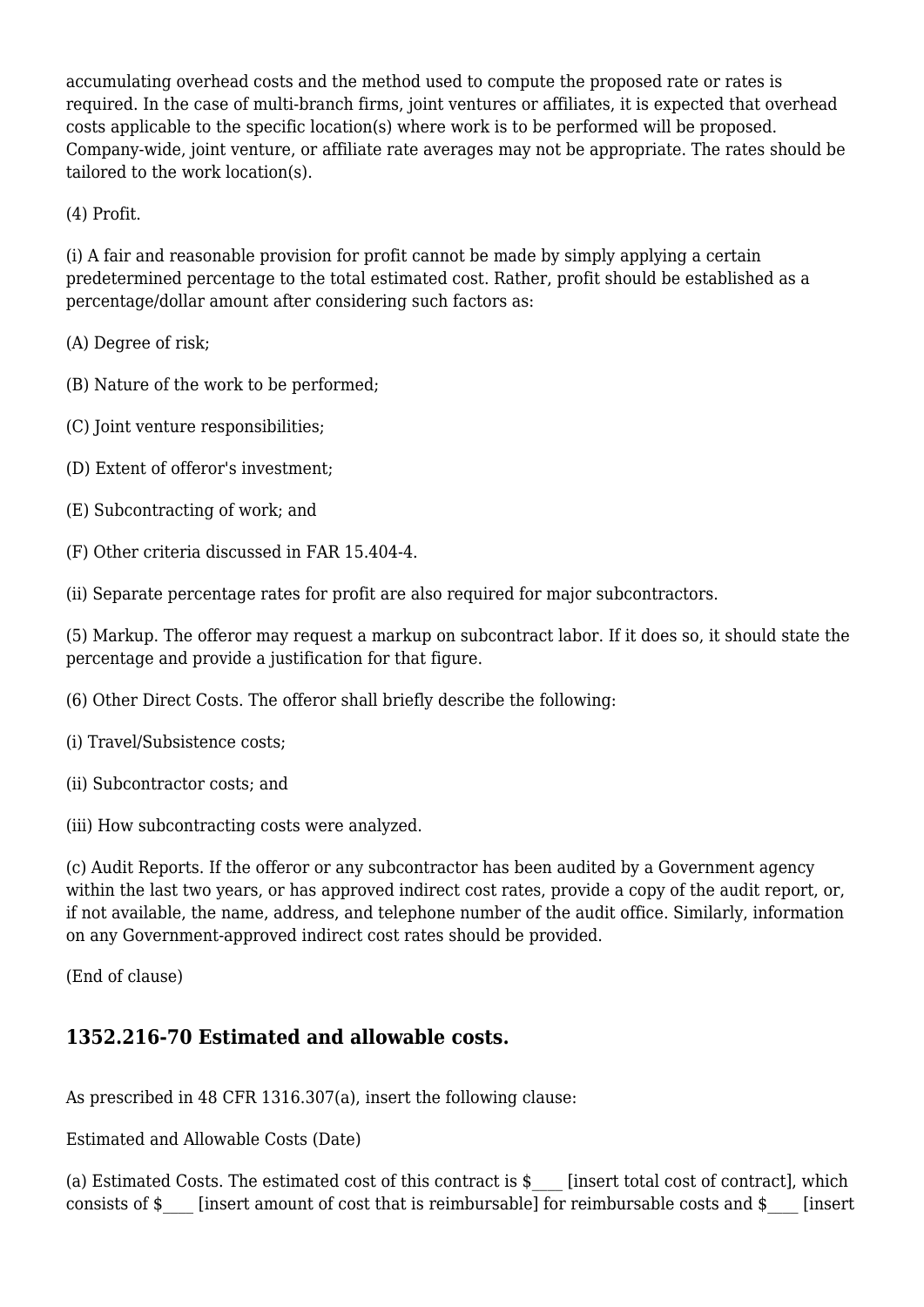accumulating overhead costs and the method used to compute the proposed rate or rates is required. In the case of multi-branch firms, joint ventures or affiliates, it is expected that overhead costs applicable to the specific location(s) where work is to be performed will be proposed. Company-wide, joint venture, or affiliate rate averages may not be appropriate. The rates should be tailored to the work location(s).

(4) Profit.

(i) A fair and reasonable provision for profit cannot be made by simply applying a certain predetermined percentage to the total estimated cost. Rather, profit should be established as a percentage/dollar amount after considering such factors as:

(A) Degree of risk;

(B) Nature of the work to be performed;

(C) Joint venture responsibilities;

(D) Extent of offeror's investment;

(E) Subcontracting of work; and

(F) Other criteria discussed in FAR 15.404-4.

(ii) Separate percentage rates for profit are also required for major subcontractors.

(5) Markup. The offeror may request a markup on subcontract labor. If it does so, it should state the percentage and provide a justification for that figure.

(6) Other Direct Costs. The offeror shall briefly describe the following:

(i) Travel/Subsistence costs;

(ii) Subcontractor costs; and

(iii) How subcontracting costs were analyzed.

(c) Audit Reports. If the offeror or any subcontractor has been audited by a Government agency within the last two years, or has approved indirect cost rates, provide a copy of the audit report, or, if not available, the name, address, and telephone number of the audit office. Similarly, information on any Government-approved indirect cost rates should be provided.

(End of clause)

## 1352.216-70 Estimated and allowable costs.

As prescribed in 48 CFR 1316.307(a), insert the following clause:

Estimated and Allowable Costs (Date)

(a) Estimated Costs. The estimated cost of this contract is $____ [insert total cost of contract], which consists of $____ [insert amount of cost that is reimbursable] for reimbursable costs and $____ [insert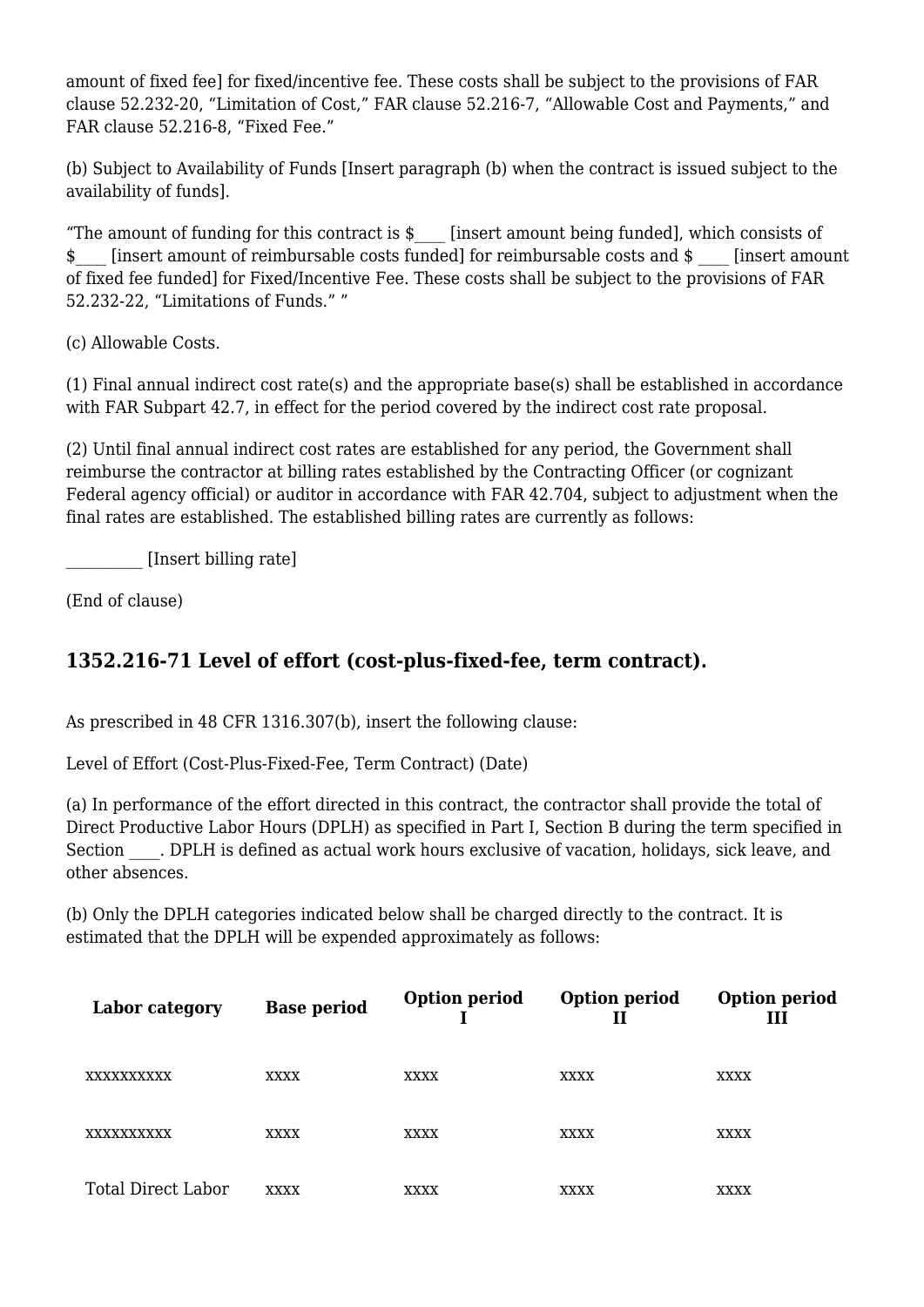amount of fixed fee] for fixed/incentive fee. These costs shall be subject to the provisions of FAR clause 52.232-20, "Limitation of Cost," FAR clause 52.216-7, "Allowable Cost and Payments," and FAR clause 52.216-8, "Fixed Fee."

(b) Subject to Availability of Funds [Insert paragraph (b) when the contract is issued subject to the availability of funds].

"The amount of funding for this contract is $____ [insert amount being funded], which consists of $____ [insert amount of reimbursable costs funded] for reimbursable costs and $ ____ [insert amount of fixed fee funded] for Fixed/Incentive Fee. These costs shall be subject to the provisions of FAR 52.232-22, "Limitations of Funds." "

(c) Allowable Costs.

(1) Final annual indirect cost rate(s) and the appropriate base(s) shall be established in accordance with FAR Subpart 42.7, in effect for the period covered by the indirect cost rate proposal.

(2) Until final annual indirect cost rates are established for any period, the Government shall reimburse the contractor at billing rates established by the Contracting Officer (or cognizant Federal agency official) or auditor in accordance with FAR 42.704, subject to adjustment when the final rates are established. The established billing rates are currently as follows:

__________ [Insert billing rate]

(End of clause)

## 1352.216-71 Level of effort (cost-plus-fixed-fee, term contract).

As prescribed in 48 CFR 1316.307(b), insert the following clause:

Level of Effort (Cost-Plus-Fixed-Fee, Term Contract) (Date)

(a) In performance of the effort directed in this contract, the contractor shall provide the total of Direct Productive Labor Hours (DPLH) as specified in Part I, Section B during the term specified in Section ____. DPLH is defined as actual work hours exclusive of vacation, holidays, sick leave, and other absences.

(b) Only the DPLH categories indicated below shall be charged directly to the contract. It is estimated that the DPLH will be expended approximately as follows:

| Labor category | Base period | Option period I | Option period II | Option period III |
|---|---|---|---|---|
| xxxxxxxxxx | xxxx | xxxx | xxxx | xxxx |
| xxxxxxxxxx | xxxx | xxxx | xxxx | xxxx |
| Total Direct Labor | xxxx | xxxx | xxxx | xxxx |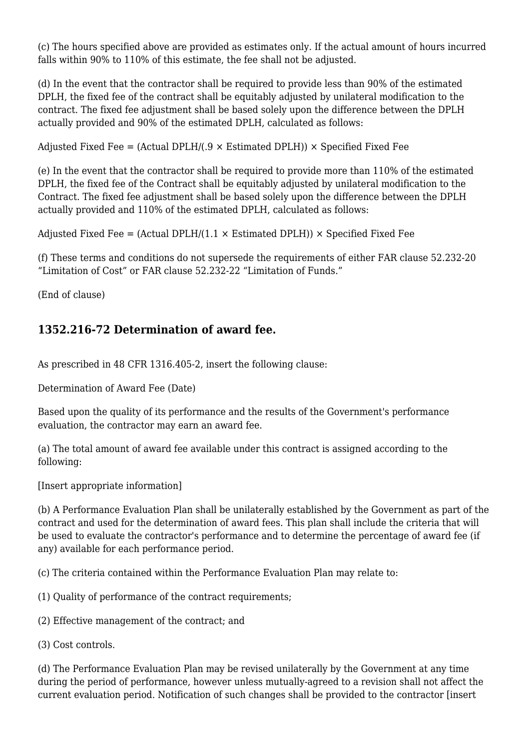(c) The hours specified above are provided as estimates only. If the actual amount of hours incurred falls within 90% to 110% of this estimate, the fee shall not be adjusted.

(d) In the event that the contractor shall be required to provide less than 90% of the estimated DPLH, the fixed fee of the contract shall be equitably adjusted by unilateral modification to the contract. The fixed fee adjustment shall be based solely upon the difference between the DPLH actually provided and 90% of the estimated DPLH, calculated as follows:

Adjusted Fixed Fee = (Actual DPLH/(.9 × Estimated DPLH)) × Specified Fixed Fee

(e) In the event that the contractor shall be required to provide more than 110% of the estimated DPLH, the fixed fee of the Contract shall be equitably adjusted by unilateral modification to the Contract. The fixed fee adjustment shall be based solely upon the difference between the DPLH actually provided and 110% of the estimated DPLH, calculated as follows:

Adjusted Fixed Fee = (Actual DPLH/(1.1 × Estimated DPLH)) × Specified Fixed Fee

(f) These terms and conditions do not supersede the requirements of either FAR clause 52.232-20 “Limitation of Cost” or FAR clause 52.232-22 “Limitation of Funds.”

(End of clause)

### 1352.216-72 Determination of award fee.

As prescribed in 48 CFR 1316.405-2, insert the following clause:

Determination of Award Fee (Date)

Based upon the quality of its performance and the results of the Government's performance evaluation, the contractor may earn an award fee.

(a) The total amount of award fee available under this contract is assigned according to the following:

[Insert appropriate information]

(b) A Performance Evaluation Plan shall be unilaterally established by the Government as part of the contract and used for the determination of award fees. This plan shall include the criteria that will be used to evaluate the contractor's performance and to determine the percentage of award fee (if any) available for each performance period.

(c) The criteria contained within the Performance Evaluation Plan may relate to:

(1) Quality of performance of the contract requirements;

(2) Effective management of the contract; and

(3) Cost controls.

(d) The Performance Evaluation Plan may be revised unilaterally by the Government at any time during the period of performance, however unless mutually-agreed to a revision shall not affect the current evaluation period. Notification of such changes shall be provided to the contractor [insert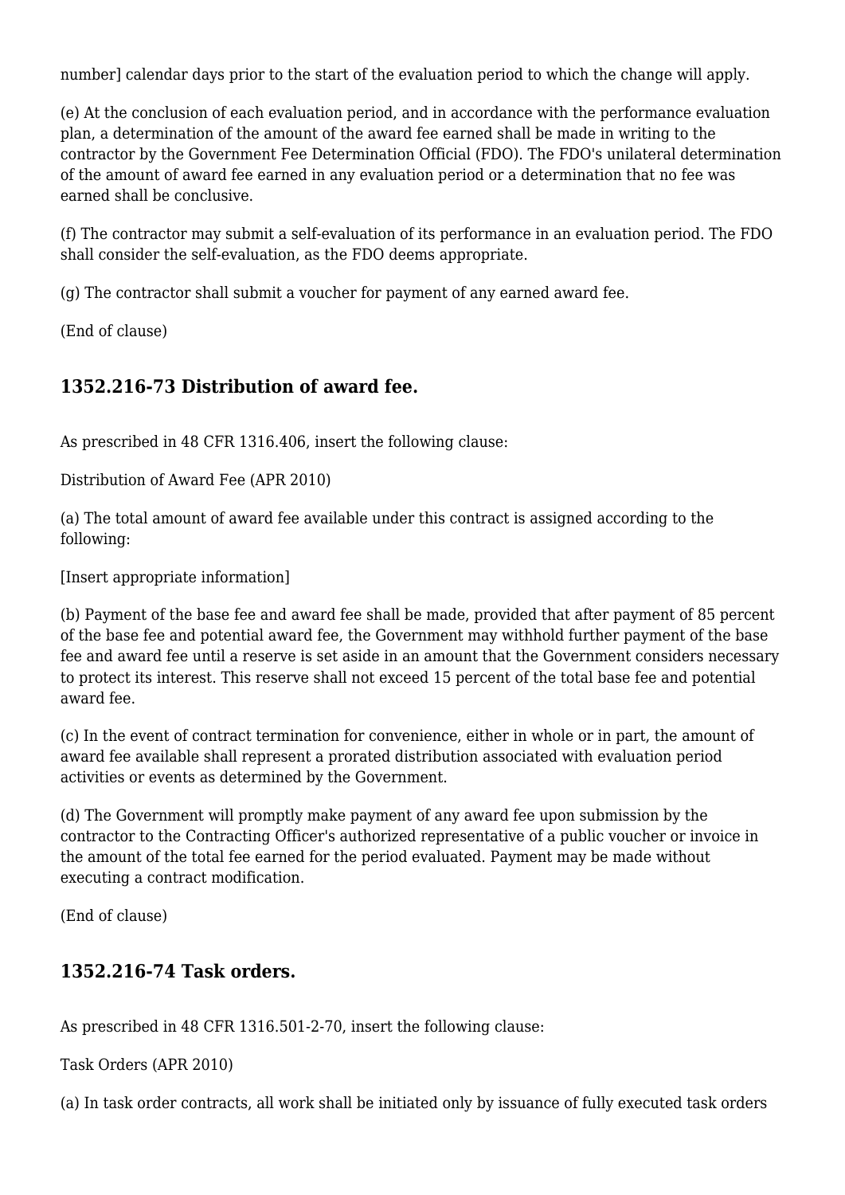number] calendar days prior to the start of the evaluation period to which the change will apply.

(e) At the conclusion of each evaluation period, and in accordance with the performance evaluation plan, a determination of the amount of the award fee earned shall be made in writing to the contractor by the Government Fee Determination Official (FDO). The FDO's unilateral determination of the amount of award fee earned in any evaluation period or a determination that no fee was earned shall be conclusive.

(f) The contractor may submit a self-evaluation of its performance in an evaluation period. The FDO shall consider the self-evaluation, as the FDO deems appropriate.

(g) The contractor shall submit a voucher for payment of any earned award fee.

(End of clause)

## 1352.216-73 Distribution of award fee.

As prescribed in 48 CFR 1316.406, insert the following clause:

Distribution of Award Fee (APR 2010)

(a) The total amount of award fee available under this contract is assigned according to the following:

[Insert appropriate information]

(b) Payment of the base fee and award fee shall be made, provided that after payment of 85 percent of the base fee and potential award fee, the Government may withhold further payment of the base fee and award fee until a reserve is set aside in an amount that the Government considers necessary to protect its interest. This reserve shall not exceed 15 percent of the total base fee and potential award fee.

(c) In the event of contract termination for convenience, either in whole or in part, the amount of award fee available shall represent a prorated distribution associated with evaluation period activities or events as determined by the Government.

(d) The Government will promptly make payment of any award fee upon submission by the contractor to the Contracting Officer's authorized representative of a public voucher or invoice in the amount of the total fee earned for the period evaluated. Payment may be made without executing a contract modification.

(End of clause)

## 1352.216-74 Task orders.

As prescribed in 48 CFR 1316.501-2-70, insert the following clause:

Task Orders (APR 2010)

(a) In task order contracts, all work shall be initiated only by issuance of fully executed task orders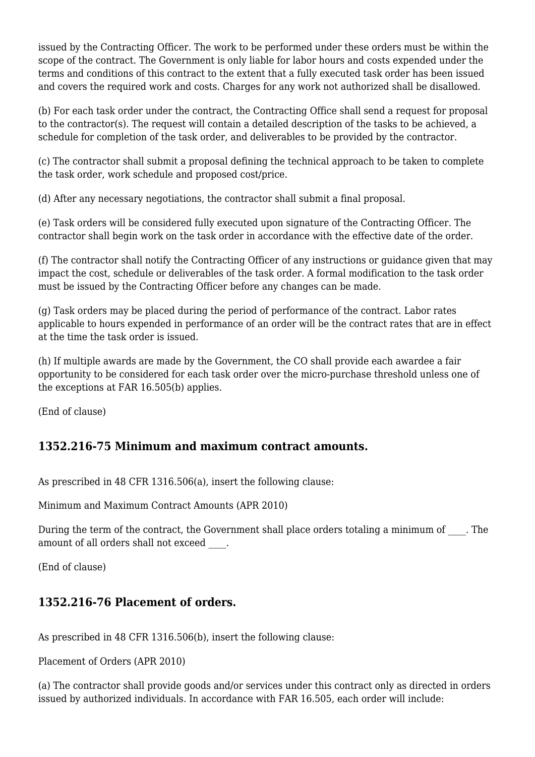issued by the Contracting Officer. The work to be performed under these orders must be within the scope of the contract. The Government is only liable for labor hours and costs expended under the terms and conditions of this contract to the extent that a fully executed task order has been issued and covers the required work and costs. Charges for any work not authorized shall be disallowed.

(b) For each task order under the contract, the Contracting Office shall send a request for proposal to the contractor(s). The request will contain a detailed description of the tasks to be achieved, a schedule for completion of the task order, and deliverables to be provided by the contractor.

(c) The contractor shall submit a proposal defining the technical approach to be taken to complete the task order, work schedule and proposed cost/price.

(d) After any necessary negotiations, the contractor shall submit a final proposal.

(e) Task orders will be considered fully executed upon signature of the Contracting Officer. The contractor shall begin work on the task order in accordance with the effective date of the order.

(f) The contractor shall notify the Contracting Officer of any instructions or guidance given that may impact the cost, schedule or deliverables of the task order. A formal modification to the task order must be issued by the Contracting Officer before any changes can be made.

(g) Task orders may be placed during the period of performance of the contract. Labor rates applicable to hours expended in performance of an order will be the contract rates that are in effect at the time the task order is issued.

(h) If multiple awards are made by the Government, the CO shall provide each awardee a fair opportunity to be considered for each task order over the micro-purchase threshold unless one of the exceptions at FAR 16.505(b) applies.

(End of clause)

### 1352.216-75 Minimum and maximum contract amounts.

As prescribed in 48 CFR 1316.506(a), insert the following clause:

Minimum and Maximum Contract Amounts (APR 2010)

During the term of the contract, the Government shall place orders totaling a minimum of ____. The amount of all orders shall not exceed ____.

(End of clause)

### 1352.216-76 Placement of orders.

As prescribed in 48 CFR 1316.506(b), insert the following clause:

Placement of Orders (APR 2010)

(a) The contractor shall provide goods and/or services under this contract only as directed in orders issued by authorized individuals. In accordance with FAR 16.505, each order will include: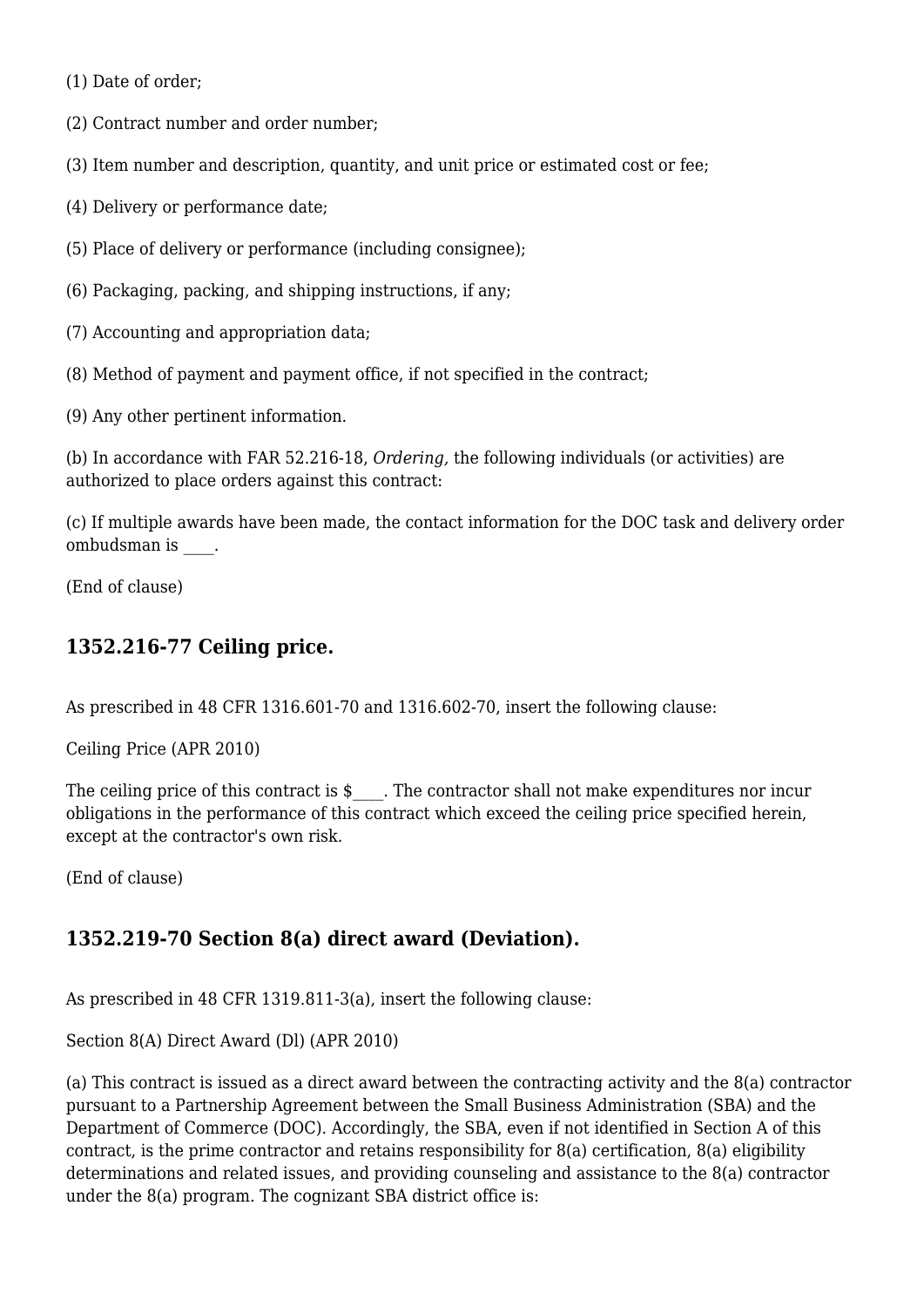(1) Date of order;

(2) Contract number and order number;

(3) Item number and description, quantity, and unit price or estimated cost or fee;

(4) Delivery or performance date;

(5) Place of delivery or performance (including consignee);

(6) Packaging, packing, and shipping instructions, if any;

(7) Accounting and appropriation data;

(8) Method of payment and payment office, if not specified in the contract;

(9) Any other pertinent information.

(b) In accordance with FAR 52.216-18, *Ordering,* the following individuals (or activities) are authorized to place orders against this contract:

(c) If multiple awards have been made, the contact information for the DOC task and delivery order ombudsman is ____.

(End of clause)

### 1352.216-77 Ceiling price.

As prescribed in 48 CFR 1316.601-70 and 1316.602-70, insert the following clause:

Ceiling Price (APR 2010)

The ceiling price of this contract is $____. The contractor shall not make expenditures nor incur obligations in the performance of this contract which exceed the ceiling price specified herein, except at the contractor's own risk.

(End of clause)

### 1352.219-70 Section 8(a) direct award (Deviation).

As prescribed in 48 CFR 1319.811-3(a), insert the following clause:

Section 8(A) Direct Award (Dl) (APR 2010)

(a) This contract is issued as a direct award between the contracting activity and the 8(a) contractor pursuant to a Partnership Agreement between the Small Business Administration (SBA) and the Department of Commerce (DOC). Accordingly, the SBA, even if not identified in Section A of this contract, is the prime contractor and retains responsibility for 8(a) certification, 8(a) eligibility determinations and related issues, and providing counseling and assistance to the 8(a) contractor under the 8(a) program. The cognizant SBA district office is: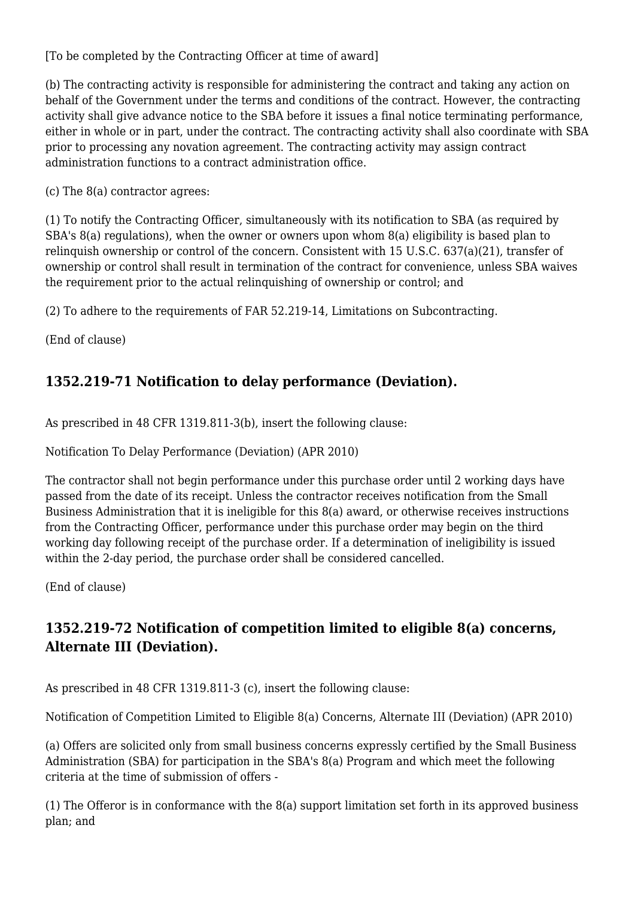[To be completed by the Contracting Officer at time of award]

(b) The contracting activity is responsible for administering the contract and taking any action on behalf of the Government under the terms and conditions of the contract. However, the contracting activity shall give advance notice to the SBA before it issues a final notice terminating performance, either in whole or in part, under the contract. The contracting activity shall also coordinate with SBA prior to processing any novation agreement. The contracting activity may assign contract administration functions to a contract administration office.

(c) The 8(a) contractor agrees:

(1) To notify the Contracting Officer, simultaneously with its notification to SBA (as required by SBA's 8(a) regulations), when the owner or owners upon whom 8(a) eligibility is based plan to relinquish ownership or control of the concern. Consistent with 15 U.S.C. 637(a)(21), transfer of ownership or control shall result in termination of the contract for convenience, unless SBA waives the requirement prior to the actual relinquishing of ownership or control; and

(2) To adhere to the requirements of FAR 52.219-14, Limitations on Subcontracting.

(End of clause)

## 1352.219-71 Notification to delay performance (Deviation).

As prescribed in 48 CFR 1319.811-3(b), insert the following clause:

Notification To Delay Performance (Deviation) (APR 2010)

The contractor shall not begin performance under this purchase order until 2 working days have passed from the date of its receipt. Unless the contractor receives notification from the Small Business Administration that it is ineligible for this 8(a) award, or otherwise receives instructions from the Contracting Officer, performance under this purchase order may begin on the third working day following receipt of the purchase order. If a determination of ineligibility is issued within the 2-day period, the purchase order shall be considered cancelled.

(End of clause)

## 1352.219-72 Notification of competition limited to eligible 8(a) concerns, Alternate III (Deviation).

As prescribed in 48 CFR 1319.811-3 (c), insert the following clause:

Notification of Competition Limited to Eligible 8(a) Concerns, Alternate III (Deviation) (APR 2010)

(a) Offers are solicited only from small business concerns expressly certified by the Small Business Administration (SBA) for participation in the SBA's 8(a) Program and which meet the following criteria at the time of submission of offers -

(1) The Offeror is in conformance with the 8(a) support limitation set forth in its approved business plan; and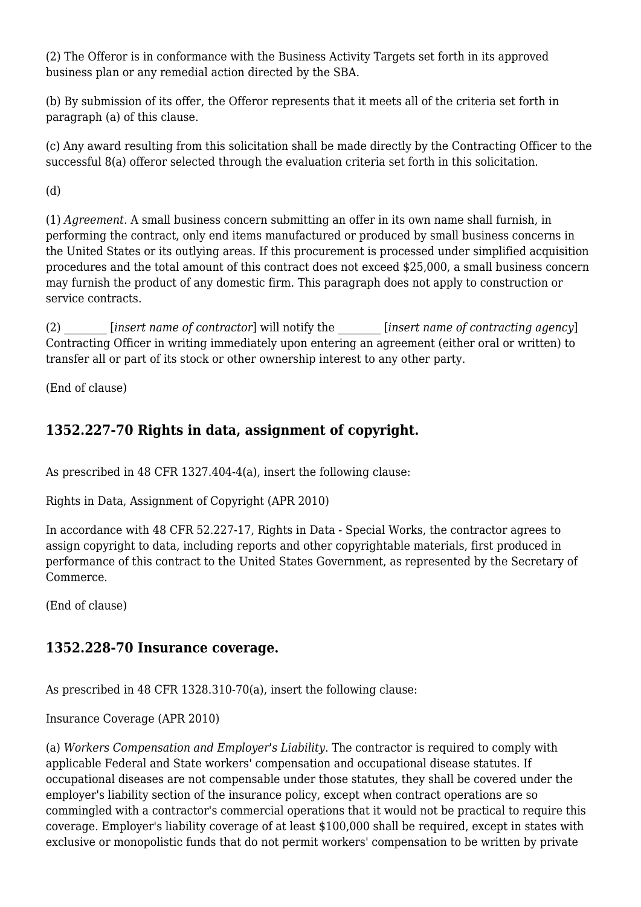(2) The Offeror is in conformance with the Business Activity Targets set forth in its approved business plan or any remedial action directed by the SBA.

(b) By submission of its offer, the Offeror represents that it meets all of the criteria set forth in paragraph (a) of this clause.

(c) Any award resulting from this solicitation shall be made directly by the Contracting Officer to the successful 8(a) offeror selected through the evaluation criteria set forth in this solicitation.

(d)

(1) *Agreement.* A small business concern submitting an offer in its own name shall furnish, in performing the contract, only end items manufactured or produced by small business concerns in the United States or its outlying areas. If this procurement is processed under simplified acquisition procedures and the total amount of this contract does not exceed $25,000, a small business concern may furnish the product of any domestic firm. This paragraph does not apply to construction or service contracts.

(2) ________ [*insert name of contractor*] will notify the ________ [*insert name of contracting agency*] Contracting Officer in writing immediately upon entering an agreement (either oral or written) to transfer all or part of its stock or other ownership interest to any other party.

(End of clause)

## 1352.227-70 Rights in data, assignment of copyright.

As prescribed in 48 CFR 1327.404-4(a), insert the following clause:

Rights in Data, Assignment of Copyright (APR 2010)

In accordance with 48 CFR 52.227-17, Rights in Data - Special Works, the contractor agrees to assign copyright to data, including reports and other copyrightable materials, first produced in performance of this contract to the United States Government, as represented by the Secretary of Commerce.

(End of clause)

## 1352.228-70 Insurance coverage.

As prescribed in 48 CFR 1328.310-70(a), insert the following clause:

Insurance Coverage (APR 2010)

(a) *Workers Compensation and Employer's Liability*. The contractor is required to comply with applicable Federal and State workers' compensation and occupational disease statutes. If occupational diseases are not compensable under those statutes, they shall be covered under the employer's liability section of the insurance policy, except when contract operations are so commingled with a contractor's commercial operations that it would not be practical to require this coverage. Employer's liability coverage of at least $100,000 shall be required, except in states with exclusive or monopolistic funds that do not permit workers' compensation to be written by private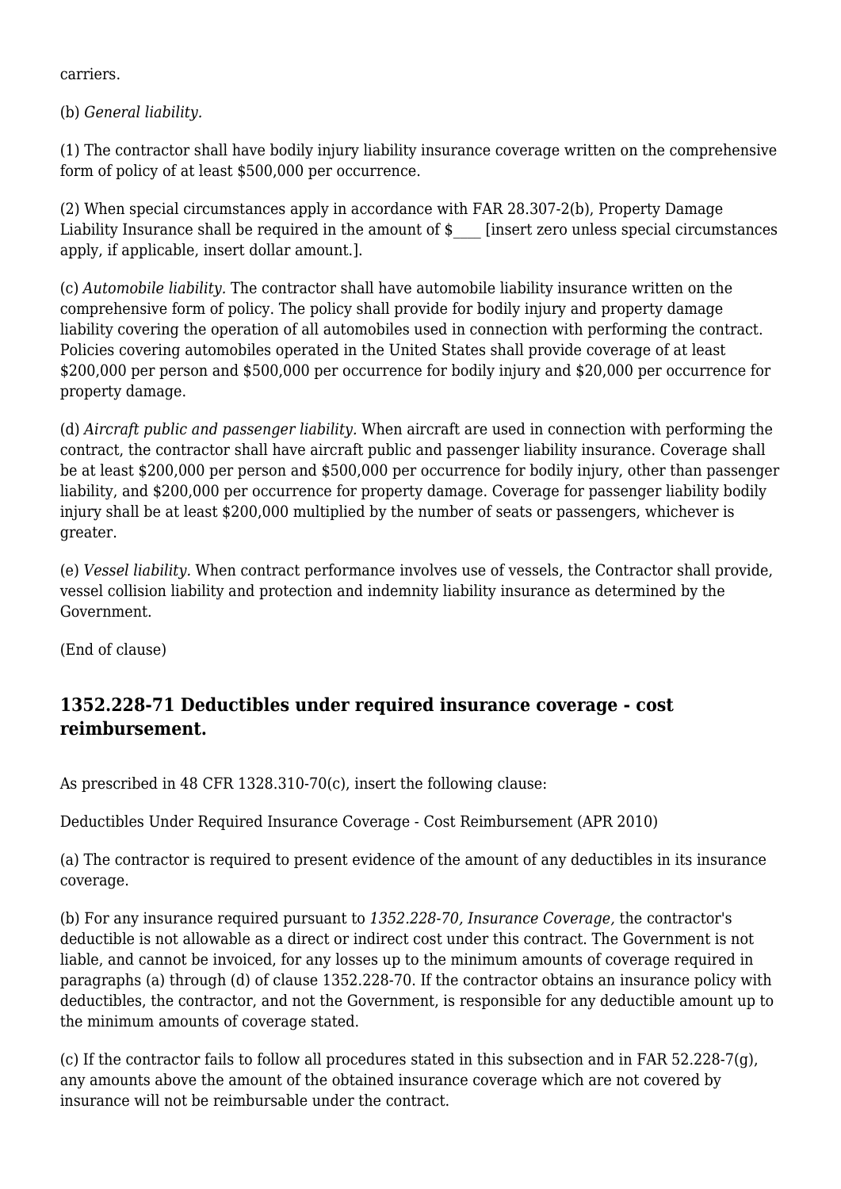carriers.

(b) *General liability.*

(1) The contractor shall have bodily injury liability insurance coverage written on the comprehensive form of policy of at least $500,000 per occurrence.

(2) When special circumstances apply in accordance with FAR 28.307-2(b), Property Damage Liability Insurance shall be required in the amount of $____ [insert zero unless special circumstances apply, if applicable, insert dollar amount.].

(c) *Automobile liability.* The contractor shall have automobile liability insurance written on the comprehensive form of policy. The policy shall provide for bodily injury and property damage liability covering the operation of all automobiles used in connection with performing the contract. Policies covering automobiles operated in the United States shall provide coverage of at least $200,000 per person and $500,000 per occurrence for bodily injury and $20,000 per occurrence for property damage.

(d) *Aircraft public and passenger liability.* When aircraft are used in connection with performing the contract, the contractor shall have aircraft public and passenger liability insurance. Coverage shall be at least $200,000 per person and $500,000 per occurrence for bodily injury, other than passenger liability, and $200,000 per occurrence for property damage. Coverage for passenger liability bodily injury shall be at least $200,000 multiplied by the number of seats or passengers, whichever is greater.

(e) *Vessel liability.* When contract performance involves use of vessels, the Contractor shall provide, vessel collision liability and protection and indemnity liability insurance as determined by the Government.

(End of clause)

## 1352.228-71 Deductibles under required insurance coverage - cost reimbursement.

As prescribed in 48 CFR 1328.310-70(c), insert the following clause:

Deductibles Under Required Insurance Coverage - Cost Reimbursement (APR 2010)

(a) The contractor is required to present evidence of the amount of any deductibles in its insurance coverage.

(b) For any insurance required pursuant to *1352.228-70, Insurance Coverage,* the contractor's deductible is not allowable as a direct or indirect cost under this contract. The Government is not liable, and cannot be invoiced, for any losses up to the minimum amounts of coverage required in paragraphs (a) through (d) of clause 1352.228-70. If the contractor obtains an insurance policy with deductibles, the contractor, and not the Government, is responsible for any deductible amount up to the minimum amounts of coverage stated.

(c) If the contractor fails to follow all procedures stated in this subsection and in FAR 52.228-7(g), any amounts above the amount of the obtained insurance coverage which are not covered by insurance will not be reimbursable under the contract.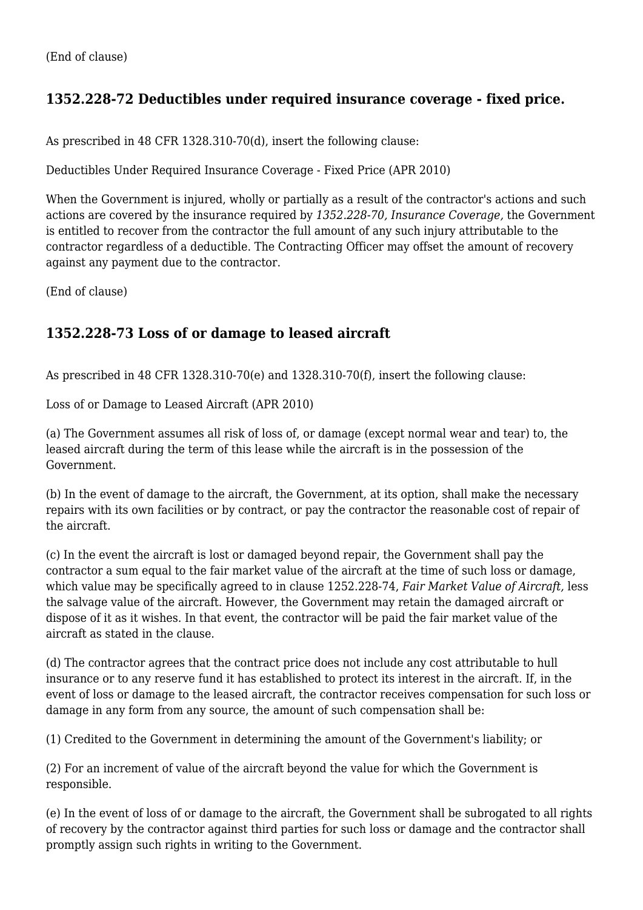(End of clause)

## 1352.228-72 Deductibles under required insurance coverage - fixed price.

As prescribed in 48 CFR 1328.310-70(d), insert the following clause:

Deductibles Under Required Insurance Coverage - Fixed Price (APR 2010)

When the Government is injured, wholly or partially as a result of the contractor's actions and such actions are covered by the insurance required by *1352.228-70, Insurance Coverage,* the Government is entitled to recover from the contractor the full amount of any such injury attributable to the contractor regardless of a deductible. The Contracting Officer may offset the amount of recovery against any payment due to the contractor.

(End of clause)

## 1352.228-73 Loss of or damage to leased aircraft

As prescribed in 48 CFR 1328.310-70(e) and 1328.310-70(f), insert the following clause:

Loss of or Damage to Leased Aircraft (APR 2010)

(a) The Government assumes all risk of loss of, or damage (except normal wear and tear) to, the leased aircraft during the term of this lease while the aircraft is in the possession of the Government.

(b) In the event of damage to the aircraft, the Government, at its option, shall make the necessary repairs with its own facilities or by contract, or pay the contractor the reasonable cost of repair of the aircraft.

(c) In the event the aircraft is lost or damaged beyond repair, the Government shall pay the contractor a sum equal to the fair market value of the aircraft at the time of such loss or damage, which value may be specifically agreed to in clause 1252.228-74, *Fair Market Value of Aircraft,* less the salvage value of the aircraft. However, the Government may retain the damaged aircraft or dispose of it as it wishes. In that event, the contractor will be paid the fair market value of the aircraft as stated in the clause.

(d) The contractor agrees that the contract price does not include any cost attributable to hull insurance or to any reserve fund it has established to protect its interest in the aircraft. If, in the event of loss or damage to the leased aircraft, the contractor receives compensation for such loss or damage in any form from any source, the amount of such compensation shall be:

(1) Credited to the Government in determining the amount of the Government's liability; or

(2) For an increment of value of the aircraft beyond the value for which the Government is responsible.

(e) In the event of loss of or damage to the aircraft, the Government shall be subrogated to all rights of recovery by the contractor against third parties for such loss or damage and the contractor shall promptly assign such rights in writing to the Government.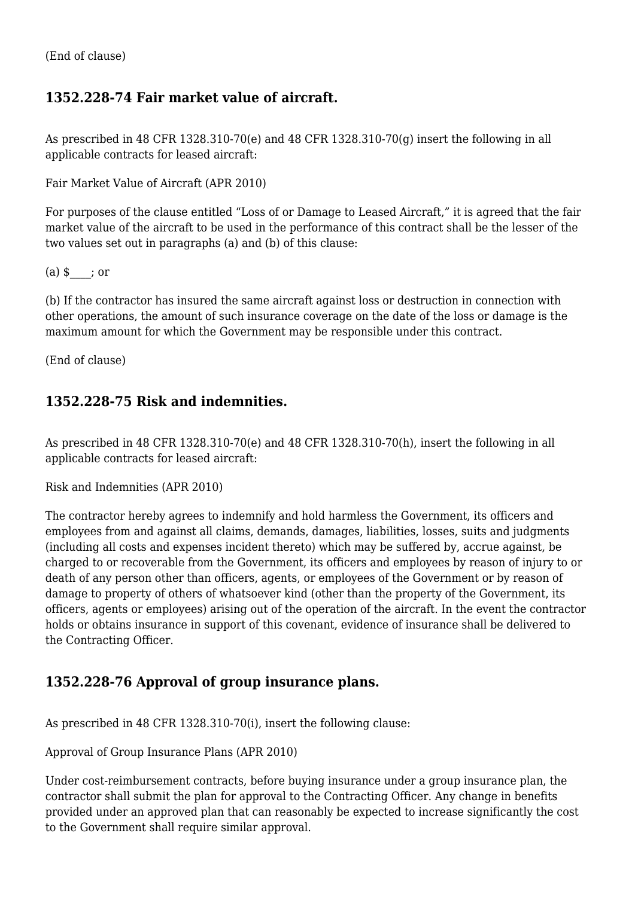(End of clause)

### 1352.228-74 Fair market value of aircraft.

As prescribed in 48 CFR 1328.310-70(e) and 48 CFR 1328.310-70(g) insert the following in all applicable contracts for leased aircraft:

Fair Market Value of Aircraft (APR 2010)

For purposes of the clause entitled "Loss of or Damage to Leased Aircraft," it is agreed that the fair market value of the aircraft to be used in the performance of this contract shall be the lesser of the two values set out in paragraphs (a) and (b) of this clause:

(a) $____; or

(b) If the contractor has insured the same aircraft against loss or destruction in connection with other operations, the amount of such insurance coverage on the date of the loss or damage is the maximum amount for which the Government may be responsible under this contract.

(End of clause)

### 1352.228-75 Risk and indemnities.

As prescribed in 48 CFR 1328.310-70(e) and 48 CFR 1328.310-70(h), insert the following in all applicable contracts for leased aircraft:

Risk and Indemnities (APR 2010)

The contractor hereby agrees to indemnify and hold harmless the Government, its officers and employees from and against all claims, demands, damages, liabilities, losses, suits and judgments (including all costs and expenses incident thereto) which may be suffered by, accrue against, be charged to or recoverable from the Government, its officers and employees by reason of injury to or death of any person other than officers, agents, or employees of the Government or by reason of damage to property of others of whatsoever kind (other than the property of the Government, its officers, agents or employees) arising out of the operation of the aircraft. In the event the contractor holds or obtains insurance in support of this covenant, evidence of insurance shall be delivered to the Contracting Officer.

### 1352.228-76 Approval of group insurance plans.

As prescribed in 48 CFR 1328.310-70(i), insert the following clause:

Approval of Group Insurance Plans (APR 2010)

Under cost-reimbursement contracts, before buying insurance under a group insurance plan, the contractor shall submit the plan for approval to the Contracting Officer. Any change in benefits provided under an approved plan that can reasonably be expected to increase significantly the cost to the Government shall require similar approval.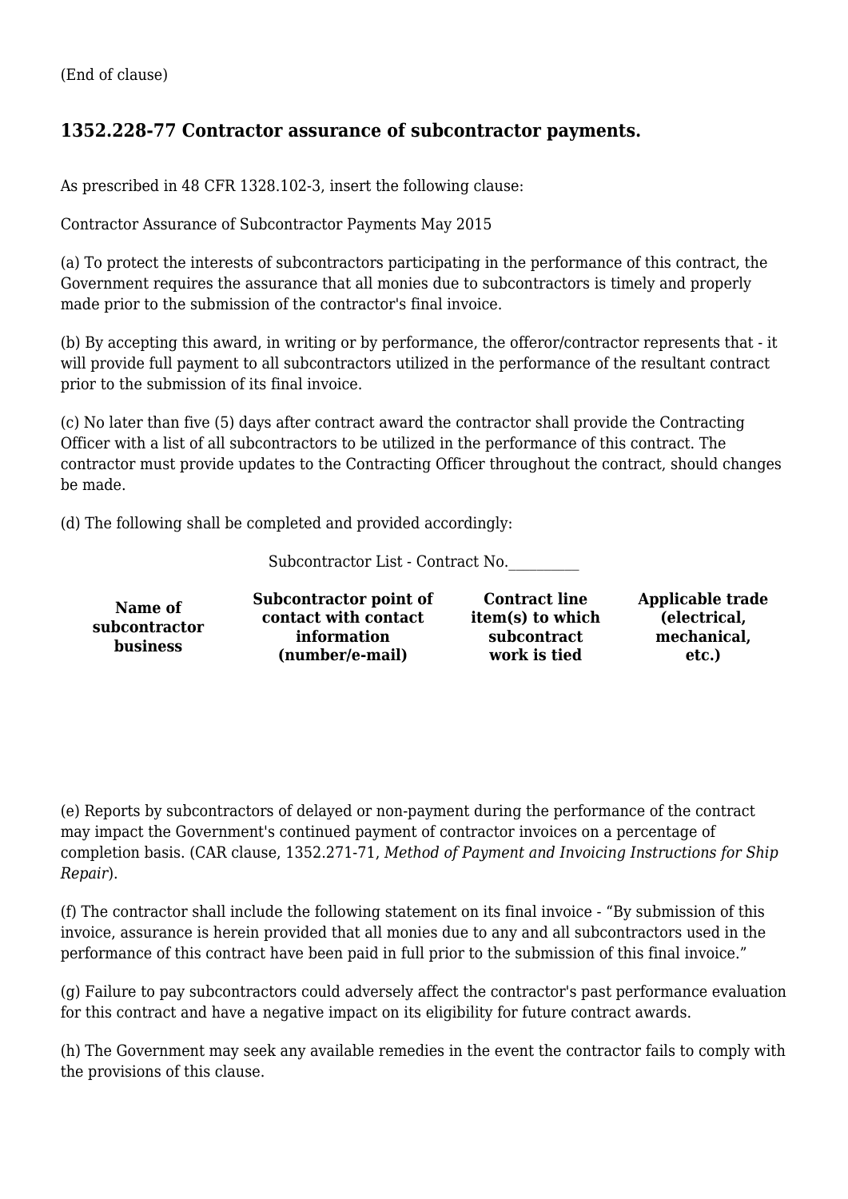(End of clause)

## 1352.228-77 Contractor assurance of subcontractor payments.

As prescribed in 48 CFR 1328.102-3, insert the following clause:

Contractor Assurance of Subcontractor Payments May 2015

(a) To protect the interests of subcontractors participating in the performance of this contract, the Government requires the assurance that all monies due to subcontractors is timely and properly made prior to the submission of the contractor's final invoice.

(b) By accepting this award, in writing or by performance, the offeror/contractor represents that - it will provide full payment to all subcontractors utilized in the performance of the resultant contract prior to the submission of its final invoice.

(c) No later than five (5) days after contract award the contractor shall provide the Contracting Officer with a list of all subcontractors to be utilized in the performance of this contract. The contractor must provide updates to the Contracting Officer throughout the contract, should changes be made.

(d) The following shall be completed and provided accordingly:

Subcontractor List - Contract No.__________

| Name of subcontractor business | Subcontractor point of contact with contact information (number/e-mail) | Contract line item(s) to which subcontract work is tied | Applicable trade (electrical, mechanical, etc.) |
|---|---|---|---|
| | | | |

(e) Reports by subcontractors of delayed or non-payment during the performance of the contract may impact the Government's continued payment of contractor invoices on a percentage of completion basis. (CAR clause, 1352.271-71, *Method of Payment and Invoicing Instructions for Ship Repair*).

(f) The contractor shall include the following statement on its final invoice - “By submission of this invoice, assurance is herein provided that all monies due to any and all subcontractors used in the performance of this contract have been paid in full prior to the submission of this final invoice.”

(g) Failure to pay subcontractors could adversely affect the contractor's past performance evaluation for this contract and have a negative impact on its eligibility for future contract awards.

(h) The Government may seek any available remedies in the event the contractor fails to comply with the provisions of this clause.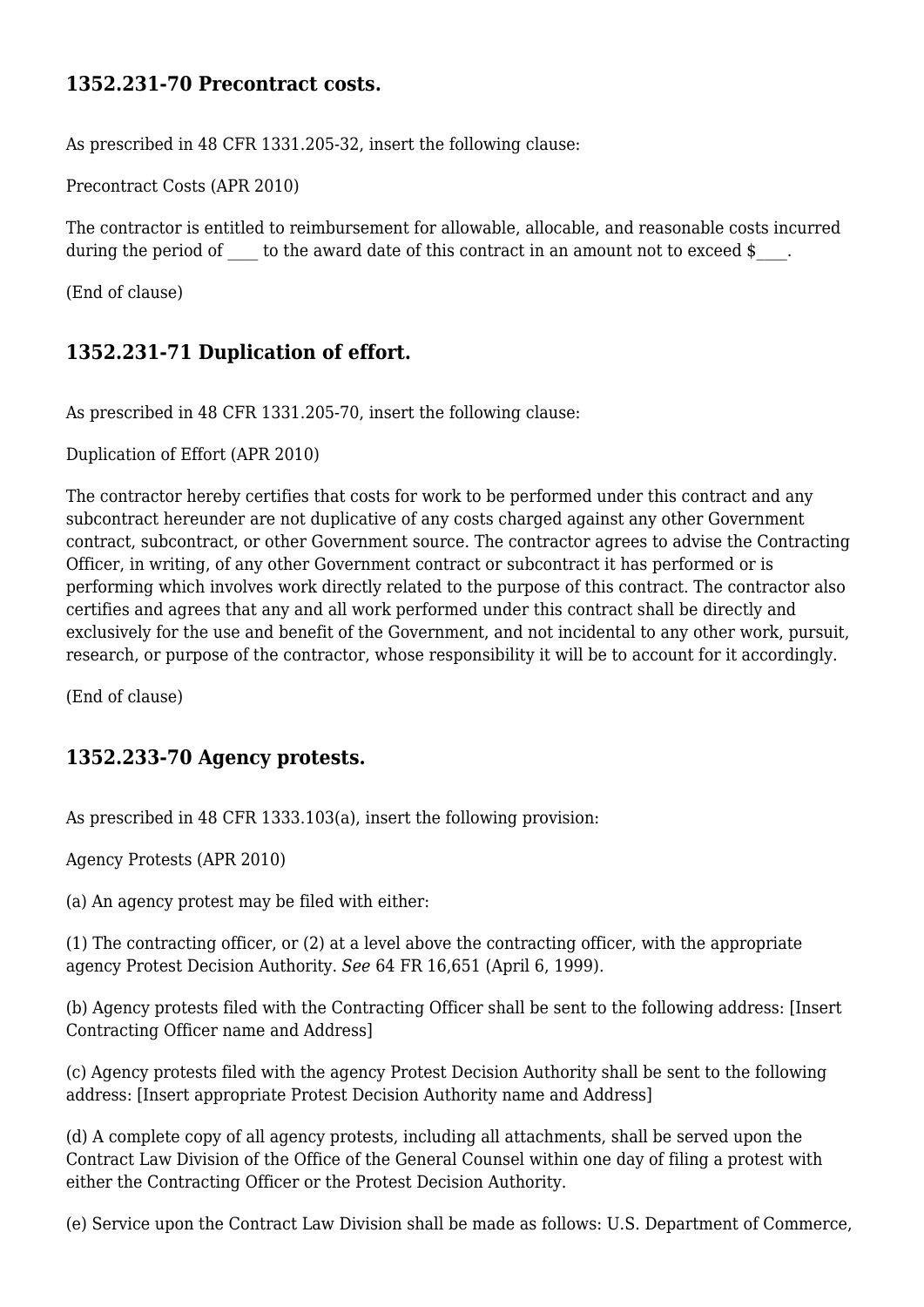## 1352.231-70 Precontract costs.

As prescribed in 48 CFR 1331.205-32, insert the following clause:

Precontract Costs (APR 2010)

The contractor is entitled to reimbursement for allowable, allocable, and reasonable costs incurred during the period of ____ to the award date of this contract in an amount not to exceed $____.

(End of clause)

## 1352.231-71 Duplication of effort.

As prescribed in 48 CFR 1331.205-70, insert the following clause:

Duplication of Effort (APR 2010)

The contractor hereby certifies that costs for work to be performed under this contract and any subcontract hereunder are not duplicative of any costs charged against any other Government contract, subcontract, or other Government source. The contractor agrees to advise the Contracting Officer, in writing, of any other Government contract or subcontract it has performed or is performing which involves work directly related to the purpose of this contract. The contractor also certifies and agrees that any and all work performed under this contract shall be directly and exclusively for the use and benefit of the Government, and not incidental to any other work, pursuit, research, or purpose of the contractor, whose responsibility it will be to account for it accordingly.

(End of clause)

## 1352.233-70 Agency protests.

As prescribed in 48 CFR 1333.103(a), insert the following provision:

Agency Protests (APR 2010)

(a) An agency protest may be filed with either:

(1) The contracting officer, or (2) at a level above the contracting officer, with the appropriate agency Protest Decision Authority. *See* 64 FR 16,651 (April 6, 1999).

(b) Agency protests filed with the Contracting Officer shall be sent to the following address: [Insert Contracting Officer name and Address]

(c) Agency protests filed with the agency Protest Decision Authority shall be sent to the following address: [Insert appropriate Protest Decision Authority name and Address]

(d) A complete copy of all agency protests, including all attachments, shall be served upon the Contract Law Division of the Office of the General Counsel within one day of filing a protest with either the Contracting Officer or the Protest Decision Authority.

(e) Service upon the Contract Law Division shall be made as follows: U.S. Department of Commerce,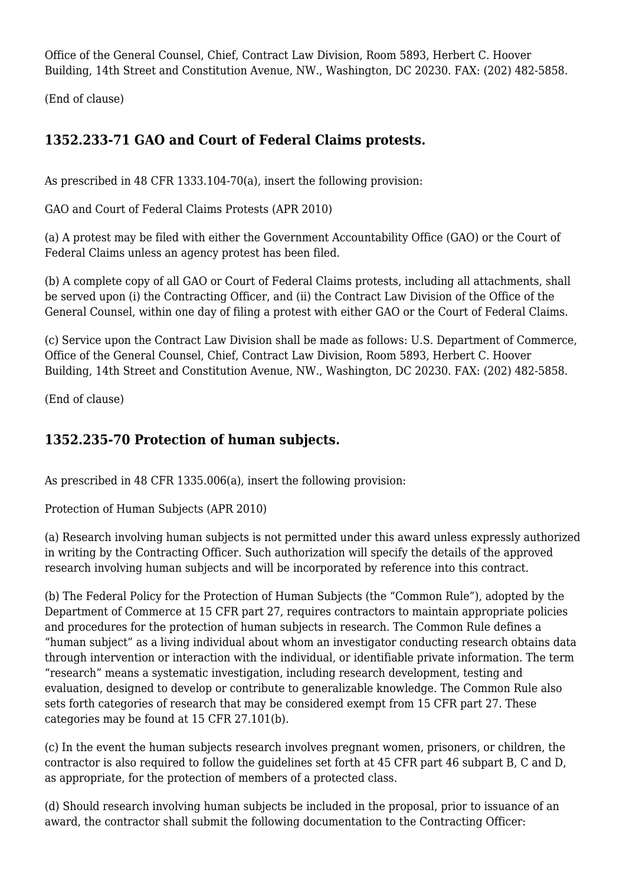Office of the General Counsel, Chief, Contract Law Division, Room 5893, Herbert C. Hoover Building, 14th Street and Constitution Avenue, NW., Washington, DC 20230. FAX: (202) 482-5858.

(End of clause)

### 1352.233-71 GAO and Court of Federal Claims protests.

As prescribed in 48 CFR 1333.104-70(a), insert the following provision:

GAO and Court of Federal Claims Protests (APR 2010)

(a) A protest may be filed with either the Government Accountability Office (GAO) or the Court of Federal Claims unless an agency protest has been filed.

(b) A complete copy of all GAO or Court of Federal Claims protests, including all attachments, shall be served upon (i) the Contracting Officer, and (ii) the Contract Law Division of the Office of the General Counsel, within one day of filing a protest with either GAO or the Court of Federal Claims.

(c) Service upon the Contract Law Division shall be made as follows: U.S. Department of Commerce, Office of the General Counsel, Chief, Contract Law Division, Room 5893, Herbert C. Hoover Building, 14th Street and Constitution Avenue, NW., Washington, DC 20230. FAX: (202) 482-5858.

(End of clause)

### 1352.235-70 Protection of human subjects.

As prescribed in 48 CFR 1335.006(a), insert the following provision:

Protection of Human Subjects (APR 2010)

(a) Research involving human subjects is not permitted under this award unless expressly authorized in writing by the Contracting Officer. Such authorization will specify the details of the approved research involving human subjects and will be incorporated by reference into this contract.

(b) The Federal Policy for the Protection of Human Subjects (the "Common Rule"), adopted by the Department of Commerce at 15 CFR part 27, requires contractors to maintain appropriate policies and procedures for the protection of human subjects in research. The Common Rule defines a "human subject" as a living individual about whom an investigator conducting research obtains data through intervention or interaction with the individual, or identifiable private information. The term "research" means a systematic investigation, including research development, testing and evaluation, designed to develop or contribute to generalizable knowledge. The Common Rule also sets forth categories of research that may be considered exempt from 15 CFR part 27. These categories may be found at 15 CFR 27.101(b).

(c) In the event the human subjects research involves pregnant women, prisoners, or children, the contractor is also required to follow the guidelines set forth at 45 CFR part 46 subpart B, C and D, as appropriate, for the protection of members of a protected class.

(d) Should research involving human subjects be included in the proposal, prior to issuance of an award, the contractor shall submit the following documentation to the Contracting Officer: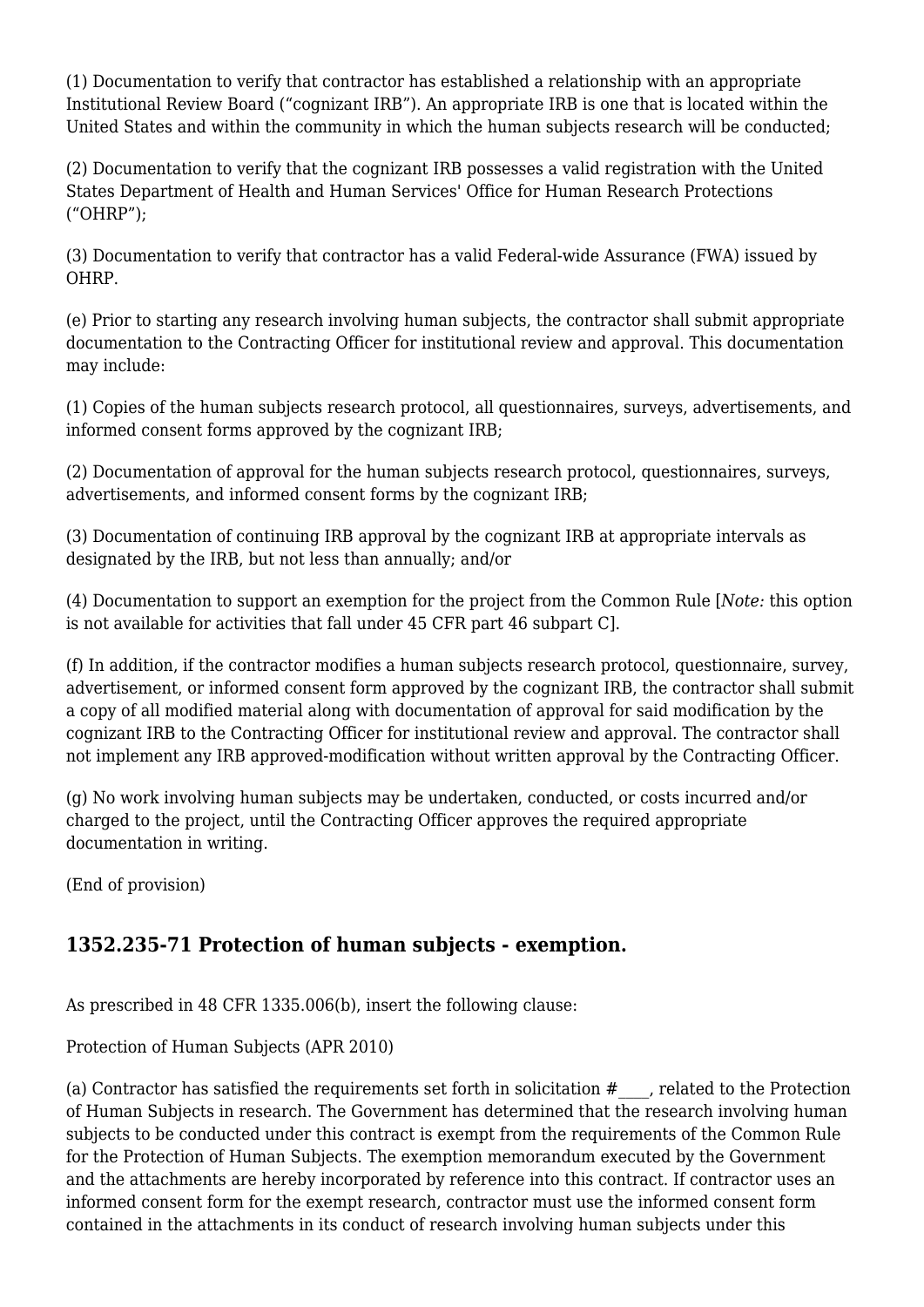(1) Documentation to verify that contractor has established a relationship with an appropriate Institutional Review Board ("cognizant IRB"). An appropriate IRB is one that is located within the United States and within the community in which the human subjects research will be conducted;

(2) Documentation to verify that the cognizant IRB possesses a valid registration with the United States Department of Health and Human Services' Office for Human Research Protections ("OHRP");

(3) Documentation to verify that contractor has a valid Federal-wide Assurance (FWA) issued by OHRP.

(e) Prior to starting any research involving human subjects, the contractor shall submit appropriate documentation to the Contracting Officer for institutional review and approval. This documentation may include:

(1) Copies of the human subjects research protocol, all questionnaires, surveys, advertisements, and informed consent forms approved by the cognizant IRB;

(2) Documentation of approval for the human subjects research protocol, questionnaires, surveys, advertisements, and informed consent forms by the cognizant IRB;

(3) Documentation of continuing IRB approval by the cognizant IRB at appropriate intervals as designated by the IRB, but not less than annually; and/or

(4) Documentation to support an exemption for the project from the Common Rule [*Note:* this option is not available for activities that fall under 45 CFR part 46 subpart C].

(f) In addition, if the contractor modifies a human subjects research protocol, questionnaire, survey, advertisement, or informed consent form approved by the cognizant IRB, the contractor shall submit a copy of all modified material along with documentation of approval for said modification by the cognizant IRB to the Contracting Officer for institutional review and approval. The contractor shall not implement any IRB approved-modification without written approval by the Contracting Officer.

(g) No work involving human subjects may be undertaken, conducted, or costs incurred and/or charged to the project, until the Contracting Officer approves the required appropriate documentation in writing.

(End of provision)

### 1352.235-71 Protection of human subjects - exemption.

As prescribed in 48 CFR 1335.006(b), insert the following clause:

Protection of Human Subjects (APR 2010)

(a) Contractor has satisfied the requirements set forth in solicitation #____, related to the Protection of Human Subjects in research. The Government has determined that the research involving human subjects to be conducted under this contract is exempt from the requirements of the Common Rule for the Protection of Human Subjects. The exemption memorandum executed by the Government and the attachments are hereby incorporated by reference into this contract. If contractor uses an informed consent form for the exempt research, contractor must use the informed consent form contained in the attachments in its conduct of research involving human subjects under this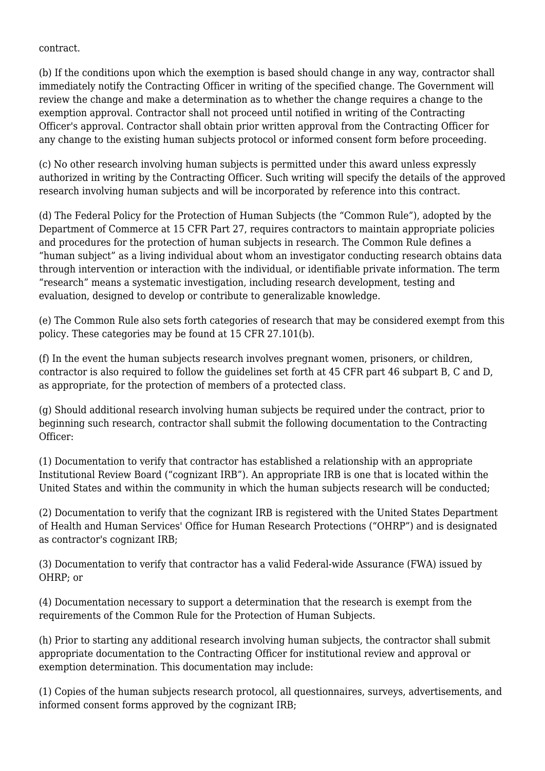contract.

(b) If the conditions upon which the exemption is based should change in any way, contractor shall immediately notify the Contracting Officer in writing of the specified change. The Government will review the change and make a determination as to whether the change requires a change to the exemption approval. Contractor shall not proceed until notified in writing of the Contracting Officer's approval. Contractor shall obtain prior written approval from the Contracting Officer for any change to the existing human subjects protocol or informed consent form before proceeding.

(c) No other research involving human subjects is permitted under this award unless expressly authorized in writing by the Contracting Officer. Such writing will specify the details of the approved research involving human subjects and will be incorporated by reference into this contract.

(d) The Federal Policy for the Protection of Human Subjects (the "Common Rule"), adopted by the Department of Commerce at 15 CFR Part 27, requires contractors to maintain appropriate policies and procedures for the protection of human subjects in research. The Common Rule defines a "human subject" as a living individual about whom an investigator conducting research obtains data through intervention or interaction with the individual, or identifiable private information. The term "research" means a systematic investigation, including research development, testing and evaluation, designed to develop or contribute to generalizable knowledge.

(e) The Common Rule also sets forth categories of research that may be considered exempt from this policy. These categories may be found at 15 CFR 27.101(b).

(f) In the event the human subjects research involves pregnant women, prisoners, or children, contractor is also required to follow the guidelines set forth at 45 CFR part 46 subpart B, C and D, as appropriate, for the protection of members of a protected class.

(g) Should additional research involving human subjects be required under the contract, prior to beginning such research, contractor shall submit the following documentation to the Contracting Officer:

(1) Documentation to verify that contractor has established a relationship with an appropriate Institutional Review Board ("cognizant IRB"). An appropriate IRB is one that is located within the United States and within the community in which the human subjects research will be conducted;

(2) Documentation to verify that the cognizant IRB is registered with the United States Department of Health and Human Services' Office for Human Research Protections ("OHRP") and is designated as contractor's cognizant IRB;

(3) Documentation to verify that contractor has a valid Federal-wide Assurance (FWA) issued by OHRP; or

(4) Documentation necessary to support a determination that the research is exempt from the requirements of the Common Rule for the Protection of Human Subjects.

(h) Prior to starting any additional research involving human subjects, the contractor shall submit appropriate documentation to the Contracting Officer for institutional review and approval or exemption determination. This documentation may include:

(1) Copies of the human subjects research protocol, all questionnaires, surveys, advertisements, and informed consent forms approved by the cognizant IRB;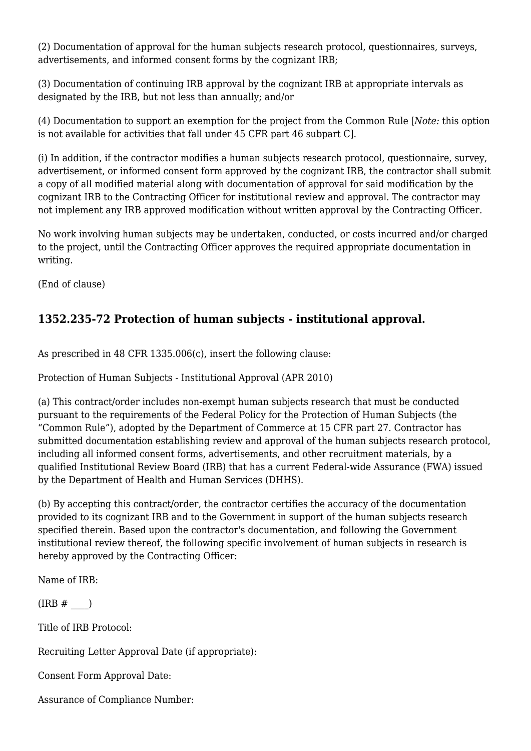(2) Documentation of approval for the human subjects research protocol, questionnaires, surveys, advertisements, and informed consent forms by the cognizant IRB;

(3) Documentation of continuing IRB approval by the cognizant IRB at appropriate intervals as designated by the IRB, but not less than annually; and/or

(4) Documentation to support an exemption for the project from the Common Rule [*Note:* this option is not available for activities that fall under 45 CFR part 46 subpart C].

(i) In addition, if the contractor modifies a human subjects research protocol, questionnaire, survey, advertisement, or informed consent form approved by the cognizant IRB, the contractor shall submit a copy of all modified material along with documentation of approval for said modification by the cognizant IRB to the Contracting Officer for institutional review and approval. The contractor may not implement any IRB approved modification without written approval by the Contracting Officer.

No work involving human subjects may be undertaken, conducted, or costs incurred and/or charged to the project, until the Contracting Officer approves the required appropriate documentation in writing.

(End of clause)

## 1352.235-72 Protection of human subjects - institutional approval.

As prescribed in 48 CFR 1335.006(c), insert the following clause:

Protection of Human Subjects - Institutional Approval (APR 2010)

(a) This contract/order includes non-exempt human subjects research that must be conducted pursuant to the requirements of the Federal Policy for the Protection of Human Subjects (the "Common Rule"), adopted by the Department of Commerce at 15 CFR part 27. Contractor has submitted documentation establishing review and approval of the human subjects research protocol, including all informed consent forms, advertisements, and other recruitment materials, by a qualified Institutional Review Board (IRB) that has a current Federal-wide Assurance (FWA) issued by the Department of Health and Human Services (DHHS).

(b) By accepting this contract/order, the contractor certifies the accuracy of the documentation provided to its cognizant IRB and to the Government in support of the human subjects research specified therein. Based upon the contractor's documentation, and following the Government institutional review thereof, the following specific involvement of human subjects in research is hereby approved by the Contracting Officer:

Name of IRB:

(IRB # ____)

Title of IRB Protocol:

Recruiting Letter Approval Date (if appropriate):

Consent Form Approval Date:

Assurance of Compliance Number: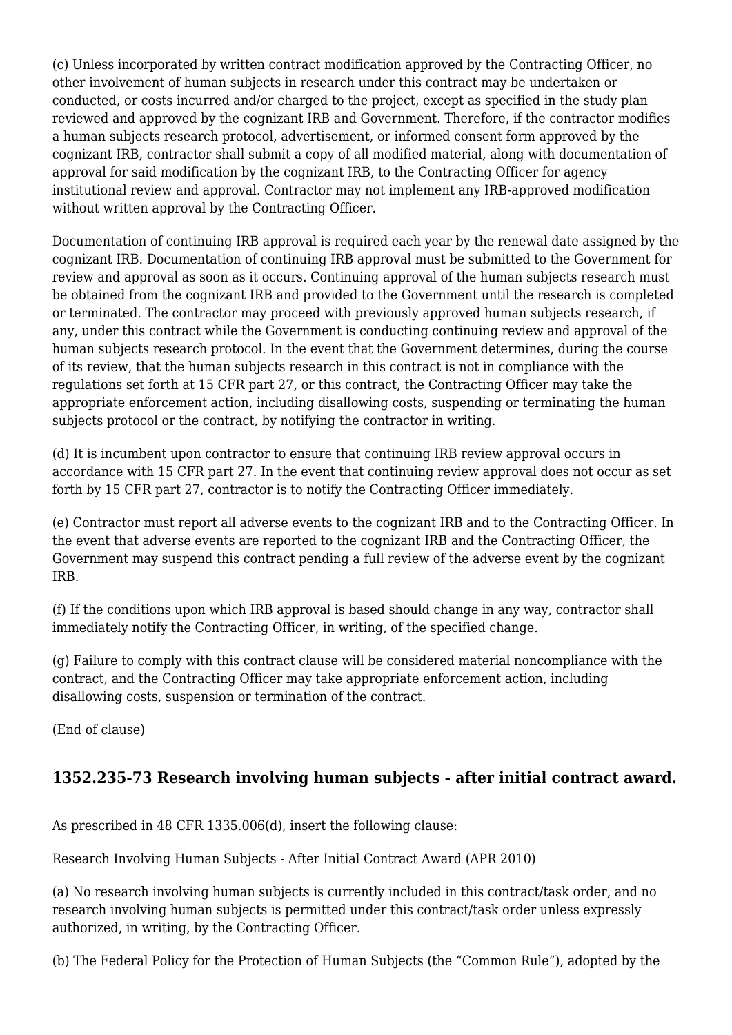(c) Unless incorporated by written contract modification approved by the Contracting Officer, no other involvement of human subjects in research under this contract may be undertaken or conducted, or costs incurred and/or charged to the project, except as specified in the study plan reviewed and approved by the cognizant IRB and Government. Therefore, if the contractor modifies a human subjects research protocol, advertisement, or informed consent form approved by the cognizant IRB, contractor shall submit a copy of all modified material, along with documentation of approval for said modification by the cognizant IRB, to the Contracting Officer for agency institutional review and approval. Contractor may not implement any IRB-approved modification without written approval by the Contracting Officer.

Documentation of continuing IRB approval is required each year by the renewal date assigned by the cognizant IRB. Documentation of continuing IRB approval must be submitted to the Government for review and approval as soon as it occurs. Continuing approval of the human subjects research must be obtained from the cognizant IRB and provided to the Government until the research is completed or terminated. The contractor may proceed with previously approved human subjects research, if any, under this contract while the Government is conducting continuing review and approval of the human subjects research protocol. In the event that the Government determines, during the course of its review, that the human subjects research in this contract is not in compliance with the regulations set forth at 15 CFR part 27, or this contract, the Contracting Officer may take the appropriate enforcement action, including disallowing costs, suspending or terminating the human subjects protocol or the contract, by notifying the contractor in writing.

(d) It is incumbent upon contractor to ensure that continuing IRB review approval occurs in accordance with 15 CFR part 27. In the event that continuing review approval does not occur as set forth by 15 CFR part 27, contractor is to notify the Contracting Officer immediately.

(e) Contractor must report all adverse events to the cognizant IRB and to the Contracting Officer. In the event that adverse events are reported to the cognizant IRB and the Contracting Officer, the Government may suspend this contract pending a full review of the adverse event by the cognizant IRB.

(f) If the conditions upon which IRB approval is based should change in any way, contractor shall immediately notify the Contracting Officer, in writing, of the specified change.

(g) Failure to comply with this contract clause will be considered material noncompliance with the contract, and the Contracting Officer may take appropriate enforcement action, including disallowing costs, suspension or termination of the contract.

(End of clause)

## 1352.235-73 Research involving human subjects - after initial contract award.

As prescribed in 48 CFR 1335.006(d), insert the following clause:

Research Involving Human Subjects - After Initial Contract Award (APR 2010)

(a) No research involving human subjects is currently included in this contract/task order, and no research involving human subjects is permitted under this contract/task order unless expressly authorized, in writing, by the Contracting Officer.

(b) The Federal Policy for the Protection of Human Subjects (the "Common Rule"), adopted by the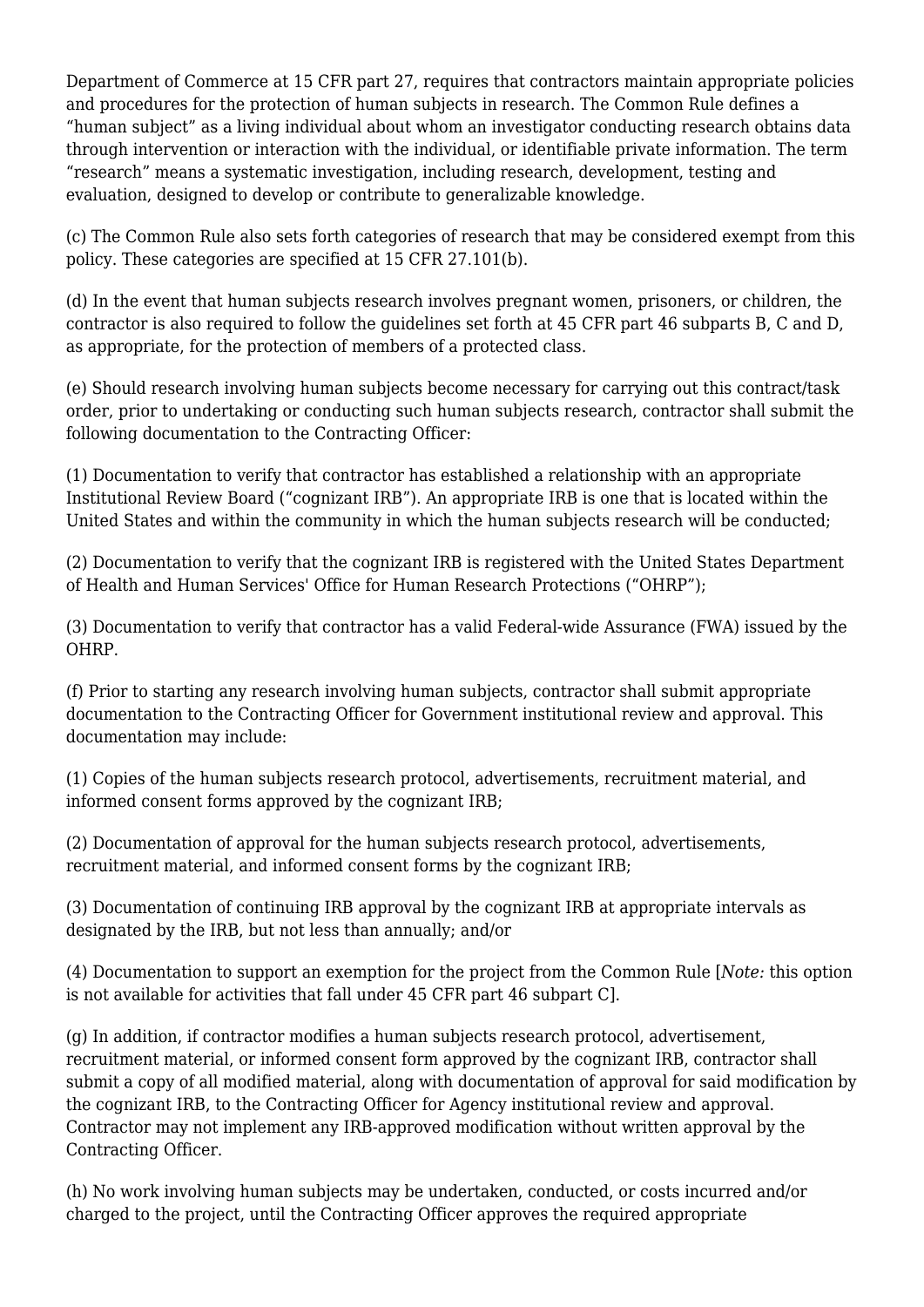Department of Commerce at 15 CFR part 27, requires that contractors maintain appropriate policies and procedures for the protection of human subjects in research. The Common Rule defines a "human subject" as a living individual about whom an investigator conducting research obtains data through intervention or interaction with the individual, or identifiable private information. The term "research" means a systematic investigation, including research, development, testing and evaluation, designed to develop or contribute to generalizable knowledge.

(c) The Common Rule also sets forth categories of research that may be considered exempt from this policy. These categories are specified at 15 CFR 27.101(b).

(d) In the event that human subjects research involves pregnant women, prisoners, or children, the contractor is also required to follow the guidelines set forth at 45 CFR part 46 subparts B, C and D, as appropriate, for the protection of members of a protected class.

(e) Should research involving human subjects become necessary for carrying out this contract/task order, prior to undertaking or conducting such human subjects research, contractor shall submit the following documentation to the Contracting Officer:

(1) Documentation to verify that contractor has established a relationship with an appropriate Institutional Review Board ("cognizant IRB"). An appropriate IRB is one that is located within the United States and within the community in which the human subjects research will be conducted;

(2) Documentation to verify that the cognizant IRB is registered with the United States Department of Health and Human Services' Office for Human Research Protections ("OHRP");

(3) Documentation to verify that contractor has a valid Federal-wide Assurance (FWA) issued by the OHRP.

(f) Prior to starting any research involving human subjects, contractor shall submit appropriate documentation to the Contracting Officer for Government institutional review and approval. This documentation may include:

(1) Copies of the human subjects research protocol, advertisements, recruitment material, and informed consent forms approved by the cognizant IRB;

(2) Documentation of approval for the human subjects research protocol, advertisements, recruitment material, and informed consent forms by the cognizant IRB;

(3) Documentation of continuing IRB approval by the cognizant IRB at appropriate intervals as designated by the IRB, but not less than annually; and/or

(4) Documentation to support an exemption for the project from the Common Rule [*Note:* this option is not available for activities that fall under 45 CFR part 46 subpart C].

(g) In addition, if contractor modifies a human subjects research protocol, advertisement, recruitment material, or informed consent form approved by the cognizant IRB, contractor shall submit a copy of all modified material, along with documentation of approval for said modification by the cognizant IRB, to the Contracting Officer for Agency institutional review and approval. Contractor may not implement any IRB-approved modification without written approval by the Contracting Officer.

(h) No work involving human subjects may be undertaken, conducted, or costs incurred and/or charged to the project, until the Contracting Officer approves the required appropriate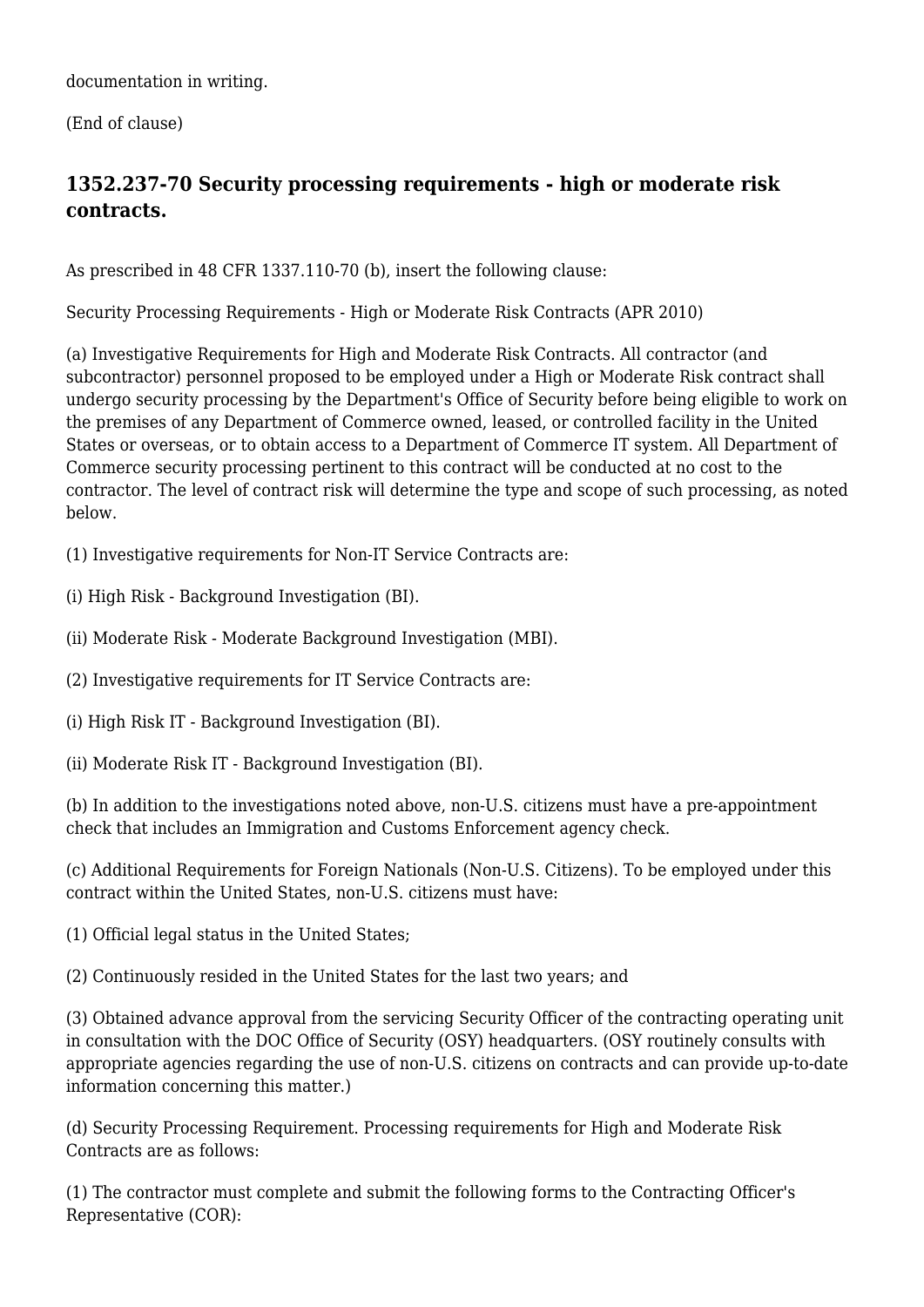documentation in writing.

(End of clause)

### 1352.237-70 Security processing requirements - high or moderate risk contracts.

As prescribed in 48 CFR 1337.110-70 (b), insert the following clause:

Security Processing Requirements - High or Moderate Risk Contracts (APR 2010)

(a) Investigative Requirements for High and Moderate Risk Contracts. All contractor (and subcontractor) personnel proposed to be employed under a High or Moderate Risk contract shall undergo security processing by the Department's Office of Security before being eligible to work on the premises of any Department of Commerce owned, leased, or controlled facility in the United States or overseas, or to obtain access to a Department of Commerce IT system. All Department of Commerce security processing pertinent to this contract will be conducted at no cost to the contractor. The level of contract risk will determine the type and scope of such processing, as noted below.

(1) Investigative requirements for Non-IT Service Contracts are:

(i) High Risk - Background Investigation (BI).

(ii) Moderate Risk - Moderate Background Investigation (MBI).

(2) Investigative requirements for IT Service Contracts are:

(i) High Risk IT - Background Investigation (BI).

(ii) Moderate Risk IT - Background Investigation (BI).

(b) In addition to the investigations noted above, non-U.S. citizens must have a pre-appointment check that includes an Immigration and Customs Enforcement agency check.

(c) Additional Requirements for Foreign Nationals (Non-U.S. Citizens). To be employed under this contract within the United States, non-U.S. citizens must have:

(1) Official legal status in the United States;

(2) Continuously resided in the United States for the last two years; and

(3) Obtained advance approval from the servicing Security Officer of the contracting operating unit in consultation with the DOC Office of Security (OSY) headquarters. (OSY routinely consults with appropriate agencies regarding the use of non-U.S. citizens on contracts and can provide up-to-date information concerning this matter.)

(d) Security Processing Requirement. Processing requirements for High and Moderate Risk Contracts are as follows:

(1) The contractor must complete and submit the following forms to the Contracting Officer's Representative (COR):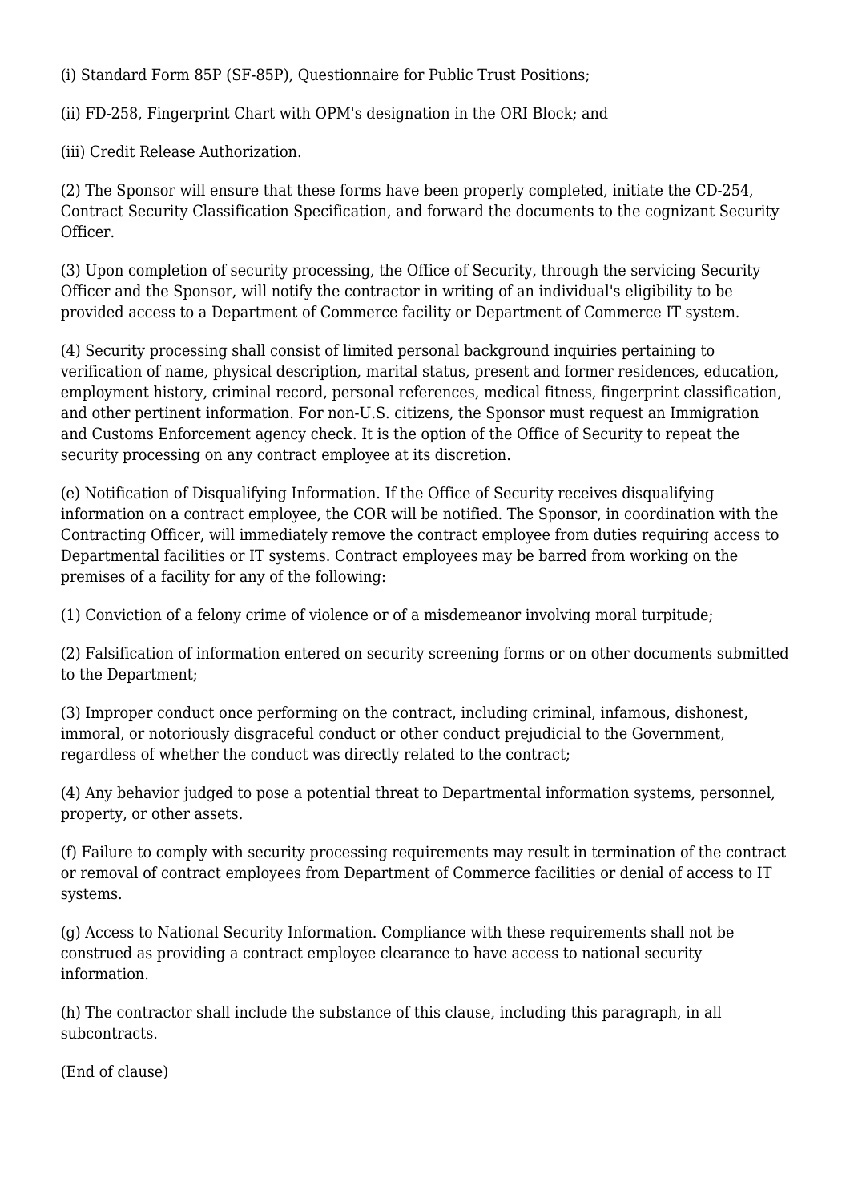(i) Standard Form 85P (SF-85P), Questionnaire for Public Trust Positions;

(ii) FD-258, Fingerprint Chart with OPM's designation in the ORI Block; and

(iii) Credit Release Authorization.

(2) The Sponsor will ensure that these forms have been properly completed, initiate the CD-254, Contract Security Classification Specification, and forward the documents to the cognizant Security Officer.

(3) Upon completion of security processing, the Office of Security, through the servicing Security Officer and the Sponsor, will notify the contractor in writing of an individual's eligibility to be provided access to a Department of Commerce facility or Department of Commerce IT system.

(4) Security processing shall consist of limited personal background inquiries pertaining to verification of name, physical description, marital status, present and former residences, education, employment history, criminal record, personal references, medical fitness, fingerprint classification, and other pertinent information. For non-U.S. citizens, the Sponsor must request an Immigration and Customs Enforcement agency check. It is the option of the Office of Security to repeat the security processing on any contract employee at its discretion.

(e) Notification of Disqualifying Information. If the Office of Security receives disqualifying information on a contract employee, the COR will be notified. The Sponsor, in coordination with the Contracting Officer, will immediately remove the contract employee from duties requiring access to Departmental facilities or IT systems. Contract employees may be barred from working on the premises of a facility for any of the following:

(1) Conviction of a felony crime of violence or of a misdemeanor involving moral turpitude;

(2) Falsification of information entered on security screening forms or on other documents submitted to the Department;

(3) Improper conduct once performing on the contract, including criminal, infamous, dishonest, immoral, or notoriously disgraceful conduct or other conduct prejudicial to the Government, regardless of whether the conduct was directly related to the contract;

(4) Any behavior judged to pose a potential threat to Departmental information systems, personnel, property, or other assets.

(f) Failure to comply with security processing requirements may result in termination of the contract or removal of contract employees from Department of Commerce facilities or denial of access to IT systems.

(g) Access to National Security Information. Compliance with these requirements shall not be construed as providing a contract employee clearance to have access to national security information.

(h) The contractor shall include the substance of this clause, including this paragraph, in all subcontracts.

(End of clause)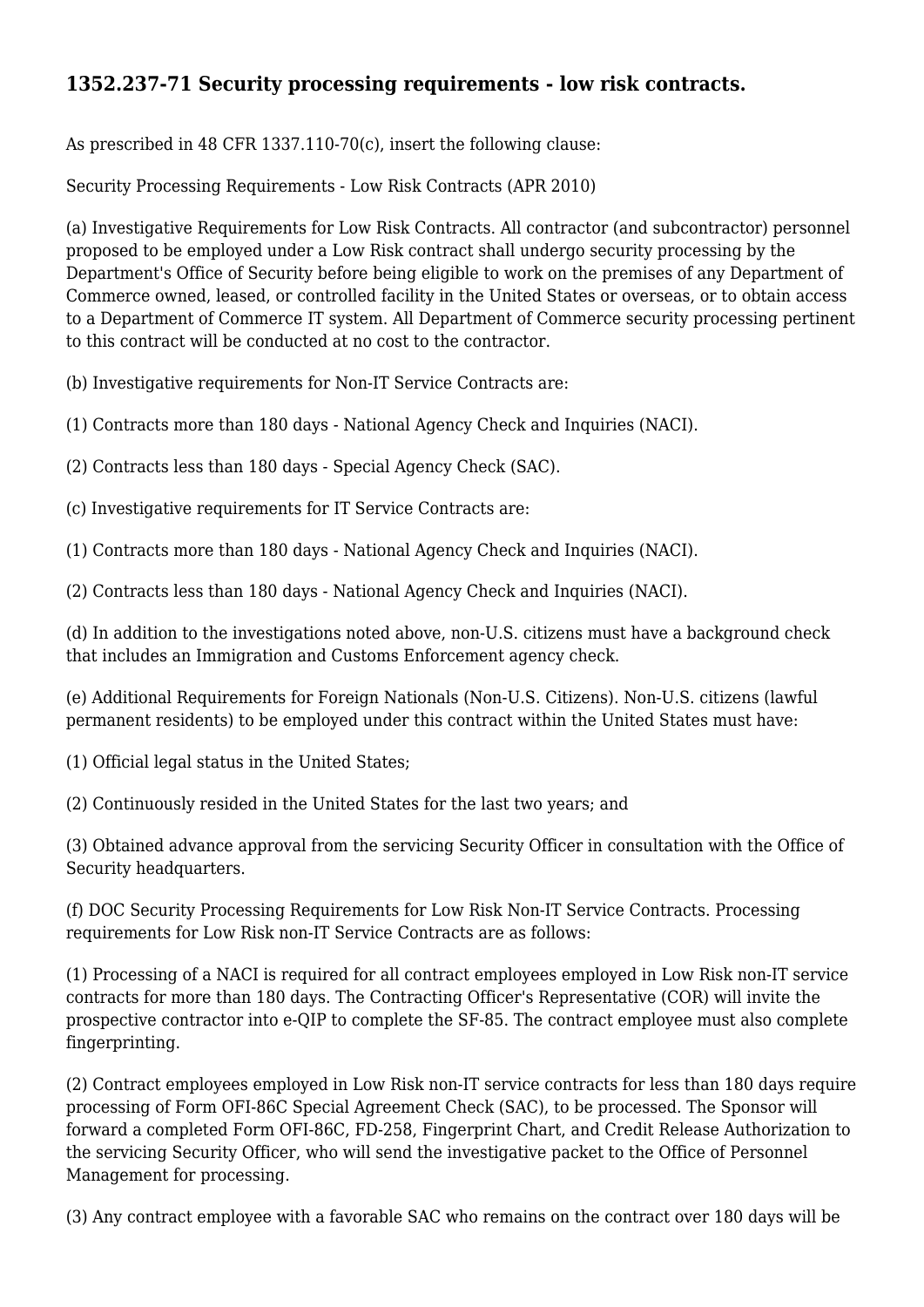## 1352.237-71 Security processing requirements - low risk contracts.

As prescribed in 48 CFR 1337.110-70(c), insert the following clause:

Security Processing Requirements - Low Risk Contracts (APR 2010)

(a) Investigative Requirements for Low Risk Contracts. All contractor (and subcontractor) personnel proposed to be employed under a Low Risk contract shall undergo security processing by the Department's Office of Security before being eligible to work on the premises of any Department of Commerce owned, leased, or controlled facility in the United States or overseas, or to obtain access to a Department of Commerce IT system. All Department of Commerce security processing pertinent to this contract will be conducted at no cost to the contractor.

(b) Investigative requirements for Non-IT Service Contracts are:

(1) Contracts more than 180 days - National Agency Check and Inquiries (NACI).

(2) Contracts less than 180 days - Special Agency Check (SAC).

(c) Investigative requirements for IT Service Contracts are:

(1) Contracts more than 180 days - National Agency Check and Inquiries (NACI).

(2) Contracts less than 180 days - National Agency Check and Inquiries (NACI).

(d) In addition to the investigations noted above, non-U.S. citizens must have a background check that includes an Immigration and Customs Enforcement agency check.

(e) Additional Requirements for Foreign Nationals (Non-U.S. Citizens). Non-U.S. citizens (lawful permanent residents) to be employed under this contract within the United States must have:

(1) Official legal status in the United States;

(2) Continuously resided in the United States for the last two years; and

(3) Obtained advance approval from the servicing Security Officer in consultation with the Office of Security headquarters.

(f) DOC Security Processing Requirements for Low Risk Non-IT Service Contracts. Processing requirements for Low Risk non-IT Service Contracts are as follows:

(1) Processing of a NACI is required for all contract employees employed in Low Risk non-IT service contracts for more than 180 days. The Contracting Officer's Representative (COR) will invite the prospective contractor into e-QIP to complete the SF-85. The contract employee must also complete fingerprinting.

(2) Contract employees employed in Low Risk non-IT service contracts for less than 180 days require processing of Form OFI-86C Special Agreement Check (SAC), to be processed. The Sponsor will forward a completed Form OFI-86C, FD-258, Fingerprint Chart, and Credit Release Authorization to the servicing Security Officer, who will send the investigative packet to the Office of Personnel Management for processing.

(3) Any contract employee with a favorable SAC who remains on the contract over 180 days will be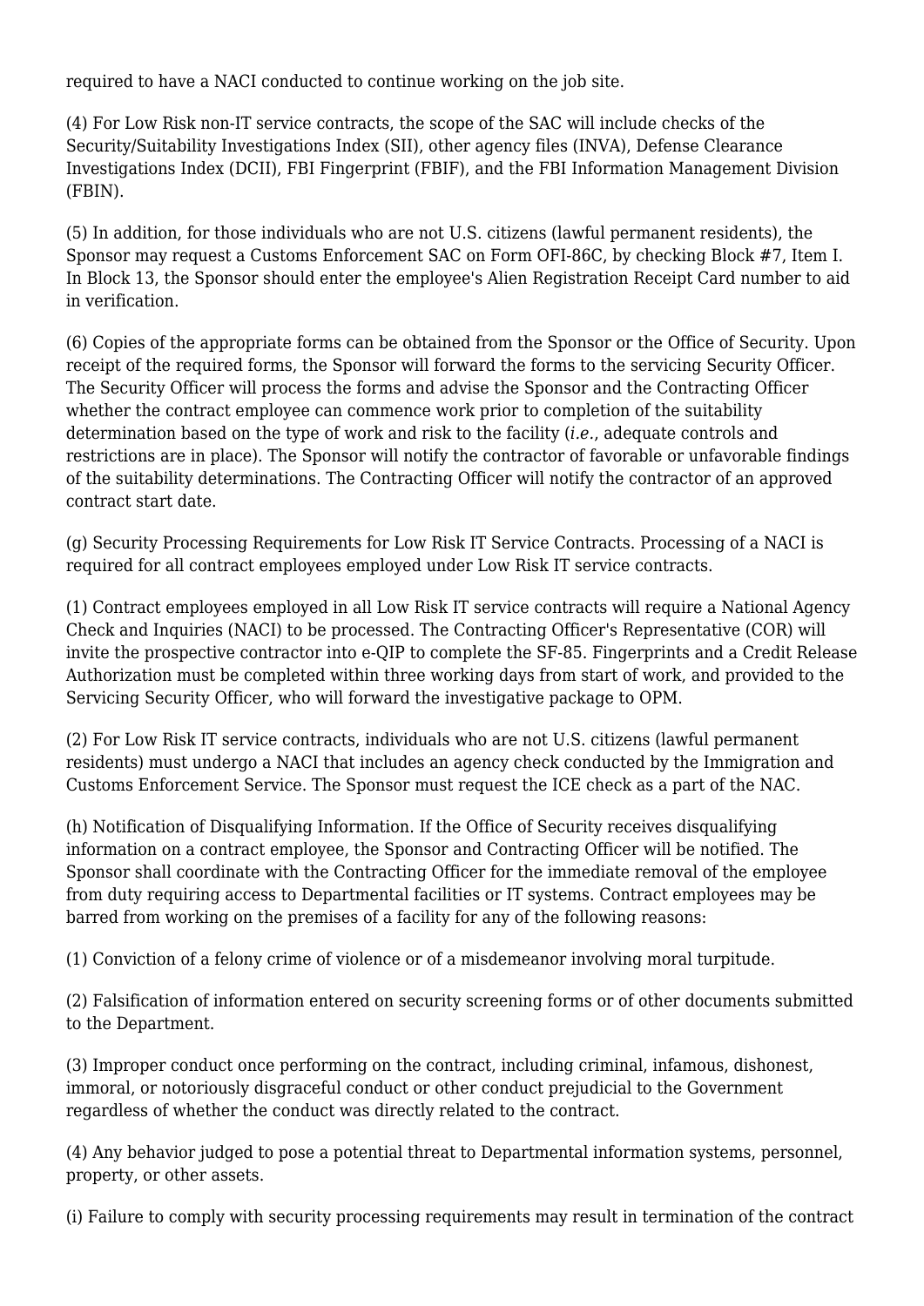required to have a NACI conducted to continue working on the job site.

(4) For Low Risk non-IT service contracts, the scope of the SAC will include checks of the Security/Suitability Investigations Index (SII), other agency files (INVA), Defense Clearance Investigations Index (DCII), FBI Fingerprint (FBIF), and the FBI Information Management Division (FBIN).

(5) In addition, for those individuals who are not U.S. citizens (lawful permanent residents), the Sponsor may request a Customs Enforcement SAC on Form OFI-86C, by checking Block #7, Item I. In Block 13, the Sponsor should enter the employee's Alien Registration Receipt Card number to aid in verification.

(6) Copies of the appropriate forms can be obtained from the Sponsor or the Office of Security. Upon receipt of the required forms, the Sponsor will forward the forms to the servicing Security Officer. The Security Officer will process the forms and advise the Sponsor and the Contracting Officer whether the contract employee can commence work prior to completion of the suitability determination based on the type of work and risk to the facility (*i.e.*, adequate controls and restrictions are in place). The Sponsor will notify the contractor of favorable or unfavorable findings of the suitability determinations. The Contracting Officer will notify the contractor of an approved contract start date.

(g) Security Processing Requirements for Low Risk IT Service Contracts. Processing of a NACI is required for all contract employees employed under Low Risk IT service contracts.

(1) Contract employees employed in all Low Risk IT service contracts will require a National Agency Check and Inquiries (NACI) to be processed. The Contracting Officer's Representative (COR) will invite the prospective contractor into e-QIP to complete the SF-85. Fingerprints and a Credit Release Authorization must be completed within three working days from start of work, and provided to the Servicing Security Officer, who will forward the investigative package to OPM.

(2) For Low Risk IT service contracts, individuals who are not U.S. citizens (lawful permanent residents) must undergo a NACI that includes an agency check conducted by the Immigration and Customs Enforcement Service. The Sponsor must request the ICE check as a part of the NAC.

(h) Notification of Disqualifying Information. If the Office of Security receives disqualifying information on a contract employee, the Sponsor and Contracting Officer will be notified. The Sponsor shall coordinate with the Contracting Officer for the immediate removal of the employee from duty requiring access to Departmental facilities or IT systems. Contract employees may be barred from working on the premises of a facility for any of the following reasons:

(1) Conviction of a felony crime of violence or of a misdemeanor involving moral turpitude.

(2) Falsification of information entered on security screening forms or of other documents submitted to the Department.

(3) Improper conduct once performing on the contract, including criminal, infamous, dishonest, immoral, or notoriously disgraceful conduct or other conduct prejudicial to the Government regardless of whether the conduct was directly related to the contract.

(4) Any behavior judged to pose a potential threat to Departmental information systems, personnel, property, or other assets.

(i) Failure to comply with security processing requirements may result in termination of the contract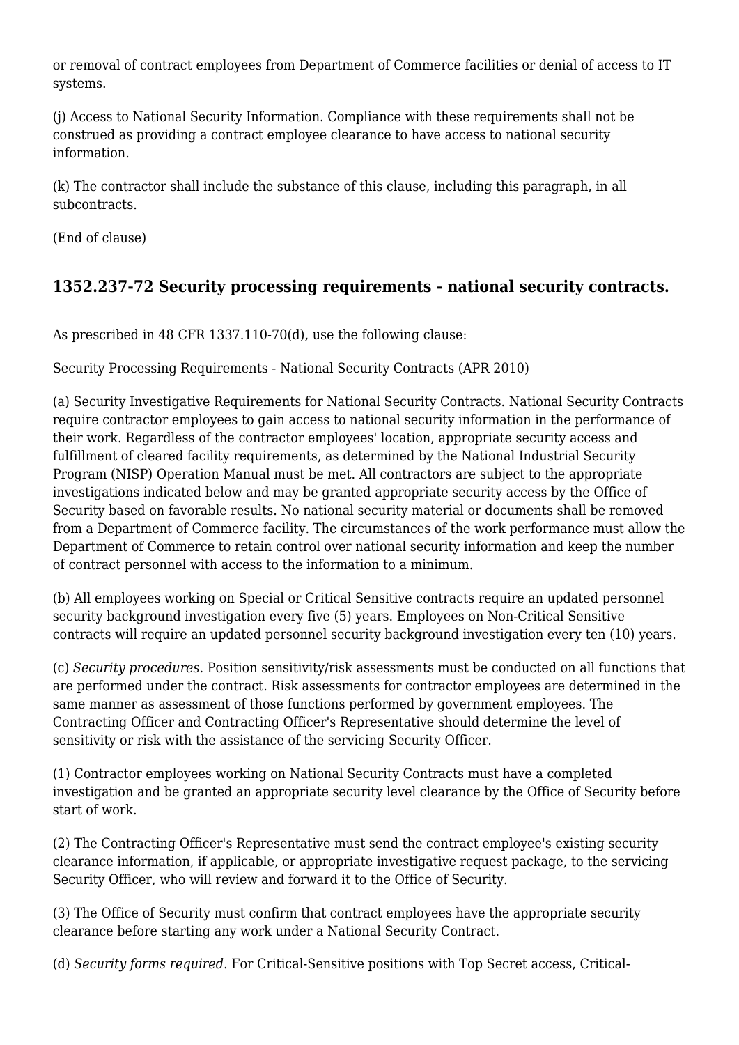or removal of contract employees from Department of Commerce facilities or denial of access to IT systems.

(j) Access to National Security Information. Compliance with these requirements shall not be construed as providing a contract employee clearance to have access to national security information.

(k) The contractor shall include the substance of this clause, including this paragraph, in all subcontracts.

(End of clause)

## 1352.237-72 Security processing requirements - national security contracts.

As prescribed in 48 CFR 1337.110-70(d), use the following clause:

Security Processing Requirements - National Security Contracts (APR 2010)

(a) Security Investigative Requirements for National Security Contracts. National Security Contracts require contractor employees to gain access to national security information in the performance of their work. Regardless of the contractor employees' location, appropriate security access and fulfillment of cleared facility requirements, as determined by the National Industrial Security Program (NISP) Operation Manual must be met. All contractors are subject to the appropriate investigations indicated below and may be granted appropriate security access by the Office of Security based on favorable results. No national security material or documents shall be removed from a Department of Commerce facility. The circumstances of the work performance must allow the Department of Commerce to retain control over national security information and keep the number of contract personnel with access to the information to a minimum.

(b) All employees working on Special or Critical Sensitive contracts require an updated personnel security background investigation every five (5) years. Employees on Non-Critical Sensitive contracts will require an updated personnel security background investigation every ten (10) years.

(c) *Security procedures.* Position sensitivity/risk assessments must be conducted on all functions that are performed under the contract. Risk assessments for contractor employees are determined in the same manner as assessment of those functions performed by government employees. The Contracting Officer and Contracting Officer's Representative should determine the level of sensitivity or risk with the assistance of the servicing Security Officer.

(1) Contractor employees working on National Security Contracts must have a completed investigation and be granted an appropriate security level clearance by the Office of Security before start of work.

(2) The Contracting Officer's Representative must send the contract employee's existing security clearance information, if applicable, or appropriate investigative request package, to the servicing Security Officer, who will review and forward it to the Office of Security.

(3) The Office of Security must confirm that contract employees have the appropriate security clearance before starting any work under a National Security Contract.

(d) *Security forms required.* For Critical-Sensitive positions with Top Secret access, Critical-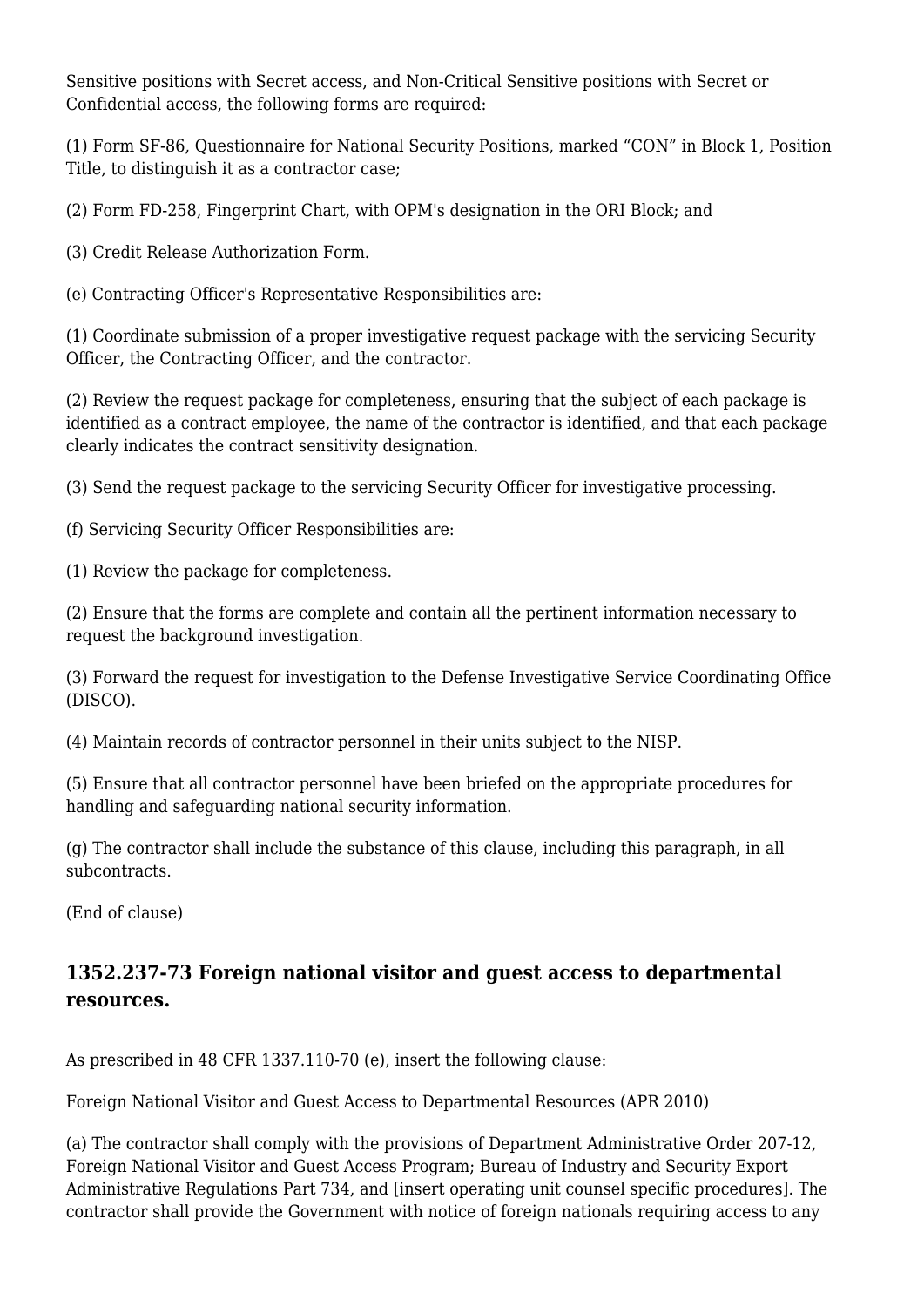Sensitive positions with Secret access, and Non-Critical Sensitive positions with Secret or Confidential access, the following forms are required:

(1) Form SF-86, Questionnaire for National Security Positions, marked “CON” in Block 1, Position Title, to distinguish it as a contractor case;

(2) Form FD-258, Fingerprint Chart, with OPM's designation in the ORI Block; and

(3) Credit Release Authorization Form.

(e) Contracting Officer's Representative Responsibilities are:

(1) Coordinate submission of a proper investigative request package with the servicing Security Officer, the Contracting Officer, and the contractor.

(2) Review the request package for completeness, ensuring that the subject of each package is identified as a contract employee, the name of the contractor is identified, and that each package clearly indicates the contract sensitivity designation.

(3) Send the request package to the servicing Security Officer for investigative processing.

(f) Servicing Security Officer Responsibilities are:

(1) Review the package for completeness.

(2) Ensure that the forms are complete and contain all the pertinent information necessary to request the background investigation.

(3) Forward the request for investigation to the Defense Investigative Service Coordinating Office (DISCO).

(4) Maintain records of contractor personnel in their units subject to the NISP.

(5) Ensure that all contractor personnel have been briefed on the appropriate procedures for handling and safeguarding national security information.

(g) The contractor shall include the substance of this clause, including this paragraph, in all subcontracts.

(End of clause)

## 1352.237-73 Foreign national visitor and guest access to departmental resources.

As prescribed in 48 CFR 1337.110-70 (e), insert the following clause:

Foreign National Visitor and Guest Access to Departmental Resources (APR 2010)

(a) The contractor shall comply with the provisions of Department Administrative Order 207-12, Foreign National Visitor and Guest Access Program; Bureau of Industry and Security Export Administrative Regulations Part 734, and [insert operating unit counsel specific procedures]. The contractor shall provide the Government with notice of foreign nationals requiring access to any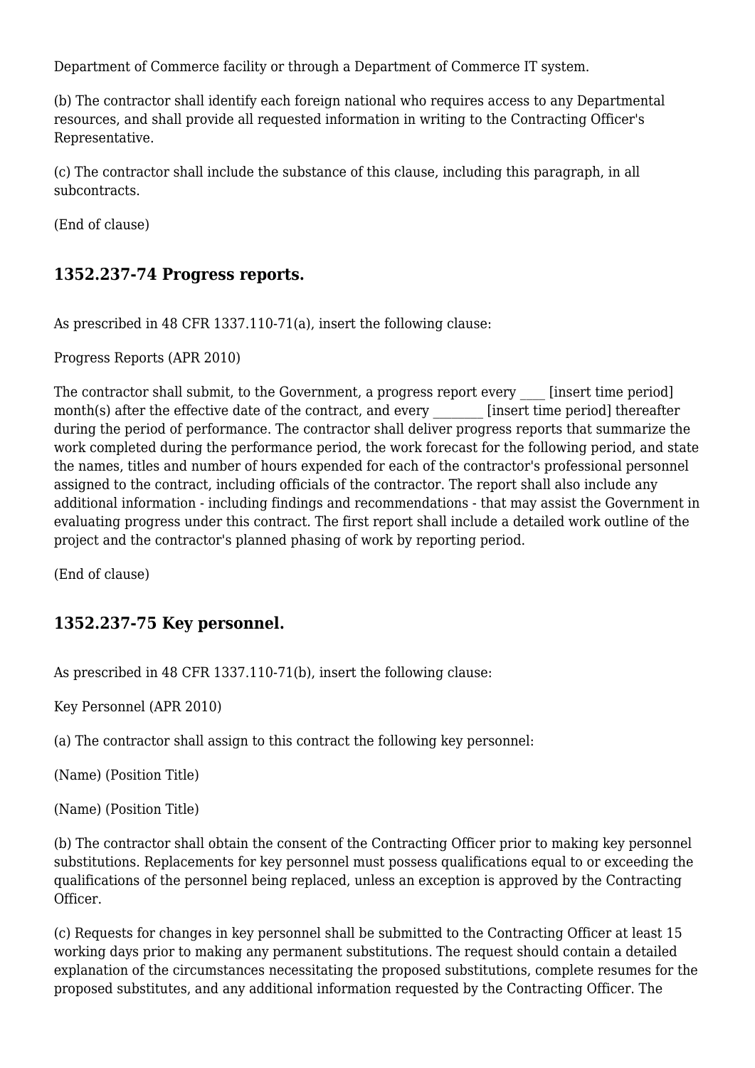Department of Commerce facility or through a Department of Commerce IT system.

(b) The contractor shall identify each foreign national who requires access to any Departmental resources, and shall provide all requested information in writing to the Contracting Officer's Representative.

(c) The contractor shall include the substance of this clause, including this paragraph, in all subcontracts.

(End of clause)

### 1352.237-74 Progress reports.

As prescribed in 48 CFR 1337.110-71(a), insert the following clause:

Progress Reports (APR 2010)

The contractor shall submit, to the Government, a progress report every ____ [insert time period] month(s) after the effective date of the contract, and every ________ [insert time period] thereafter during the period of performance. The contractor shall deliver progress reports that summarize the work completed during the performance period, the work forecast for the following period, and state the names, titles and number of hours expended for each of the contractor's professional personnel assigned to the contract, including officials of the contractor. The report shall also include any additional information - including findings and recommendations - that may assist the Government in evaluating progress under this contract. The first report shall include a detailed work outline of the project and the contractor's planned phasing of work by reporting period.

(End of clause)

### 1352.237-75 Key personnel.

As prescribed in 48 CFR 1337.110-71(b), insert the following clause:

Key Personnel (APR 2010)

(a) The contractor shall assign to this contract the following key personnel:

(Name) (Position Title)

(Name) (Position Title)

(b) The contractor shall obtain the consent of the Contracting Officer prior to making key personnel substitutions. Replacements for key personnel must possess qualifications equal to or exceeding the qualifications of the personnel being replaced, unless an exception is approved by the Contracting Officer.

(c) Requests for changes in key personnel shall be submitted to the Contracting Officer at least 15 working days prior to making any permanent substitutions. The request should contain a detailed explanation of the circumstances necessitating the proposed substitutions, complete resumes for the proposed substitutes, and any additional information requested by the Contracting Officer. The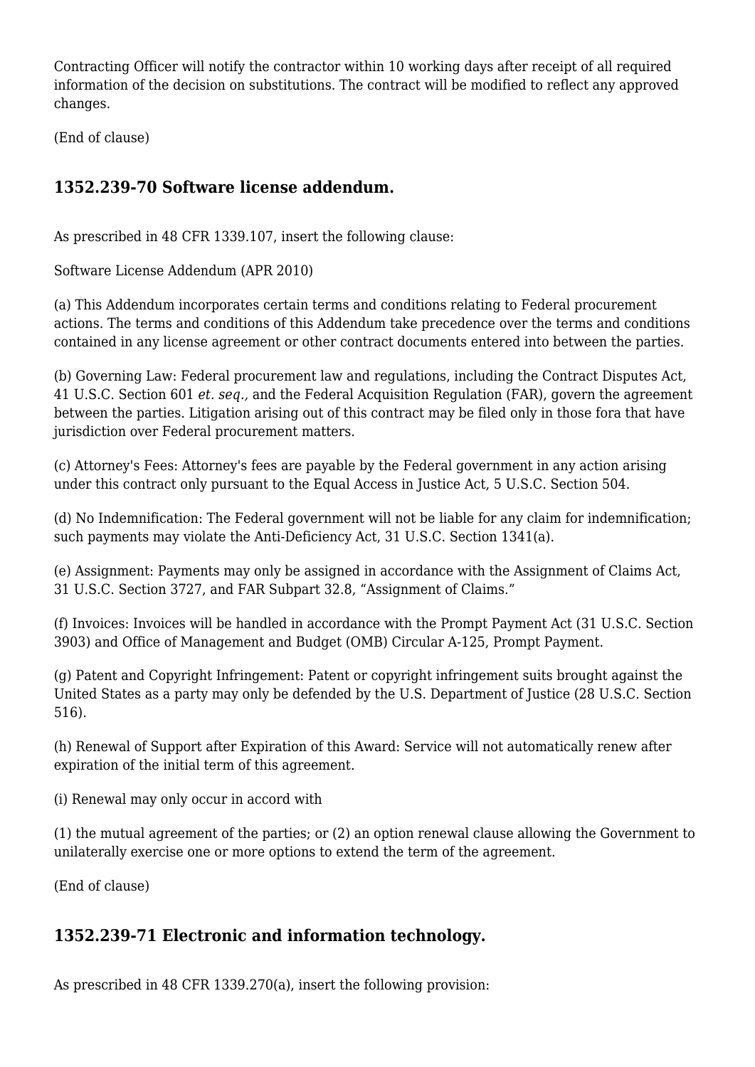Contracting Officer will notify the contractor within 10 working days after receipt of all required information of the decision on substitutions. The contract will be modified to reflect any approved changes.

(End of clause)

## 1352.239-70 Software license addendum.

As prescribed in 48 CFR 1339.107, insert the following clause:

Software License Addendum (APR 2010)

(a) This Addendum incorporates certain terms and conditions relating to Federal procurement actions. The terms and conditions of this Addendum take precedence over the terms and conditions contained in any license agreement or other contract documents entered into between the parties.

(b) Governing Law: Federal procurement law and regulations, including the Contract Disputes Act, 41 U.S.C. Section 601 *et. seq.,* and the Federal Acquisition Regulation (FAR), govern the agreement between the parties. Litigation arising out of this contract may be filed only in those fora that have jurisdiction over Federal procurement matters.

(c) Attorney's Fees: Attorney's fees are payable by the Federal government in any action arising under this contract only pursuant to the Equal Access in Justice Act, 5 U.S.C. Section 504.

(d) No Indemnification: The Federal government will not be liable for any claim for indemnification; such payments may violate the Anti-Deficiency Act, 31 U.S.C. Section 1341(a).

(e) Assignment: Payments may only be assigned in accordance with the Assignment of Claims Act, 31 U.S.C. Section 3727, and FAR Subpart 32.8, "Assignment of Claims."

(f) Invoices: Invoices will be handled in accordance with the Prompt Payment Act (31 U.S.C. Section 3903) and Office of Management and Budget (OMB) Circular A-125, Prompt Payment.

(g) Patent and Copyright Infringement: Patent or copyright infringement suits brought against the United States as a party may only be defended by the U.S. Department of Justice (28 U.S.C. Section 516).

(h) Renewal of Support after Expiration of this Award: Service will not automatically renew after expiration of the initial term of this agreement.

(i) Renewal may only occur in accord with

(1) the mutual agreement of the parties; or (2) an option renewal clause allowing the Government to unilaterally exercise one or more options to extend the term of the agreement.

(End of clause)

## 1352.239-71 Electronic and information technology.

As prescribed in 48 CFR 1339.270(a), insert the following provision: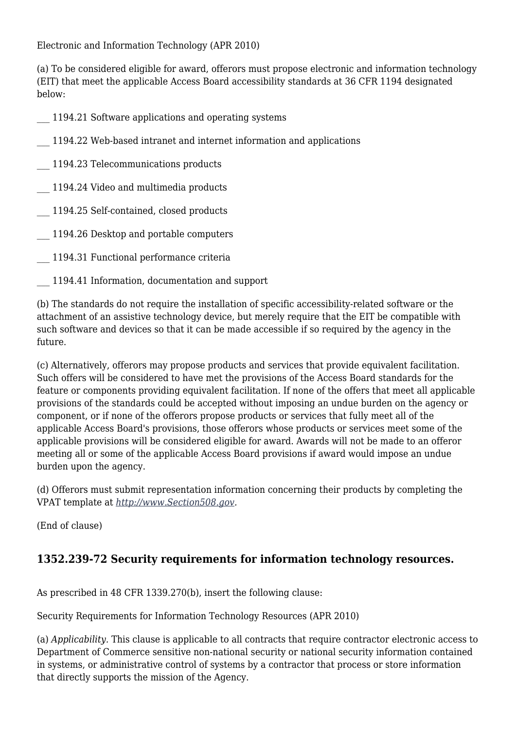Electronic and Information Technology (APR 2010)

(a) To be considered eligible for award, offerors must propose electronic and information technology (EIT) that meet the applicable Access Board accessibility standards at 36 CFR 1194 designated below:

___ 1194.21 Software applications and operating systems

___ 1194.22 Web-based intranet and internet information and applications

___ 1194.23 Telecommunications products

___ 1194.24 Video and multimedia products

___ 1194.25 Self-contained, closed products

___ 1194.26 Desktop and portable computers

___ 1194.31 Functional performance criteria

___ 1194.41 Information, documentation and support

(b) The standards do not require the installation of specific accessibility-related software or the attachment of an assistive technology device, but merely require that the EIT be compatible with such software and devices so that it can be made accessible if so required by the agency in the future.

(c) Alternatively, offerors may propose products and services that provide equivalent facilitation. Such offers will be considered to have met the provisions of the Access Board standards for the feature or components providing equivalent facilitation. If none of the offers that meet all applicable provisions of the standards could be accepted without imposing an undue burden on the agency or component, or if none of the offerors propose products or services that fully meet all of the applicable Access Board's provisions, those offerors whose products or services meet some of the applicable provisions will be considered eligible for award. Awards will not be made to an offeror meeting all or some of the applicable Access Board provisions if award would impose an undue burden upon the agency.

(d) Offerors must submit representation information concerning their products by completing the VPAT template at *http://www.Section508.gov*.

(End of clause)

## 1352.239-72 Security requirements for information technology resources.

As prescribed in 48 CFR 1339.270(b), insert the following clause:

Security Requirements for Information Technology Resources (APR 2010)

(a) *Applicability.* This clause is applicable to all contracts that require contractor electronic access to Department of Commerce sensitive non-national security or national security information contained in systems, or administrative control of systems by a contractor that process or store information that directly supports the mission of the Agency.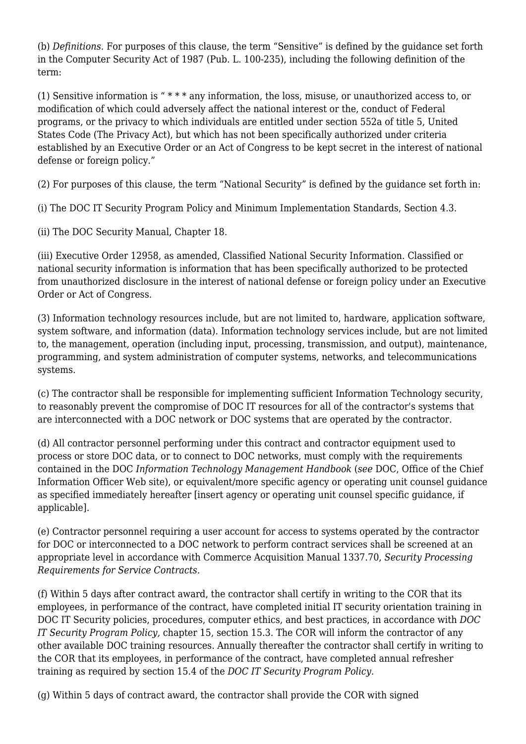(b) *Definitions.* For purposes of this clause, the term "Sensitive" is defined by the guidance set forth in the Computer Security Act of 1987 (Pub. L. 100-235), including the following definition of the term:

(1) Sensitive information is " * * * any information, the loss, misuse, or unauthorized access to, or modification of which could adversely affect the national interest or the, conduct of Federal programs, or the privacy to which individuals are entitled under section 552a of title 5, United States Code (The Privacy Act), but which has not been specifically authorized under criteria established by an Executive Order or an Act of Congress to be kept secret in the interest of national defense or foreign policy."

(2) For purposes of this clause, the term "National Security" is defined by the guidance set forth in:

(i) The DOC IT Security Program Policy and Minimum Implementation Standards, Section 4.3.

(ii) The DOC Security Manual, Chapter 18.

(iii) Executive Order 12958, as amended, Classified National Security Information. Classified or national security information is information that has been specifically authorized to be protected from unauthorized disclosure in the interest of national defense or foreign policy under an Executive Order or Act of Congress.

(3) Information technology resources include, but are not limited to, hardware, application software, system software, and information (data). Information technology services include, but are not limited to, the management, operation (including input, processing, transmission, and output), maintenance, programming, and system administration of computer systems, networks, and telecommunications systems.

(c) The contractor shall be responsible for implementing sufficient Information Technology security, to reasonably prevent the compromise of DOC IT resources for all of the contractor's systems that are interconnected with a DOC network or DOC systems that are operated by the contractor.

(d) All contractor personnel performing under this contract and contractor equipment used to process or store DOC data, or to connect to DOC networks, must comply with the requirements contained in the DOC *Information Technology Management Handbook* (*see* DOC, Office of the Chief Information Officer Web site), or equivalent/more specific agency or operating unit counsel guidance as specified immediately hereafter [insert agency or operating unit counsel specific guidance, if applicable].

(e) Contractor personnel requiring a user account for access to systems operated by the contractor for DOC or interconnected to a DOC network to perform contract services shall be screened at an appropriate level in accordance with Commerce Acquisition Manual 1337.70, *Security Processing Requirements for Service Contracts.*

(f) Within 5 days after contract award, the contractor shall certify in writing to the COR that its employees, in performance of the contract, have completed initial IT security orientation training in DOC IT Security policies, procedures, computer ethics, and best practices, in accordance with *DOC IT Security Program Policy,* chapter 15, section 15.3. The COR will inform the contractor of any other available DOC training resources. Annually thereafter the contractor shall certify in writing to the COR that its employees, in performance of the contract, have completed annual refresher training as required by section 15.4 of the *DOC IT Security Program Policy.*

(g) Within 5 days of contract award, the contractor shall provide the COR with signed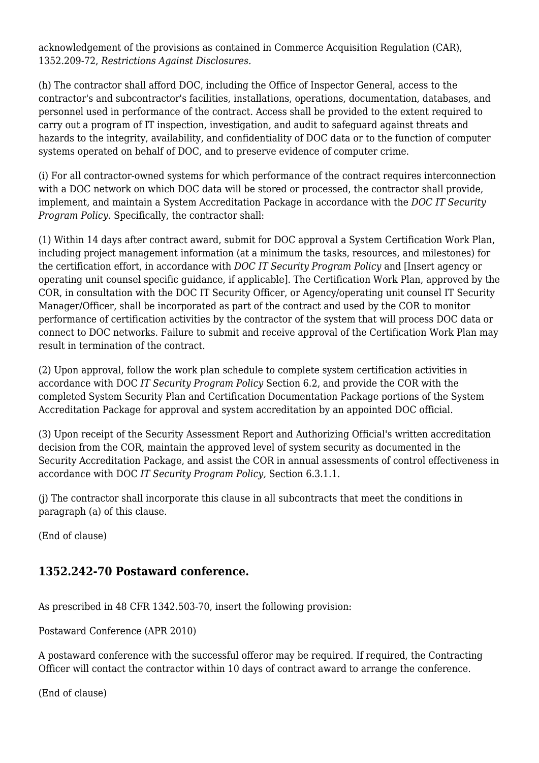acknowledgement of the provisions as contained in Commerce Acquisition Regulation (CAR), 1352.209-72, *Restrictions Against Disclosures.*

(h) The contractor shall afford DOC, including the Office of Inspector General, access to the contractor's and subcontractor's facilities, installations, operations, documentation, databases, and personnel used in performance of the contract. Access shall be provided to the extent required to carry out a program of IT inspection, investigation, and audit to safeguard against threats and hazards to the integrity, availability, and confidentiality of DOC data or to the function of computer systems operated on behalf of DOC, and to preserve evidence of computer crime.

(i) For all contractor-owned systems for which performance of the contract requires interconnection with a DOC network on which DOC data will be stored or processed, the contractor shall provide, implement, and maintain a System Accreditation Package in accordance with the *DOC IT Security Program Policy.* Specifically, the contractor shall:

(1) Within 14 days after contract award, submit for DOC approval a System Certification Work Plan, including project management information (at a minimum the tasks, resources, and milestones) for the certification effort, in accordance with *DOC IT Security Program Policy* and [Insert agency or operating unit counsel specific guidance, if applicable]. The Certification Work Plan, approved by the COR, in consultation with the DOC IT Security Officer, or Agency/operating unit counsel IT Security Manager/Officer, shall be incorporated as part of the contract and used by the COR to monitor performance of certification activities by the contractor of the system that will process DOC data or connect to DOC networks. Failure to submit and receive approval of the Certification Work Plan may result in termination of the contract.

(2) Upon approval, follow the work plan schedule to complete system certification activities in accordance with DOC *IT Security Program Policy* Section 6.2, and provide the COR with the completed System Security Plan and Certification Documentation Package portions of the System Accreditation Package for approval and system accreditation by an appointed DOC official.

(3) Upon receipt of the Security Assessment Report and Authorizing Official's written accreditation decision from the COR, maintain the approved level of system security as documented in the Security Accreditation Package, and assist the COR in annual assessments of control effectiveness in accordance with DOC *IT Security Program Policy,* Section 6.3.1.1.

(j) The contractor shall incorporate this clause in all subcontracts that meet the conditions in paragraph (a) of this clause.

(End of clause)

## 1352.242-70 Postaward conference.

As prescribed in 48 CFR 1342.503-70, insert the following provision:

Postaward Conference (APR 2010)

A postaward conference with the successful offeror may be required. If required, the Contracting Officer will contact the contractor within 10 days of contract award to arrange the conference.

(End of clause)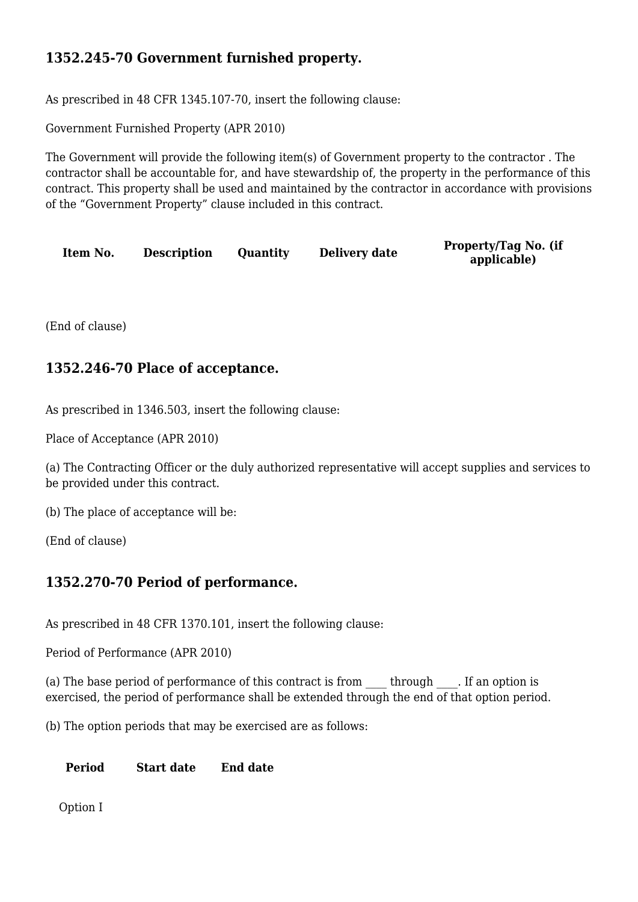## 1352.245-70 Government furnished property.

As prescribed in 48 CFR 1345.107-70, insert the following clause:

Government Furnished Property (APR 2010)

The Government will provide the following item(s) of Government property to the contractor . The contractor shall be accountable for, and have stewardship of, the property in the performance of this contract. This property shall be used and maintained by the contractor in accordance with provisions of the "Government Property" clause included in this contract.

| Item No. | Description | Quantity | Delivery date | Property/Tag No. (if applicable) |
| --- | --- | --- | --- | --- |
| | | | | |

(End of clause)

## 1352.246-70 Place of acceptance.

As prescribed in 1346.503, insert the following clause:

Place of Acceptance (APR 2010)

(a) The Contracting Officer or the duly authorized representative will accept supplies and services to be provided under this contract.

(b) The place of acceptance will be:

(End of clause)

## 1352.270-70 Period of performance.

As prescribed in 48 CFR 1370.101, insert the following clause:

Period of Performance (APR 2010)

(a) The base period of performance of this contract is from ____ through ____. If an option is exercised, the period of performance shall be extended through the end of that option period.

(b) The option periods that may be exercised are as follows:

| Period | Start date | End date |
| --- | --- | --- |
| Option I | | |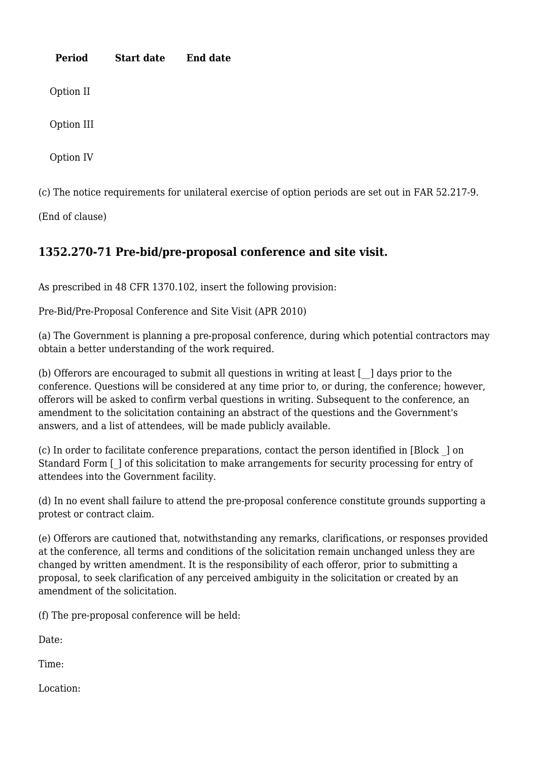| Period | Start date | End date |
| --- | --- | --- |
| Option II | | |
| Option III | | |
| Option IV | | |

(c) The notice requirements for unilateral exercise of option periods are set out in FAR 52.217-9.

(End of clause)

## 1352.270-71 Pre-bid/pre-proposal conference and site visit.

As prescribed in 48 CFR 1370.102, insert the following provision:

Pre-Bid/Pre-Proposal Conference and Site Visit (APR 2010)

(a) The Government is planning a pre-proposal conference, during which potential contractors may obtain a better understanding of the work required.

(b) Offerors are encouraged to submit all questions in writing at least [__] days prior to the conference. Questions will be considered at any time prior to, or during, the conference; however, offerors will be asked to confirm verbal questions in writing. Subsequent to the conference, an amendment to the solicitation containing an abstract of the questions and the Government's answers, and a list of attendees, will be made publicly available.

(c) In order to facilitate conference preparations, contact the person identified in [Block _] on Standard Form [_] of this solicitation to make arrangements for security processing for entry of attendees into the Government facility.

(d) In no event shall failure to attend the pre-proposal conference constitute grounds supporting a protest or contract claim.

(e) Offerors are cautioned that, notwithstanding any remarks, clarifications, or responses provided at the conference, all terms and conditions of the solicitation remain unchanged unless they are changed by written amendment. It is the responsibility of each offeror, prior to submitting a proposal, to seek clarification of any perceived ambiguity in the solicitation or created by an amendment of the solicitation.

(f) The pre-proposal conference will be held:

Date:

Time:

Location: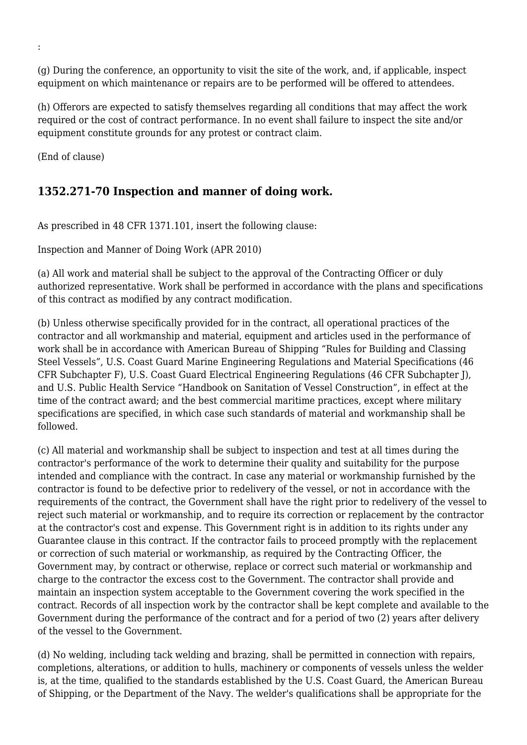:

(g) During the conference, an opportunity to visit the site of the work, and, if applicable, inspect equipment on which maintenance or repairs are to be performed will be offered to attendees.

(h) Offerors are expected to satisfy themselves regarding all conditions that may affect the work required or the cost of contract performance. In no event shall failure to inspect the site and/or equipment constitute grounds for any protest or contract claim.

(End of clause)

### 1352.271-70 Inspection and manner of doing work.

As prescribed in 48 CFR 1371.101, insert the following clause:

Inspection and Manner of Doing Work (APR 2010)

(a) All work and material shall be subject to the approval of the Contracting Officer or duly authorized representative. Work shall be performed in accordance with the plans and specifications of this contract as modified by any contract modification.

(b) Unless otherwise specifically provided for in the contract, all operational practices of the contractor and all workmanship and material, equipment and articles used in the performance of work shall be in accordance with American Bureau of Shipping “Rules for Building and Classing Steel Vessels”, U.S. Coast Guard Marine Engineering Regulations and Material Specifications (46 CFR Subchapter F), U.S. Coast Guard Electrical Engineering Regulations (46 CFR Subchapter J), and U.S. Public Health Service “Handbook on Sanitation of Vessel Construction”, in effect at the time of the contract award; and the best commercial maritime practices, except where military specifications are specified, in which case such standards of material and workmanship shall be followed.

(c) All material and workmanship shall be subject to inspection and test at all times during the contractor's performance of the work to determine their quality and suitability for the purpose intended and compliance with the contract. In case any material or workmanship furnished by the contractor is found to be defective prior to redelivery of the vessel, or not in accordance with the requirements of the contract, the Government shall have the right prior to redelivery of the vessel to reject such material or workmanship, and to require its correction or replacement by the contractor at the contractor's cost and expense. This Government right is in addition to its rights under any Guarantee clause in this contract. If the contractor fails to proceed promptly with the replacement or correction of such material or workmanship, as required by the Contracting Officer, the Government may, by contract or otherwise, replace or correct such material or workmanship and charge to the contractor the excess cost to the Government. The contractor shall provide and maintain an inspection system acceptable to the Government covering the work specified in the contract. Records of all inspection work by the contractor shall be kept complete and available to the Government during the performance of the contract and for a period of two (2) years after delivery of the vessel to the Government.

(d) No welding, including tack welding and brazing, shall be permitted in connection with repairs, completions, alterations, or addition to hulls, machinery or components of vessels unless the welder is, at the time, qualified to the standards established by the U.S. Coast Guard, the American Bureau of Shipping, or the Department of the Navy. The welder's qualifications shall be appropriate for the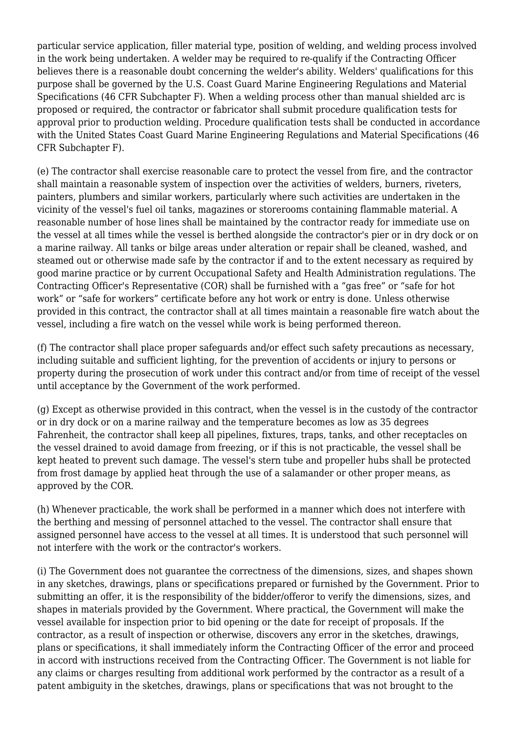particular service application, filler material type, position of welding, and welding process involved in the work being undertaken. A welder may be required to re-qualify if the Contracting Officer believes there is a reasonable doubt concerning the welder's ability. Welders' qualifications for this purpose shall be governed by the U.S. Coast Guard Marine Engineering Regulations and Material Specifications (46 CFR Subchapter F). When a welding process other than manual shielded arc is proposed or required, the contractor or fabricator shall submit procedure qualification tests for approval prior to production welding. Procedure qualification tests shall be conducted in accordance with the United States Coast Guard Marine Engineering Regulations and Material Specifications (46 CFR Subchapter F).

(e) The contractor shall exercise reasonable care to protect the vessel from fire, and the contractor shall maintain a reasonable system of inspection over the activities of welders, burners, riveters, painters, plumbers and similar workers, particularly where such activities are undertaken in the vicinity of the vessel's fuel oil tanks, magazines or storerooms containing flammable material. A reasonable number of hose lines shall be maintained by the contractor ready for immediate use on the vessel at all times while the vessel is berthed alongside the contractor's pier or in dry dock or on a marine railway. All tanks or bilge areas under alteration or repair shall be cleaned, washed, and steamed out or otherwise made safe by the contractor if and to the extent necessary as required by good marine practice or by current Occupational Safety and Health Administration regulations. The Contracting Officer's Representative (COR) shall be furnished with a “gas free” or “safe for hot work” or “safe for workers” certificate before any hot work or entry is done. Unless otherwise provided in this contract, the contractor shall at all times maintain a reasonable fire watch about the vessel, including a fire watch on the vessel while work is being performed thereon.

(f) The contractor shall place proper safeguards and/or effect such safety precautions as necessary, including suitable and sufficient lighting, for the prevention of accidents or injury to persons or property during the prosecution of work under this contract and/or from time of receipt of the vessel until acceptance by the Government of the work performed.

(g) Except as otherwise provided in this contract, when the vessel is in the custody of the contractor or in dry dock or on a marine railway and the temperature becomes as low as 35 degrees Fahrenheit, the contractor shall keep all pipelines, fixtures, traps, tanks, and other receptacles on the vessel drained to avoid damage from freezing, or if this is not practicable, the vessel shall be kept heated to prevent such damage. The vessel's stern tube and propeller hubs shall be protected from frost damage by applied heat through the use of a salamander or other proper means, as approved by the COR.

(h) Whenever practicable, the work shall be performed in a manner which does not interfere with the berthing and messing of personnel attached to the vessel. The contractor shall ensure that assigned personnel have access to the vessel at all times. It is understood that such personnel will not interfere with the work or the contractor's workers.

(i) The Government does not guarantee the correctness of the dimensions, sizes, and shapes shown in any sketches, drawings, plans or specifications prepared or furnished by the Government. Prior to submitting an offer, it is the responsibility of the bidder/offeror to verify the dimensions, sizes, and shapes in materials provided by the Government. Where practical, the Government will make the vessel available for inspection prior to bid opening or the date for receipt of proposals. If the contractor, as a result of inspection or otherwise, discovers any error in the sketches, drawings, plans or specifications, it shall immediately inform the Contracting Officer of the error and proceed in accord with instructions received from the Contracting Officer. The Government is not liable for any claims or charges resulting from additional work performed by the contractor as a result of a patent ambiguity in the sketches, drawings, plans or specifications that was not brought to the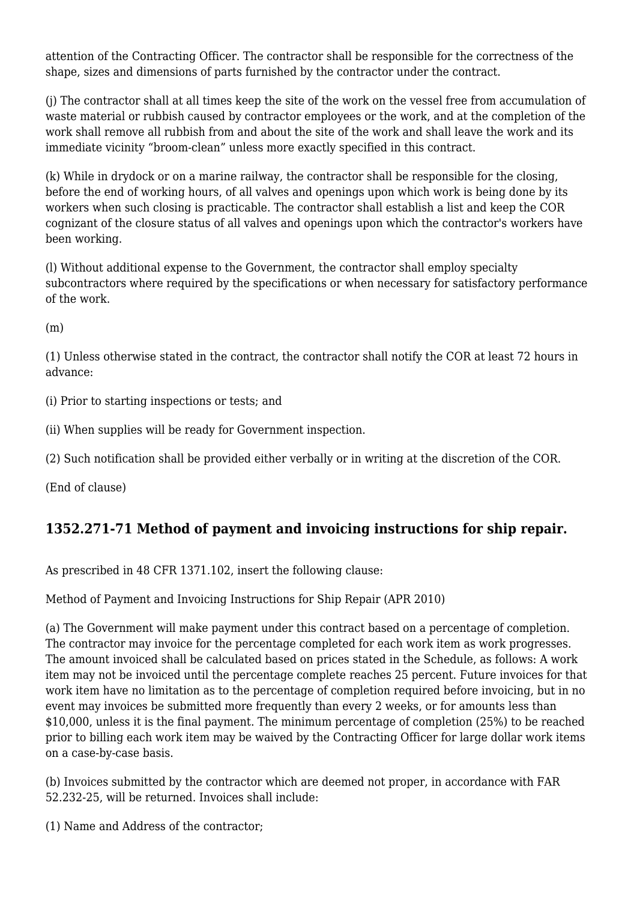attention of the Contracting Officer. The contractor shall be responsible for the correctness of the shape, sizes and dimensions of parts furnished by the contractor under the contract.

(j) The contractor shall at all times keep the site of the work on the vessel free from accumulation of waste material or rubbish caused by contractor employees or the work, and at the completion of the work shall remove all rubbish from and about the site of the work and shall leave the work and its immediate vicinity “broom-clean” unless more exactly specified in this contract.

(k) While in drydock or on a marine railway, the contractor shall be responsible for the closing, before the end of working hours, of all valves and openings upon which work is being done by its workers when such closing is practicable. The contractor shall establish a list and keep the COR cognizant of the closure status of all valves and openings upon which the contractor's workers have been working.

(l) Without additional expense to the Government, the contractor shall employ specialty subcontractors where required by the specifications or when necessary for satisfactory performance of the work.

(m)

(1) Unless otherwise stated in the contract, the contractor shall notify the COR at least 72 hours in advance:

(i) Prior to starting inspections or tests; and

(ii) When supplies will be ready for Government inspection.

(2) Such notification shall be provided either verbally or in writing at the discretion of the COR.

(End of clause)

## 1352.271-71 Method of payment and invoicing instructions for ship repair.

As prescribed in 48 CFR 1371.102, insert the following clause:

Method of Payment and Invoicing Instructions for Ship Repair (APR 2010)

(a) The Government will make payment under this contract based on a percentage of completion. The contractor may invoice for the percentage completed for each work item as work progresses. The amount invoiced shall be calculated based on prices stated in the Schedule, as follows: A work item may not be invoiced until the percentage complete reaches 25 percent. Future invoices for that work item have no limitation as to the percentage of completion required before invoicing, but in no event may invoices be submitted more frequently than every 2 weeks, or for amounts less than $10,000, unless it is the final payment. The minimum percentage of completion (25%) to be reached prior to billing each work item may be waived by the Contracting Officer for large dollar work items on a case-by-case basis.

(b) Invoices submitted by the contractor which are deemed not proper, in accordance with FAR 52.232-25, will be returned. Invoices shall include:

(1) Name and Address of the contractor;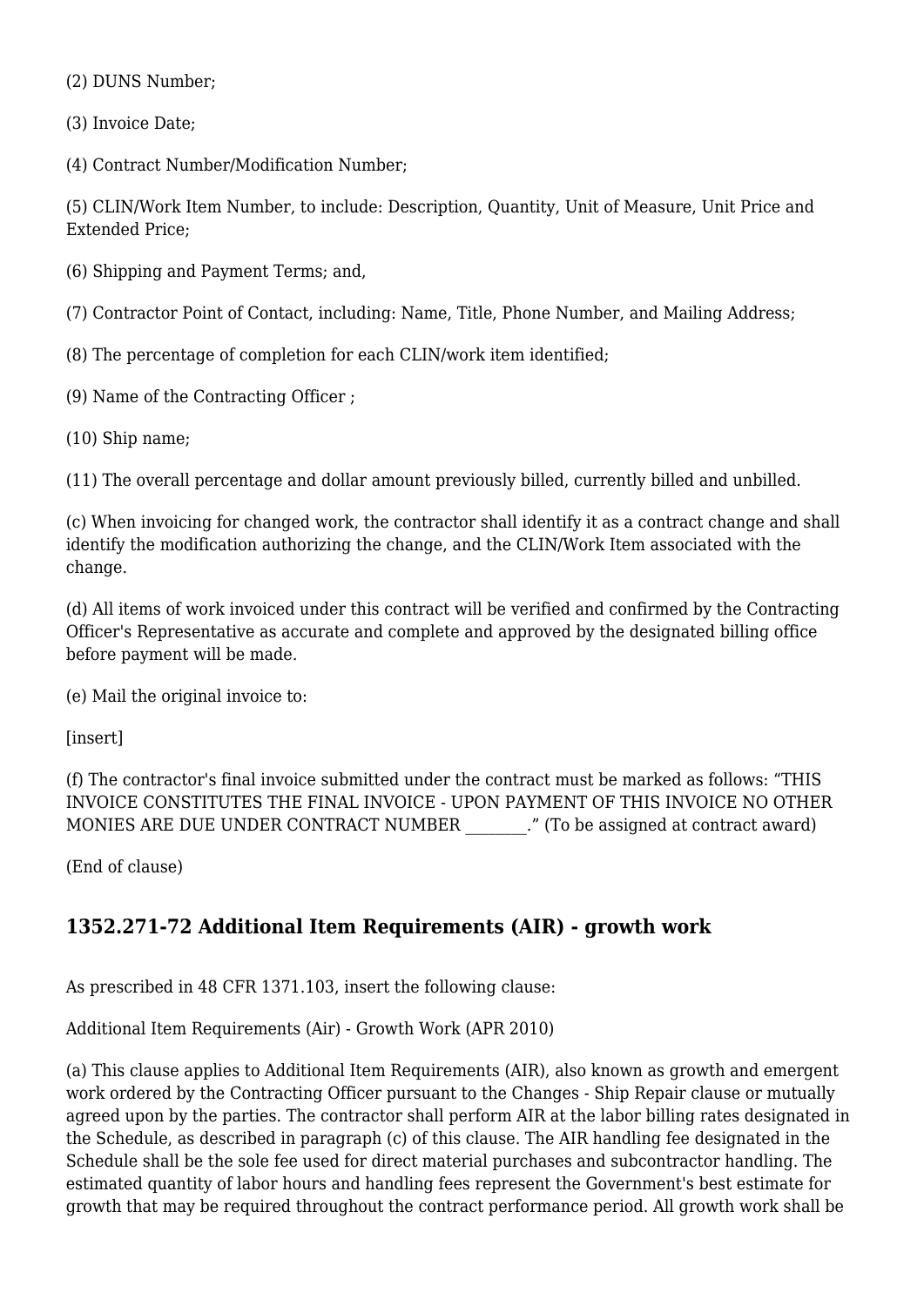(2) DUNS Number;

(3) Invoice Date;

(4) Contract Number/Modification Number;

(5) CLIN/Work Item Number, to include: Description, Quantity, Unit of Measure, Unit Price and Extended Price;

(6) Shipping and Payment Terms; and,

(7) Contractor Point of Contact, including: Name, Title, Phone Number, and Mailing Address;

(8) The percentage of completion for each CLIN/work item identified;

(9) Name of the Contracting Officer ;

(10) Ship name;

(11) The overall percentage and dollar amount previously billed, currently billed and unbilled.

(c) When invoicing for changed work, the contractor shall identify it as a contract change and shall identify the modification authorizing the change, and the CLIN/Work Item associated with the change.

(d) All items of work invoiced under this contract will be verified and confirmed by the Contracting Officer's Representative as accurate and complete and approved by the designated billing office before payment will be made.

(e) Mail the original invoice to:

[insert]

(f) The contractor's final invoice submitted under the contract must be marked as follows: "THIS INVOICE CONSTITUTES THE FINAL INVOICE - UPON PAYMENT OF THIS INVOICE NO OTHER MONIES ARE DUE UNDER CONTRACT NUMBER ________." (To be assigned at contract award)

(End of clause)

## 1352.271-72 Additional Item Requirements (AIR) - growth work

As prescribed in 48 CFR 1371.103, insert the following clause:

Additional Item Requirements (Air) - Growth Work (APR 2010)

(a) This clause applies to Additional Item Requirements (AIR), also known as growth and emergent work ordered by the Contracting Officer pursuant to the Changes - Ship Repair clause or mutually agreed upon by the parties. The contractor shall perform AIR at the labor billing rates designated in the Schedule, as described in paragraph (c) of this clause. The AIR handling fee designated in the Schedule shall be the sole fee used for direct material purchases and subcontractor handling. The estimated quantity of labor hours and handling fees represent the Government's best estimate for growth that may be required throughout the contract performance period. All growth work shall be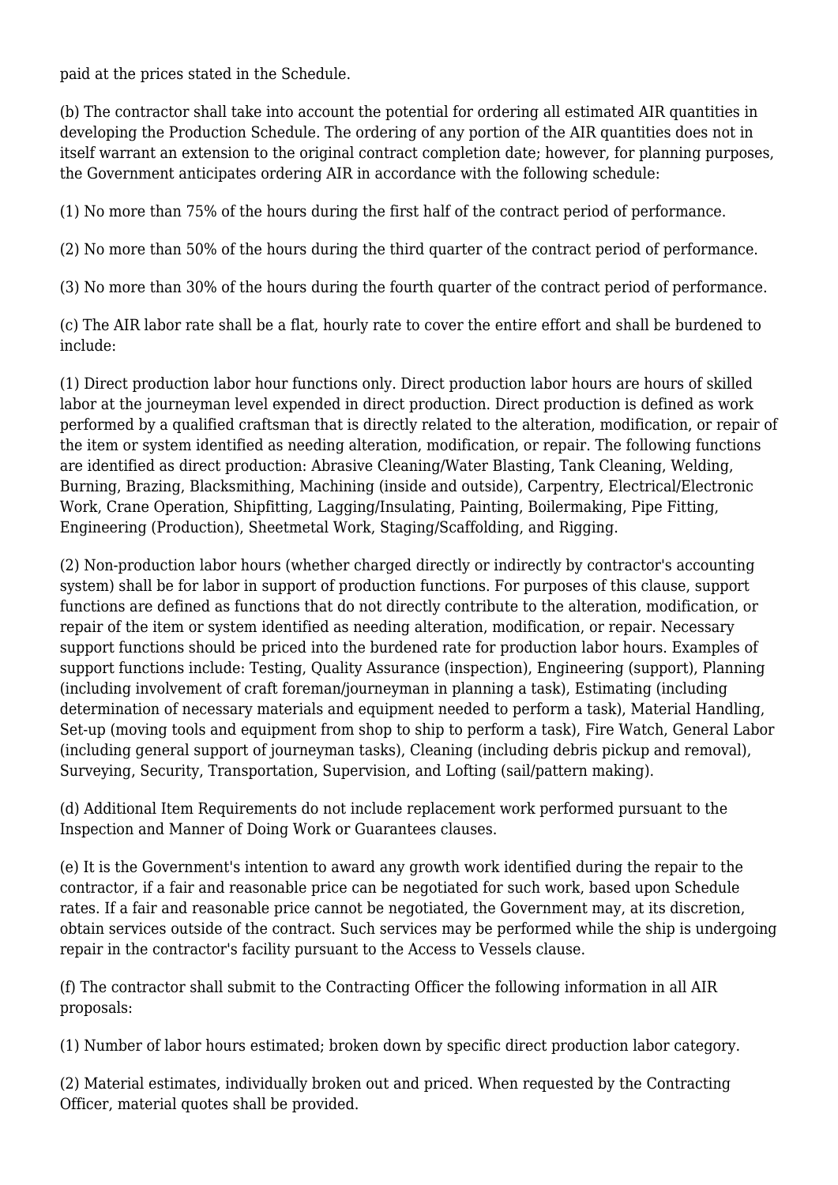paid at the prices stated in the Schedule.

(b) The contractor shall take into account the potential for ordering all estimated AIR quantities in developing the Production Schedule. The ordering of any portion of the AIR quantities does not in itself warrant an extension to the original contract completion date; however, for planning purposes, the Government anticipates ordering AIR in accordance with the following schedule:

(1) No more than 75% of the hours during the first half of the contract period of performance.

(2) No more than 50% of the hours during the third quarter of the contract period of performance.

(3) No more than 30% of the hours during the fourth quarter of the contract period of performance.

(c) The AIR labor rate shall be a flat, hourly rate to cover the entire effort and shall be burdened to include:

(1) Direct production labor hour functions only. Direct production labor hours are hours of skilled labor at the journeyman level expended in direct production. Direct production is defined as work performed by a qualified craftsman that is directly related to the alteration, modification, or repair of the item or system identified as needing alteration, modification, or repair. The following functions are identified as direct production: Abrasive Cleaning/Water Blasting, Tank Cleaning, Welding, Burning, Brazing, Blacksmithing, Machining (inside and outside), Carpentry, Electrical/Electronic Work, Crane Operation, Shipfitting, Lagging/Insulating, Painting, Boilermaking, Pipe Fitting, Engineering (Production), Sheetmetal Work, Staging/Scaffolding, and Rigging.

(2) Non-production labor hours (whether charged directly or indirectly by contractor's accounting system) shall be for labor in support of production functions. For purposes of this clause, support functions are defined as functions that do not directly contribute to the alteration, modification, or repair of the item or system identified as needing alteration, modification, or repair. Necessary support functions should be priced into the burdened rate for production labor hours. Examples of support functions include: Testing, Quality Assurance (inspection), Engineering (support), Planning (including involvement of craft foreman/journeyman in planning a task), Estimating (including determination of necessary materials and equipment needed to perform a task), Material Handling, Set-up (moving tools and equipment from shop to ship to perform a task), Fire Watch, General Labor (including general support of journeyman tasks), Cleaning (including debris pickup and removal), Surveying, Security, Transportation, Supervision, and Lofting (sail/pattern making).

(d) Additional Item Requirements do not include replacement work performed pursuant to the Inspection and Manner of Doing Work or Guarantees clauses.

(e) It is the Government's intention to award any growth work identified during the repair to the contractor, if a fair and reasonable price can be negotiated for such work, based upon Schedule rates. If a fair and reasonable price cannot be negotiated, the Government may, at its discretion, obtain services outside of the contract. Such services may be performed while the ship is undergoing repair in the contractor's facility pursuant to the Access to Vessels clause.

(f) The contractor shall submit to the Contracting Officer the following information in all AIR proposals:

(1) Number of labor hours estimated; broken down by specific direct production labor category.

(2) Material estimates, individually broken out and priced. When requested by the Contracting Officer, material quotes shall be provided.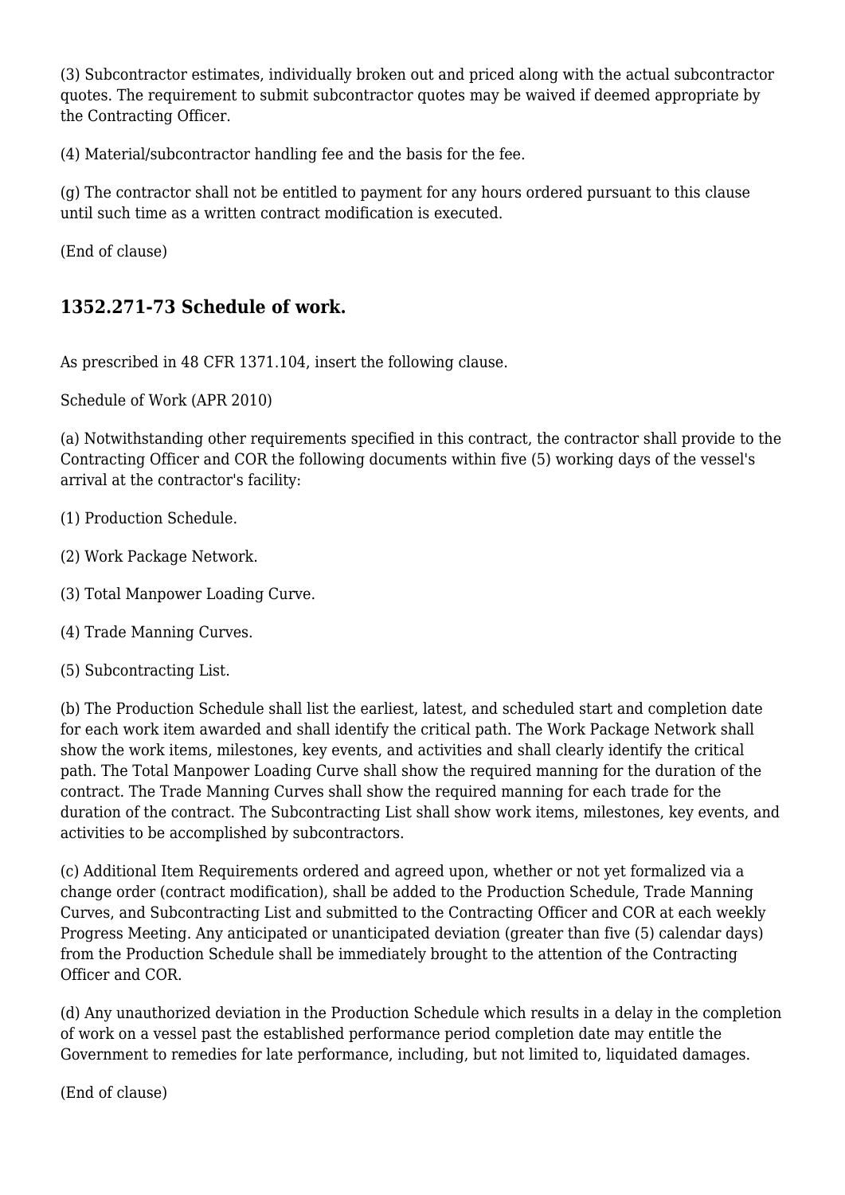(3) Subcontractor estimates, individually broken out and priced along with the actual subcontractor quotes. The requirement to submit subcontractor quotes may be waived if deemed appropriate by the Contracting Officer.

(4) Material/subcontractor handling fee and the basis for the fee.

(g) The contractor shall not be entitled to payment for any hours ordered pursuant to this clause until such time as a written contract modification is executed.

(End of clause)

### 1352.271-73 Schedule of work.

As prescribed in 48 CFR 1371.104, insert the following clause.

Schedule of Work (APR 2010)

(a) Notwithstanding other requirements specified in this contract, the contractor shall provide to the Contracting Officer and COR the following documents within five (5) working days of the vessel's arrival at the contractor's facility:

(1) Production Schedule.

(2) Work Package Network.

(3) Total Manpower Loading Curve.

(4) Trade Manning Curves.

(5) Subcontracting List.

(b) The Production Schedule shall list the earliest, latest, and scheduled start and completion date for each work item awarded and shall identify the critical path. The Work Package Network shall show the work items, milestones, key events, and activities and shall clearly identify the critical path. The Total Manpower Loading Curve shall show the required manning for the duration of the contract. The Trade Manning Curves shall show the required manning for each trade for the duration of the contract. The Subcontracting List shall show work items, milestones, key events, and activities to be accomplished by subcontractors.

(c) Additional Item Requirements ordered and agreed upon, whether or not yet formalized via a change order (contract modification), shall be added to the Production Schedule, Trade Manning Curves, and Subcontracting List and submitted to the Contracting Officer and COR at each weekly Progress Meeting. Any anticipated or unanticipated deviation (greater than five (5) calendar days) from the Production Schedule shall be immediately brought to the attention of the Contracting Officer and COR.

(d) Any unauthorized deviation in the Production Schedule which results in a delay in the completion of work on a vessel past the established performance period completion date may entitle the Government to remedies for late performance, including, but not limited to, liquidated damages.

(End of clause)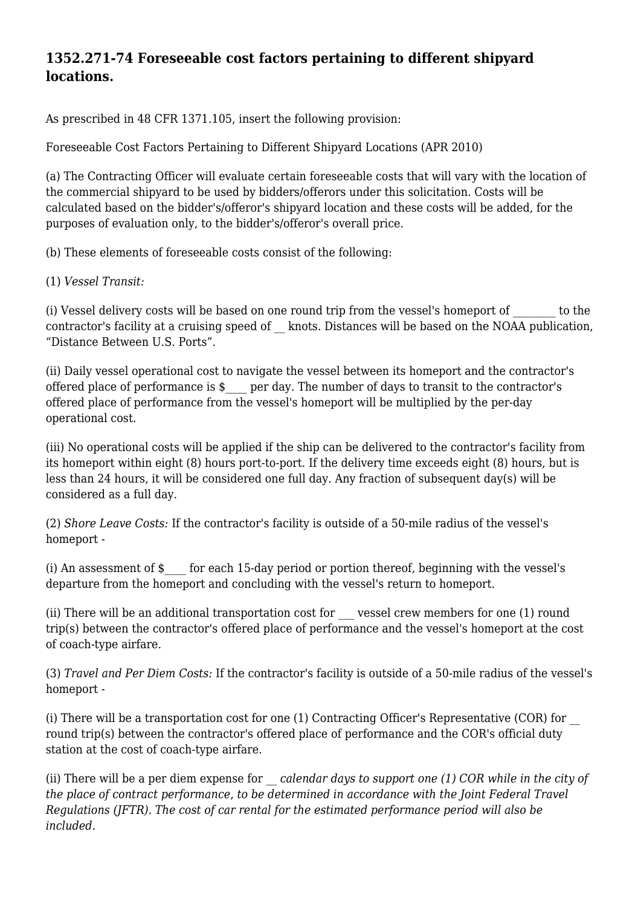### 1352.271-74 Foreseeable cost factors pertaining to different shipyard locations.

As prescribed in 48 CFR 1371.105, insert the following provision:

Foreseeable Cost Factors Pertaining to Different Shipyard Locations (APR 2010)

(a) The Contracting Officer will evaluate certain foreseeable costs that will vary with the location of the commercial shipyard to be used by bidders/offerors under this solicitation. Costs will be calculated based on the bidder's/offeror's shipyard location and these costs will be added, for the purposes of evaluation only, to the bidder's/offeror's overall price.

(b) These elements of foreseeable costs consist of the following:

(1) *Vessel Transit:*

(i) Vessel delivery costs will be based on one round trip from the vessel's homeport of ________ to the contractor's facility at a cruising speed of __ knots. Distances will be based on the NOAA publication, “Distance Between U.S. Ports”.

(ii) Daily vessel operational cost to navigate the vessel between its homeport and the contractor's offered place of performance is $____ per day. The number of days to transit to the contractor's offered place of performance from the vessel's homeport will be multiplied by the per-day operational cost.

(iii) No operational costs will be applied if the ship can be delivered to the contractor's facility from its homeport within eight (8) hours port-to-port. If the delivery time exceeds eight (8) hours, but is less than 24 hours, it will be considered one full day. Any fraction of subsequent day(s) will be considered as a full day.

(2) *Shore Leave Costs:* If the contractor's facility is outside of a 50-mile radius of the vessel's homeport -

(i) An assessment of $____ for each 15-day period or portion thereof, beginning with the vessel's departure from the homeport and concluding with the vessel's return to homeport.

(ii) There will be an additional transportation cost for ___ vessel crew members for one (1) round trip(s) between the contractor's offered place of performance and the vessel's homeport at the cost of coach-type airfare.

(3) *Travel and Per Diem Costs:* If the contractor's facility is outside of a 50-mile radius of the vessel's homeport -

(i) There will be a transportation cost for one (1) Contracting Officer's Representative (COR) for __ round trip(s) between the contractor's offered place of performance and the COR's official duty station at the cost of coach-type airfare.

(ii) There will be a per diem expense for __ *calendar days to support one (1) COR while in the city of the place of contract performance, to be determined in accordance with the Joint Federal Travel Regulations (JFTR). The cost of car rental for the estimated performance period will also be included.*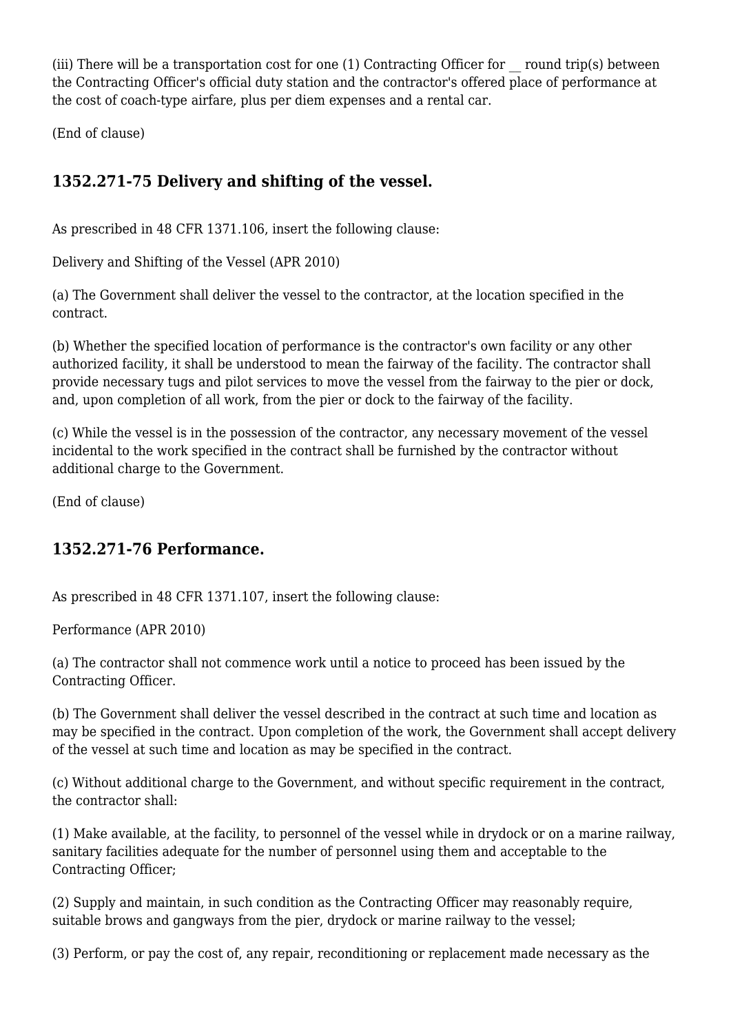(iii) There will be a transportation cost for one (1) Contracting Officer for __ round trip(s) between the Contracting Officer's official duty station and the contractor's offered place of performance at the cost of coach-type airfare, plus per diem expenses and a rental car.

(End of clause)

### 1352.271-75 Delivery and shifting of the vessel.

As prescribed in 48 CFR 1371.106, insert the following clause:

Delivery and Shifting of the Vessel (APR 2010)

(a) The Government shall deliver the vessel to the contractor, at the location specified in the contract.

(b) Whether the specified location of performance is the contractor's own facility or any other authorized facility, it shall be understood to mean the fairway of the facility. The contractor shall provide necessary tugs and pilot services to move the vessel from the fairway to the pier or dock, and, upon completion of all work, from the pier or dock to the fairway of the facility.

(c) While the vessel is in the possession of the contractor, any necessary movement of the vessel incidental to the work specified in the contract shall be furnished by the contractor without additional charge to the Government.

(End of clause)

### 1352.271-76 Performance.

As prescribed in 48 CFR 1371.107, insert the following clause:

Performance (APR 2010)

(a) The contractor shall not commence work until a notice to proceed has been issued by the Contracting Officer.

(b) The Government shall deliver the vessel described in the contract at such time and location as may be specified in the contract. Upon completion of the work, the Government shall accept delivery of the vessel at such time and location as may be specified in the contract.

(c) Without additional charge to the Government, and without specific requirement in the contract, the contractor shall:

(1) Make available, at the facility, to personnel of the vessel while in drydock or on a marine railway, sanitary facilities adequate for the number of personnel using them and acceptable to the Contracting Officer;

(2) Supply and maintain, in such condition as the Contracting Officer may reasonably require, suitable brows and gangways from the pier, drydock or marine railway to the vessel;

(3) Perform, or pay the cost of, any repair, reconditioning or replacement made necessary as the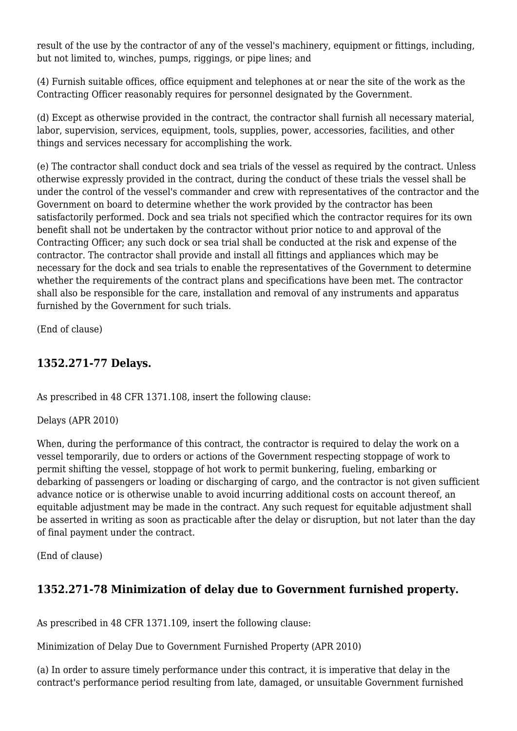result of the use by the contractor of any of the vessel's machinery, equipment or fittings, including, but not limited to, winches, pumps, riggings, or pipe lines; and

(4) Furnish suitable offices, office equipment and telephones at or near the site of the work as the Contracting Officer reasonably requires for personnel designated by the Government.

(d) Except as otherwise provided in the contract, the contractor shall furnish all necessary material, labor, supervision, services, equipment, tools, supplies, power, accessories, facilities, and other things and services necessary for accomplishing the work.

(e) The contractor shall conduct dock and sea trials of the vessel as required by the contract. Unless otherwise expressly provided in the contract, during the conduct of these trials the vessel shall be under the control of the vessel's commander and crew with representatives of the contractor and the Government on board to determine whether the work provided by the contractor has been satisfactorily performed. Dock and sea trials not specified which the contractor requires for its own benefit shall not be undertaken by the contractor without prior notice to and approval of the Contracting Officer; any such dock or sea trial shall be conducted at the risk and expense of the contractor. The contractor shall provide and install all fittings and appliances which may be necessary for the dock and sea trials to enable the representatives of the Government to determine whether the requirements of the contract plans and specifications have been met. The contractor shall also be responsible for the care, installation and removal of any instruments and apparatus furnished by the Government for such trials.

(End of clause)

### 1352.271-77 Delays.

As prescribed in 48 CFR 1371.108, insert the following clause:

Delays (APR 2010)

When, during the performance of this contract, the contractor is required to delay the work on a vessel temporarily, due to orders or actions of the Government respecting stoppage of work to permit shifting the vessel, stoppage of hot work to permit bunkering, fueling, embarking or debarking of passengers or loading or discharging of cargo, and the contractor is not given sufficient advance notice or is otherwise unable to avoid incurring additional costs on account thereof, an equitable adjustment may be made in the contract. Any such request for equitable adjustment shall be asserted in writing as soon as practicable after the delay or disruption, but not later than the day of final payment under the contract.

(End of clause)

### 1352.271-78 Minimization of delay due to Government furnished property.

As prescribed in 48 CFR 1371.109, insert the following clause:

Minimization of Delay Due to Government Furnished Property (APR 2010)

(a) In order to assure timely performance under this contract, it is imperative that delay in the contract's performance period resulting from late, damaged, or unsuitable Government furnished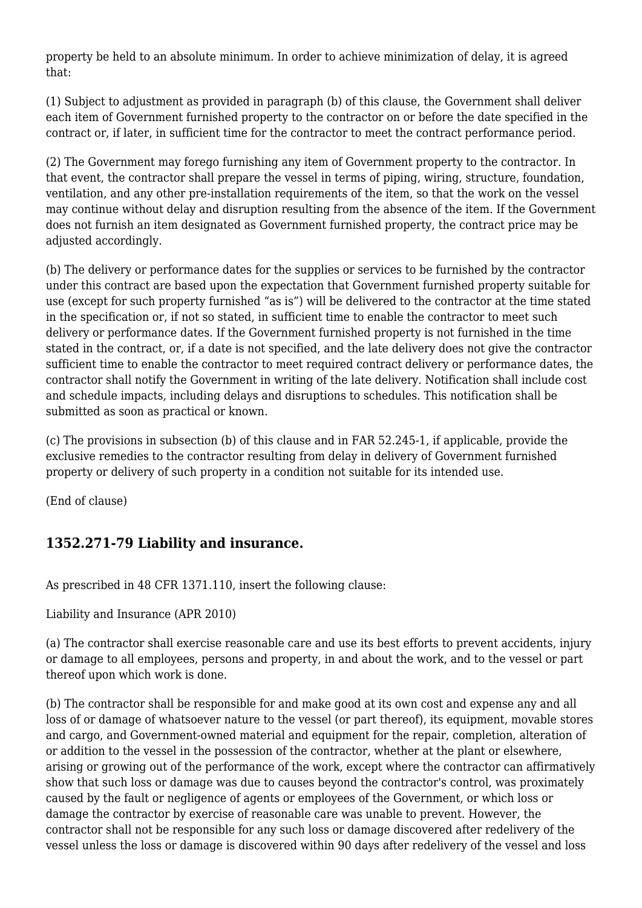property be held to an absolute minimum. In order to achieve minimization of delay, it is agreed that:

(1) Subject to adjustment as provided in paragraph (b) of this clause, the Government shall deliver each item of Government furnished property to the contractor on or before the date specified in the contract or, if later, in sufficient time for the contractor to meet the contract performance period.

(2) The Government may forego furnishing any item of Government property to the contractor. In that event, the contractor shall prepare the vessel in terms of piping, wiring, structure, foundation, ventilation, and any other pre-installation requirements of the item, so that the work on the vessel may continue without delay and disruption resulting from the absence of the item. If the Government does not furnish an item designated as Government furnished property, the contract price may be adjusted accordingly.

(b) The delivery or performance dates for the supplies or services to be furnished by the contractor under this contract are based upon the expectation that Government furnished property suitable for use (except for such property furnished "as is") will be delivered to the contractor at the time stated in the specification or, if not so stated, in sufficient time to enable the contractor to meet such delivery or performance dates. If the Government furnished property is not furnished in the time stated in the contract, or, if a date is not specified, and the late delivery does not give the contractor sufficient time to enable the contractor to meet required contract delivery or performance dates, the contractor shall notify the Government in writing of the late delivery. Notification shall include cost and schedule impacts, including delays and disruptions to schedules. This notification shall be submitted as soon as practical or known.

(c) The provisions in subsection (b) of this clause and in FAR 52.245-1, if applicable, provide the exclusive remedies to the contractor resulting from delay in delivery of Government furnished property or delivery of such property in a condition not suitable for its intended use.

(End of clause)

### 1352.271-79 Liability and insurance.

As prescribed in 48 CFR 1371.110, insert the following clause:

Liability and Insurance (APR 2010)

(a) The contractor shall exercise reasonable care and use its best efforts to prevent accidents, injury or damage to all employees, persons and property, in and about the work, and to the vessel or part thereof upon which work is done.

(b) The contractor shall be responsible for and make good at its own cost and expense any and all loss of or damage of whatsoever nature to the vessel (or part thereof), its equipment, movable stores and cargo, and Government-owned material and equipment for the repair, completion, alteration of or addition to the vessel in the possession of the contractor, whether at the plant or elsewhere, arising or growing out of the performance of the work, except where the contractor can affirmatively show that such loss or damage was due to causes beyond the contractor's control, was proximately caused by the fault or negligence of agents or employees of the Government, or which loss or damage the contractor by exercise of reasonable care was unable to prevent. However, the contractor shall not be responsible for any such loss or damage discovered after redelivery of the vessel unless the loss or damage is discovered within 90 days after redelivery of the vessel and loss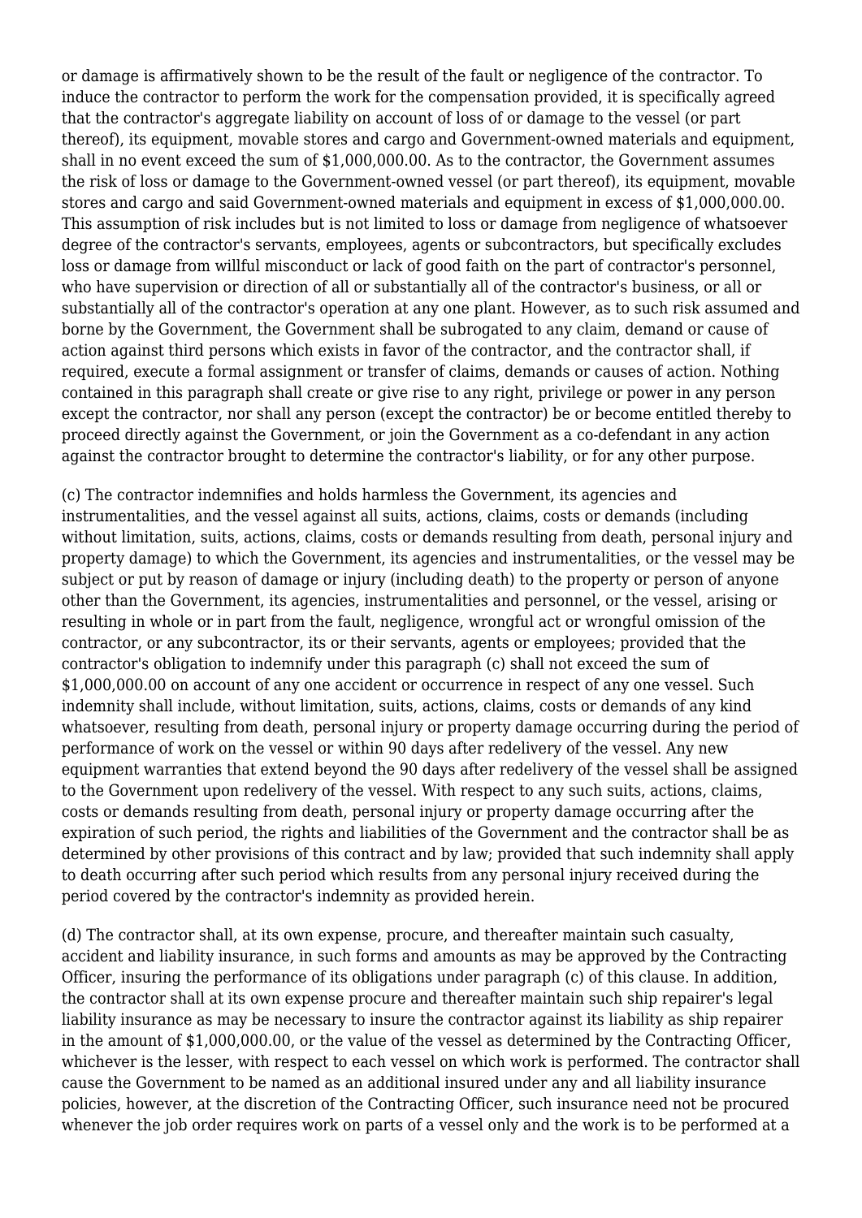or damage is affirmatively shown to be the result of the fault or negligence of the contractor. To induce the contractor to perform the work for the compensation provided, it is specifically agreed that the contractor's aggregate liability on account of loss of or damage to the vessel (or part thereof), its equipment, movable stores and cargo and Government-owned materials and equipment, shall in no event exceed the sum of $1,000,000.00. As to the contractor, the Government assumes the risk of loss or damage to the Government-owned vessel (or part thereof), its equipment, movable stores and cargo and said Government-owned materials and equipment in excess of $1,000,000.00. This assumption of risk includes but is not limited to loss or damage from negligence of whatsoever degree of the contractor's servants, employees, agents or subcontractors, but specifically excludes loss or damage from willful misconduct or lack of good faith on the part of contractor's personnel, who have supervision or direction of all or substantially all of the contractor's business, or all or substantially all of the contractor's operation at any one plant. However, as to such risk assumed and borne by the Government, the Government shall be subrogated to any claim, demand or cause of action against third persons which exists in favor of the contractor, and the contractor shall, if required, execute a formal assignment or transfer of claims, demands or causes of action. Nothing contained in this paragraph shall create or give rise to any right, privilege or power in any person except the contractor, nor shall any person (except the contractor) be or become entitled thereby to proceed directly against the Government, or join the Government as a co-defendant in any action against the contractor brought to determine the contractor's liability, or for any other purpose.

(c) The contractor indemnifies and holds harmless the Government, its agencies and instrumentalities, and the vessel against all suits, actions, claims, costs or demands (including without limitation, suits, actions, claims, costs or demands resulting from death, personal injury and property damage) to which the Government, its agencies and instrumentalities, or the vessel may be subject or put by reason of damage or injury (including death) to the property or person of anyone other than the Government, its agencies, instrumentalities and personnel, or the vessel, arising or resulting in whole or in part from the fault, negligence, wrongful act or wrongful omission of the contractor, or any subcontractor, its or their servants, agents or employees; provided that the contractor's obligation to indemnify under this paragraph (c) shall not exceed the sum of $1,000,000.00 on account of any one accident or occurrence in respect of any one vessel. Such indemnity shall include, without limitation, suits, actions, claims, costs or demands of any kind whatsoever, resulting from death, personal injury or property damage occurring during the period of performance of work on the vessel or within 90 days after redelivery of the vessel. Any new equipment warranties that extend beyond the 90 days after redelivery of the vessel shall be assigned to the Government upon redelivery of the vessel. With respect to any such suits, actions, claims, costs or demands resulting from death, personal injury or property damage occurring after the expiration of such period, the rights and liabilities of the Government and the contractor shall be as determined by other provisions of this contract and by law; provided that such indemnity shall apply to death occurring after such period which results from any personal injury received during the period covered by the contractor's indemnity as provided herein.

(d) The contractor shall, at its own expense, procure, and thereafter maintain such casualty, accident and liability insurance, in such forms and amounts as may be approved by the Contracting Officer, insuring the performance of its obligations under paragraph (c) of this clause. In addition, the contractor shall at its own expense procure and thereafter maintain such ship repairer's legal liability insurance as may be necessary to insure the contractor against its liability as ship repairer in the amount of $1,000,000.00, or the value of the vessel as determined by the Contracting Officer, whichever is the lesser, with respect to each vessel on which work is performed. The contractor shall cause the Government to be named as an additional insured under any and all liability insurance policies, however, at the discretion of the Contracting Officer, such insurance need not be procured whenever the job order requires work on parts of a vessel only and the work is to be performed at a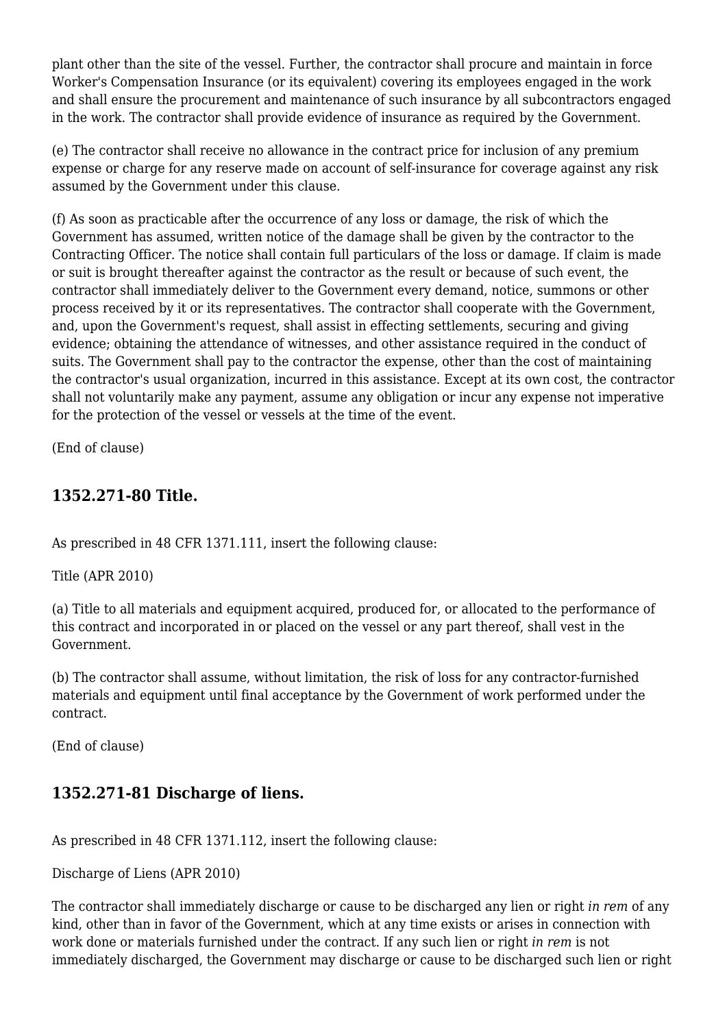plant other than the site of the vessel. Further, the contractor shall procure and maintain in force Worker's Compensation Insurance (or its equivalent) covering its employees engaged in the work and shall ensure the procurement and maintenance of such insurance by all subcontractors engaged in the work. The contractor shall provide evidence of insurance as required by the Government.

(e) The contractor shall receive no allowance in the contract price for inclusion of any premium expense or charge for any reserve made on account of self-insurance for coverage against any risk assumed by the Government under this clause.

(f) As soon as practicable after the occurrence of any loss or damage, the risk of which the Government has assumed, written notice of the damage shall be given by the contractor to the Contracting Officer. The notice shall contain full particulars of the loss or damage. If claim is made or suit is brought thereafter against the contractor as the result or because of such event, the contractor shall immediately deliver to the Government every demand, notice, summons or other process received by it or its representatives. The contractor shall cooperate with the Government, and, upon the Government's request, shall assist in effecting settlements, securing and giving evidence; obtaining the attendance of witnesses, and other assistance required in the conduct of suits. The Government shall pay to the contractor the expense, other than the cost of maintaining the contractor's usual organization, incurred in this assistance. Except at its own cost, the contractor shall not voluntarily make any payment, assume any obligation or incur any expense not imperative for the protection of the vessel or vessels at the time of the event.

(End of clause)

### 1352.271-80 Title.

As prescribed in 48 CFR 1371.111, insert the following clause:

Title (APR 2010)

(a) Title to all materials and equipment acquired, produced for, or allocated to the performance of this contract and incorporated in or placed on the vessel or any part thereof, shall vest in the Government.

(b) The contractor shall assume, without limitation, the risk of loss for any contractor-furnished materials and equipment until final acceptance by the Government of work performed under the contract.

(End of clause)

### 1352.271-81 Discharge of liens.

As prescribed in 48 CFR 1371.112, insert the following clause:

Discharge of Liens (APR 2010)

The contractor shall immediately discharge or cause to be discharged any lien or right *in rem* of any kind, other than in favor of the Government, which at any time exists or arises in connection with work done or materials furnished under the contract. If any such lien or right *in rem* is not immediately discharged, the Government may discharge or cause to be discharged such lien or right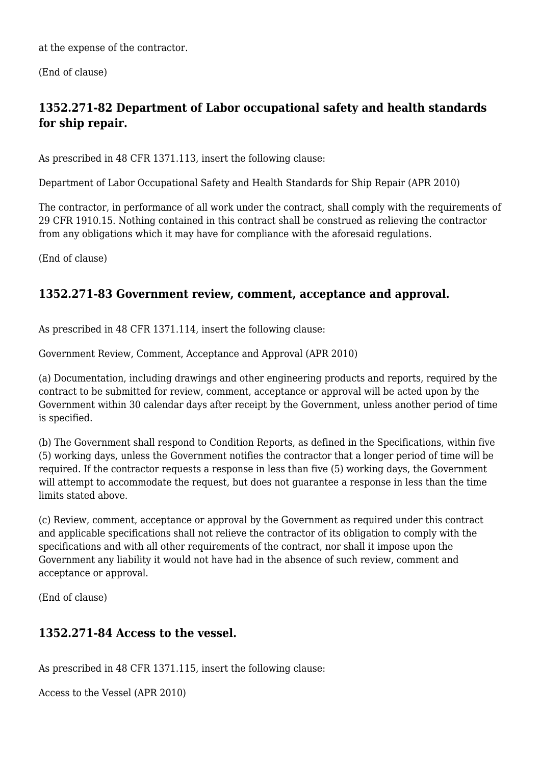at the expense of the contractor.

(End of clause)

## 1352.271-82 Department of Labor occupational safety and health standards for ship repair.

As prescribed in 48 CFR 1371.113, insert the following clause:

Department of Labor Occupational Safety and Health Standards for Ship Repair (APR 2010)

The contractor, in performance of all work under the contract, shall comply with the requirements of 29 CFR 1910.15. Nothing contained in this contract shall be construed as relieving the contractor from any obligations which it may have for compliance with the aforesaid regulations.

(End of clause)

## 1352.271-83 Government review, comment, acceptance and approval.

As prescribed in 48 CFR 1371.114, insert the following clause:

Government Review, Comment, Acceptance and Approval (APR 2010)

(a) Documentation, including drawings and other engineering products and reports, required by the contract to be submitted for review, comment, acceptance or approval will be acted upon by the Government within 30 calendar days after receipt by the Government, unless another period of time is specified.

(b) The Government shall respond to Condition Reports, as defined in the Specifications, within five (5) working days, unless the Government notifies the contractor that a longer period of time will be required. If the contractor requests a response in less than five (5) working days, the Government will attempt to accommodate the request, but does not guarantee a response in less than the time limits stated above.

(c) Review, comment, acceptance or approval by the Government as required under this contract and applicable specifications shall not relieve the contractor of its obligation to comply with the specifications and with all other requirements of the contract, nor shall it impose upon the Government any liability it would not have had in the absence of such review, comment and acceptance or approval.

(End of clause)

## 1352.271-84 Access to the vessel.

As prescribed in 48 CFR 1371.115, insert the following clause:

Access to the Vessel (APR 2010)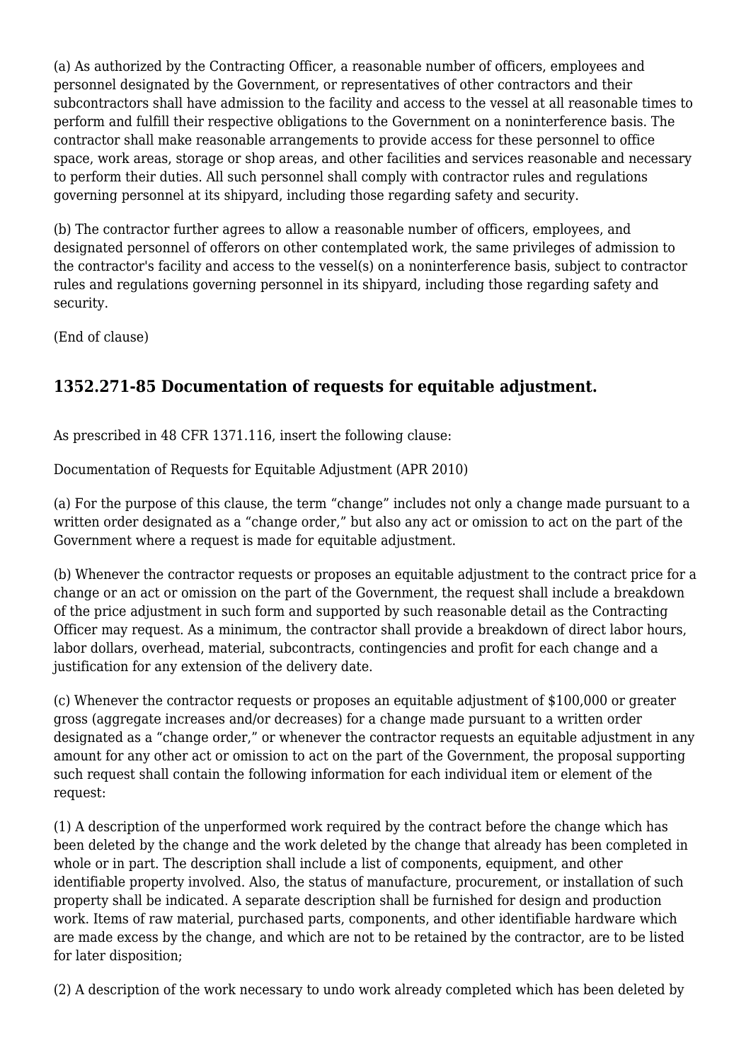(a) As authorized by the Contracting Officer, a reasonable number of officers, employees and personnel designated by the Government, or representatives of other contractors and their subcontractors shall have admission to the facility and access to the vessel at all reasonable times to perform and fulfill their respective obligations to the Government on a noninterference basis. The contractor shall make reasonable arrangements to provide access for these personnel to office space, work areas, storage or shop areas, and other facilities and services reasonable and necessary to perform their duties. All such personnel shall comply with contractor rules and regulations governing personnel at its shipyard, including those regarding safety and security.

(b) The contractor further agrees to allow a reasonable number of officers, employees, and designated personnel of offerors on other contemplated work, the same privileges of admission to the contractor's facility and access to the vessel(s) on a noninterference basis, subject to contractor rules and regulations governing personnel in its shipyard, including those regarding safety and security.

(End of clause)

## 1352.271-85 Documentation of requests for equitable adjustment.

As prescribed in 48 CFR 1371.116, insert the following clause:

Documentation of Requests for Equitable Adjustment (APR 2010)

(a) For the purpose of this clause, the term "change" includes not only a change made pursuant to a written order designated as a "change order," but also any act or omission to act on the part of the Government where a request is made for equitable adjustment.

(b) Whenever the contractor requests or proposes an equitable adjustment to the contract price for a change or an act or omission on the part of the Government, the request shall include a breakdown of the price adjustment in such form and supported by such reasonable detail as the Contracting Officer may request. As a minimum, the contractor shall provide a breakdown of direct labor hours, labor dollars, overhead, material, subcontracts, contingencies and profit for each change and a justification for any extension of the delivery date.

(c) Whenever the contractor requests or proposes an equitable adjustment of $100,000 or greater gross (aggregate increases and/or decreases) for a change made pursuant to a written order designated as a "change order," or whenever the contractor requests an equitable adjustment in any amount for any other act or omission to act on the part of the Government, the proposal supporting such request shall contain the following information for each individual item or element of the request:

(1) A description of the unperformed work required by the contract before the change which has been deleted by the change and the work deleted by the change that already has been completed in whole or in part. The description shall include a list of components, equipment, and other identifiable property involved. Also, the status of manufacture, procurement, or installation of such property shall be indicated. A separate description shall be furnished for design and production work. Items of raw material, purchased parts, components, and other identifiable hardware which are made excess by the change, and which are not to be retained by the contractor, are to be listed for later disposition;

(2) A description of the work necessary to undo work already completed which has been deleted by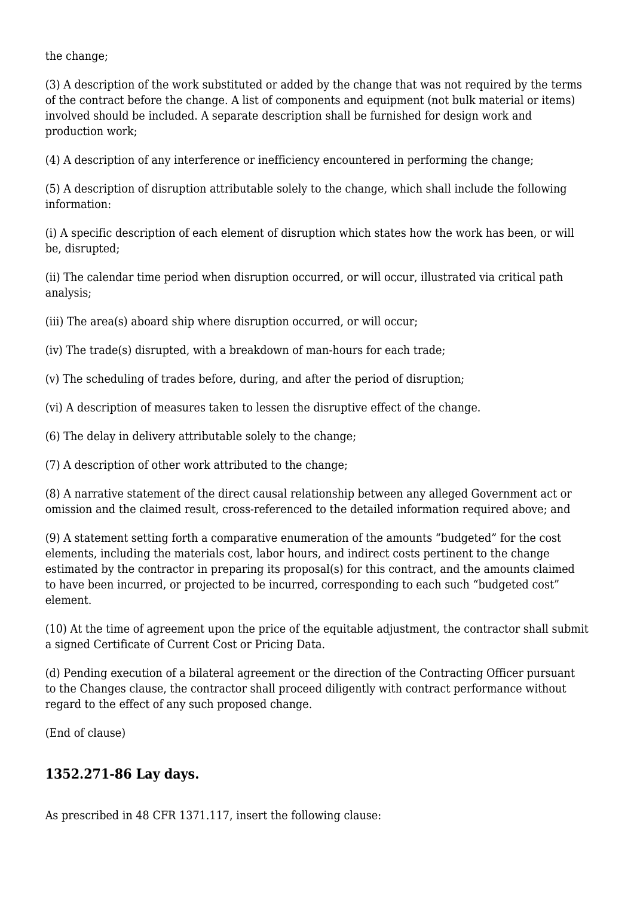the change;

(3) A description of the work substituted or added by the change that was not required by the terms of the contract before the change. A list of components and equipment (not bulk material or items) involved should be included. A separate description shall be furnished for design work and production work;

(4) A description of any interference or inefficiency encountered in performing the change;

(5) A description of disruption attributable solely to the change, which shall include the following information:

(i) A specific description of each element of disruption which states how the work has been, or will be, disrupted;

(ii) The calendar time period when disruption occurred, or will occur, illustrated via critical path analysis;

(iii) The area(s) aboard ship where disruption occurred, or will occur;

(iv) The trade(s) disrupted, with a breakdown of man-hours for each trade;

(v) The scheduling of trades before, during, and after the period of disruption;

(vi) A description of measures taken to lessen the disruptive effect of the change.

(6) The delay in delivery attributable solely to the change;

(7) A description of other work attributed to the change;

(8) A narrative statement of the direct causal relationship between any alleged Government act or omission and the claimed result, cross-referenced to the detailed information required above; and

(9) A statement setting forth a comparative enumeration of the amounts "budgeted" for the cost elements, including the materials cost, labor hours, and indirect costs pertinent to the change estimated by the contractor in preparing its proposal(s) for this contract, and the amounts claimed to have been incurred, or projected to be incurred, corresponding to each such "budgeted cost" element.

(10) At the time of agreement upon the price of the equitable adjustment, the contractor shall submit a signed Certificate of Current Cost or Pricing Data.

(d) Pending execution of a bilateral agreement or the direction of the Contracting Officer pursuant to the Changes clause, the contractor shall proceed diligently with contract performance without regard to the effect of any such proposed change.

(End of clause)

### 1352.271-86 Lay days.

As prescribed in 48 CFR 1371.117, insert the following clause: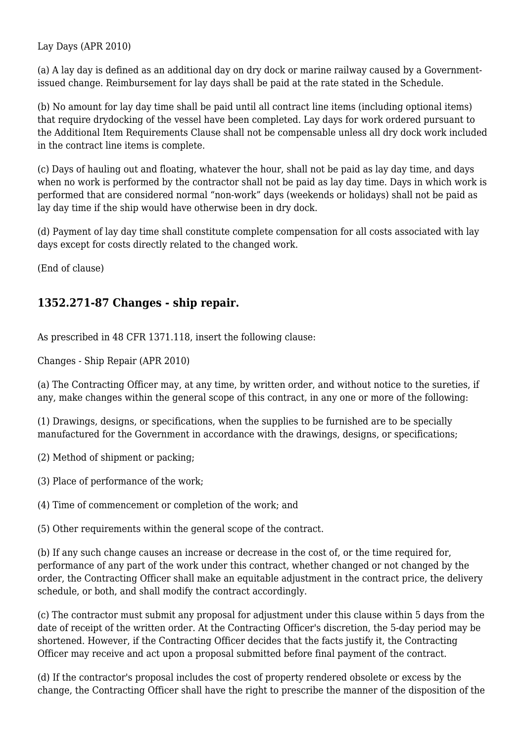Lay Days (APR 2010)

(a) A lay day is defined as an additional day on dry dock or marine railway caused by a Government-issued change. Reimbursement for lay days shall be paid at the rate stated in the Schedule.

(b) No amount for lay day time shall be paid until all contract line items (including optional items) that require drydocking of the vessel have been completed. Lay days for work ordered pursuant to the Additional Item Requirements Clause shall not be compensable unless all dry dock work included in the contract line items is complete.

(c) Days of hauling out and floating, whatever the hour, shall not be paid as lay day time, and days when no work is performed by the contractor shall not be paid as lay day time. Days in which work is performed that are considered normal "non-work" days (weekends or holidays) shall not be paid as lay day time if the ship would have otherwise been in dry dock.

(d) Payment of lay day time shall constitute complete compensation for all costs associated with lay days except for costs directly related to the changed work.

(End of clause)

### 1352.271-87 Changes - ship repair.

As prescribed in 48 CFR 1371.118, insert the following clause:

Changes - Ship Repair (APR 2010)

(a) The Contracting Officer may, at any time, by written order, and without notice to the sureties, if any, make changes within the general scope of this contract, in any one or more of the following:

(1) Drawings, designs, or specifications, when the supplies to be furnished are to be specially manufactured for the Government in accordance with the drawings, designs, or specifications;

(2) Method of shipment or packing;

(3) Place of performance of the work;

(4) Time of commencement or completion of the work; and

(5) Other requirements within the general scope of the contract.

(b) If any such change causes an increase or decrease in the cost of, or the time required for, performance of any part of the work under this contract, whether changed or not changed by the order, the Contracting Officer shall make an equitable adjustment in the contract price, the delivery schedule, or both, and shall modify the contract accordingly.

(c) The contractor must submit any proposal for adjustment under this clause within 5 days from the date of receipt of the written order. At the Contracting Officer's discretion, the 5-day period may be shortened. However, if the Contracting Officer decides that the facts justify it, the Contracting Officer may receive and act upon a proposal submitted before final payment of the contract.

(d) If the contractor's proposal includes the cost of property rendered obsolete or excess by the change, the Contracting Officer shall have the right to prescribe the manner of the disposition of the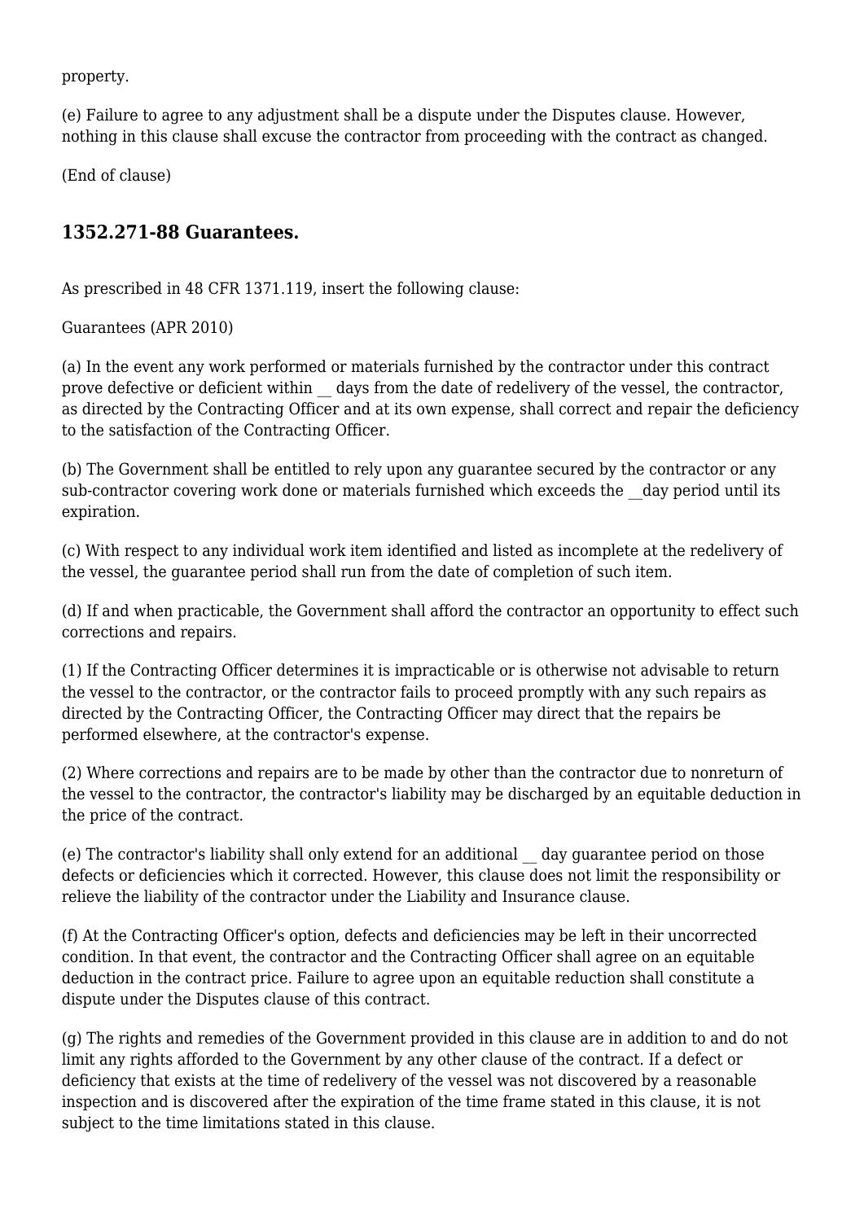property.

(e) Failure to agree to any adjustment shall be a dispute under the Disputes clause. However, nothing in this clause shall excuse the contractor from proceeding with the contract as changed.

(End of clause)

### 1352.271-88 Guarantees.

As prescribed in 48 CFR 1371.119, insert the following clause:

Guarantees (APR 2010)

(a) In the event any work performed or materials furnished by the contractor under this contract prove defective or deficient within __ days from the date of redelivery of the vessel, the contractor, as directed by the Contracting Officer and at its own expense, shall correct and repair the deficiency to the satisfaction of the Contracting Officer.

(b) The Government shall be entitled to rely upon any guarantee secured by the contractor or any sub-contractor covering work done or materials furnished which exceeds the __day period until its expiration.

(c) With respect to any individual work item identified and listed as incomplete at the redelivery of the vessel, the guarantee period shall run from the date of completion of such item.

(d) If and when practicable, the Government shall afford the contractor an opportunity to effect such corrections and repairs.

(1) If the Contracting Officer determines it is impracticable or is otherwise not advisable to return the vessel to the contractor, or the contractor fails to proceed promptly with any such repairs as directed by the Contracting Officer, the Contracting Officer may direct that the repairs be performed elsewhere, at the contractor's expense.

(2) Where corrections and repairs are to be made by other than the contractor due to nonreturn of the vessel to the contractor, the contractor's liability may be discharged by an equitable deduction in the price of the contract.

(e) The contractor's liability shall only extend for an additional __ day guarantee period on those defects or deficiencies which it corrected. However, this clause does not limit the responsibility or relieve the liability of the contractor under the Liability and Insurance clause.

(f) At the Contracting Officer's option, defects and deficiencies may be left in their uncorrected condition. In that event, the contractor and the Contracting Officer shall agree on an equitable deduction in the contract price. Failure to agree upon an equitable reduction shall constitute a dispute under the Disputes clause of this contract.

(g) The rights and remedies of the Government provided in this clause are in addition to and do not limit any rights afforded to the Government by any other clause of the contract. If a defect or deficiency that exists at the time of redelivery of the vessel was not discovered by a reasonable inspection and is discovered after the expiration of the time frame stated in this clause, it is not subject to the time limitations stated in this clause.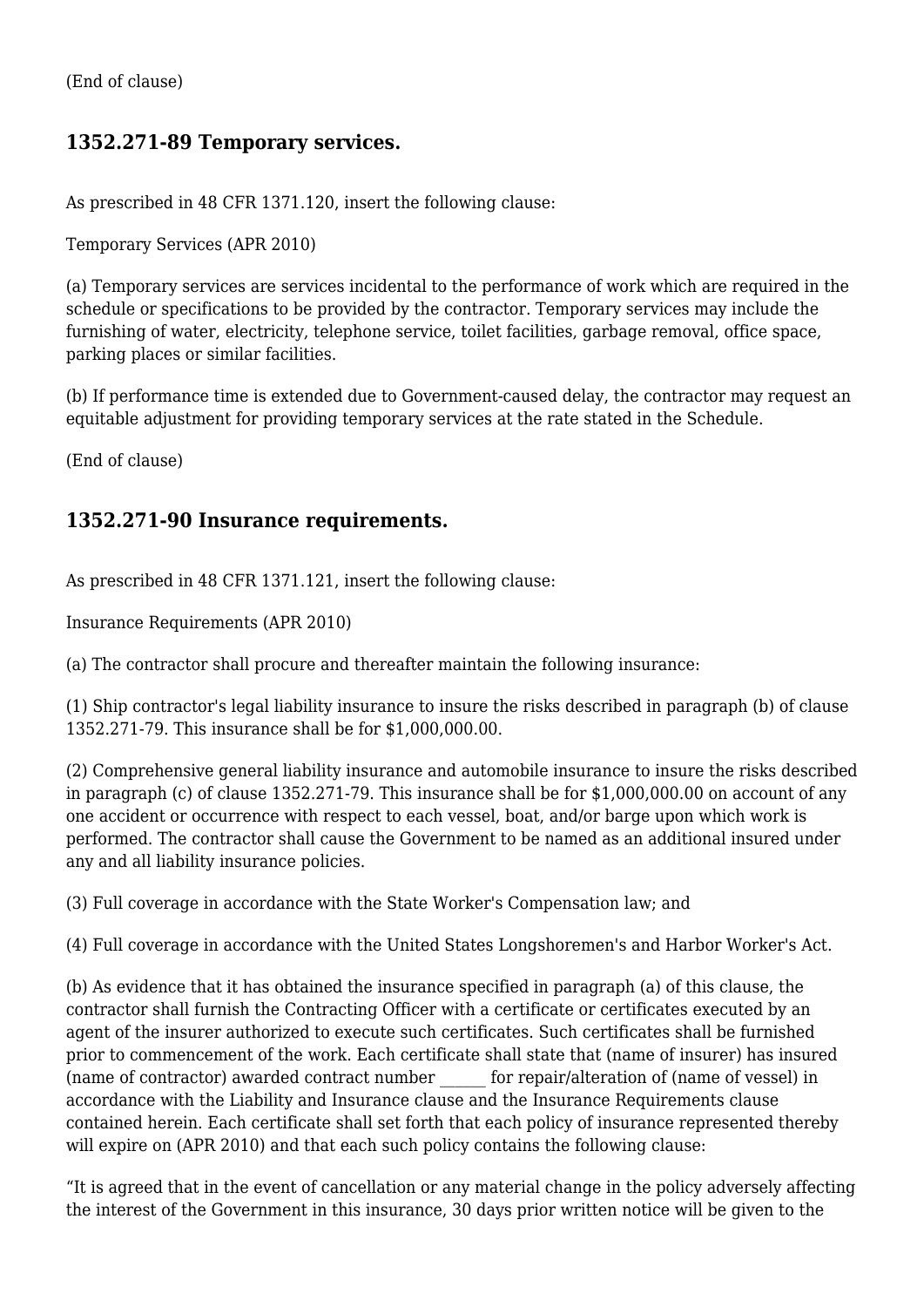(End of clause)

### 1352.271-89 Temporary services.

As prescribed in 48 CFR 1371.120, insert the following clause:

Temporary Services (APR 2010)

(a) Temporary services are services incidental to the performance of work which are required in the schedule or specifications to be provided by the contractor. Temporary services may include the furnishing of water, electricity, telephone service, toilet facilities, garbage removal, office space, parking places or similar facilities.

(b) If performance time is extended due to Government-caused delay, the contractor may request an equitable adjustment for providing temporary services at the rate stated in the Schedule.

(End of clause)

### 1352.271-90 Insurance requirements.

As prescribed in 48 CFR 1371.121, insert the following clause:

Insurance Requirements (APR 2010)

(a) The contractor shall procure and thereafter maintain the following insurance:

(1) Ship contractor's legal liability insurance to insure the risks described in paragraph (b) of clause 1352.271-79. This insurance shall be for $1,000,000.00.

(2) Comprehensive general liability insurance and automobile insurance to insure the risks described in paragraph (c) of clause 1352.271-79. This insurance shall be for $1,000,000.00 on account of any one accident or occurrence with respect to each vessel, boat, and/or barge upon which work is performed. The contractor shall cause the Government to be named as an additional insured under any and all liability insurance policies.

(3) Full coverage in accordance with the State Worker's Compensation law; and

(4) Full coverage in accordance with the United States Longshoremen's and Harbor Worker's Act.

(b) As evidence that it has obtained the insurance specified in paragraph (a) of this clause, the contractor shall furnish the Contracting Officer with a certificate or certificates executed by an agent of the insurer authorized to execute such certificates. Such certificates shall be furnished prior to commencement of the work. Each certificate shall state that (name of insurer) has insured (name of contractor) awarded contract number ______ for repair/alteration of (name of vessel) in accordance with the Liability and Insurance clause and the Insurance Requirements clause contained herein. Each certificate shall set forth that each policy of insurance represented thereby will expire on (APR 2010) and that each such policy contains the following clause:

"It is agreed that in the event of cancellation or any material change in the policy adversely affecting the interest of the Government in this insurance, 30 days prior written notice will be given to the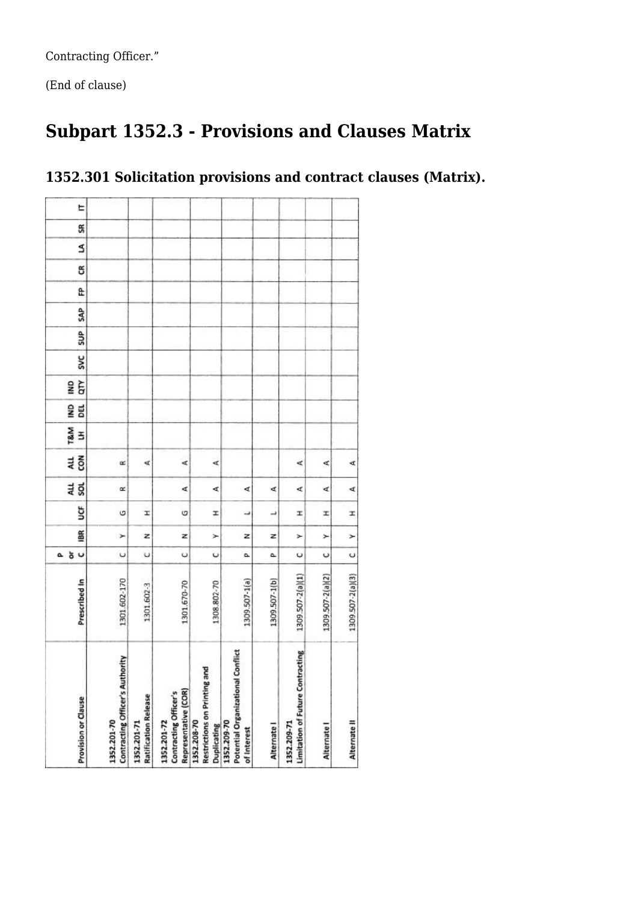Contracting Officer."

(End of clause)

## Subpart 1352.3 - Provisions and Clauses Matrix

### 1352.301 Solicitation provisions and contract clauses (Matrix).

| Provision or Clause | Prescribed In | P or C | IBR | UCF | ALL SOL | ALL CON | T&M LH | IND DEL | IND QTY | SVC | SUP | SAP | FP | CR | LA | SR | IT |
|---|---|---|---|---|---|---|---|---|---|---|---|---|---|---|---|---|---|
| 1352.201-70 Contracting Officer's Authority | 1301.602-170 | C | Y | G | R | R | | | | | | | | | | | |
| 1352.201-71 Ratification Release | 1301.602-3 | C | N | H | | A | | | | | | | | | | | |
| 1352.201-72 Contracting Officer's Representative (COR) | 1301.670-70 | C | N | G | A | A | | | | | | | | | | | |
| 1352.208-70 Restrictions on Printing and Duplicating | 1308.802-70 | C | Y | H | A | A | | | | | | | | | | | |
| 1352.209-70 Potential Organizational Conflict of Interest | 1309.507-1(a) | P | N | L | A | | | | | | | | | | | | |
| Alternate I | 1309.507-1(b) | P | N | L | A | | | | | | | | | | | | |
| 1352.209-71 Limitation of Future Contracting | 1309.507-2(a)(1) | C | Y | H | A | A | | | | | | | | | | | |
| Alternate I | 1309.507-2(a)(2) | C | Y | H | A | A | | | | | | | | | | | |
| Alternate II | 1309.507-2(a)(3) | C | Y | H | A | A | | | | | | | | | | | |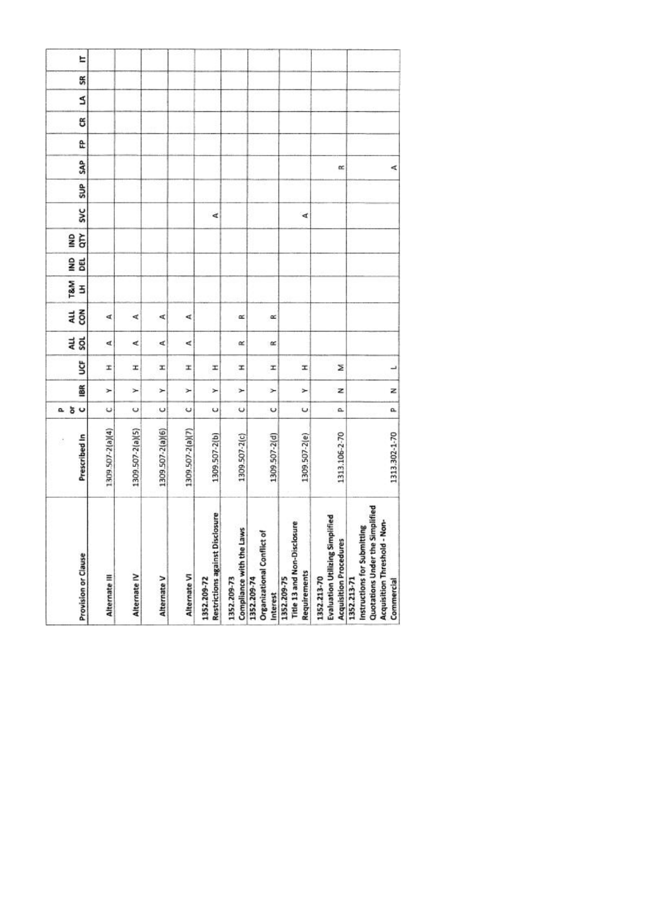| Provision or Clause | Prescribed In | P or C | IBR | UCF | ALL SOL | ALL CON | T&M LH | IND DEL | IND QTY | SVC | SUP | SAP | FP | CR | LA | SR | IT |
|---|---|---|---|---|---|---|---|---|---|---|---|---|---|---|---|---|---|
| Alternate III | 1309.507-2(a)(4) | C | Y | H | A | A | | | | | | | | | | | |
| Alternate IV | 1309.507-2(a)(5) | C | Y | H | A | A | | | | | | | | | | | |
| Alternate V | 1309.507-2(a)(6) | C | Y | H | A | A | | | | | | | | | | | |
| Alternate VI | 1309.507-2(a)(7) | C | Y | H | A | A | | | | | | | | | | | |
| 1352.209-72 Restrictions against Disclosure | 1309.507-2(b) | C | Y | H | | | | | | A | | | | | | | |
| 1352.209-73 Compliance with the Laws | 1309.507-2(c) | C | Y | H | R | R | | | | | | | | | | | |
| 1352.209-74 Organizational Conflict of Interest | 1309.507-2(d) | C | Y | H | R | R | | | | | | | | | | | |
| 1352.209-75 Title 13 and Non-Disclosure Requirements | 1309.507-2(e) | C | Y | H | | | | | | A | | | | | | | |
| 1352.213-70 Evaluation Utilizing Simplified Acquisition Procedures | 1313.106-2-70 | P | N | M | | | | | | | | R | | | | | |
| 1352.213-71 Instructions for Submitting Quotations Under the Simplified Acquisition Threshold - Non-Commercial | 1313.302-1-70 | P | N | L | | | | | | | | A | | | | | |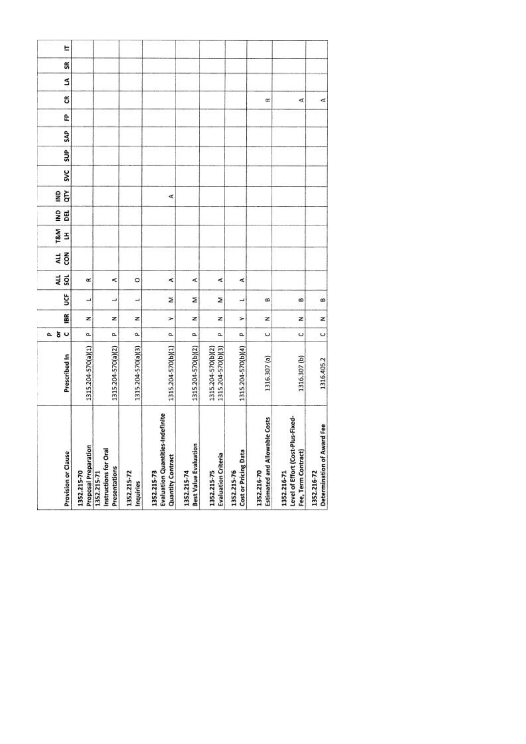| Provision or Clause | Prescribed In | P or C | IBR | UCF | ALL SOL | ALL CON | T&M LH | IND DEL | IND QTY | SVC | SUP | SAP | FP | CR | LA | SR | IT |
|---|---|---|---|---|---|---|---|---|---|---|---|---|---|---|---|---|---|
| 1352.215-70 Proposal Preparation | 1315.204-570(a)(1) | P | N | L | R | | | | | | | | | | | | |
| 1352.215-71 Instructions for Oral Presentations | 1315.204-570(a)(2) | P | N | L | A | | | | | | | | | | | | |
| 1352.215-72 Inquiries | 1315.204-570(a)(3) | P | N | L | O | | | | | | | | | | | | |
| 1352.215-73 Evaluation Quantities-Indefinite Quantity Contract | 1315.204-570(b)(1) | P | Y | M | A | | | | A | | | | | | | | |
| 1352.215-74 Best Value Evaluation | 1315.204-570(b)(2) | P | N | M | A | | | | | | | | | | | | |
| 1352.215-75 Evaluation Criteria | 1315.204-570(b)(2) 1315.204-570(b)(3) | P | N | M | A | | | | | | | | | | | | |
| 1352.215-76 Cost or Pricing Data | 1315.204-570(b)(4) | P | Y | L | A | | | | | | | | | | | | |
| 1352.216-70 Estimated and Allowable Costs | 1316.307 (a) | C | N | B | | | | | | | | | | R | | | |
| 1352.216-71 Level of Effort (Cost-Plus-Fixed-Fee, Term Contract) | 1316.307 (b) | C | N | B | | | | | | | | | | A | | | |
| 1352.216-72 Determination of Award Fee | 1316.405.2 | C | N | B | | | | | | | | | | A | | | |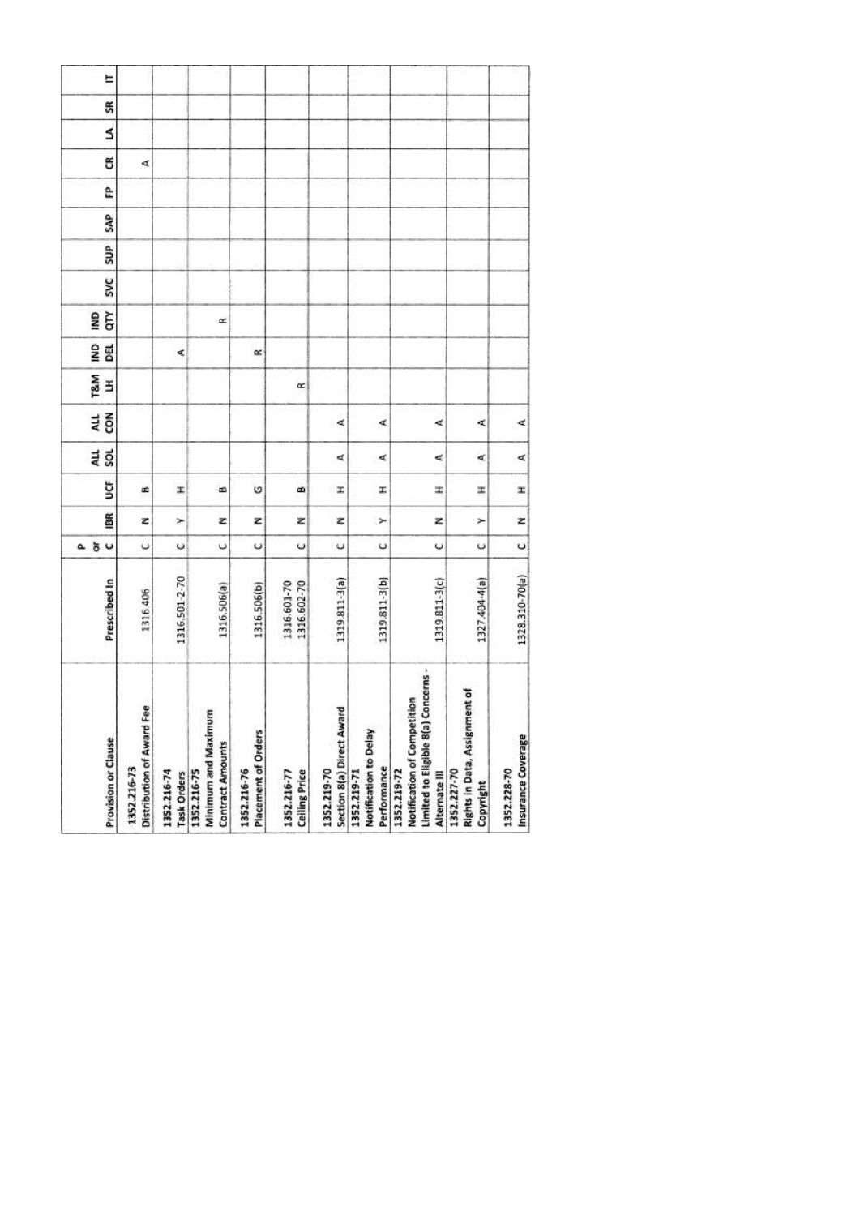| Provision or Clause | Prescribed In | P or C | IBR | UCF | ALL SOL | ALL CON | T&M LH | IND DEL | IND QTY | SVC | SUP | SAP | FP | CR | LA | SR | IT |
|---|---|---|---|---|---|---|---|---|---|---|---|---|---|---|---|---|---|
| 1352.216-73 Distribution of Award Fee | 1316.406 | C | N | B | | | | | | | | | | A | | | |
| 1352.216-74 Task Orders | 1316.501-2-70 | C | Y | H | | | | A | | | | | | | | | |
| 1352.216-75 Minimum and Maximum Contract Amounts | 1316.506(a) | C | N | B | | | | | R | | | | | | | | |
| 1352.216-76 Placement of Orders | 1316.506(b) | C | N | G | | | | R | | | | | | | | | |
| 1352.216-77 Ceiling Price | 1316.601-70 1316.602-70 | C | N | B | | | R | | | | | | | | | | |
| 1352.219-70 Section 8(a) Direct Award | 1319.811-3(a) | C | N | H | A | A | | | | | | | | | | | |
| 1352.219-71 Notification to Delay Performance | 1319.811-3(b) | C | Y | H | A | A | | | | | | | | | | | |
| 1352.219-72 Notification of Competition Limited to Eligible 8(a) Concerns - Alternate III | 1319.811-3(c) | C | N | H | A | A | | | | | | | | | | | |
| 1352.227-70 Rights in Data, Assignment of Copyright | 1327.404-4(a) | C | Y | H | A | A | | | | | | | | | | | |
| 1352.228-70 Insurance Coverage | 1328.310-70(a) | C | N | H | A | A | | | | | | | | | | | |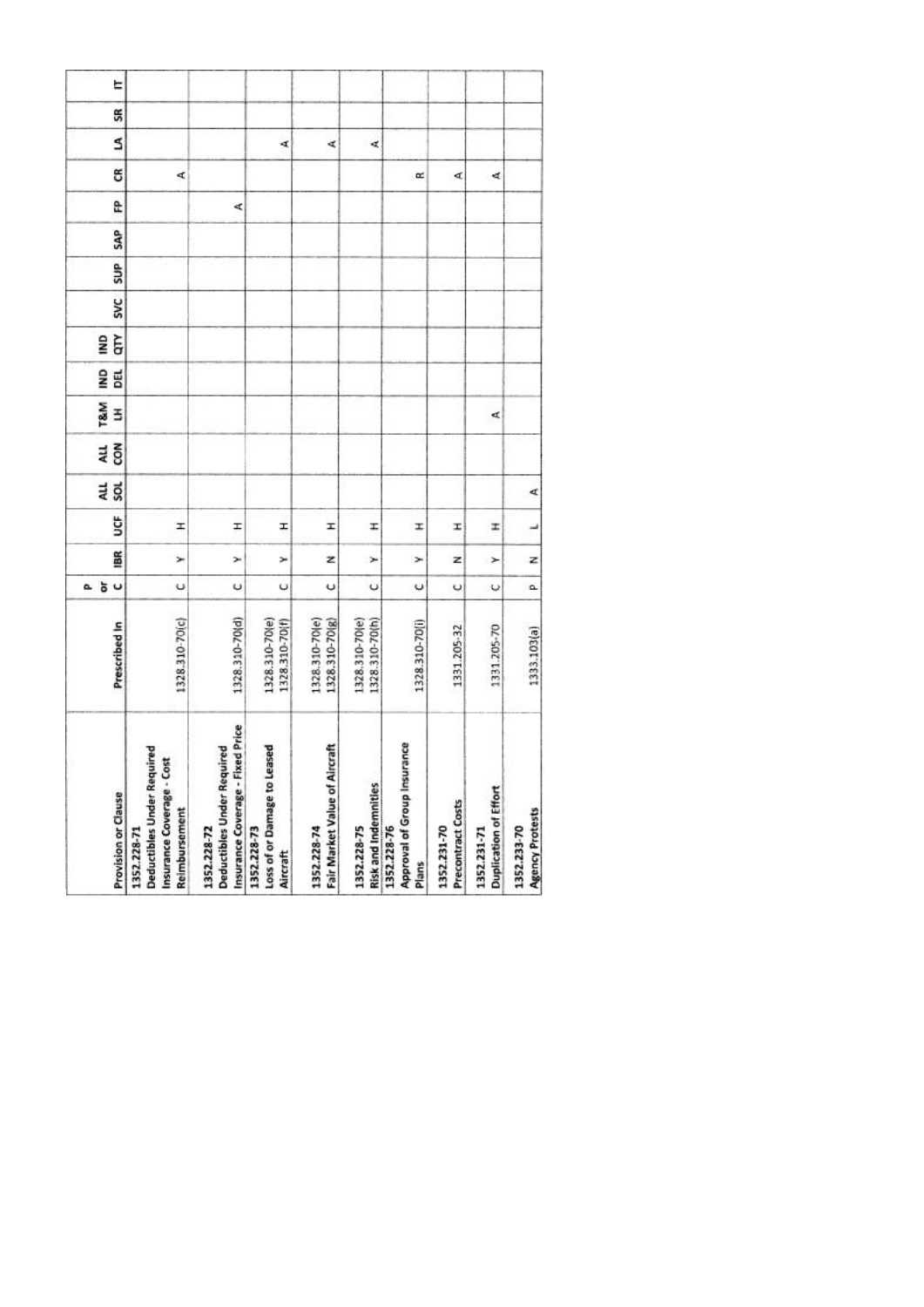| Provision or Clause | Prescribed In | P or C | IBR | UCF | ALL SOL | ALL CON | T&M LH | IND DEL | IND QTY | SVC | SUP | SAP | FP | CR | LA | SR | IT |
|---|---|---|---|---|---|---|---|---|---|---|---|---|---|---|---|---|---|
| 1352.228-71<br>Deductibles Under Required Insurance Coverage - Cost Reimbursement | 1328.310-70(c) | C | Y | H | | | | | | | | | | A | | | |
| 1352.228-72<br>Deductibles Under Required Insurance Coverage - Fixed Price | 1328.310-70(d) | C | Y | H | | | | | | | | | A | | | | |
| 1352.228-73<br>Loss of or Damage to Leased Aircraft | 1328.310-70(e)<br>1328.310-70(f) | C | Y | H | | | | | | | | | | | A | | |
| 1352.228-74<br>Fair Market Value of Aircraft | 1328.310-70(e)<br>1328.310-70(g) | C | N | H | | | | | | | | | | | A | | |
| 1352.228-75<br>Risk and Indemnities | 1328.310-70(e)<br>1328.310-70(h) | C | Y | H | | | | | | | | | | | A | | |
| 1352.228-76<br>Approval of Group Insurance Plans | 1328.310-70(i) | C | Y | H | | | | | | | | | | R | | | |
| 1352.231-70<br>Precontract Costs | 1331.205-32 | C | N | H | | | | | | | | | | A | | | |
| 1352.231-71<br>Duplication of Effort | 1331.205-70 | C | Y | H | | | A | | | | | | | A | | | |
| 1352.233-70<br>Agency Protests | 1333.103(a) | P | N | L | A | | | | | | | | | | | | |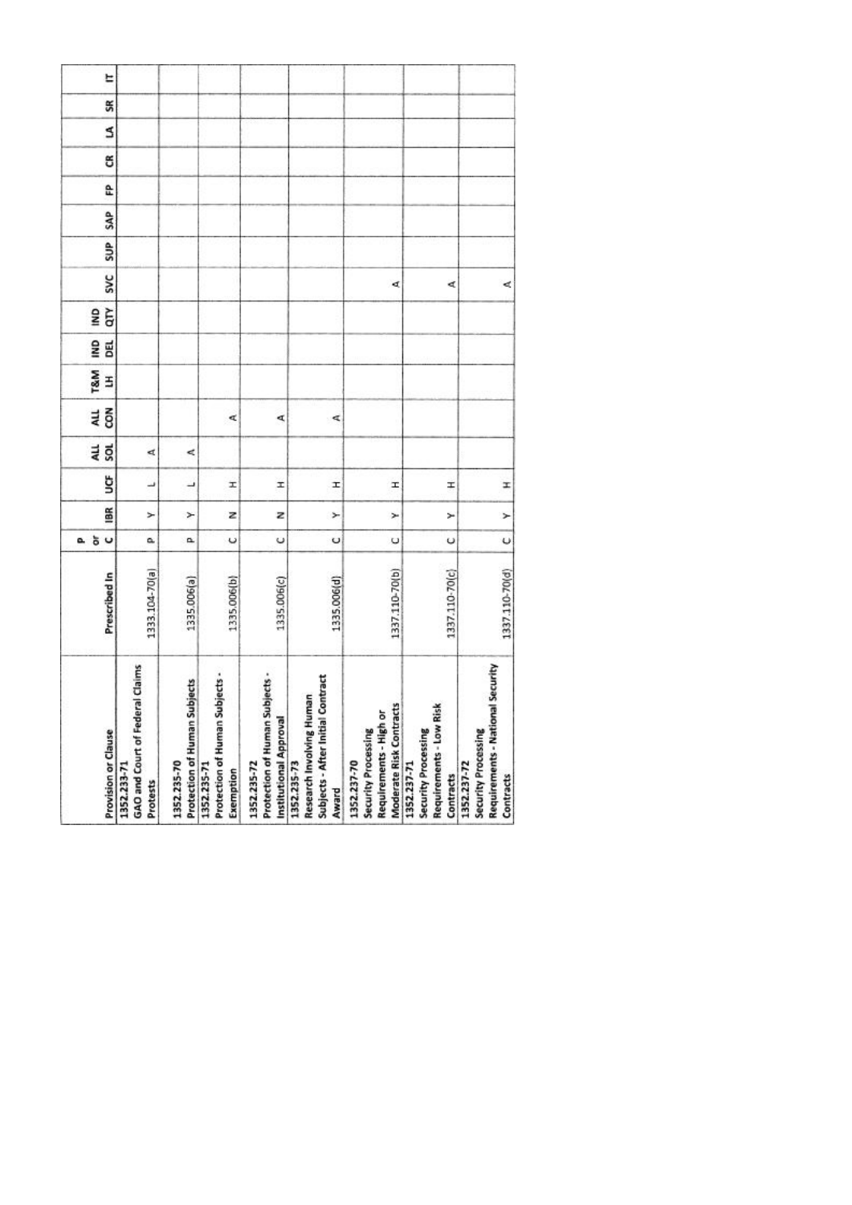| Provision or Clause | Prescribed In | P or C | IBR | UCF | ALL SOL | ALL CON | T&M LH | IND DEL | IND QTY | SVC | SUP | SAP | FP | CR | LA | SR | IT |
|---|---|---|---|---|---|---|---|---|---|---|---|---|---|---|---|---|---|
| 1352.233-71 GAO and Court of Federal Claims Protests | 1333.104-70(a) | P | Y | L | A | | | | | | | | | | | | |
| 1352.235-70 Protection of Human Subjects | 1335.006(a) | P | Y | L | A | | | | | | | | | | | | |
| 1352.235-71 Protection of Human Subjects - Exemption | 1335.006(b) | C | N | H | | A | | | | | | | | | | | |
| 1352.235-72 Protection of Human Subjects - Institutional Approval | 1335.006(c) | C | N | H | | A | | | | | | | | | | | |
| 1352.235-73 Research Involving Human Subjects - After Initial Contract Award | 1335.006(d) | C | Y | H | | A | | | | | | | | | | | |
| 1352.237-70 Security Processing Requirements - High or Moderate Risk Contracts | 1337.110-70(b) | C | Y | H | | | | | | A | | | | | | | |
| 1352.237-71 Security Processing Requirements - Low Risk Contracts | 1337.110-70(c) | C | Y | H | | | | | | A | | | | | | | |
| 1352.237-72 Security Processing Requirements - National Security Contracts | 1337.110-70(d) | C | Y | H | | | | | | A | | | | | | | |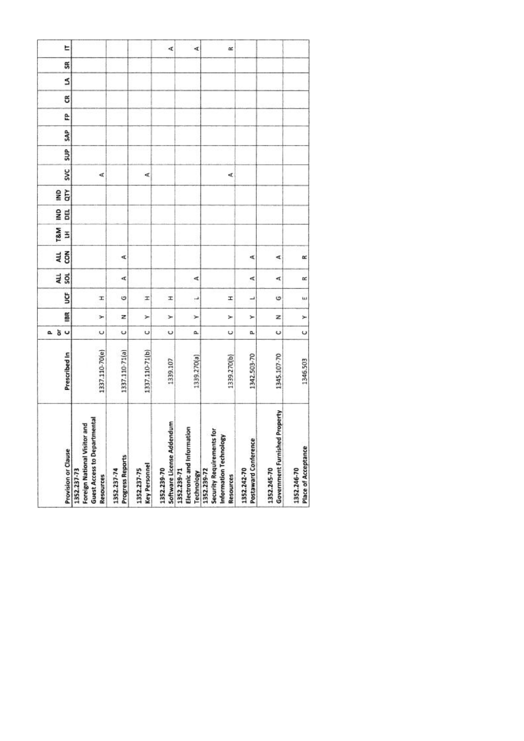| Provision or Clause | Prescribed In | P or C | IBR | UCF | ALL SOL | ALL CON | T&M LH | IND DEL | IND QTY | SVC | SUP | SAP | FP | CR | LA | SR | IT |
|---|---|---|---|---|---|---|---|---|---|---|---|---|---|---|---|---|---|
| **1352.237-73 Foreign National Visitor and Guest Access to Departmental Resources** | 1337.110-70(e) | C | Y | H | | | | | | A | | | | | | | |
| **1352.237-74 Progress Reports** | 1337.110-71(a) | C | N | G | A | A | | | | | | | | | | | |
| **1352.237-75 Key Personnel** | 1337.110-71(b) | C | Y | H | | | | | | A | | | | | | | |
| **1352.239-70 Software License Addendum** | 1339.107 | C | Y | H | | | | | | | | | | | | | A |
| **1352.239-71 Electronic and Information Technology** | 1339.270(a) | P | Y | L | A | | | | | | | | | | | | A |
| **1352.239-72 Security Requirements for Information Technology Resources** | 1339.270(b) | C | Y | H | | | | | | A | | | | | | | R |
| **1352.242-70 Postaward Conference** | 1342.503-70 | P | Y | L | A | A | | | | | | | | | | | |
| **1352.245-70 Government Furnished Property** | 1345.107-70 | C | N | G | A | A | | | | | | | | | | | |
| **1352.246-70 Place of Acceptance** | 1346.503 | C | Y | E | R | R | | | | | | | | | | | |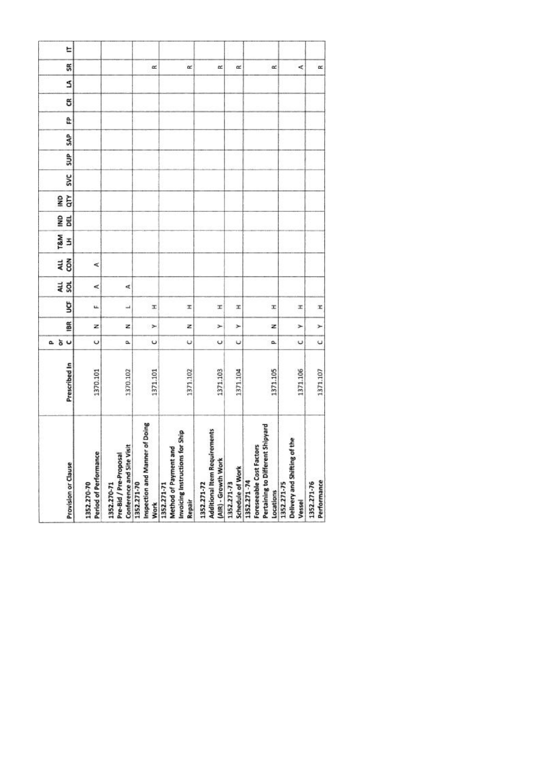| Provision or Clause | Prescribed In | P or C | IBR | UCF | ALL SOL | ALL CON | T&M LH | IND DEL | IND QTY | SVC | SUP | SAP | FP | CR | LA | SR | IT |
|---|---|---|---|---|---|---|---|---|---|---|---|---|---|---|---|---|---|
| 1352.270-70 Period of Performance | 1370.101 | C | N | F | A | A | | | | | | | | | | | |
| 1352.270-71 Pre-Bid / Pre-Proposal Conference and Site Visit | 1370.102 | P | N | L | A | | | | | | | | | | | | |
| 1352.271-70 Inspection and Manner of Doing Work | 1371.101 | C | Y | H | | | | | | | | | | | | R | |
| 1352.271-71 Method of Payment and Invoicing Instructions for Ship Repair | 1371.102 | C | N | H | | | | | | | | | | | | R | |
| 1352.271-72 Additional Item Requirements (AIR) - Growth Work | 1371.103 | C | Y | H | | | | | | | | | | | | R | |
| 1352.271-73 Schedule of Work | 1371.104 | C | Y | H | | | | | | | | | | | | R | |
| 1352.271-74 Foreseeable Cost Factors Pertaining to Different Shipyard Locations | 1371.105 | P | N | H | | | | | | | | | | | | R | |
| 1352.271-75 Delivery and Shifting of the Vessel | 1371.106 | C | Y | H | | | | | | | | | | | | A | |
| 1352.271-76 Performance | 1371.107 | C | Y | H | | | | | | | | | | | | R | |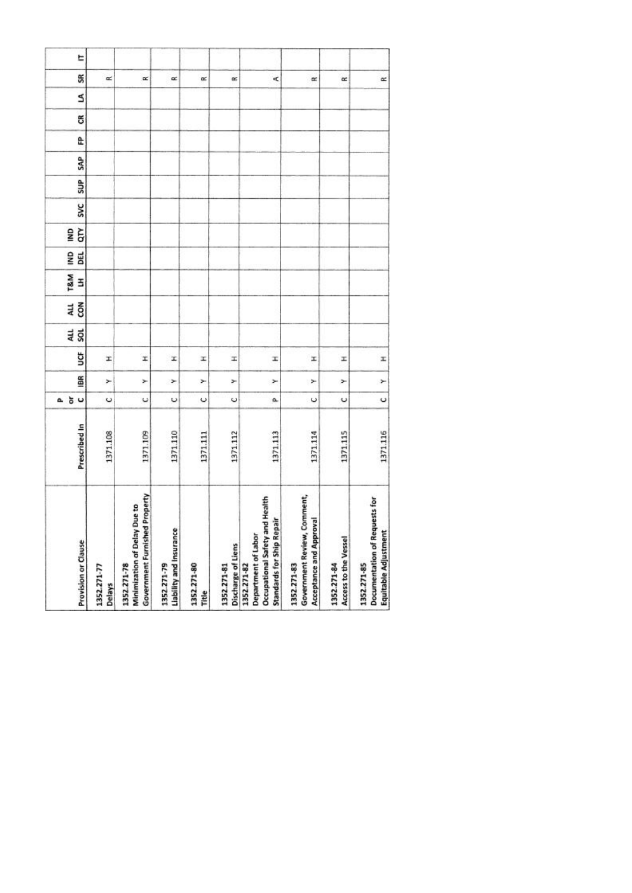| Provision or Clause | Prescribed In | P or C | IBR | UCF | ALL SOL | ALL CON | T&M LH | IND DEL | IND QTY | SVC | SUP | SAP | FP | CR | LA | SR | IT |
|---|---|---|---|---|---|---|---|---|---|---|---|---|---|---|---|---|---|
| 1352.271-77 Delays | 1371.108 | C | Y | H | | | | | | | | | | | | R | |
| 1352.271-78 Minimization of Delay Due to Government Furnished Property | 1371.109 | C | Y | H | | | | | | | | | | | | R | |
| 1352.271-79 Liability and Insurance | 1371.110 | C | Y | H | | | | | | | | | | | | R | |
| 1352.271-80 Title | 1371.111 | C | Y | H | | | | | | | | | | | | R | |
| 1352.271-81 Discharge of Liens | 1371.112 | C | Y | H | | | | | | | | | | | | R | |
| 1352.271-82 Department of Labor Occupational Safety and Health Standards for Ship Repair | 1371.113 | P | Y | H | | | | | | | | | | | | A | |
| 1352.271-83 Government Review, Comment, Acceptance and Approval | 1371.114 | C | Y | H | | | | | | | | | | | | R | |
| 1352.271-84 Access to the Vessel | 1371.115 | C | Y | H | | | | | | | | | | | | R | |
| 1352.271-85 Documentation of Requests for Equitable Adjustment | 1371.116 | C | Y | H | | | | | | | | | | | | R | |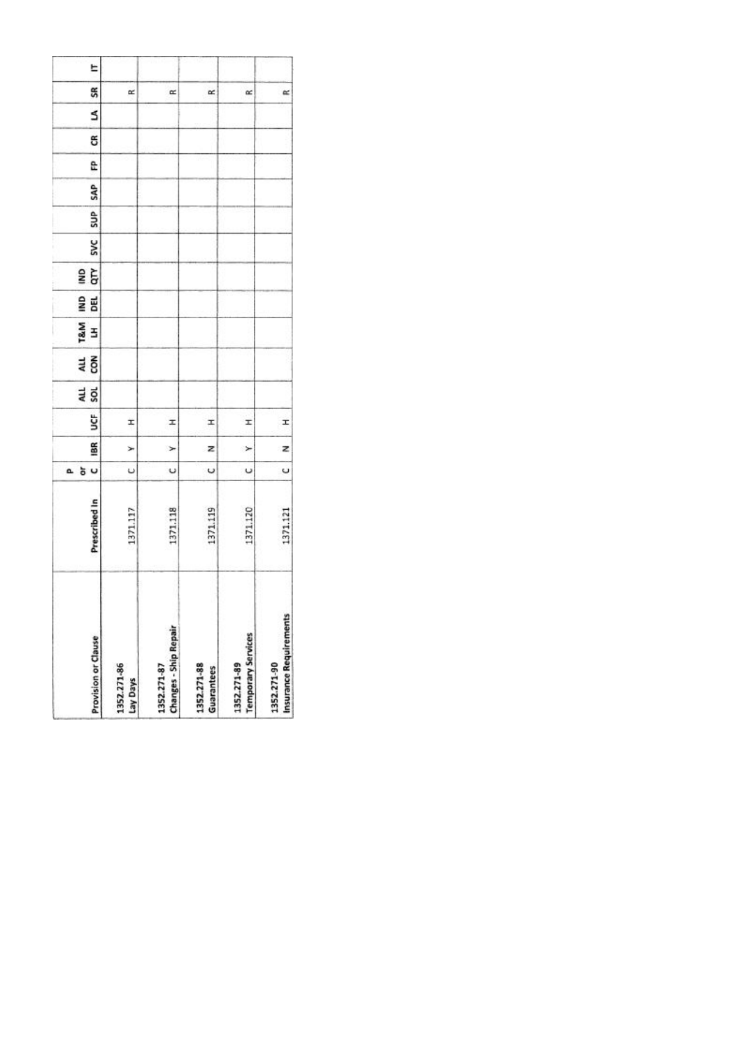| Provision or Clause | Prescribed In | P or C | IBR | UCF | ALL SOL | ALL CON | T&M LH | IND DEL | IND QTY | SVC | SUP | SAP | FP | CR | LA | SR | IT |
|---|---|---|---|---|---|---|---|---|---|---|---|---|---|---|---|---|---|
| 1352.271-86 Lay Days | 1371.117 | C | Y | H | | | | | | | | | | | | R | |
| 1352.271-87 Changes - Ship Repair | 1371.118 | C | Y | H | | | | | | | | | | | | R | |
| 1352.271-88 Guarantees | 1371.119 | C | N | H | | | | | | | | | | | | R | |
| 1352.271-89 Temporary Services | 1371.120 | C | Y | H | | | | | | | | | | | | R | |
| 1352.271-90 Insurance Requirements | 1371.121 | C | N | H | | | | | | | | | | | | R | |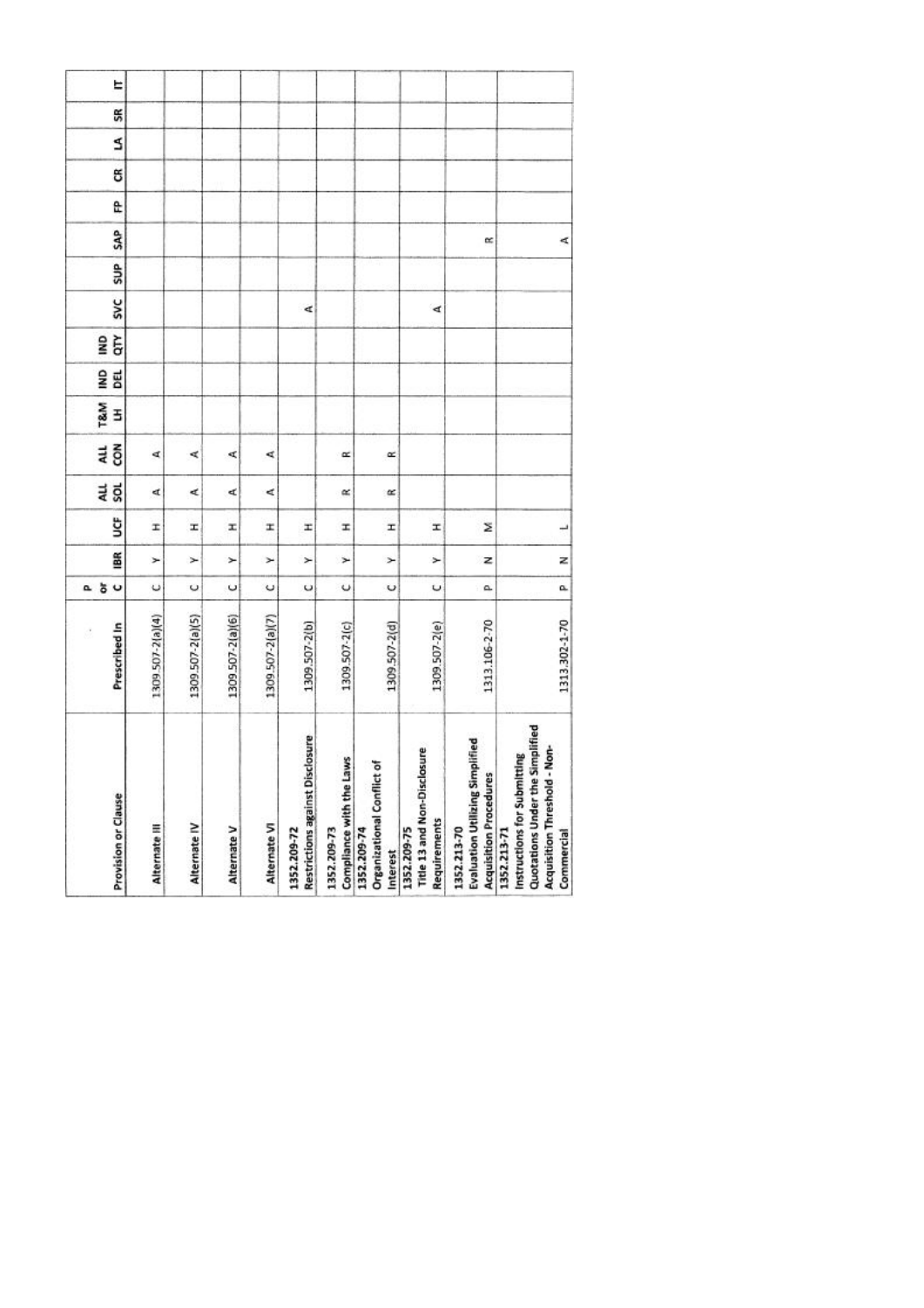| Provision or Clause | Prescribed In | P or C | IBR | UCF | ALL SOL | ALL CON | T&M LH | IND DEL | IND QTY | SVC | SUP | SAP | FP | CR | LA | SR | IT |
|---|---|---|---|---|---|---|---|---|---|---|---|---|---|---|---|---|---|
| Alternate III | 1309.507-2(a)(4) | C | Y | H | A | A | | | | | | | | | | | |
| Alternate IV | 1309.507-2(a)(5) | C | Y | H | A | A | | | | | | | | | | | |
| Alternate V | 1309.507-2(a)(6) | C | Y | H | A | A | | | | | | | | | | | |
| Alternate VI | 1309.507-2(a)(7) | C | Y | H | A | A | | | | | | | | | | | |
| 1352.209-72 Restrictions against Disclosure | 1309.507-2(b) | C | Y | H | | | | | | A | | | | | | | |
| 1352.209-73 Compliance with the Laws | 1309.507-2(c) | C | Y | H | R | R | | | | | | | | | | | |
| 1352.209-74 Organizational Conflict of Interest | 1309.507-2(d) | C | Y | H | R | R | | | | | | | | | | | |
| 1352.209-75 Title 13 and Non-Disclosure Requirements | 1309.507-2(e) | C | Y | H | | | | | | A | | | | | | | |
| 1352.213-70 Evaluation Utilizing Simplified Acquisition Procedures | 1313.106-2-70 | P | N | M | | | | | | | | R | | | | | |
| 1352.213-71 Instructions for Submitting Quotations Under the Simplified Acquisition Threshold - Non-Commercial | 1313.302-1-70 | P | N | L | | | | | | | | A | | | | | |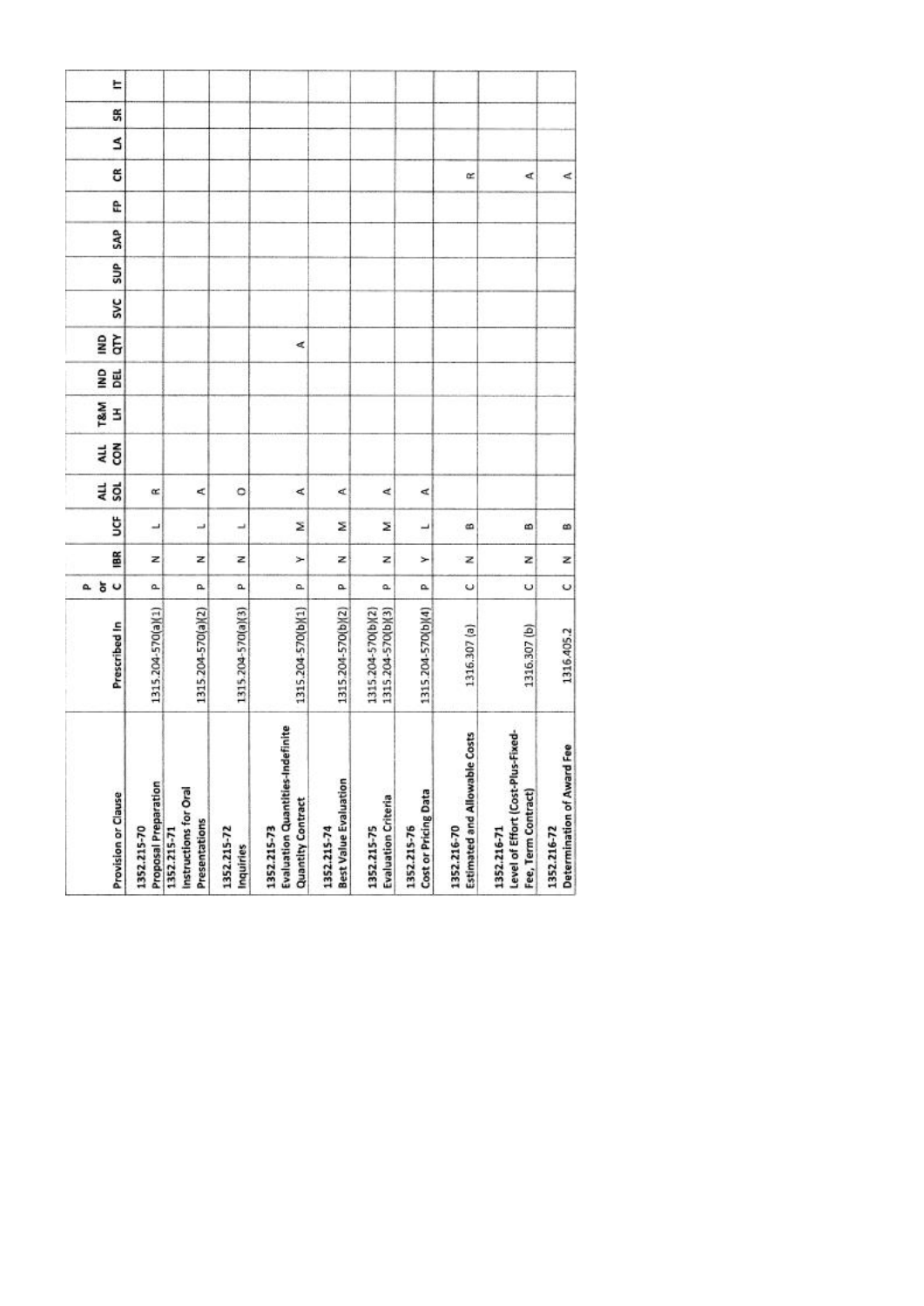| Provision or Clause | Prescribed In | P or C | IBR | UCF | ALL SOL | ALL CON | T&M LH | IND DEL | IND QTY | SVC | SUP | SAP | FP | CR | LA | SR | IT |
|---|---|---|---|---|---|---|---|---|---|---|---|---|---|---|---|---|---|
| 1352.215-70 Proposal Preparation | 1315.204-570(a)(1) | P | N | L | R | | | | | | | | | | | | |
| 1352.215-71 Instructions for Oral Presentations | 1315.204-570(a)(2) | P | N | L | A | | | | | | | | | | | | |
| 1352.215-72 Inquiries | 1315.204-570(a)(3) | P | N | L | O | | | | | | | | | | | | |
| 1352.215-73 Evaluation Quantities-Indefinite Quantity Contract | 1315.204-570(b)(1) | P | Y | M | A | | | | A | | | | | | | | |
| 1352.215-74 Best Value Evaluation | 1315.204-570(b)(2) | P | N | M | A | | | | | | | | | | | | |
| 1352.215-75 Evaluation Criteria | 1315.204-570(b)(2) 1315.204-570(b)(3) | P | N | M | A | | | | | | | | | | | | |
| 1352.215-76 Cost or Pricing Data | 1315.204-570(b)(4) | P | Y | L | A | | | | | | | | | | | | |
| 1352.216-70 Estimated and Allowable Costs | 1316.307 (a) | C | N | B | | | | | | | | | | R | | | |
| 1352.216-71 Level of Effort (Cost-Plus-Fixed-Fee, Term Contract) | 1316.307 (b) | C | N | B | | | | | | | | | | A | | | |
| 1352.216-72 Determination of Award Fee | 1316.405.2 | C | N | B | | | | | | | | | | A | | | |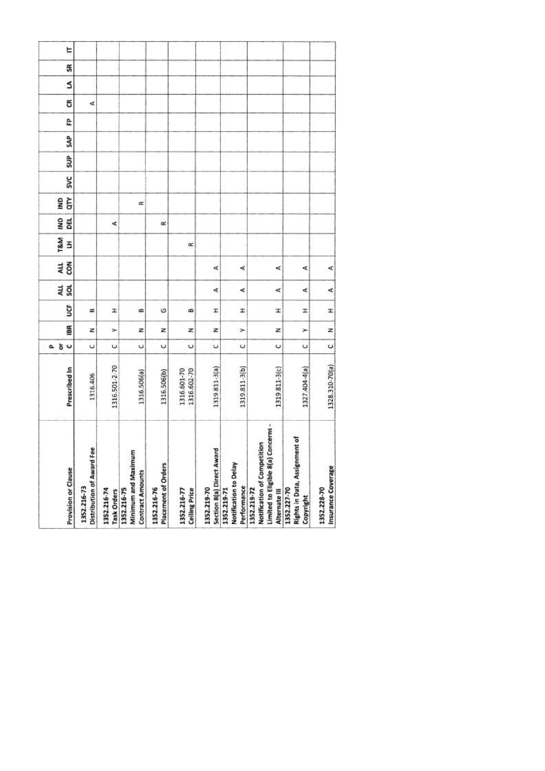| Provision or Clause | Prescribed In | P or C | IBR | UCF | ALL SOL | ALL CON | T&M LH | IND DEL | IND QTY | SVC | SUP | SAP | FP | CR | LA | SR | IT |
|---|---|---|---|---|---|---|---|---|---|---|---|---|---|---|---|---|---|
| 1352.216-73 Distribution of Award Fee | 1316.406 | C | N | B | | | | | | | | | | A | | | |
| 1352.216-74 Task Orders | 1316.501-2-70 | C | Y | H | | | | A | | | | | | | | | |
| 1352.216-75 Minimum and Maximum Contract Amounts | 1316.506(a) | C | N | B | | | | | R | | | | | | | | |
| 1352.216-76 Placement of Orders | 1316.506(b) | C | N | G | | | | R | | | | | | | | | |
| 1352.216-77 Ceiling Price | 1316.601-70 1316.602-70 | C | N | B | | | R | | | | | | | | | | |
| 1352.219-70 Section 8(a) Direct Award | 1319.811-3(a) | C | N | H | A | A | | | | | | | | | | | |
| 1352.219-71 Notification to Delay Performance | 1319.811-3(b) | C | Y | H | A | A | | | | | | | | | | | |
| 1352.219-72 Notification of Competition Limited to Eligible 8(a) Concerns - Alternate III | 1319.811-3(c) | C | N | H | A | A | | | | | | | | | | | |
| 1352.227-70 Rights in Data, Assignment of Copyright | 1327.404-4(a) | C | Y | H | A | A | | | | | | | | | | | |
| 1352.228-70 Insurance Coverage | 1328.310-70(a) | C | N | H | A | A | | | | | | | | | | | |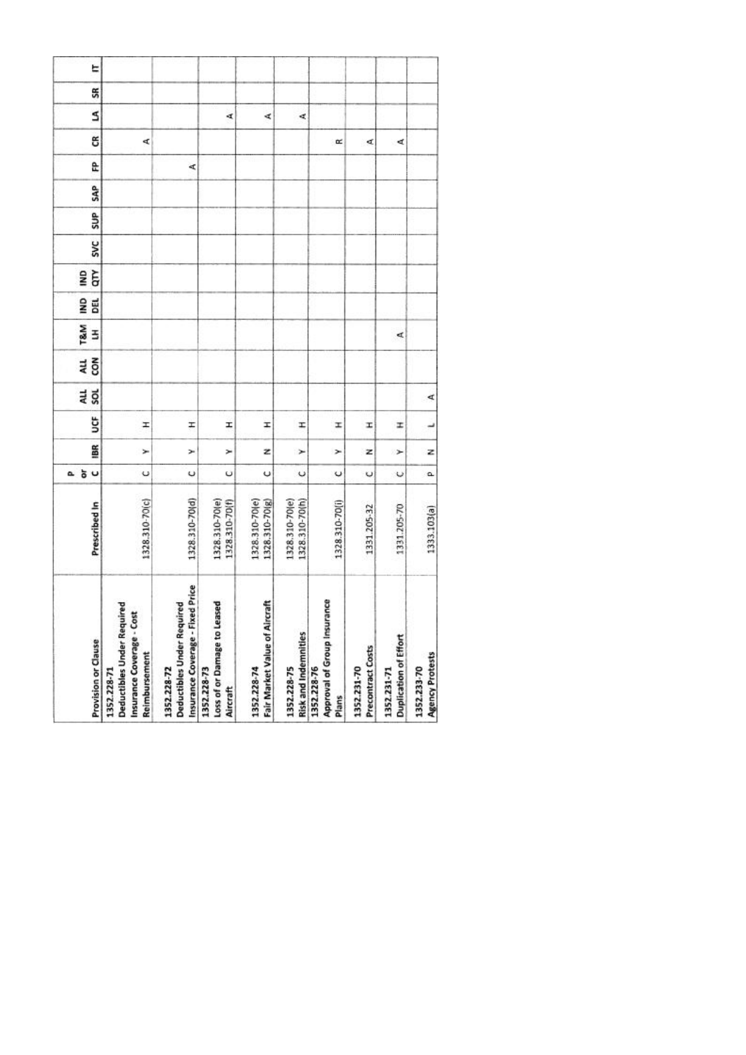| Provision or Clause | Prescribed In | P or C | IBR | UCF | ALL SOL | ALL CON | T&M LH | IND DEL | IND QTY | SVC | SUP | SAP | FP | CR | LA | SR | IT |
|---|---|---|---|---|---|---|---|---|---|---|---|---|---|---|---|---|---|
| 1352.228-71 Deductibles Under Required Insurance Coverage - Cost Reimbursement | 1328.310-70(c) | C | Y | H | | | | | | | | | | A | | | |
| 1352.228-72 Deductibles Under Required Insurance Coverage - Fixed Price | 1328.310-70(d) | C | Y | H | | | | | | | | | A | | | | |
| 1352.228-73 Loss of or Damage to Leased Aircraft | 1328.310-70(e) 1328.310-70(f) | C | Y | H | | | | | | | | | | | A | | |
| 1352.228-74 Fair Market Value of Aircraft | 1328.310-70(e) 1328.310-70(g) | C | N | H | | | | | | | | | | | A | | |
| 1352.228-75 Risk and Indemnities | 1328.310-70(e) 1328.310-70(h) | C | Y | H | | | | | | | | | | | A | | |
| 1352.228-76 Approval of Group Insurance Plans | 1328.310-70(i) | C | Y | H | | | | | | | | | | R | | | |
| 1352.231-70 Precontract Costs | 1331.205-32 | C | N | H | | | | | | | | | | A | | | |
| 1352.231-71 Duplication of Effort | 1331.205-70 | C | Y | H | | | A | | | | | | | A | | | |
| 1352.233-70 Agency Protests | 1333.103(a) | P | N | L | A | | | | | | | | | | | | |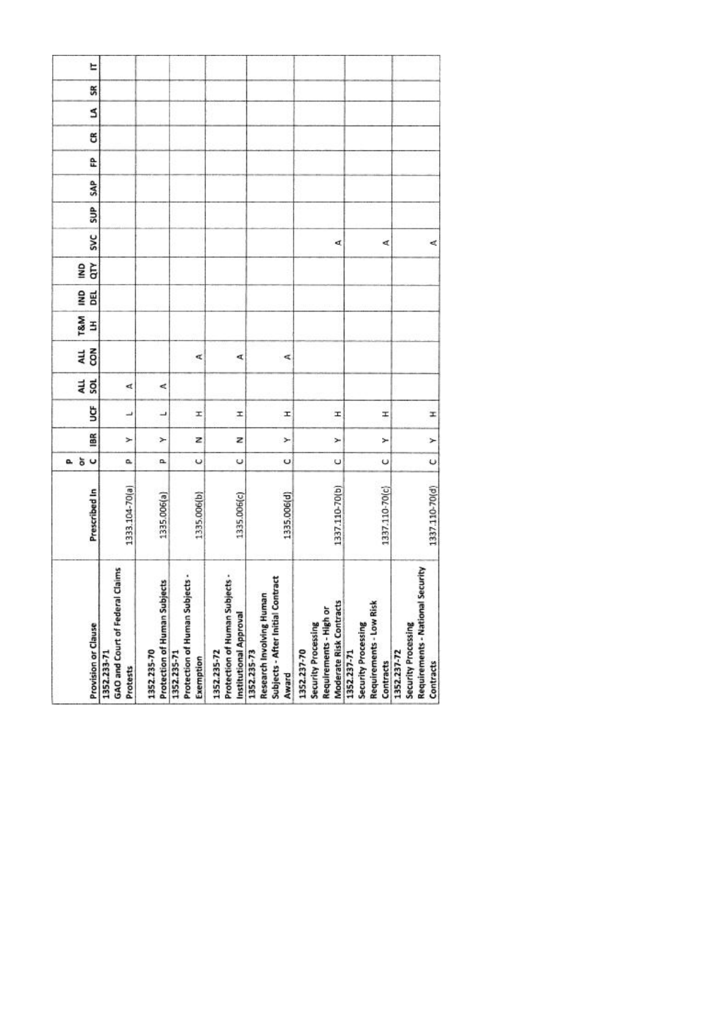| Provision or Clause | Prescribed In | P or C | IBR | UCF | ALL SOL | ALL CON | T&M LH | IND DEL | IND QTY | SVC | SUP | SAP | FP | CR | LA | SR | IT |
|---|---|---|---|---|---|---|---|---|---|---|---|---|---|---|---|---|---|
| 1352.233-71 GAO and Court of Federal Claims Protests | 1333.104-70(a) | P | Y | L | A | | | | | | | | | | | | |
| 1352.235-70 Protection of Human Subjects | 1335.006(a) | P | Y | L | A | | | | | | | | | | | | |
| 1352.235-71 Protection of Human Subjects - Exemption | 1335.006(b) | C | N | H | | A | | | | | | | | | | | |
| 1352.235-72 Protection of Human Subjects - Institutional Approval | 1335.006(c) | C | N | H | | A | | | | | | | | | | | |
| 1352.235-73 Research Involving Human Subjects - After Initial Contract Award | 1335.006(d) | C | Y | H | | A | | | | | | | | | | | |
| 1352.237-70 Security Processing Requirements - High or Moderate Risk Contracts | 1337.110-70(b) | C | Y | H | | | | | | A | | | | | | | |
| 1352.237-71 Security Processing Requirements - Low Risk Contracts | 1337.110-70(c) | C | Y | H | | | | | | A | | | | | | | |
| 1352.237-72 Security Processing Requirements - National Security Contracts | 1337.110-70(d) | C | Y | H | | | | | | A | | | | | | | |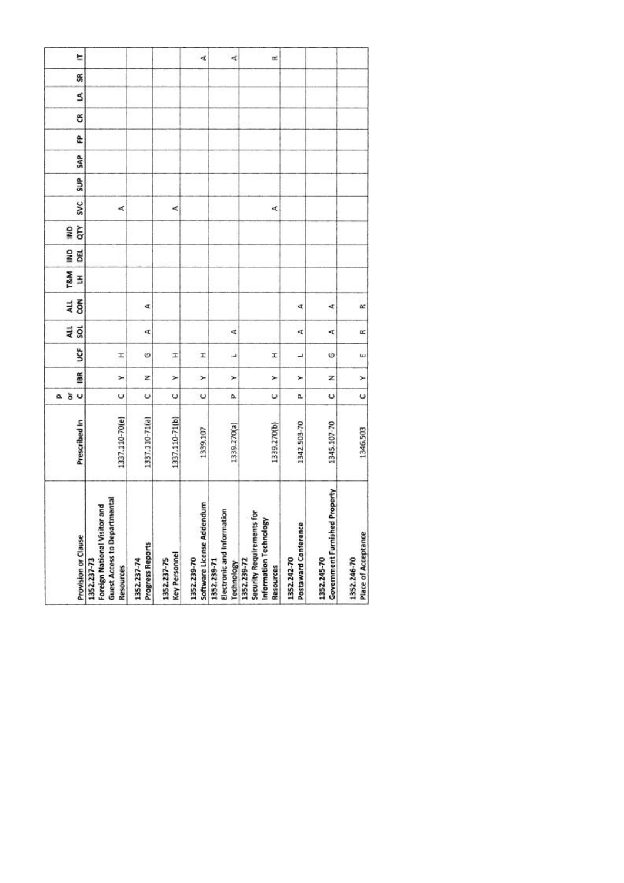| Provision or Clause | Prescribed In | P or C | IBR | UCF | ALL SOL | ALL CON | T&M LH | IND DEL | IND QTY | SVC | SUP | SAP | FP | CR | LA | SR | IT |
|---|---|---|---|---|---|---|---|---|---|---|---|---|---|---|---|---|---|
| 1352.237-73 Foreign National Visitor and Guest Access to Departmental Resources | 1337.110-70(e) | C | Y | H | | | | | | A | | | | | | | |
| 1352.237-74 Progress Reports | 1337.110-71(a) | C | N | G | A | A | | | | | | | | | | | |
| 1352.237-75 Key Personnel | 1337.110-71(b) | C | Y | H | | | | | | A | | | | | | | |
| 1352.239-70 Software License Addendum | 1339.107 | C | Y | H | | | | | | | | | | | | | A |
| 1352.239-71 Electronic and Information Technology | 1339.270(a) | P | Y | L | A | | | | | | | | | | | | A |
| 1352.239-72 Security Requirements for Information Technology Resources | 1339.270(b) | C | Y | H | | | | | | A | | | | | | | R |
| 1352.242-70 Postaward Conference | 1342.503-70 | P | Y | L | A | A | | | | | | | | | | | |
| 1352.245-70 Government Furnished Property | 1345.107-70 | C | N | G | A | A | | | | | | | | | | | |
| 1352.246-70 Place of Acceptance | 1346.503 | C | Y | E | R | R | | | | | | | | | | | |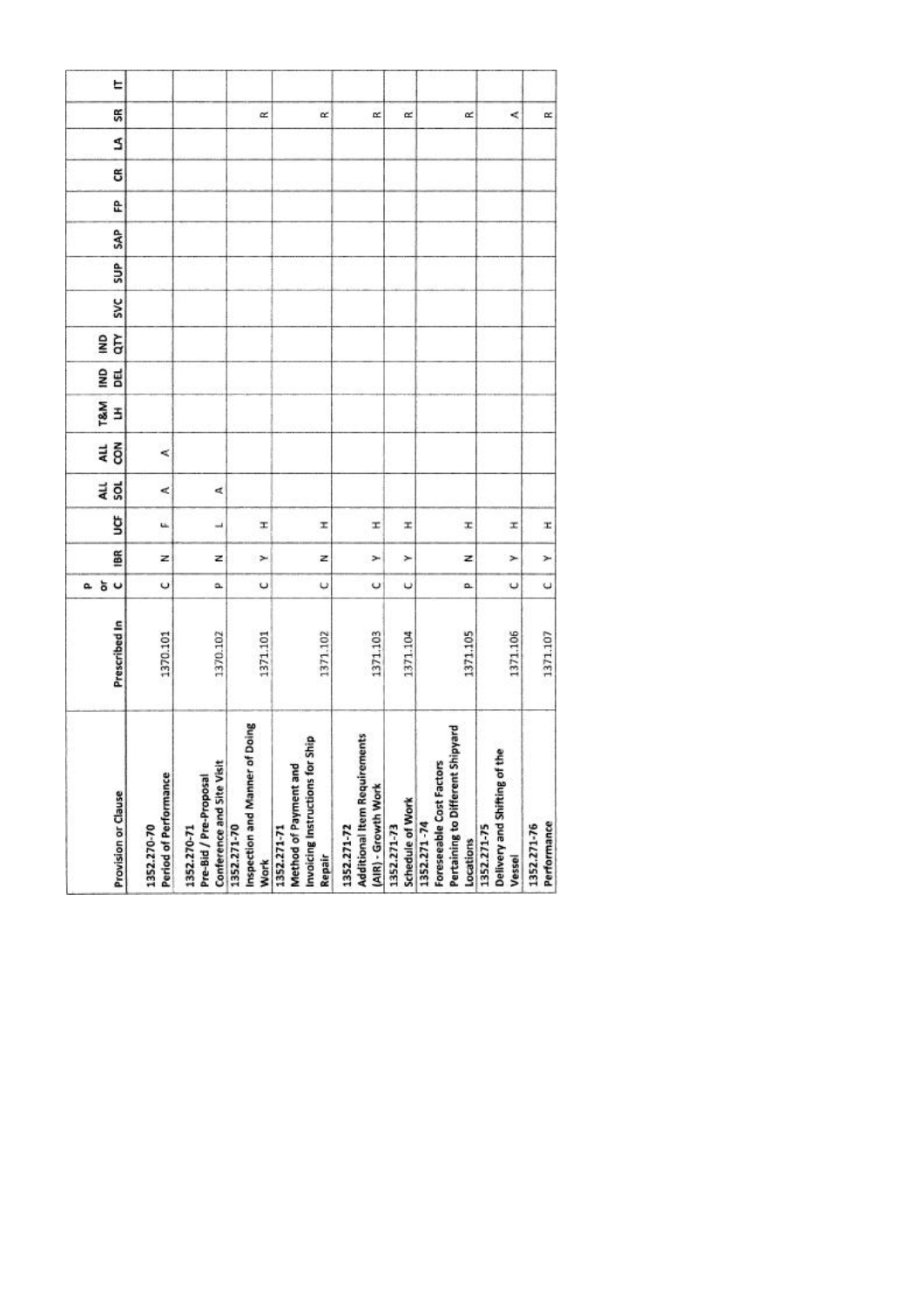| Provision or Clause | Prescribed In | P or C | IBR | UCF | ALL SOL | ALL CON | T&M LH | IND DEL | IND QTY | SVC | SUP | SAP | FP | CR | LA | SR | IT |
|---|---|---|---|---|---|---|---|---|---|---|---|---|---|---|---|---|---|
| 1352.270-70 Period of Performance | 1370.101 | C | N | F | A | A | | | | | | | | | | | |
| 1352.270-71 Pre-Bid / Pre-Proposal Conference and Site Visit | 1370.102 | P | N | L | A | | | | | | | | | | | | |
| 1352.271-70 Inspection and Manner of Doing Work | 1371.101 | C | Y | H | | | | | | | | | | | | R | |
| 1352.271-71 Method of Payment and Invoicing Instructions for Ship Repair | 1371.102 | C | N | H | | | | | | | | | | | | R | |
| 1352.271-72 Additional Item Requirements (AIR) - Growth Work | 1371.103 | C | Y | H | | | | | | | | | | | | R | |
| 1352.271-73 Schedule of Work | 1371.104 | C | Y | H | | | | | | | | | | | | R | |
| 1352.271-74 Foreseeable Cost Factors Pertaining to Different Shipyard Locations | 1371.105 | P | N | H | | | | | | | | | | | | R | |
| 1352.271-75 Delivery and Shifting of the Vessel | 1371.106 | C | Y | H | | | | | | | | | | | | A | |
| 1352.271-76 Performance | 1371.107 | C | Y | H | | | | | | | | | | | | R | |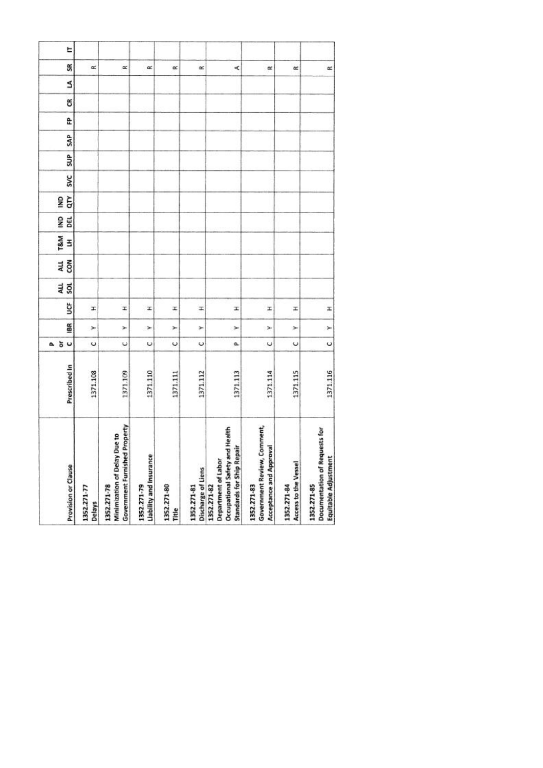| Provision or Clause | Prescribed In | P or C | IBR | UCF | ALL SOL | ALL CON | T&M LH | IND DEL | IND QTY | SVC | SUP | SAP | FP | CR | LA | SR | IT |
|---|---|---|---|---|---|---|---|---|---|---|---|---|---|---|---|---|---|
| 1352.271-77 Delays | 1371.108 | C | Y | H | | | | | | | | | | | | R | |
| 1352.271-78 Minimization of Delay Due to Government Furnished Property | 1371.109 | C | Y | H | | | | | | | | | | | | R | |
| 1352.271-79 Liability and Insurance | 1371.110 | C | Y | H | | | | | | | | | | | | R | |
| 1352.271-80 Title | 1371.111 | C | Y | H | | | | | | | | | | | | R | |
| 1352.271-81 Discharge of Liens | 1371.112 | C | Y | H | | | | | | | | | | | | R | |
| 1352.271-82 Department of Labor Occupational Safety and Health Standards for Ship Repair | 1371.113 | P | Y | H | | | | | | | | | | | | A | |
| 1352.271-83 Government Review, Comment, Acceptance and Approval | 1371.114 | C | Y | H | | | | | | | | | | | | R | |
| 1352.271-84 Access to the Vessel | 1371.115 | C | Y | H | | | | | | | | | | | | R | |
| 1352.271-85 Documentation of Requests for Equitable Adjustment | 1371.116 | C | Y | H | | | | | | | | | | | | R | |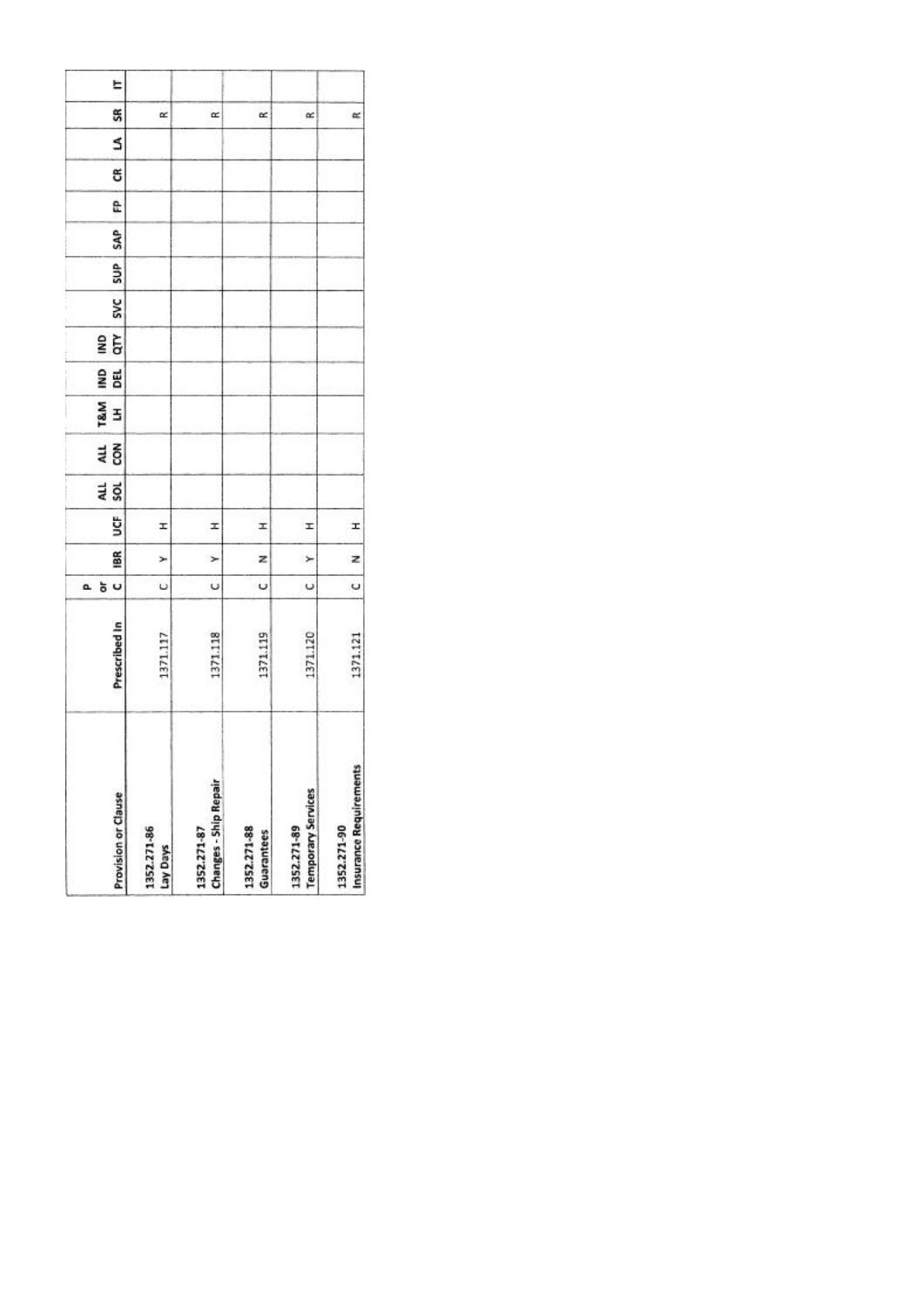| Provision or Clause | Prescribed In | P or C | IBR | UCF | ALL SOL | ALL CON | T&M LH | IND DEL | IND QTY | SVC | SUP | SAP | FP | CR | LA | SR | IT |
|---|---|---|---|---|---|---|---|---|---|---|---|---|---|---|---|---|---|
| 1352.271-86 Lay Days | 1371.117 | C | Y | H | | | | | | | | | | | | R | |
| 1352.271-87 Changes - Ship Repair | 1371.118 | C | Y | H | | | | | | | | | | | | R | |
| 1352.271-88 Guarantees | 1371.119 | C | N | H | | | | | | | | | | | | R | |
| 1352.271-89 Temporary Services | 1371.120 | C | Y | H | | | | | | | | | | | | R | |
| 1352.271-90 Insurance Requirements | 1371.121 | C | N | H | | | | | | | | | | | | R | |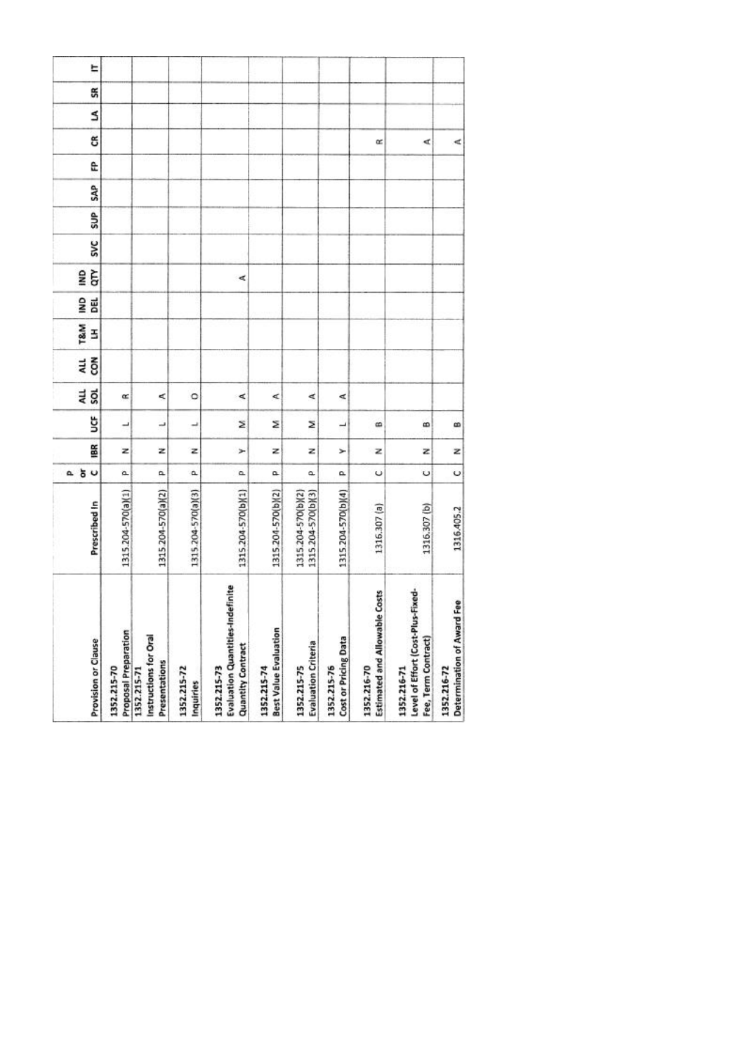| Provision or Clause | Prescribed In | P or C | IBR | UCF | ALL SOL | ALL CON | T&M LH | IND DEL | IND QTY | SVC | SUP | SAP | FP | CR | LA | SR | IT |
|---|---|---|---|---|---|---|---|---|---|---|---|---|---|---|---|---|---|
| 1352.215-70 Proposal Preparation | 1315.204-570(a)(1) | P | N | L | R | | | | | | | | | | | | |
| 1352.215-71 Instructions for Oral Presentations | 1315.204-570(a)(2) | P | N | L | A | | | | | | | | | | | | |
| 1352.215-72 Inquiries | 1315.204-570(a)(3) | P | N | L | O | | | | | | | | | | | | |
| 1352.215-73 Evaluation Quantities-Indefinite Quantity Contract | 1315.204-570(b)(1) | P | Y | M | A | | | | A | | | | | | | | |
| 1352.215-74 Best Value Evaluation | 1315.204-570(b)(2) | P | N | M | A | | | | | | | | | | | | |
| 1352.215-75 Evaluation Criteria | 1315.204-570(b)(2) 1315.204-570(b)(3) | P | N | M | A | | | | | | | | | | | | |
| 1352.215-76 Cost or Pricing Data | 1315.204-570(b)(4) | P | Y | L | A | | | | | | | | | | | | |
| 1352.216-70 Estimated and Allowable Costs | 1316.307 (a) | C | N | B | | | | | | | | | | R | | | |
| 1352.216-71 Level of Effort (Cost-Plus-Fixed-Fee, Term Contract) | 1316.307 (b) | C | N | B | | | | | | | | | | A | | | |
| 1352.216-72 Determination of Award Fee | 1316.405.2 | C | N | B | | | | | | | | | | A | | | |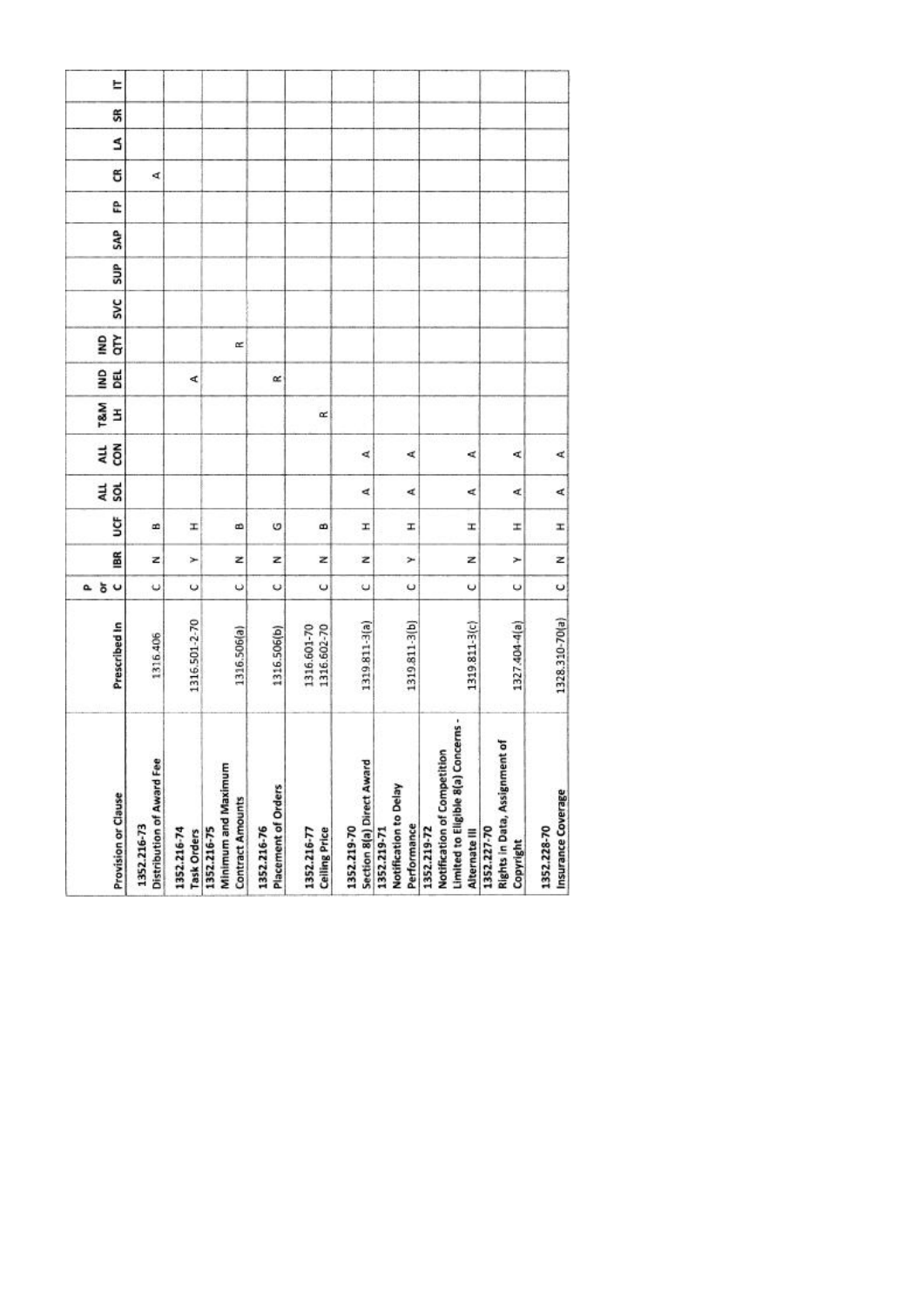| Provision or Clause | Prescribed In | P or C | IBR | UCF | ALL SOL | ALL CON | T&M LH | IND DEL | IND QTY | SVC | SUP | SAP | FP | CR | LA | SR | IT |
|---|---|---|---|---|---|---|---|---|---|---|---|---|---|---|---|---|---|
| 1352.216-73 Distribution of Award Fee | 1316.406 | C | N | B | | | | | | | | | | A | | | |
| 1352.216-74 Task Orders | 1316.501-2-70 | C | Y | H | | | | A | | | | | | | | | |
| 1352.216-75 Minimum and Maximum Contract Amounts | 1316.506(a) | C | N | B | | | | | R | | | | | | | | |
| 1352.216-76 Placement of Orders | 1316.506(b) | C | N | G | | | | R | | | | | | | | | |
| 1352.216-77 Ceiling Price | 1316.601-70 1316.602-70 | C | N | B | | | R | | | | | | | | | | |
| 1352.219-70 Section 8(a) Direct Award | 1319.811-3(a) | C | N | H | A | A | | | | | | | | | | | |
| 1352.219-71 Notification to Delay Performance | 1319.811-3(b) | C | Y | H | A | A | | | | | | | | | | | |
| 1352.219-72 Notification of Competition Limited to Eligible 8(a) Concerns - Alternate III | 1319.811-3(c) | C | N | H | A | A | | | | | | | | | | | |
| 1352.227-70 Rights in Data, Assignment of Copyright | 1327.404-4(a) | C | Y | H | A | A | | | | | | | | | | | |
| 1352.228-70 Insurance Coverage | 1328.310-70(a) | C | N | H | A | A | | | | | | | | | | | |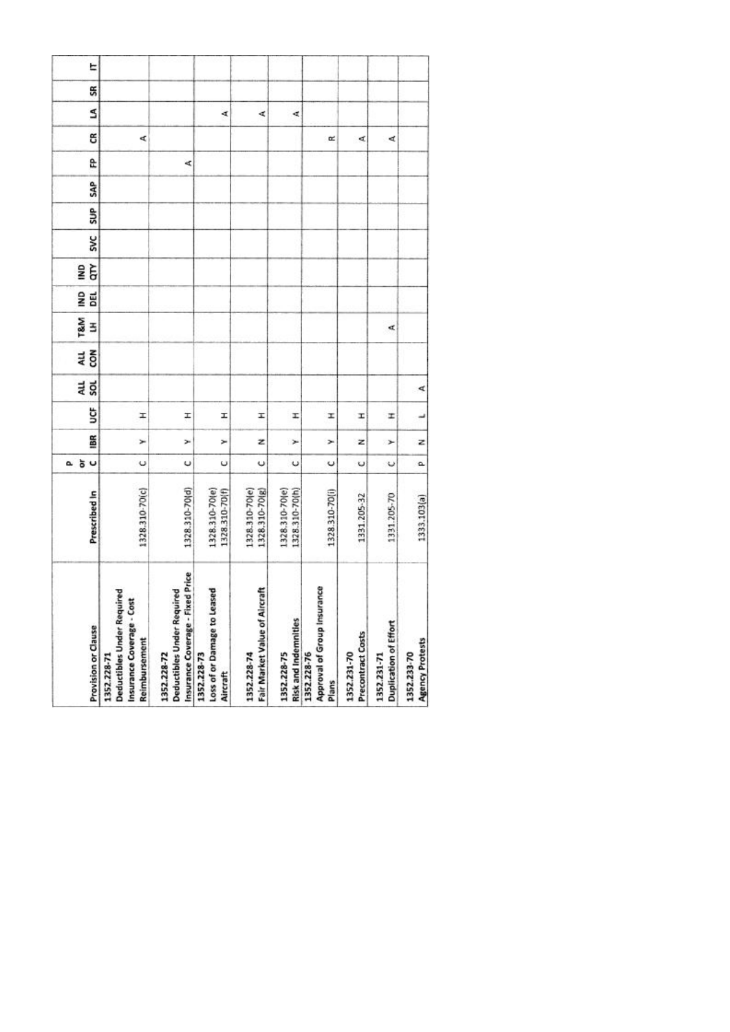| Provision or Clause | Prescribed In | P or C | IBR | UCF | ALL SOL | ALL CON | T&M LH | IND DEL | IND QTY | SVC | SUP | SAP | FP | CR | LA | SR | IT |
|---|---|---|---|---|---|---|---|---|---|---|---|---|---|---|---|---|---|
| 1352.228-71 Deductibles Under Required Insurance Coverage - Cost Reimbursement | 1328.310-70(c) | C | Y | H | | | | | | | | | | A | | | |
| 1352.228-72 Deductibles Under Required Insurance Coverage - Fixed Price | 1328.310-70(d) | C | Y | H | | | | | | | | | A | | | | |
| 1352.228-73 Loss of or Damage to Leased Aircraft | 1328.310-70(e) 1328.310-70(f) | C | Y | H | | | | | | | | | | | A | | |
| 1352.228-74 Fair Market Value of Aircraft | 1328.310-70(e) 1328.310-70(g) | C | N | H | | | | | | | | | | | A | | |
| 1352.228-75 Risk and Indemnities | 1328.310-70(e) 1328.310-70(h) | C | Y | H | | | | | | | | | | | A | | |
| 1352.228-76 Approval of Group Insurance Plans | 1328.310-70(i) | C | Y | H | | | | | | | | | | R | | | |
| 1352.231-70 Precontract Costs | 1331.205-32 | C | N | H | | | | | | | | | | A | | | |
| 1352.231-71 Duplication of Effort | 1331.205-70 | C | Y | H | | | A | | | | | | | A | | | |
| 1352.233-70 Agency Protests | 1333.103(a) | P | N | L | A | | | | | | | | | | | | |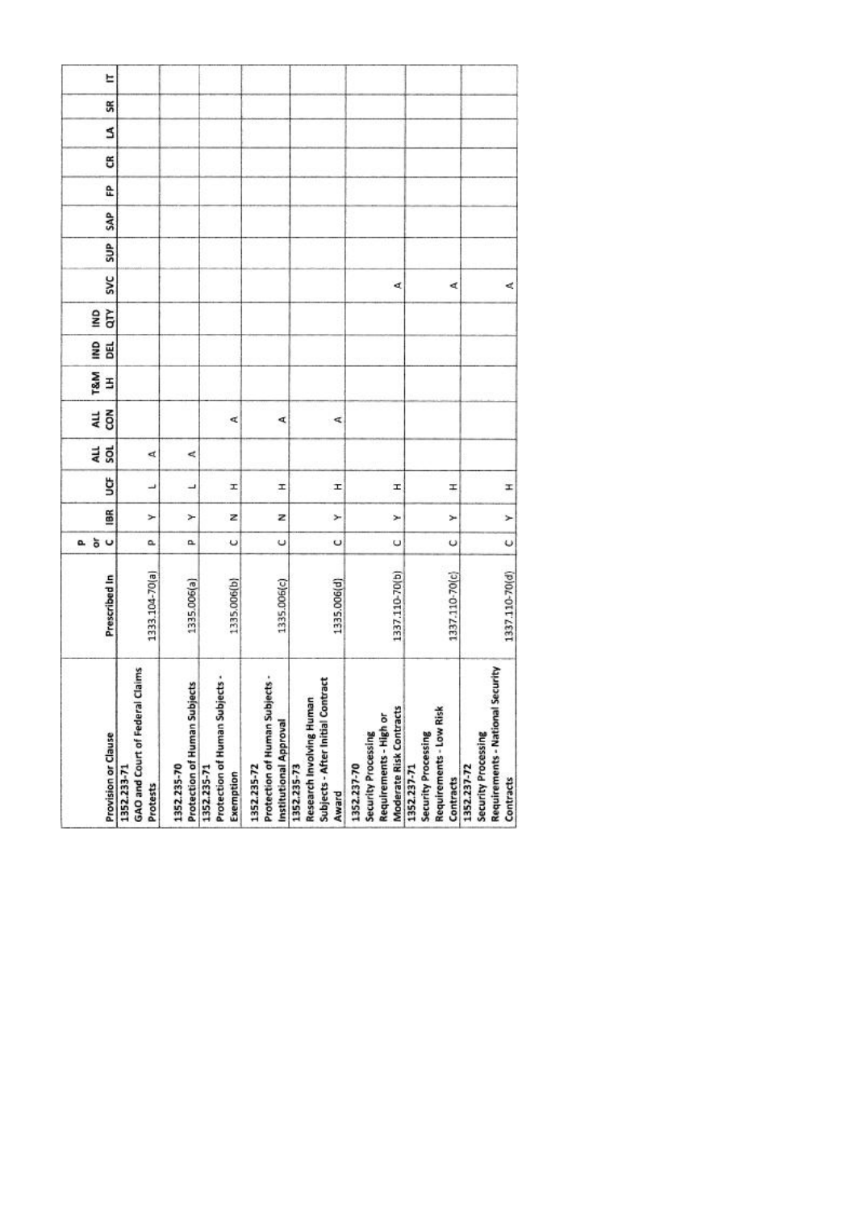| Provision or Clause | Prescribed In | P or C | IBR | UCF | ALL SOL | ALL CON | T&M LH | IND DEL | IND QTY | SVC | SUP | SAP | FP | CR | LA | SR | IT |
|---|---|---|---|---|---|---|---|---|---|---|---|---|---|---|---|---|---|
| 1352.233-71 GAO and Court of Federal Claims Protests | 1333.104-70(a) | P | Y | L | A | | | | | | | | | | | | |
| 1352.235-70 Protection of Human Subjects | 1335.006(a) | P | Y | L | A | | | | | | | | | | | | |
| 1352.235-71 Protection of Human Subjects - Exemption | 1335.006(b) | C | N | H | | A | | | | | | | | | | | |
| 1352.235-72 Protection of Human Subjects - Institutional Approval | 1335.006(c) | C | N | H | | A | | | | | | | | | | | |
| 1352.235-73 Research Involving Human Subjects - After Initial Contract Award | 1335.006(d) | C | Y | H | | A | | | | | | | | | | | |
| 1352.237-70 Security Processing Requirements - High or Moderate Risk Contracts | 1337.110-70(b) | C | Y | H | | | | | | A | | | | | | | |
| 1352.237-71 Security Processing Requirements - Low Risk Contracts | 1337.110-70(c) | C | Y | H | | | | | | A | | | | | | | |
| 1352.237-72 Security Processing Requirements - National Security Contracts | 1337.110-70(d) | C | Y | H | | | | | | A | | | | | | | |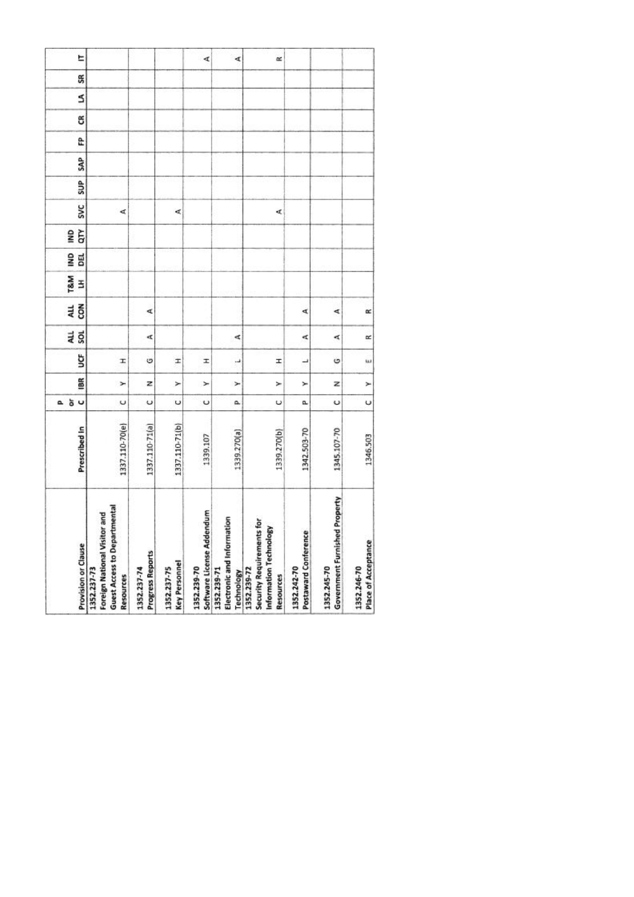| Provision or Clause | Prescribed In | P or C | IBR | UCF | ALL SOL | ALL CON | T&M LH | IND DEL | IND QTY | SVC | SUP | SAP | FP | CR | LA | SR | IT |
|---|---|---|---|---|---|---|---|---|---|---|---|---|---|---|---|---|---|
| 1352.237-73 Foreign National Visitor and Guest Access to Departmental Resources | 1337.110-70(e) | C | Y | H | | | | | | A | | | | | | | |
| 1352.237-74 Progress Reports | 1337.110-71(a) | C | N | G | A | A | | | | | | | | | | | |
| 1352.237-75 Key Personnel | 1337.110-71(b) | C | Y | H | | | | | | A | | | | | | | |
| 1352.239-70 Software License Addendum | 1339.107 | C | Y | H | | | | | | | | | | | | | A |
| 1352.239-71 Electronic and Information Technology | 1339.270(a) | P | Y | L | A | | | | | | | | | | | | A |
| 1352.239-72 Security Requirements for Information Technology Resources | 1339.270(b) | C | Y | H | | | | | | A | | | | | | | R |
| 1352.242-70 Postaward Conference | 1342.503-70 | P | Y | L | A | A | | | | | | | | | | | |
| 1352.245-70 Government Furnished Property | 1345.107-70 | C | N | G | A | A | | | | | | | | | | | |
| 1352.246-70 Place of Acceptance | 1346.503 | C | Y | E | R | R | | | | | | | | | | | |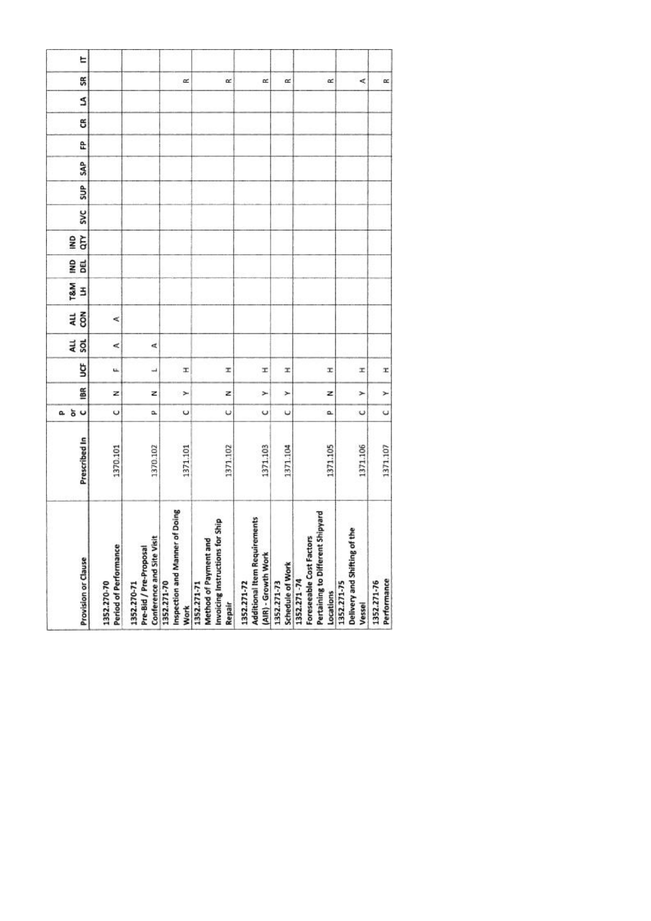| Provision or Clause | Prescribed In | P or C | IBR | UCF | ALL SOL | ALL CON | T&M LH | IND DEL | IND QTY | SVC | SUP | SAP | FP | CR | LA | SR | IT |
|---|---|---|---|---|---|---|---|---|---|---|---|---|---|---|---|---|---|
| 1352.270-70 Period of Performance | 1370.101 | C | N | F | A | A | | | | | | | | | | | |
| 1352.270-71 Pre-Bid / Pre-Proposal Conference and Site Visit | 1370.102 | P | N | L | A | | | | | | | | | | | | |
| 1352.271-70 Inspection and Manner of Doing Work | 1371.101 | C | Y | H | | | | | | | | | | | | R | |
| 1352.271-71 Method of Payment and Invoicing Instructions for Ship Repair | 1371.102 | C | N | H | | | | | | | | | | | | R | |
| 1352.271-72 Additional Item Requirements (AIR) - Growth Work | 1371.103 | C | Y | H | | | | | | | | | | | | R | |
| 1352.271-73 Schedule of Work | 1371.104 | C | Y | H | | | | | | | | | | | | R | |
| 1352.271 -74 Foreseeable Cost Factors Pertaining to Different Shipyard Locations | 1371.105 | P | N | H | | | | | | | | | | | | R | |
| 1352.271-75 Delivery and Shifting of the Vessel | 1371.106 | C | Y | H | | | | | | | | | | | | A | |
| 1352.271-76 Performance | 1371.107 | C | Y | H | | | | | | | | | | | | R | |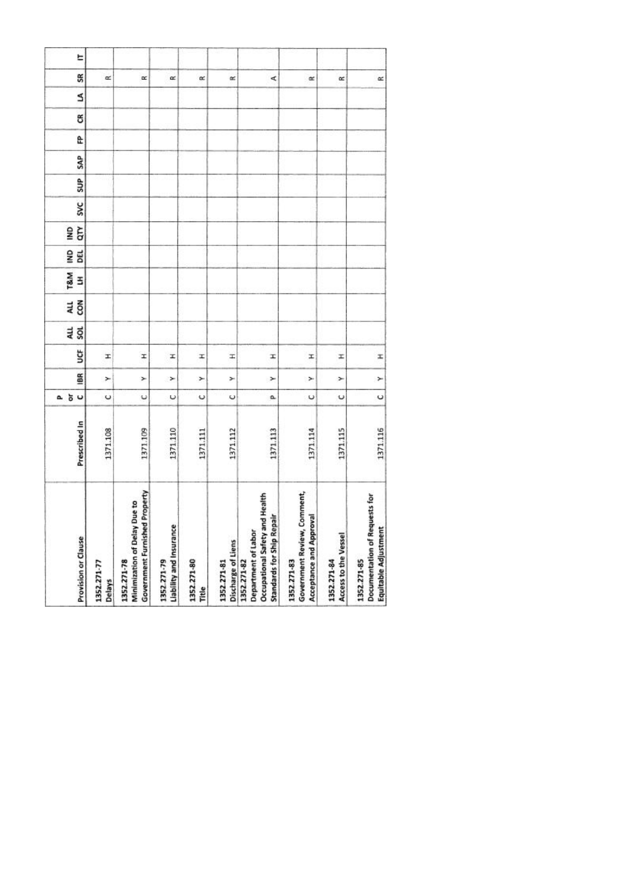| Provision or Clause | Prescribed In | P or C | IBR | UCF | ALL SOL | ALL CON | T&M LH | IND DEL | IND QTY | SVC | SUP | SAP | FP | CR | LA | SR | IT |
|---|---|---|---|---|---|---|---|---|---|---|---|---|---|---|---|---|---|
| 1352.271-77 Delays | 1371.108 | C | Y | H | | | | | | | | | | | | R | |
| 1352.271-78 Minimization of Delay Due to Government Furnished Property | 1371.109 | C | Y | H | | | | | | | | | | | | R | |
| 1352.271-79 Liability and Insurance | 1371.110 | C | Y | H | | | | | | | | | | | | R | |
| 1352.271-80 Title | 1371.111 | C | Y | H | | | | | | | | | | | | R | |
| 1352.271-81 Discharge of Liens | 1371.112 | C | Y | H | | | | | | | | | | | | R | |
| 1352.271-82 Department of Labor Occupational Safety and Health Standards for Ship Repair | 1371.113 | P | Y | H | | | | | | | | | | | | A | |
| 1352.271-83 Government Review, Comment, Acceptance and Approval | 1371.114 | C | Y | H | | | | | | | | | | | | R | |
| 1352.271-84 Access to the Vessel | 1371.115 | C | Y | H | | | | | | | | | | | | R | |
| 1352.271-85 Documentation of Requests for Equitable Adjustment | 1371.116 | C | Y | H | | | | | | | | | | | | R | |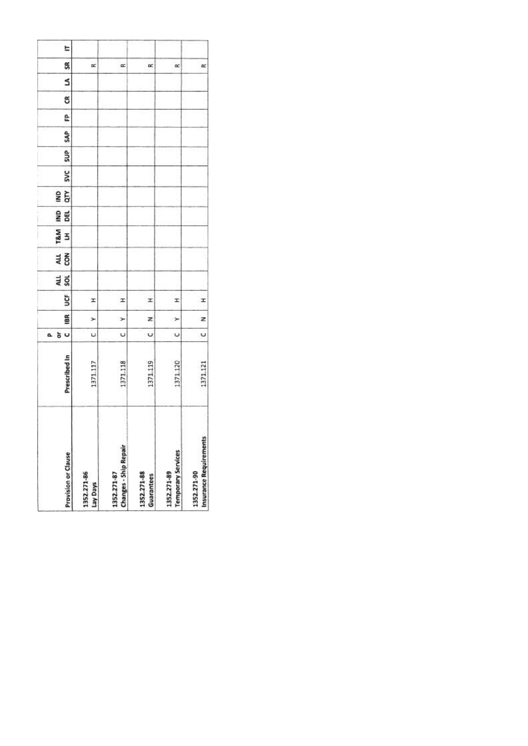| Provision or Clause | Prescribed In | P or C | IBR | UCF | ALL SOL | ALL CON | T&M LH | IND DEL | IND QTY | SVC | SUP | SAP | FP | CR | LA | SR | IT |
|---|---|---|---|---|---|---|---|---|---|---|---|---|---|---|---|---|---|
| 1352.271-86 Lay Days | 1371.117 | C | Y | H | | | | | | | | | | | | R | |
| 1352.271-87 Changes - Ship Repair | 1371.118 | C | Y | H | | | | | | | | | | | | R | |
| 1352.271-88 Guarantees | 1371.119 | C | N | H | | | | | | | | | | | | R | |
| 1352.271-89 Temporary Services | 1371.120 | C | Y | H | | | | | | | | | | | | R | |
| 1352.271-90 Insurance Requirements | 1371.121 | C | N | H | | | | | | | | | | | | R | |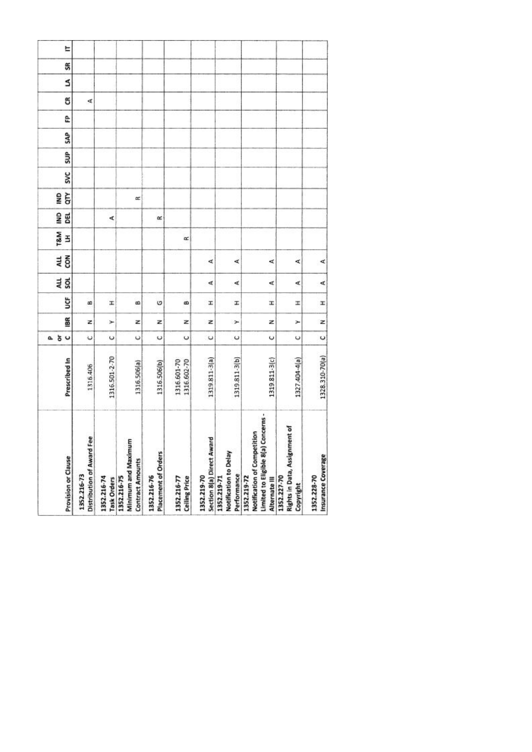| Provision or Clause | Prescribed In | P or C | IBR | UCF | ALL SOL | ALL CON | T&M LH | IND DEL | IND QTY | SVC | SUP | SAP | FP | CR | LA | SR | IT |
|---|---|---|---|---|---|---|---|---|---|---|---|---|---|---|---|---|---|
| 1352.216-73 Distribution of Award Fee | 1316.406 | C | N | B | | | | | | | | | | A | | | |
| 1352.216-74 Task Orders | 1316.501-2-70 | C | Y | H | | | | A | | | | | | | | | |
| 1352.216-75 Minimum and Maximum Contract Amounts | 1316.506(a) | C | N | B | | | | | R | | | | | | | | |
| 1352.216-76 Placement of Orders | 1316.506(b) | C | N | G | | | | R | | | | | | | | | |
| 1352.216-77 Ceiling Price | 1316.601-70 1316.602-70 | C | N | B | | | R | | | | | | | | | | |
| 1352.219-70 Section 8(a) Direct Award | 1319.811-3(a) | C | N | H | A | A | | | | | | | | | | | |
| 1352.219-71 Notification to Delay Performance | 1319.811-3(b) | C | Y | H | A | A | | | | | | | | | | | |
| 1352.219-72 Notification of Competition Limited to Eligible 8(a) Concerns - Alternate III | 1319.811-3(c) | C | N | H | A | A | | | | | | | | | | | |
| 1352.227-70 Rights in Data, Assignment of Copyright | 1327.404-4(a) | C | Y | H | A | A | | | | | | | | | | | |
| 1352.228-70 Insurance Coverage | 1328.310-70(a) | C | N | H | A | A | | | | | | | | | | | |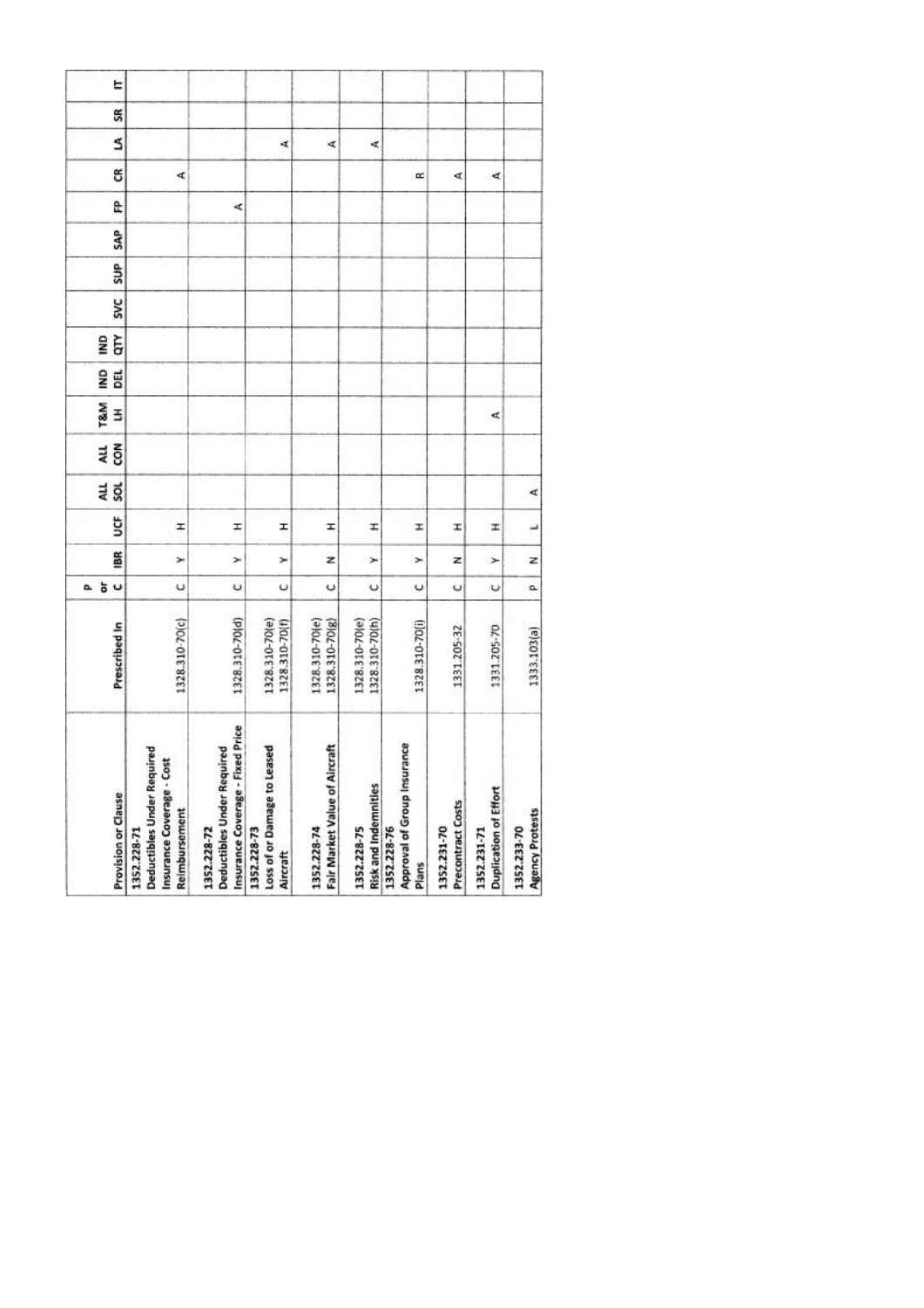| Provision or Clause | Prescribed In | P or C | IBR | UCF | ALL SOL | ALL CON | T&M LH | IND DEL | IND QTY | SVC | SUP | SAP | FP | CR | LA | SR | IT |
|---|---|---|---|---|---|---|---|---|---|---|---|---|---|---|---|---|---|
| 1352.228-71 Deductibles Under Required Insurance Coverage - Cost Reimbursement | 1328.310-70(c) | C | Y | H | | | | | | | | | | A | | | |
| 1352.228-72 Deductibles Under Required Insurance Coverage - Fixed Price | 1328.310-70(d) | C | Y | H | | | | | | | | | A | | | | |
| 1352.228-73 Loss of or Damage to Leased Aircraft | 1328.310-70(e) 1328.310-70(f) | C | Y | H | | | | | | | | | | | A | | |
| 1352.228-74 Fair Market Value of Aircraft | 1328.310-70(e) 1328.310-70(g) | C | N | H | | | | | | | | | | | A | | |
| 1352.228-75 Risk and Indemnities | 1328.310-70(e) 1328.310-70(h) | C | Y | H | | | | | | | | | | | A | | |
| 1352.228-76 Approval of Group Insurance Plans | 1328.310-70(i) | C | Y | H | | | | | | | | | | R | | | |
| 1352.231-70 Precontract Costs | 1331.205-32 | C | N | H | | | | | | | | | | A | | | |
| 1352.231-71 Duplication of Effort | 1331.205-70 | C | Y | H | | | A | | | | | | | A | | | |
| 1352.233-70 Agency Protests | 1333.103(a) | P | N | L | A | | | | | | | | | | | | |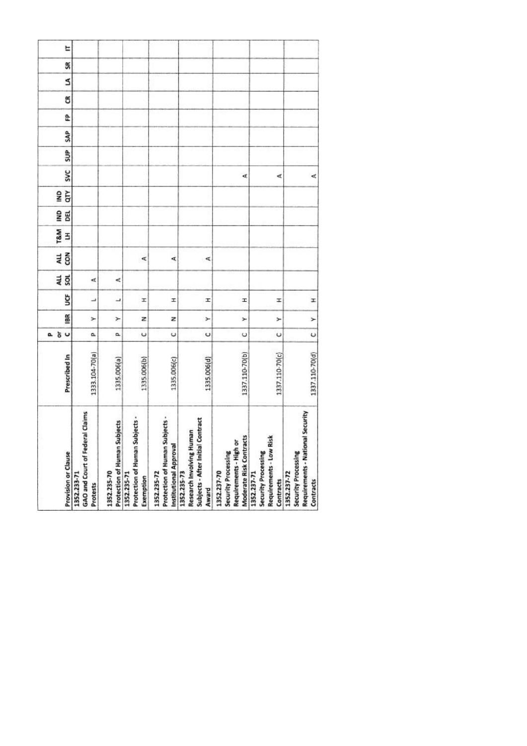| Provision or Clause | Prescribed In | P or C | IBR | UCF | ALL SOL | ALL CON | T&M LH | IND DEL | IND QTY | SVC | SUP | SAP | FP | CR | LA | SR | IT |
|---|---|---|---|---|---|---|---|---|---|---|---|---|---|---|---|---|---|
| 1352.233-71 GAO and Court of Federal Claims Protests | 1333.104-70(a) | P | Y | L | A | | | | | | | | | | | | |
| 1352.235-70 Protection of Human Subjects | 1335.006(a) | P | Y | L | A | | | | | | | | | | | | |
| 1352.235-71 Protection of Human Subjects - Exemption | 1335.006(b) | C | N | H | | A | | | | | | | | | | | |
| 1352.235-72 Protection of Human Subjects - Institutional Approval | 1335.006(c) | C | N | H | | A | | | | | | | | | | | |
| 1352.235-73 Research Involving Human Subjects - After Initial Contract Award | 1335.006(d) | C | Y | H | | A | | | | | | | | | | | |
| 1352.237-70 Security Processing Requirements - High or Moderate Risk Contracts | 1337.110-70(b) | C | Y | H | | | | | | A | | | | | | | |
| 1352.237-71 Security Processing Requirements - Low Risk Contracts | 1337.110-70(c) | C | Y | H | | | | | | A | | | | | | | |
| 1352.237-72 Security Processing Requirements - National Security Contracts | 1337.110-70(d) | C | Y | H | | | | | | A | | | | | | | |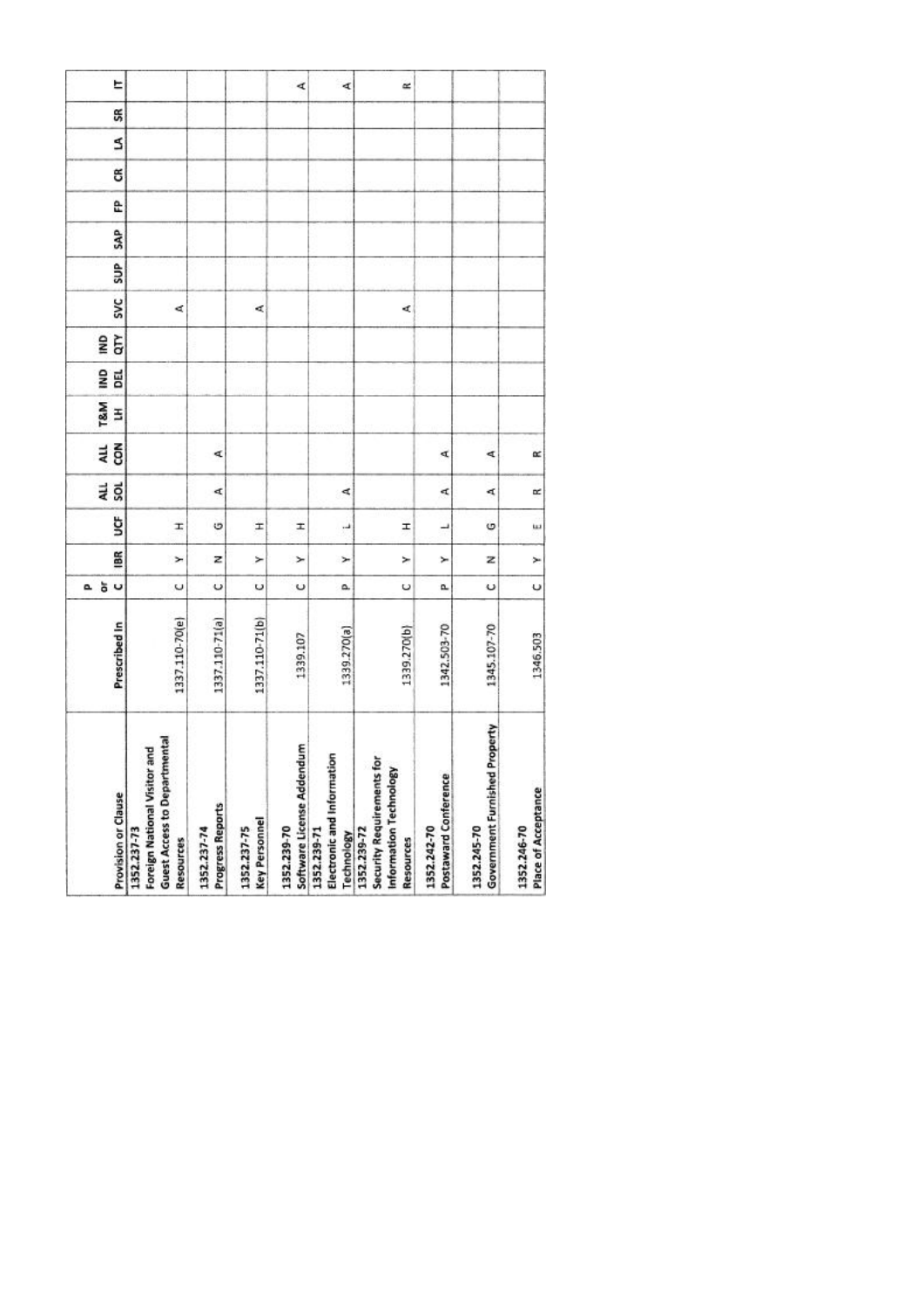| Provision or Clause | Prescribed In | P or C | IBR | UCF | ALL SOL | ALL CON | T&M LH | IND DEL | IND QTY | SVC | SUP | SAP | FP | CR | LA | SR | IT |
|---|---|---|---|---|---|---|---|---|---|---|---|---|---|---|---|---|---|
| 1352.237-73 Foreign National Visitor and Guest Access to Departmental Resources | 1337.110-70(e) | C | Y | H | | | | | | A | | | | | | | |
| 1352.237-74 Progress Reports | 1337.110-71(a) | C | N | G | A | A | | | | | | | | | | | |
| 1352.237-75 Key Personnel | 1337.110-71(b) | C | Y | H | | | | | | A | | | | | | | |
| 1352.239-70 Software License Addendum | 1339.107 | C | Y | H | | | | | | | | | | | | | A |
| 1352.239-71 Electronic and Information Technology | 1339.270(a) | P | Y | L | A | | | | | | | | | | | | A |
| 1352.239-72 Security Requirements for Information Technology Resources | 1339.270(b) | C | Y | H | | | | | | A | | | | | | | R |
| 1352.242-70 Postaward Conference | 1342.503-70 | P | Y | L | A | A | | | | | | | | | | | |
| 1352.245-70 Government Furnished Property | 1345.107-70 | C | N | G | A | A | | | | | | | | | | | |
| 1352.246-70 Place of Acceptance | 1346.503 | C | Y | E | R | R | | | | | | | | | | | |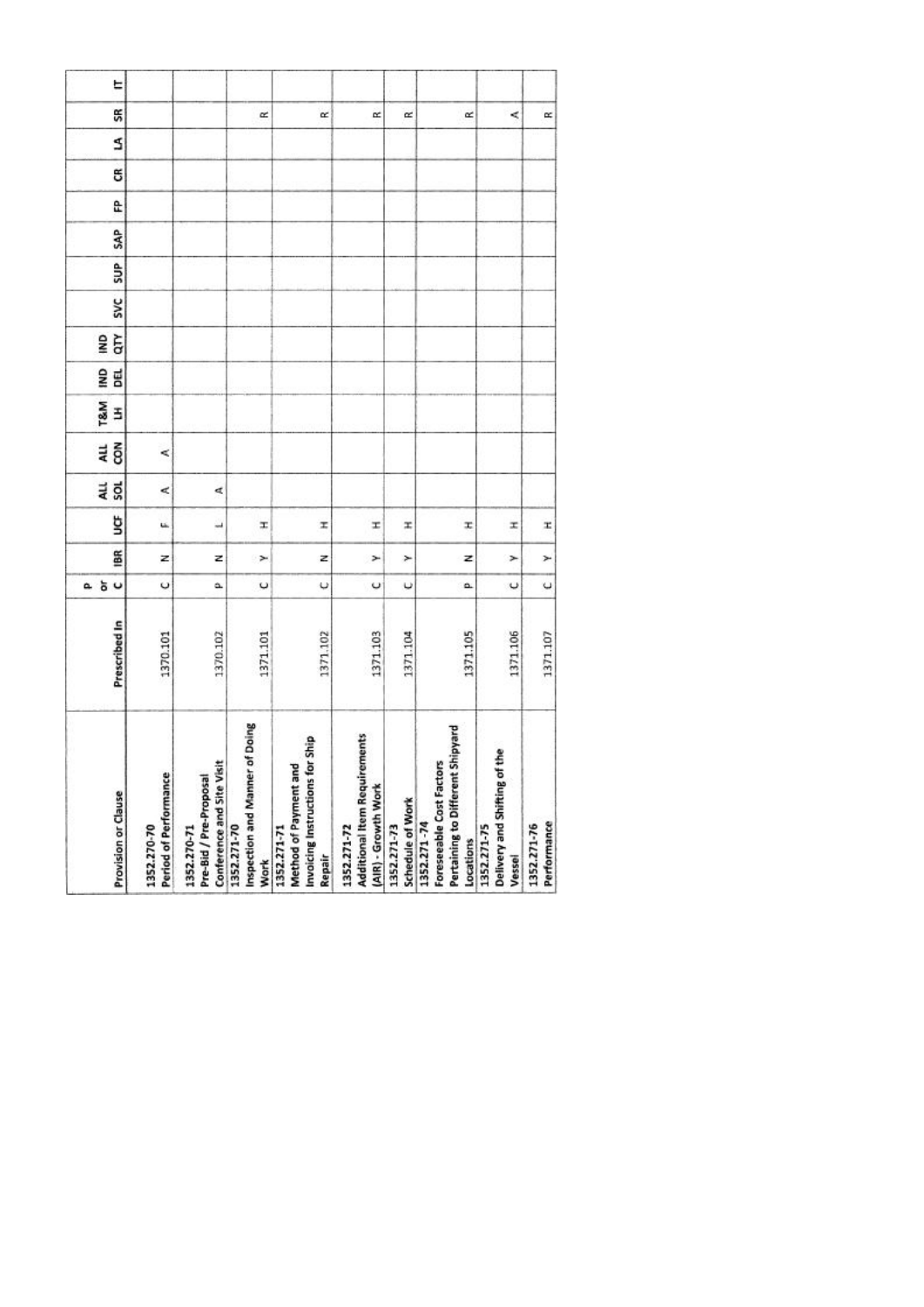| Provision or Clause | Prescribed In | P or C | IBR | UCF | ALL SOL | ALL CON | T&M LH | IND DEL | IND QTY | SVC | SUP | SAP | FP | CR | LA | SR | IT |
|---|---|---|---|---|---|---|---|---|---|---|---|---|---|---|---|---|---|
| 1352.270-70 Period of Performance | 1370.101 | C | N | F | A | A | | | | | | | | | | | |
| 1352.270-71 Pre-Bid / Pre-Proposal Conference and Site Visit | 1370.102 | P | N | L | A | | | | | | | | | | | | |
| 1352.271-70 Inspection and Manner of Doing Work | 1371.101 | C | Y | H | | | | | | | | | | | | R | |
| 1352.271-71 Method of Payment and Invoicing Instructions for Ship Repair | 1371.102 | C | N | H | | | | | | | | | | | | R | |
| 1352.271-72 Additional Item Requirements (AIR) - Growth Work | 1371.103 | C | Y | H | | | | | | | | | | | | R | |
| 1352.271-73 Schedule of Work | 1371.104 | C | Y | H | | | | | | | | | | | | R | |
| 1352.271-74 Foreseeable Cost Factors Pertaining to Different Shipyard Locations | 1371.105 | P | N | H | | | | | | | | | | | | R | |
| 1352.271-75 Delivery and Shifting of the Vessel | 1371.106 | C | Y | H | | | | | | | | | | | | A | |
| 1352.271-76 Performance | 1371.107 | C | Y | H | | | | | | | | | | | | R | |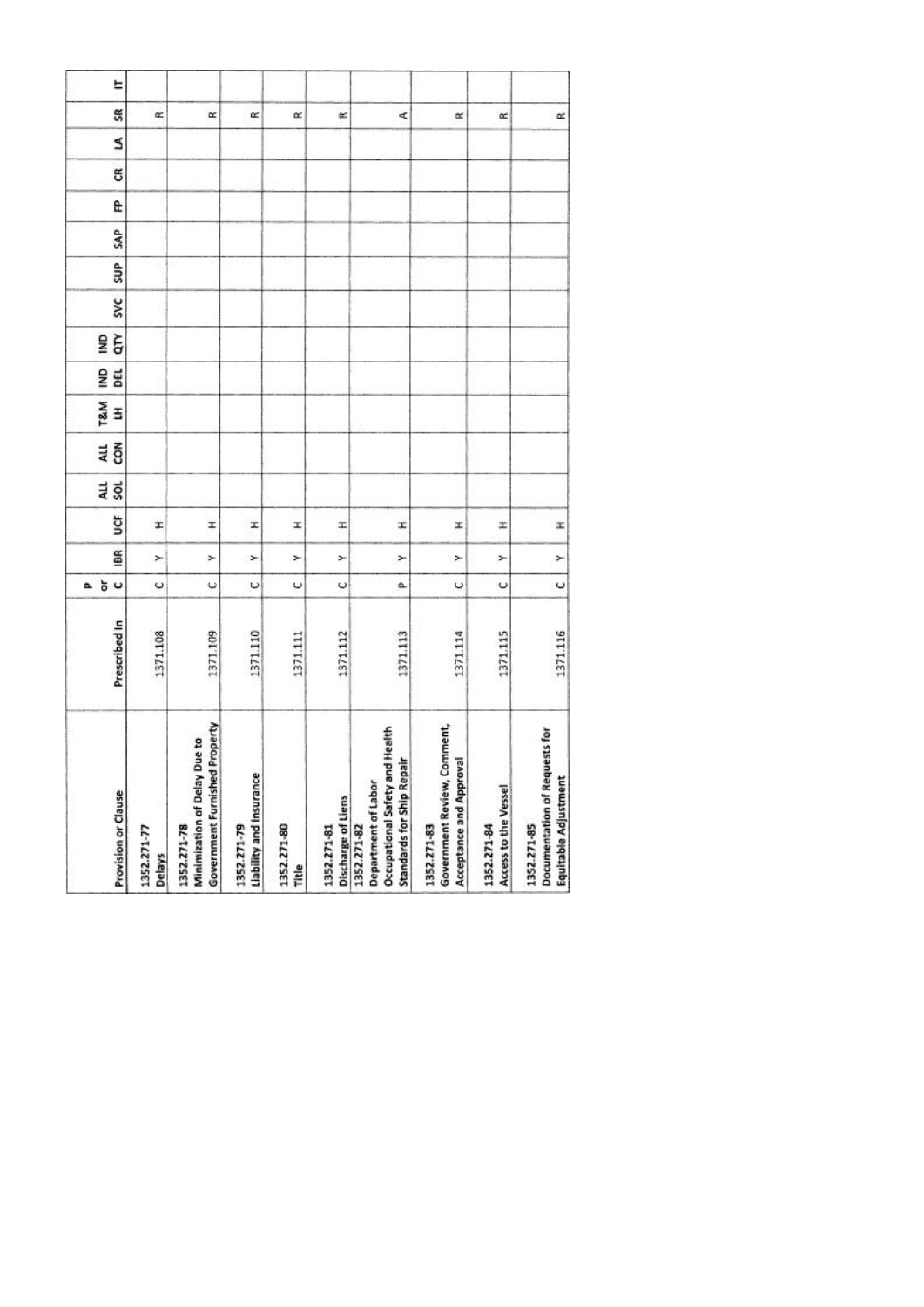| Provision or Clause | Prescribed In | P or C | IBR | UCF | ALL SOL | ALL CON | T&M LH | IND DEL | IND QTY | SVC | SUP | SAP | FP | CR | LA | SR | IT |
|---|---|---|---|---|---|---|---|---|---|---|---|---|---|---|---|---|---|
| 1352.271-77 Delays | 1371.108 | C | Y | H | | | | | | | | | | | | R | |
| 1352.271-78 Minimization of Delay Due to Government Furnished Property | 1371.109 | C | Y | H | | | | | | | | | | | | R | |
| 1352.271-79 Liability and Insurance | 1371.110 | C | Y | H | | | | | | | | | | | | R | |
| 1352.271-80 Title | 1371.111 | C | Y | H | | | | | | | | | | | | R | |
| 1352.271-81 Discharge of Liens | 1371.112 | C | Y | H | | | | | | | | | | | | R | |
| 1352.271-82 Department of Labor Occupational Safety and Health Standards for Ship Repair | 1371.113 | P | Y | H | | | | | | | | | | | | A | |
| 1352.271-83 Government Review, Comment, Acceptance and Approval | 1371.114 | C | Y | H | | | | | | | | | | | | R | |
| 1352.271-84 Access to the Vessel | 1371.115 | C | Y | H | | | | | | | | | | | | R | |
| 1352.271-85 Documentation of Requests for Equitable Adjustment | 1371.116 | C | Y | H | | | | | | | | | | | | R | |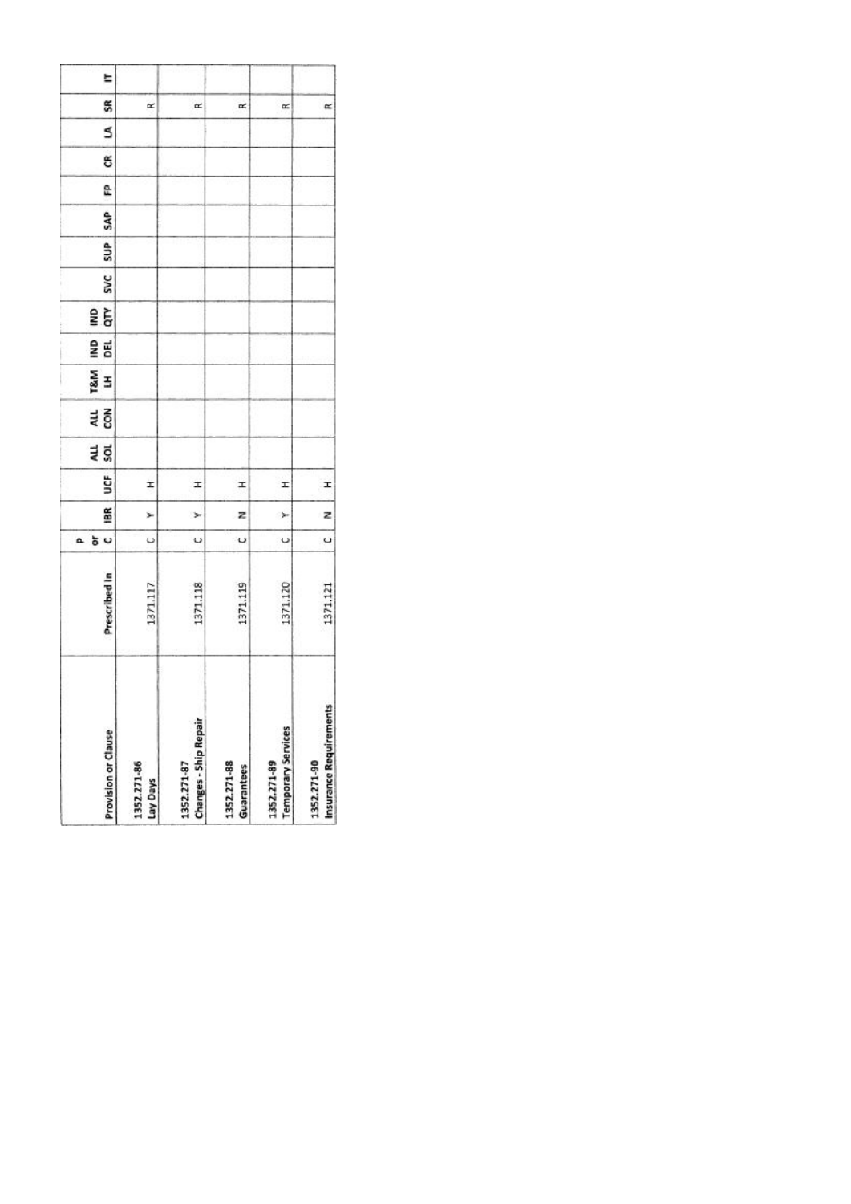| Provision or Clause | Prescribed In | P or C | IBR | UCF | ALL SOL | ALL CON | T&M LH | IND DEL | IND QTY | SVC | SUP | SAP | FP | CR | LA | SR | IT |
|---|---|---|---|---|---|---|---|---|---|---|---|---|---|---|---|---|---|
| 1352.271-86 Lay Days | 1371.117 | C | Y | H | | | | | | | | | | | | R | |
| 1352.271-87 Changes - Ship Repair | 1371.118 | C | Y | H | | | | | | | | | | | | R | |
| 1352.271-88 Guarantees | 1371.119 | C | N | H | | | | | | | | | | | | R | |
| 1352.271-89 Temporary Services | 1371.120 | C | Y | H | | | | | | | | | | | | R | |
| 1352.271-90 Insurance Requirements | 1371.121 | C | N | H | | | | | | | | | | | | R | |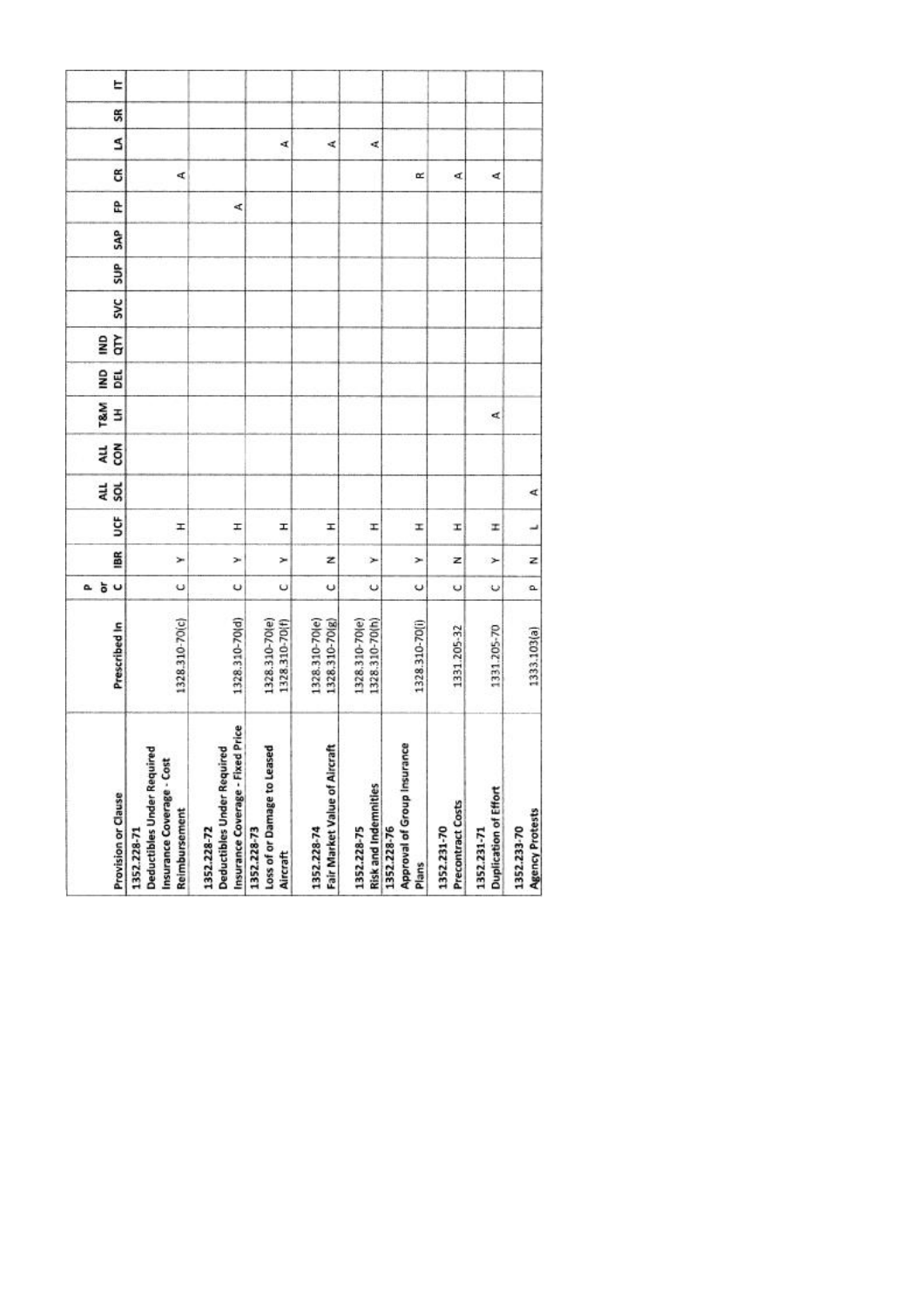| Provision or Clause | Prescribed In | P or C | IBR | UCF | ALL SOL | ALL CON | T&M LH | IND DEL | IND QTY | SVC | SUP | SAP | FP | CR | LA | SR | IT |
|---|---|---|---|---|---|---|---|---|---|---|---|---|---|---|---|---|---|
| 1352.228-71 Deductibles Under Required Insurance Coverage - Cost Reimbursement | 1328.310-70(c) | C | Y | H | | | | | | | | | | A | | | |
| 1352.228-72 Deductibles Under Required Insurance Coverage - Fixed Price | 1328.310-70(d) | C | Y | H | | | | | | | | | A | | | | |
| 1352.228-73 Loss of or Damage to Leased Aircraft | 1328.310-70(e) 1328.310-70(f) | C | Y | H | | | | | | | | | | | A | | |
| 1352.228-74 Fair Market Value of Aircraft | 1328.310-70(e) 1328.310-70(g) | C | N | H | | | | | | | | | | | A | | |
| 1352.228-75 Risk and Indemnities | 1328.310-70(e) 1328.310-70(h) | C | Y | H | | | | | | | | | | | A | | |
| 1352.228-76 Approval of Group Insurance Plans | 1328.310-70(i) | C | Y | H | | | | | | | | | | R | | | |
| 1352.231-70 Precontract Costs | 1331.205-32 | C | N | H | | | | | | | | | | A | | | |
| 1352.231-71 Duplication of Effort | 1331.205-70 | C | Y | H | | | A | | | | | | | A | | | |
| 1352.233-70 Agency Protests | 1333.103(a) | P | N | L | A | | | | | | | | | | | | |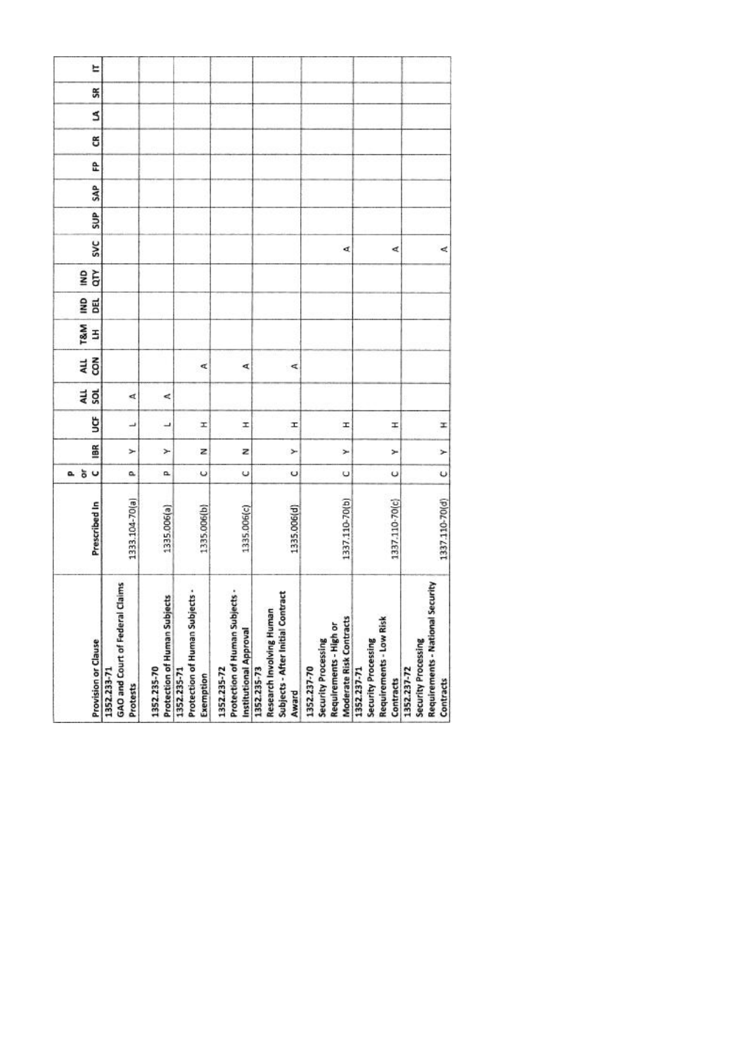| Provision or Clause | Prescribed In | P or C | IBR | UCF | ALL SOL | ALL CON | T&M LH | IND DEL | IND QTY | SVC | SUP | SAP | FP | CR | LA | SR | IT |
|---|---|---|---|---|---|---|---|---|---|---|---|---|---|---|---|---|---|
| 1352.233-71 GAO and Court of Federal Claims Protests | 1333.104-70(a) | P | Y | L | A | | | | | | | | | | | | |
| 1352.235-70 Protection of Human Subjects | 1335.006(a) | P | Y | L | A | | | | | | | | | | | | |
| 1352.235-71 Protection of Human Subjects - Exemption | 1335.006(b) | C | N | H | | A | | | | | | | | | | | |
| 1352.235-72 Protection of Human Subjects - Institutional Approval | 1335.006(c) | C | N | H | | A | | | | | | | | | | | |
| 1352.235-73 Research Involving Human Subjects - After Initial Contract Award | 1335.006(d) | C | Y | H | | A | | | | | | | | | | | |
| 1352.237-70 Security Processing Requirements - High or Moderate Risk Contracts | 1337.110-70(b) | C | Y | H | | | | | | A | | | | | | | |
| 1352.237-71 Security Processing Requirements - Low Risk Contracts | 1337.110-70(c) | C | Y | H | | | | | | A | | | | | | | |
| 1352.237-72 Security Processing Requirements - National Security Contracts | 1337.110-70(d) | C | Y | H | | | | | | A | | | | | | | |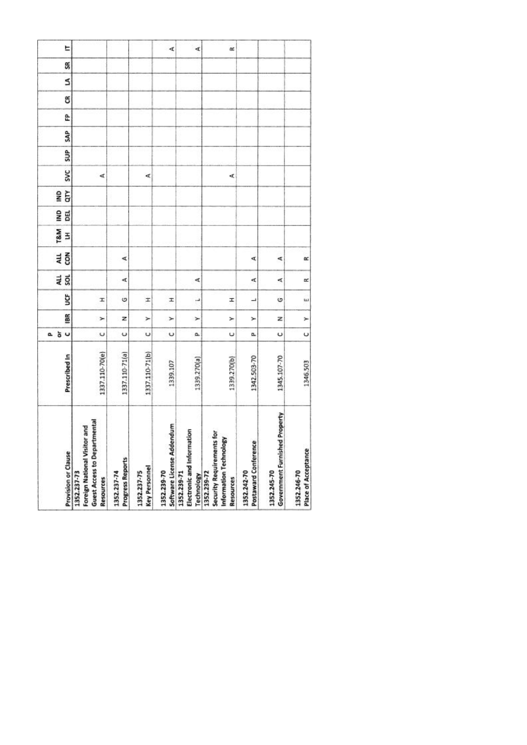| Provision or Clause | Prescribed In | P or C | IBR | UCF | ALL SOL | ALL CON | T&M LH | IND DEL | IND QTY | SVC | SUP | SAP | FP | CR | LA | SR | IT |
|---|---|---|---|---|---|---|---|---|---|---|---|---|---|---|---|---|---|
| 1352.237-73 Foreign National Visitor and Guest Access to Departmental Resources | 1337.110-70(e) | C | Y | H | | | | | | A | | | | | | | |
| 1352.237-74 Progress Reports | 1337.110-71(a) | C | N | G | A | A | | | | | | | | | | | |
| 1352.237-75 Key Personnel | 1337.110-71(b) | C | Y | H | | | | | | A | | | | | | | |
| 1352.239-70 Software License Addendum | 1339.107 | C | Y | H | | | | | | | | | | | | | A |
| 1352.239-71 Electronic and Information Technology | 1339.270(a) | P | Y | L | A | | | | | | | | | | | | A |
| 1352.239-72 Security Requirements for Information Technology Resources | 1339.270(b) | C | Y | H | | | | | | A | | | | | | | R |
| 1352.242-70 Postaward Conference | 1342.503-70 | P | Y | L | A | A | | | | | | | | | | | |
| 1352.245-70 Government Furnished Property | 1345.107-70 | C | N | G | A | A | | | | | | | | | | | |
| 1352.246-70 Place of Acceptance | 1346.503 | C | Y | E | R | R | | | | | | | | | | | |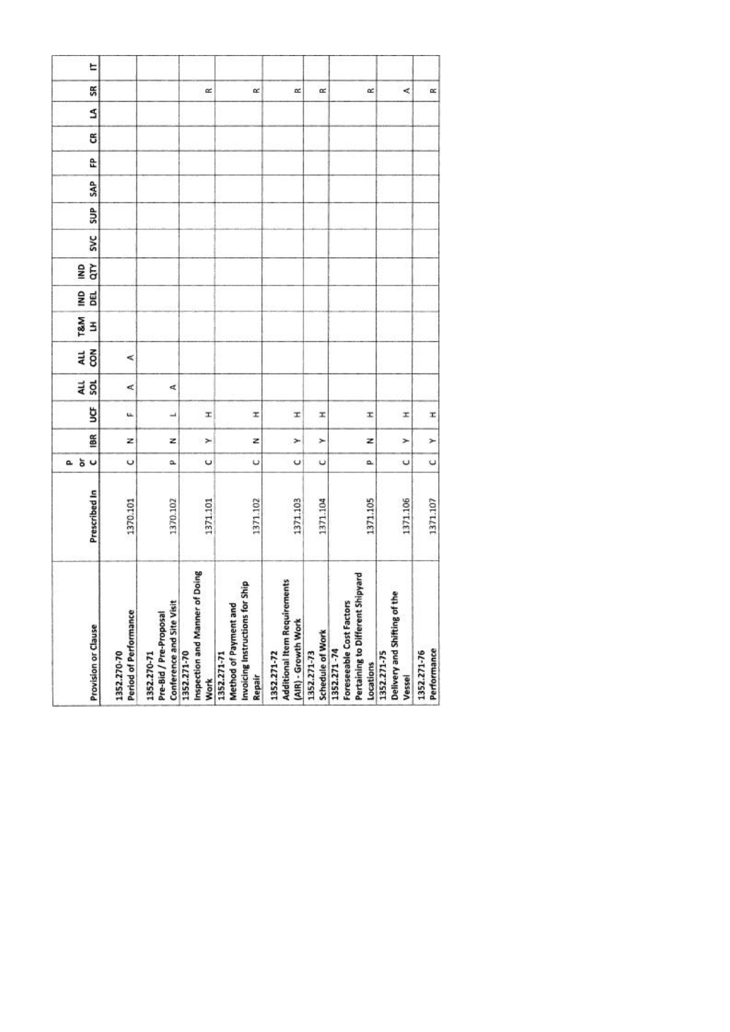| Provision or Clause | Prescribed In | P or C | IBR | UCF | ALL SOL | ALL CON | T&M LH | IND DEL | IND QTY | SVC | SUP | SAP | FP | CR | LA | SR | IT |
|---|---|---|---|---|---|---|---|---|---|---|---|---|---|---|---|---|---|
| 1352.270-70 Period of Performance | 1370.101 | C | N | F | A | A | | | | | | | | | | | |
| 1352.270-71 Pre-Bid / Pre-Proposal Conference and Site Visit | 1370.102 | P | N | L | A | | | | | | | | | | | | |
| 1352.271-70 Inspection and Manner of Doing Work | 1371.101 | C | Y | H | | | | | | | | | | | | R | |
| 1352.271-71 Method of Payment and Invoicing Instructions for Ship Repair | 1371.102 | C | N | H | | | | | | | | | | | | R | |
| 1352.271-72 Additional Item Requirements (AIR) - Growth Work | 1371.103 | C | Y | H | | | | | | | | | | | | R | |
| 1352.271-73 Schedule of Work | 1371.104 | C | Y | H | | | | | | | | | | | | R | |
| 1352.271-74 Foreseeable Cost Factors Pertaining to Different Shipyard Locations | 1371.105 | P | N | H | | | | | | | | | | | | R | |
| 1352.271-75 Delivery and Shifting of the Vessel | 1371.106 | C | Y | H | | | | | | | | | | | | A | |
| 1352.271-76 Performance | 1371.107 | C | Y | H | | | | | | | | | | | | R | |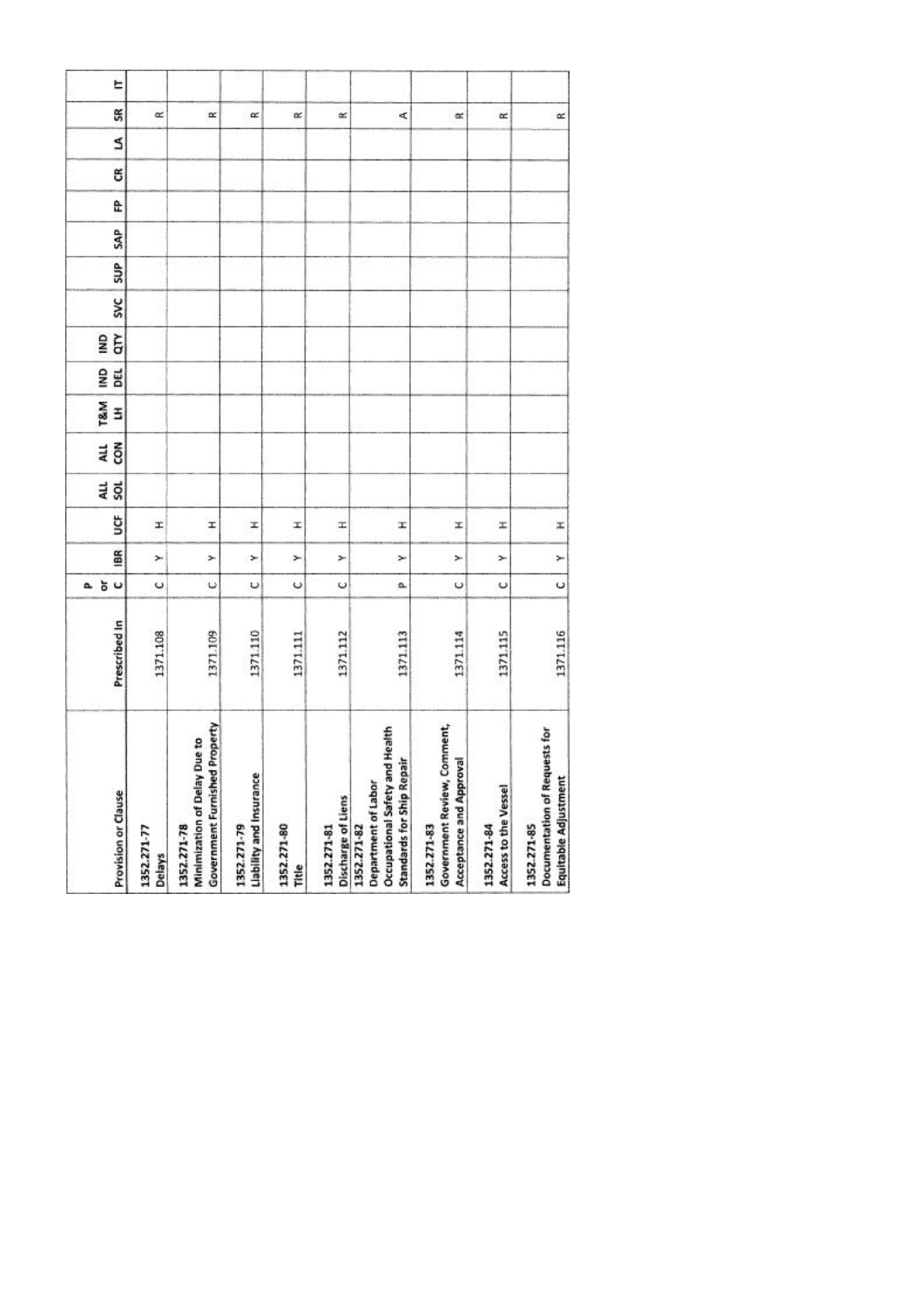| Provision or Clause | Prescribed In | P or C | IBR | UCF | ALL SOL | ALL CON | T&M LH | IND DEL | IND QTY | SVC | SUP | SAP | FP | CR | LA | SR | IT |
|---|---|---|---|---|---|---|---|---|---|---|---|---|---|---|---|---|---|
| 1352.271-77 Delays | 1371.108 | C | Y | H | | | | | | | | | | | | R | |
| 1352.271-78 Minimization of Delay Due to Government Furnished Property | 1371.109 | C | Y | H | | | | | | | | | | | | R | |
| 1352.271-79 Liability and Insurance | 1371.110 | C | Y | H | | | | | | | | | | | | R | |
| 1352.271-80 Title | 1371.111 | C | Y | H | | | | | | | | | | | | R | |
| 1352.271-81 Discharge of Liens | 1371.112 | C | Y | H | | | | | | | | | | | | R | |
| 1352.271-82 Department of Labor Occupational Safety and Health Standards for Ship Repair | 1371.113 | P | Y | H | | | | | | | | | | | | A | |
| 1352.271-83 Government Review, Comment, Acceptance and Approval | 1371.114 | C | Y | H | | | | | | | | | | | | R | |
| 1352.271-84 Access to the Vessel | 1371.115 | C | Y | H | | | | | | | | | | | | R | |
| 1352.271-85 Documentation of Requests for Equitable Adjustment | 1371.116 | C | Y | H | | | | | | | | | | | | R | |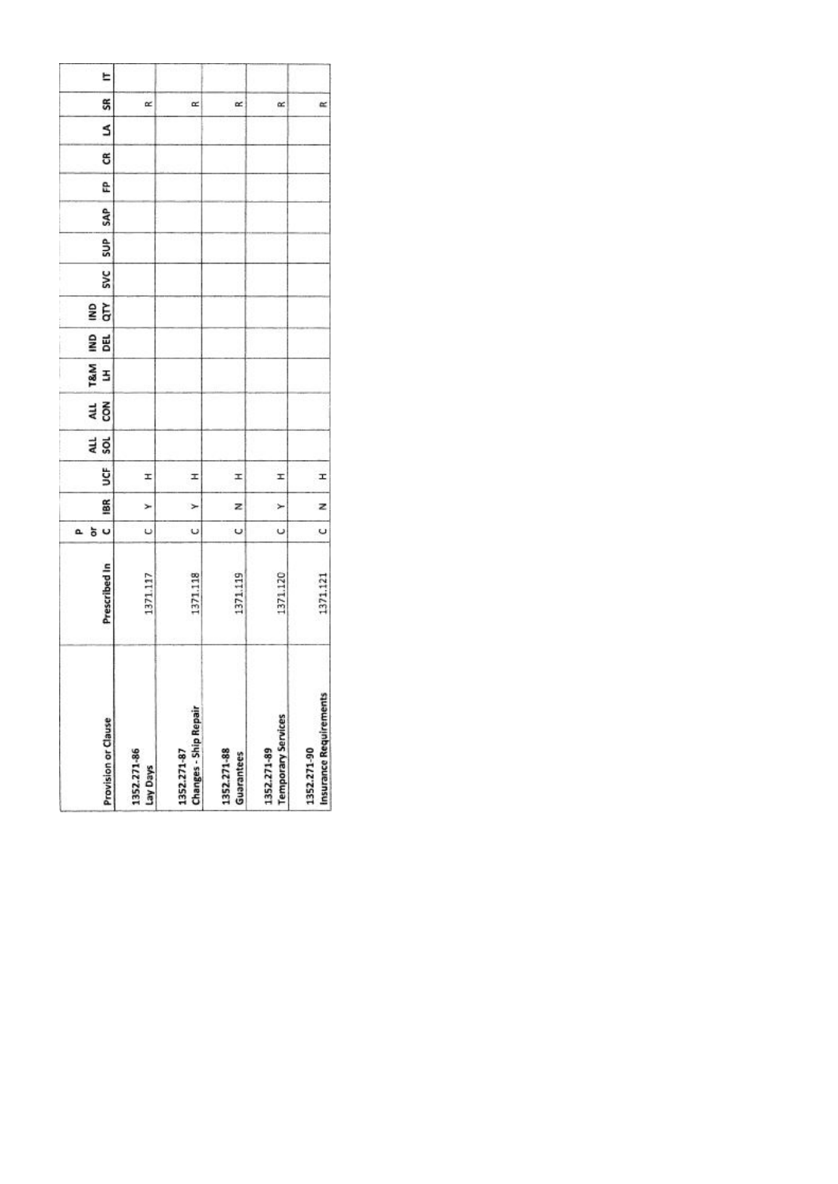| Provision or Clause | Prescribed In | P or C | IBR | UCF | ALL SOL | ALL CON | T&M LH | IND DEL | IND QTY | SVC | SUP | SAP | FP | CR | LA | SR | IT |
|---|---|---|---|---|---|---|---|---|---|---|---|---|---|---|---|---|---|
| 1352.271-86 Lay Days | 1371.117 | C | Y | H | | | | | | | | | | | | R | |
| 1352.271-87 Changes - Ship Repair | 1371.118 | C | Y | H | | | | | | | | | | | | R | |
| 1352.271-88 Guarantees | 1371.119 | C | N | H | | | | | | | | | | | | R | |
| 1352.271-89 Temporary Services | 1371.120 | C | Y | H | | | | | | | | | | | | R | |
| 1352.271-90 Insurance Requirements | 1371.121 | C | N | H | | | | | | | | | | | | R | |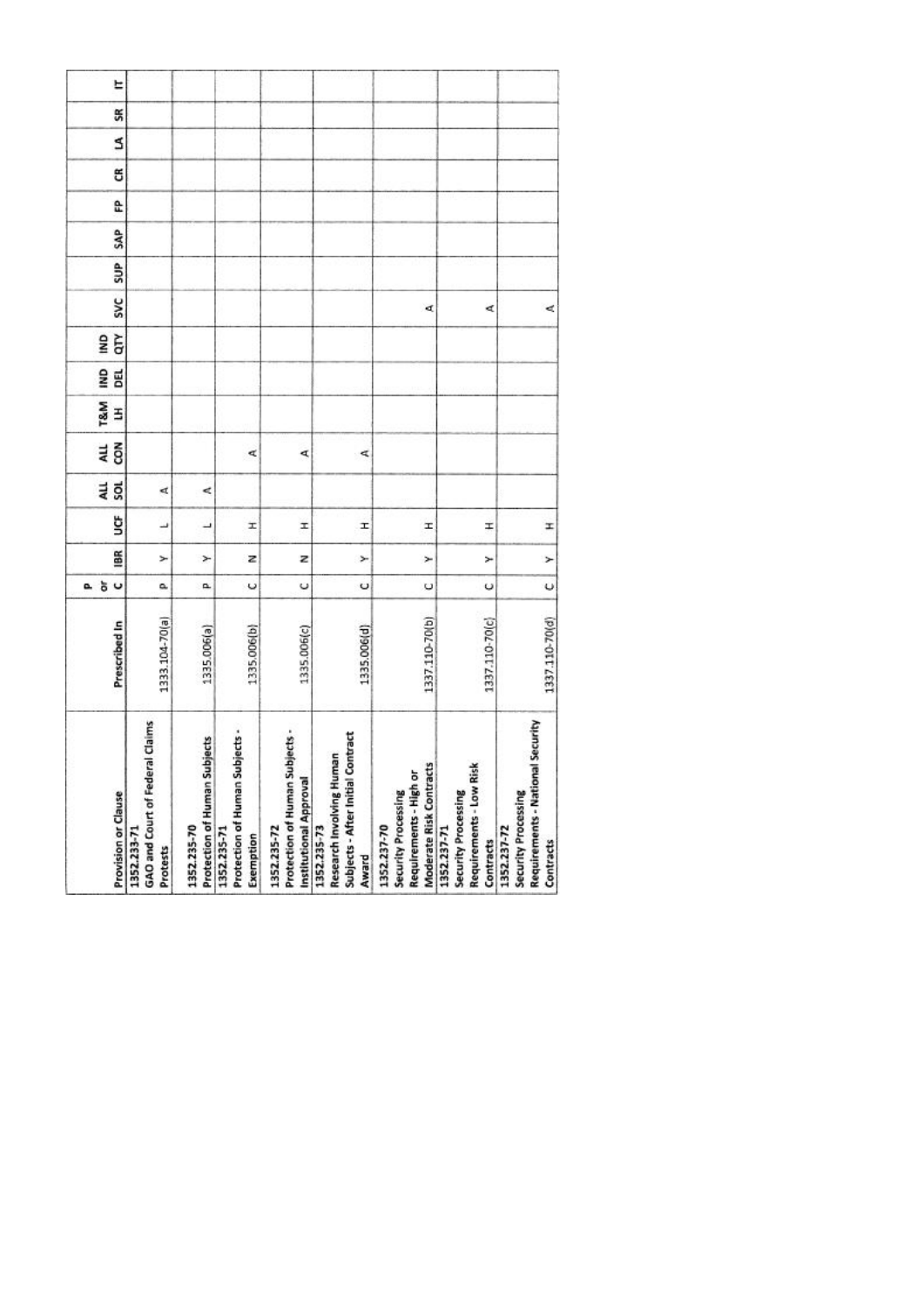| Provision or Clause | Prescribed In | P or C | IBR | UCF | ALL SOL | ALL CON | T&M LH | IND DEL | IND QTY | SVC | SUP | SAP | FP | CR | LA | SR | IT |
|---|---|---|---|---|---|---|---|---|---|---|---|---|---|---|---|---|---|
| 1352.233-71 GAO and Court of Federal Claims Protests | 1333.104-70(a) | P | Y | L | A | | | | | | | | | | | | |
| 1352.235-70 Protection of Human Subjects | 1335.006(a) | P | Y | L | A | | | | | | | | | | | | |
| 1352.235-71 Protection of Human Subjects - Exemption | 1335.006(b) | C | N | H | | A | | | | | | | | | | | |
| 1352.235-72 Protection of Human Subjects - Institutional Approval | 1335.006(c) | C | N | H | | A | | | | | | | | | | | |
| 1352.235-73 Research Involving Human Subjects - After Initial Contract Award | 1335.006(d) | C | Y | H | | A | | | | | | | | | | | |
| 1352.237-70 Security Processing Requirements - High or Moderate Risk Contracts | 1337.110-70(b) | C | Y | H | | | | | | A | | | | | | | |
| 1352.237-71 Security Processing Requirements - Low Risk Contracts | 1337.110-70(c) | C | Y | H | | | | | | A | | | | | | | |
| 1352.237-72 Security Processing Requirements - National Security Contracts | 1337.110-70(d) | C | Y | H | | | | | | A | | | | | | | |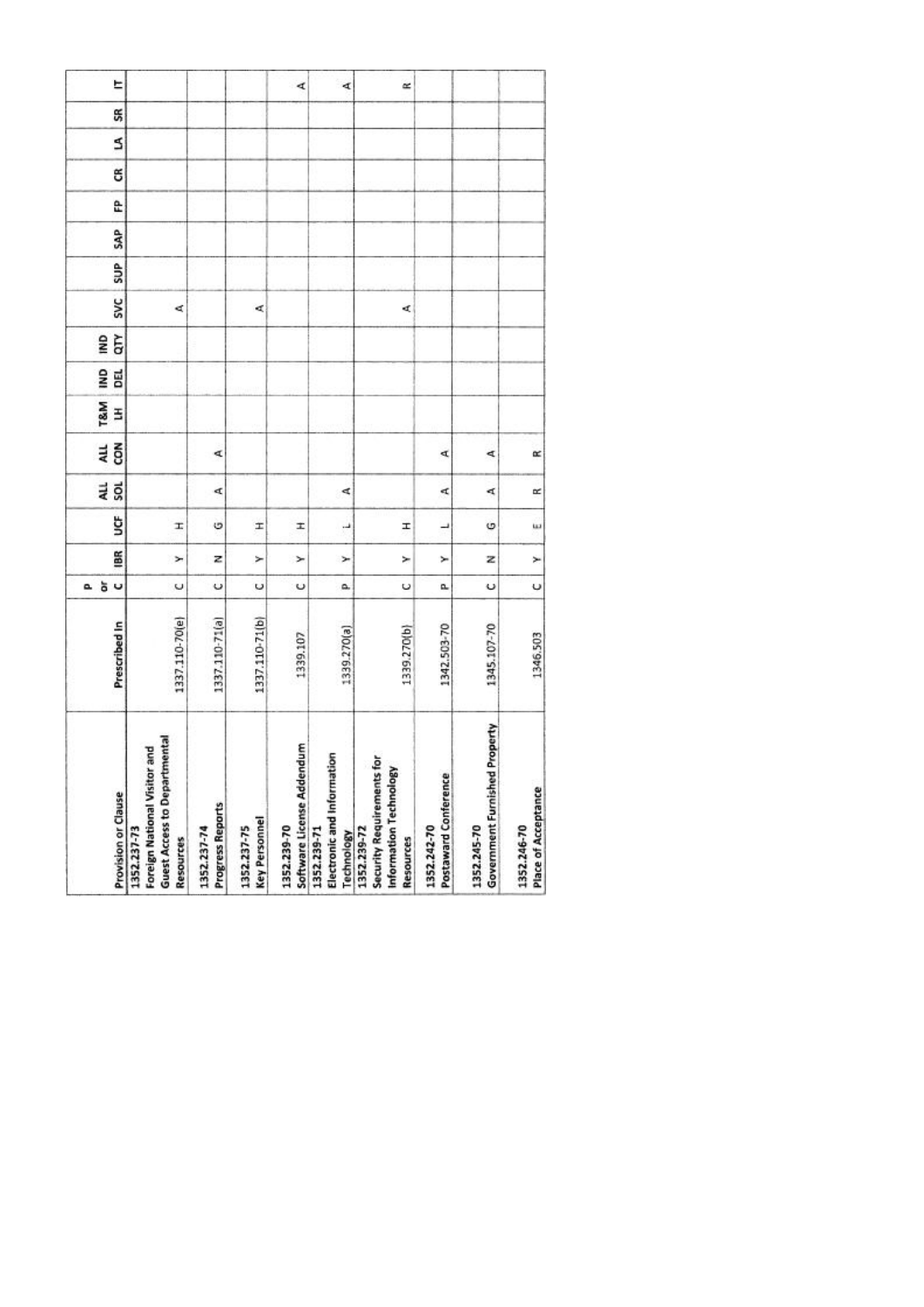| Provision or Clause | Prescribed In | P or C | IBR | UCF | ALL SOL | ALL CON | T&M LH | IND DEL | IND QTY | SVC | SUP | SAP | FP | CR | LA | SR | IT |
|---|---|---|---|---|---|---|---|---|---|---|---|---|---|---|---|---|---|
| 1352.237-73 Foreign National Visitor and Guest Access to Departmental Resources | 1337.110-70(e) | C | Y | H | | | | | | A | | | | | | | |
| 1352.237-74 Progress Reports | 1337.110-71(a) | C | N | G | A | A | | | | | | | | | | | |
| 1352.237-75 Key Personnel | 1337.110-71(b) | C | Y | H | | | | | | A | | | | | | | |
| 1352.239-70 Software License Addendum | 1339.107 | C | Y | H | | | | | | | | | | | | | A |
| 1352.239-71 Electronic and Information Technology | 1339.270(a) | P | Y | L | A | | | | | | | | | | | | A |
| 1352.239-72 Security Requirements for Information Technology Resources | 1339.270(b) | C | Y | H | | | | | | A | | | | | | | R |
| 1352.242-70 Postaward Conference | 1342.503-70 | P | Y | L | A | A | | | | | | | | | | | |
| 1352.245-70 Government Furnished Property | 1345.107-70 | C | N | G | A | A | | | | | | | | | | | |
| 1352.246-70 Place of Acceptance | 1346.503 | C | Y | E | R | R | | | | | | | | | | | |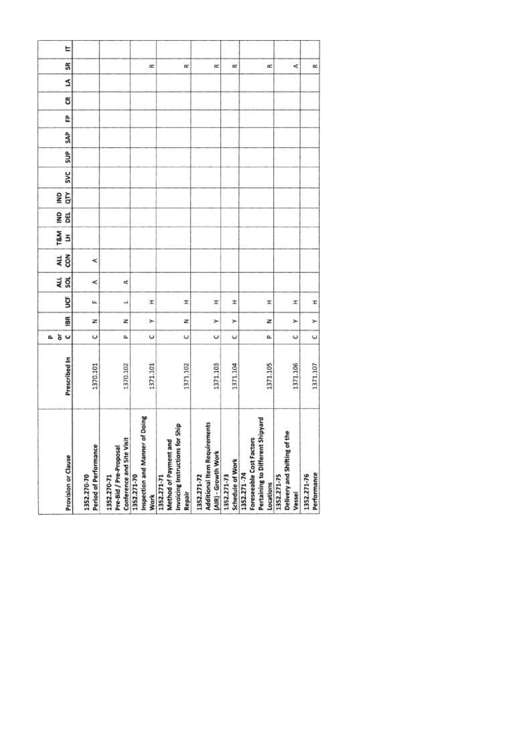| Provision or Clause | Prescribed In | P or C | IBR | UCF | ALL SOL | ALL CON | T&M LH | IND DEL | IND QTY | SVC | SUP | SAP | FP | CR | LA | SR | IT |
|---|---|---|---|---|---|---|---|---|---|---|---|---|---|---|---|---|---|
| 1352.270-70 Period of Performance | 1370.101 | C | N | F | A | A | | | | | | | | | | | |
| 1352.270-71 Pre-Bid / Pre-Proposal Conference and Site Visit | 1370.102 | P | N | L | A | | | | | | | | | | | | |
| 1352.271-70 Inspection and Manner of Doing Work | 1371.101 | C | Y | H | | | | | | | | | | | | R | |
| 1352.271-71 Method of Payment and Invoicing Instructions for Ship Repair | 1371.102 | C | N | H | | | | | | | | | | | | R | |
| 1352.271-72 Additional Item Requirements (AIR) - Growth Work | 1371.103 | C | Y | H | | | | | | | | | | | | R | |
| 1352.271-73 Schedule of Work | 1371.104 | C | Y | H | | | | | | | | | | | | R | |
| 1352.271-74 Foreseeable Cost Factors Pertaining to Different Shipyard Locations | 1371.105 | P | N | H | | | | | | | | | | | | R | |
| 1352.271-75 Delivery and Shifting of the Vessel | 1371.106 | C | Y | H | | | | | | | | | | | | A | |
| 1352.271-76 Performance | 1371.107 | C | Y | H | | | | | | | | | | | | R | |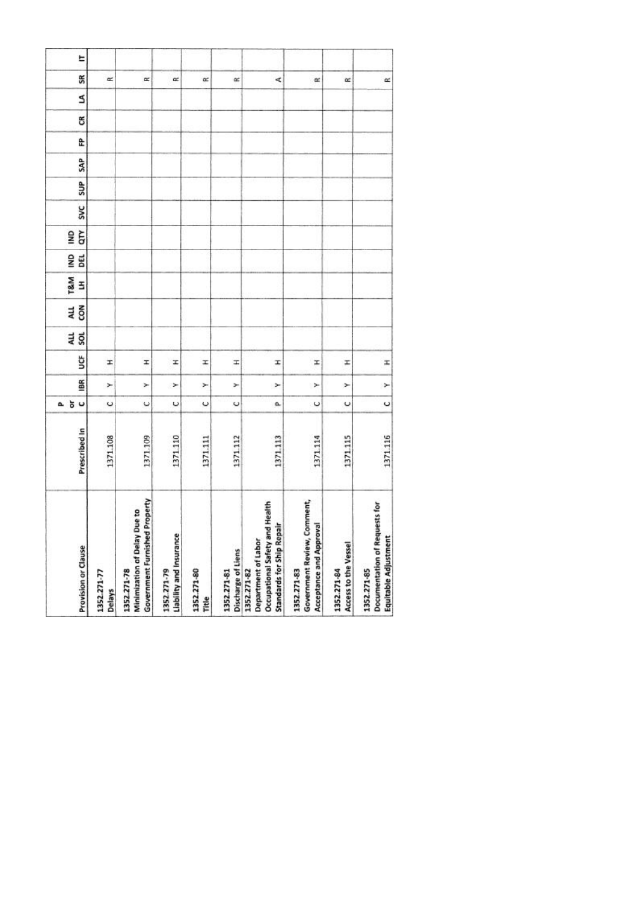| Provision or Clause | Prescribed In | P or C | IBR | UCF | ALL SOL | ALL CON | T&M LH | IND DEL | IND QTY | SVC | SUP | SAP | FP | CR | LA | SR | IT |
|---|---|---|---|---|---|---|---|---|---|---|---|---|---|---|---|---|---|
| 1352.271-77 Delays | 1371.108 | C | Y | H | | | | | | | | | | | | R | |
| 1352.271-78 Minimization of Delay Due to Government Furnished Property | 1371.109 | C | Y | H | | | | | | | | | | | | R | |
| 1352.271-79 Liability and Insurance | 1371.110 | C | Y | H | | | | | | | | | | | | R | |
| 1352.271-80 Title | 1371.111 | C | Y | H | | | | | | | | | | | | R | |
| 1352.271-81 Discharge of Liens | 1371.112 | C | Y | H | | | | | | | | | | | | R | |
| 1352.271-82 Department of Labor Occupational Safety and Health Standards for Ship Repair | 1371.113 | P | Y | H | | | | | | | | | | | | A | |
| 1352.271-83 Government Review, Comment, Acceptance and Approval | 1371.114 | C | Y | H | | | | | | | | | | | | R | |
| 1352.271-84 Access to the Vessel | 1371.115 | C | Y | H | | | | | | | | | | | | R | |
| 1352.271-85 Documentation of Requests for Equitable Adjustment | 1371.116 | C | Y | H | | | | | | | | | | | | R | |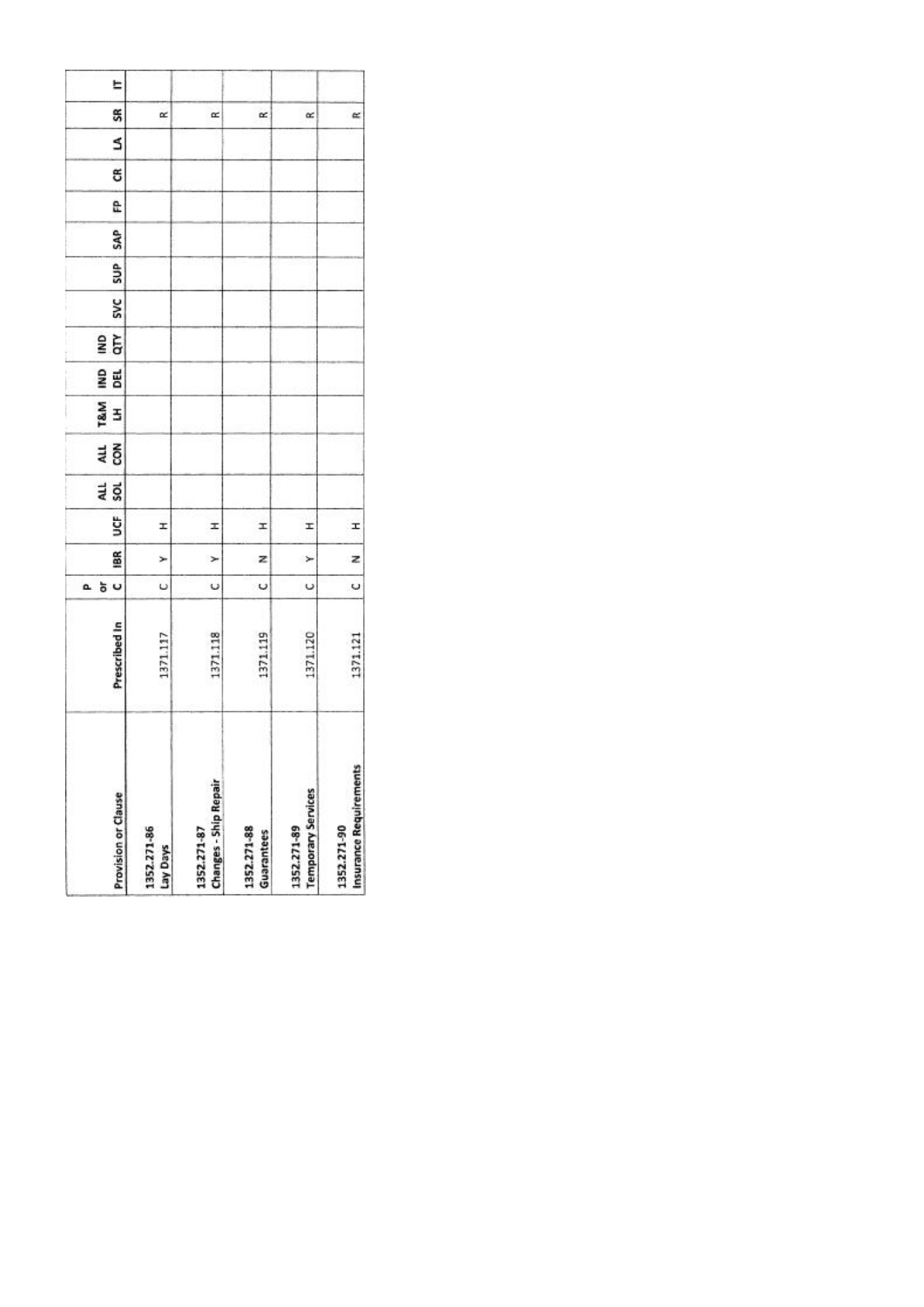| Provision or Clause | Prescribed In | P or C | IBR | UCF | ALL SOL | ALL CON | T&M LH | IND DEL | IND QTY | SVC | SUP | SAP | FP | CR | LA | SR | IT |
|---|---|---|---|---|---|---|---|---|---|---|---|---|---|---|---|---|---|
| 1352.271-86 Lay Days | 1371.117 | C | Y | H | | | | | | | | | | | | R | |
| 1352.271-87 Changes - Ship Repair | 1371.118 | C | Y | H | | | | | | | | | | | | R | |
| 1352.271-88 Guarantees | 1371.119 | C | N | H | | | | | | | | | | | | R | |
| 1352.271-89 Temporary Services | 1371.120 | C | Y | H | | | | | | | | | | | | R | |
| 1352.271-90 Insurance Requirements | 1371.121 | C | N | H | | | | | | | | | | | | R | |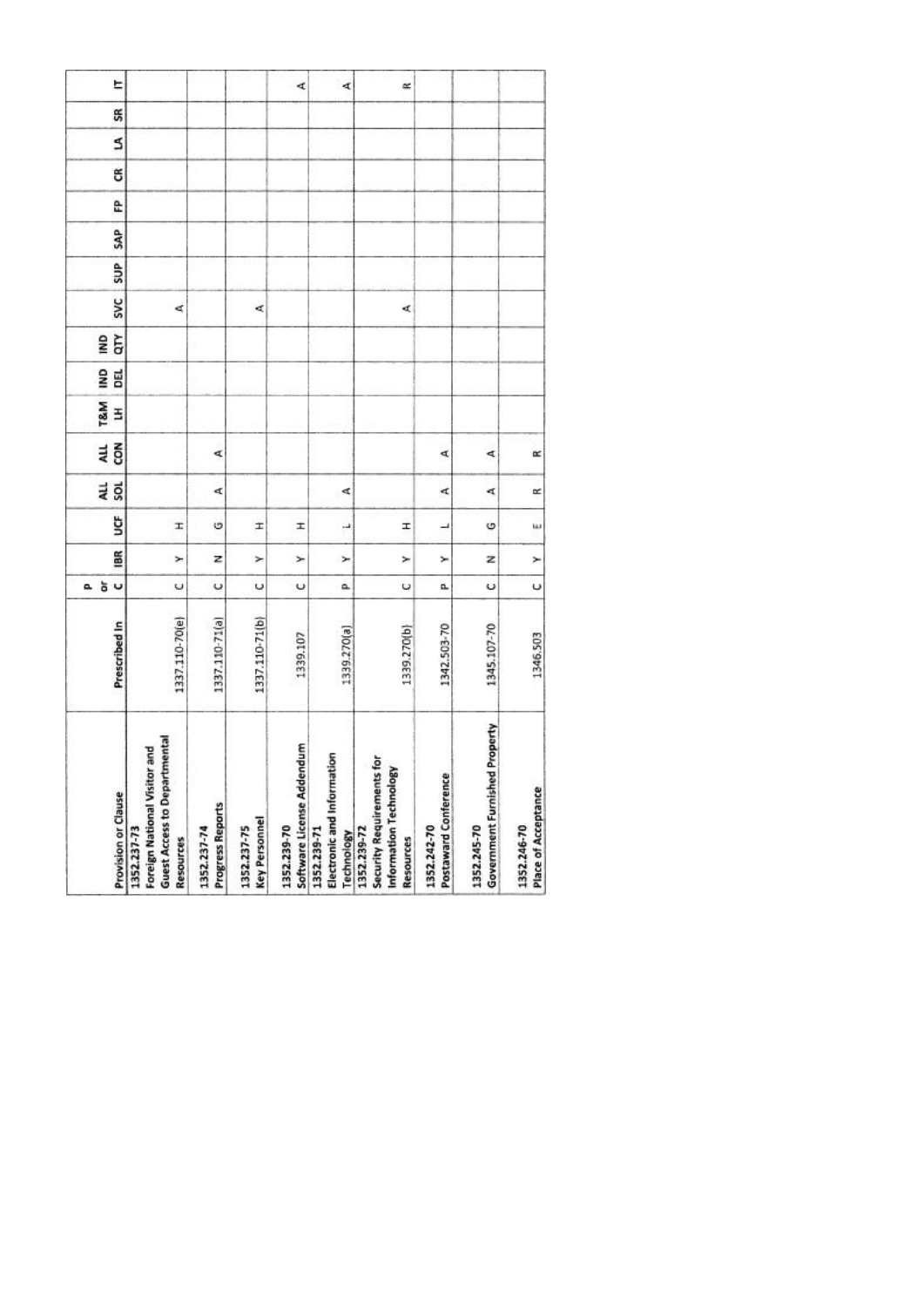| Provision or Clause | Prescribed In | P or C | IBR | UCF | ALL SOL | ALL CON | T&M LH | IND DEL | IND QTY | SVC | SUP | SAP | FP | CR | LA | SR | IT |
|---|---|---|---|---|---|---|---|---|---|---|---|---|---|---|---|---|---|
| 1352.237-73 Foreign National Visitor and Guest Access to Departmental Resources | 1337.110-70(e) | C | Y | H | | | | | | A | | | | | | | |
| 1352.237-74 Progress Reports | 1337.110-71(a) | C | N | G | A | A | | | | | | | | | | | |
| 1352.237-75 Key Personnel | 1337.110-71(b) | C | Y | H | | | | | | A | | | | | | | |
| 1352.239-70 Software License Addendum | 1339.107 | C | Y | H | | | | | | | | | | | | | A |
| 1352.239-71 Electronic and Information Technology | 1339.270(a) | P | Y | L | A | | | | | | | | | | | | A |
| 1352.239-72 Security Requirements for Information Technology Resources | 1339.270(b) | C | Y | H | | | | | | A | | | | | | | R |
| 1352.242-70 Postaward Conference | 1342.503-70 | P | Y | L | A | A | | | | | | | | | | | |
| 1352.245-70 Government Furnished Property | 1345.107-70 | C | N | G | A | A | | | | | | | | | | | |
| 1352.246-70 Place of Acceptance | 1346.503 | C | Y | E | R | R | | | | | | | | | | | |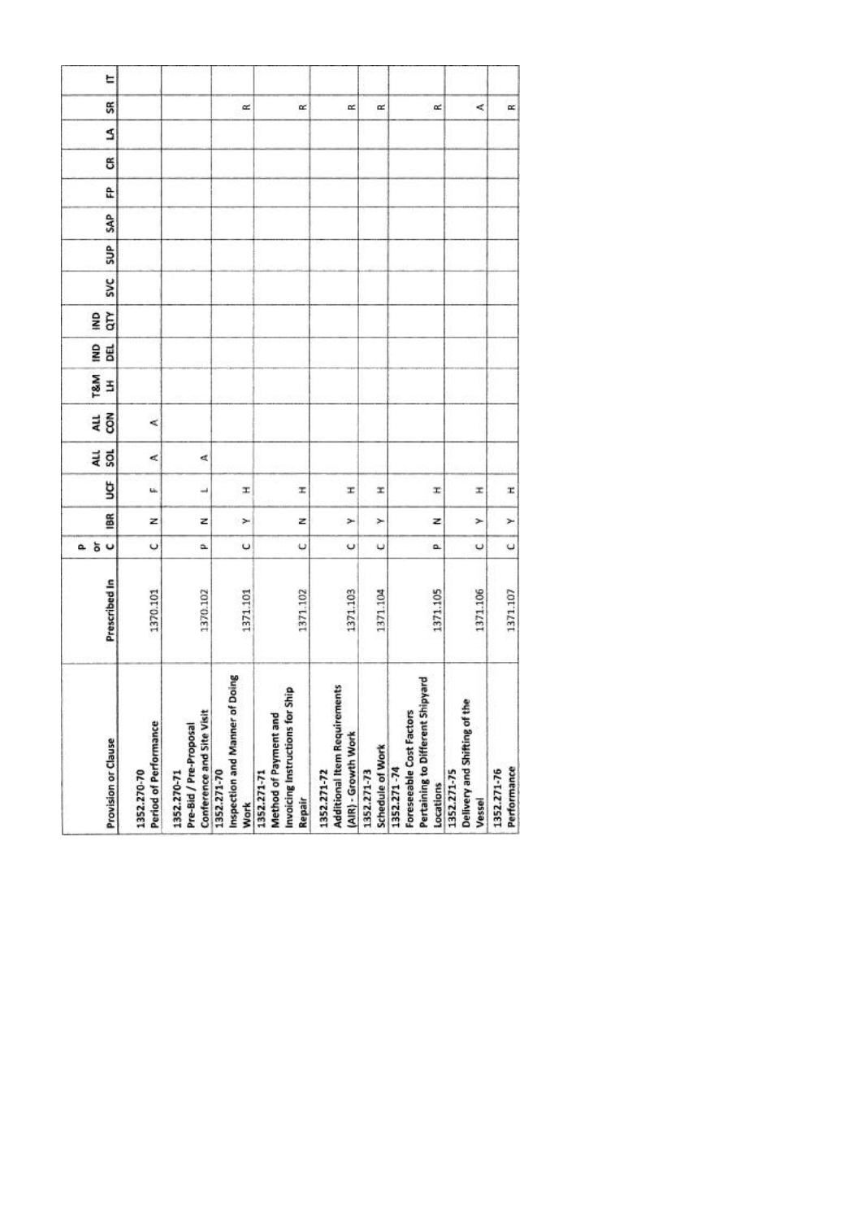| Provision or Clause | Prescribed In | P or C | IBR | UCF | ALL SOL | ALL CON | T&M LH | IND DEL | IND QTY | SVC | SUP | SAP | FP | CR | LA | SR | IT |
|---|---|---|---|---|---|---|---|---|---|---|---|---|---|---|---|---|---|
| 1352.270-70 Period of Performance | 1370.101 | C | N | F | A | A | | | | | | | | | | | |
| 1352.270-71 Pre-Bid / Pre-Proposal Conference and Site Visit | 1370.102 | P | N | L | A | | | | | | | | | | | | |
| 1352.271-70 Inspection and Manner of Doing Work | 1371.101 | C | Y | H | | | | | | | | | | | | R | |
| 1352.271-71 Method of Payment and Invoicing Instructions for Ship Repair | 1371.102 | C | N | H | | | | | | | | | | | | R | |
| 1352.271-72 Additional Item Requirements (AIR) - Growth Work | 1371.103 | C | Y | H | | | | | | | | | | | | R | |
| 1352.271-73 Schedule of Work | 1371.104 | C | Y | H | | | | | | | | | | | | R | |
| 1352.271-74 Foreseeable Cost Factors Pertaining to Different Shipyard Locations | 1371.105 | P | N | H | | | | | | | | | | | | R | |
| 1352.271-75 Delivery and Shifting of the Vessel | 1371.106 | C | Y | H | | | | | | | | | | | | A | |
| 1352.271-76 Performance | 1371.107 | C | Y | H | | | | | | | | | | | | R | |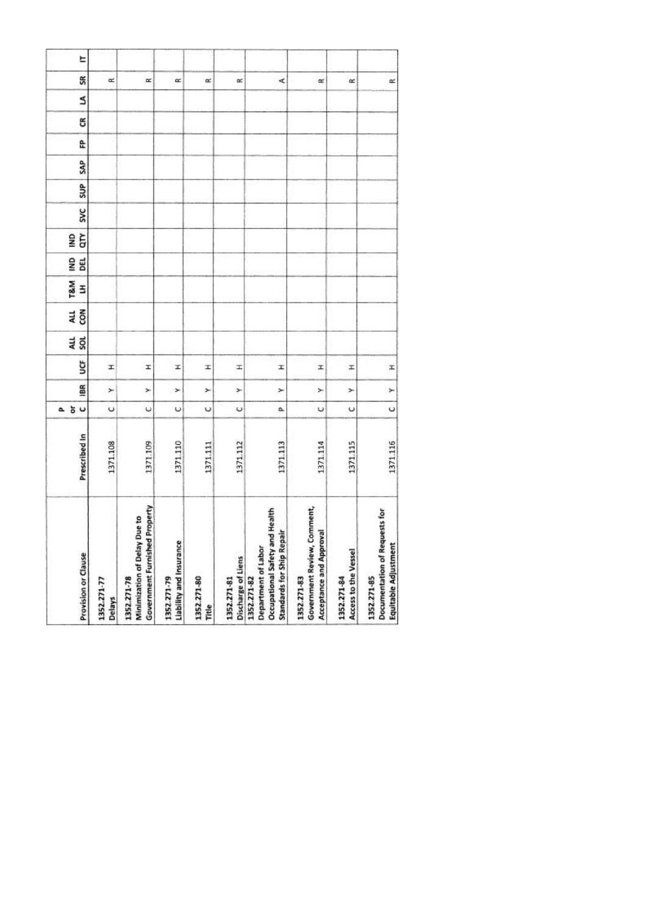| Provision or Clause | Prescribed In | P or C | IBR | UCF | ALL SOL | ALL CON | T&M LH | IND DEL | IND QTY | SVC | SUP | SAP | FP | CR | LA | SR | IT |
|---|---|---|---|---|---|---|---|---|---|---|---|---|---|---|---|---|---|
| 1352.271-77 Delays | 1371.108 | C | Y | H | | | | | | | | | | | | R | |
| 1352.271-78 Minimization of Delay Due to Government Furnished Property | 1371.109 | C | Y | H | | | | | | | | | | | | R | |
| 1352.271-79 Liability and Insurance | 1371.110 | C | Y | H | | | | | | | | | | | | R | |
| 1352.271-80 Title | 1371.111 | C | Y | H | | | | | | | | | | | | R | |
| 1352.271-81 Discharge of Liens | 1371.112 | C | Y | H | | | | | | | | | | | | R | |
| 1352.271-82 Department of Labor Occupational Safety and Health Standards for Ship Repair | 1371.113 | P | Y | H | | | | | | | | | | | | A | |
| 1352.271-83 Government Review, Comment, Acceptance and Approval | 1371.114 | C | Y | H | | | | | | | | | | | | R | |
| 1352.271-84 Access to the Vessel | 1371.115 | C | Y | H | | | | | | | | | | | | R | |
| 1352.271-85 Documentation of Requests for Equitable Adjustment | 1371.116 | C | Y | H | | | | | | | | | | | | R | |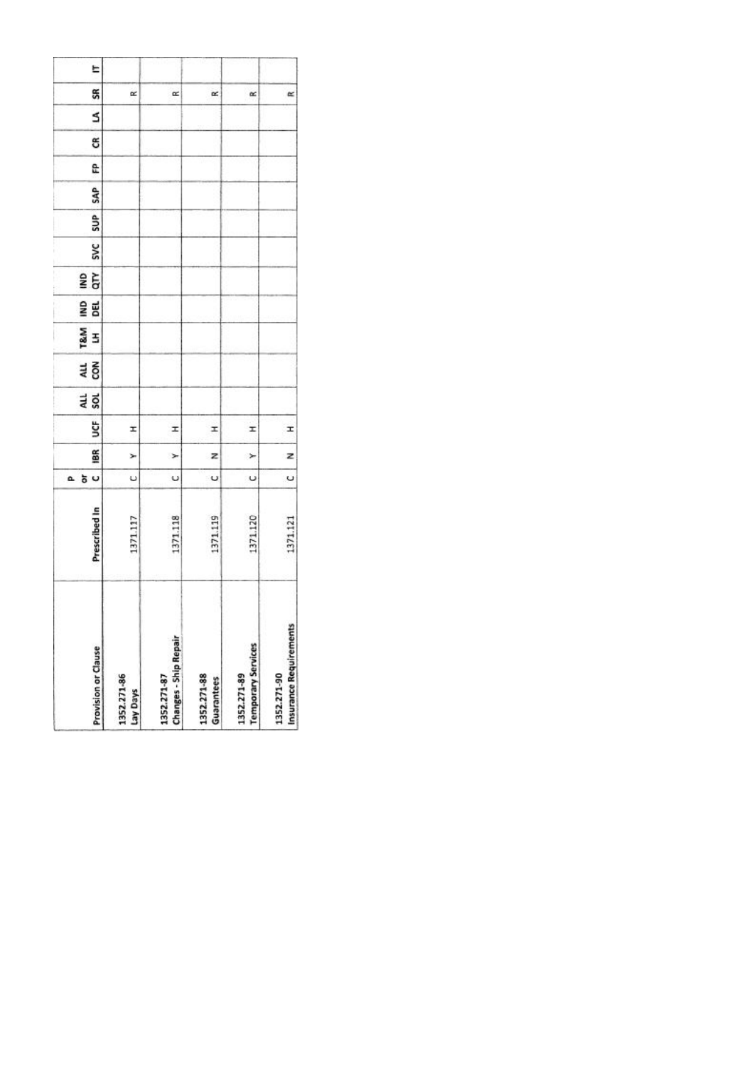| Provision or Clause | Prescribed In | P or C | IBR | UCF | ALL SOL | ALL CON | T&M LH | IND DEL | IND QTY | SVC | SUP | SAP | FP | CR | LA | SR | IT |
|---|---|---|---|---|---|---|---|---|---|---|---|---|---|---|---|---|---|
| 1352.271-86 Lay Days | 1371.117 | C | Y | H | | | | | | | | | | | | R | |
| 1352.271-87 Changes - Ship Repair | 1371.118 | C | Y | H | | | | | | | | | | | | R | |
| 1352.271-88 Guarantees | 1371.119 | C | N | H | | | | | | | | | | | | R | |
| 1352.271-89 Temporary Services | 1371.120 | C | Y | H | | | | | | | | | | | | R | |
| 1352.271-90 Insurance Requirements | 1371.121 | C | N | H | | | | | | | | | | | | R | |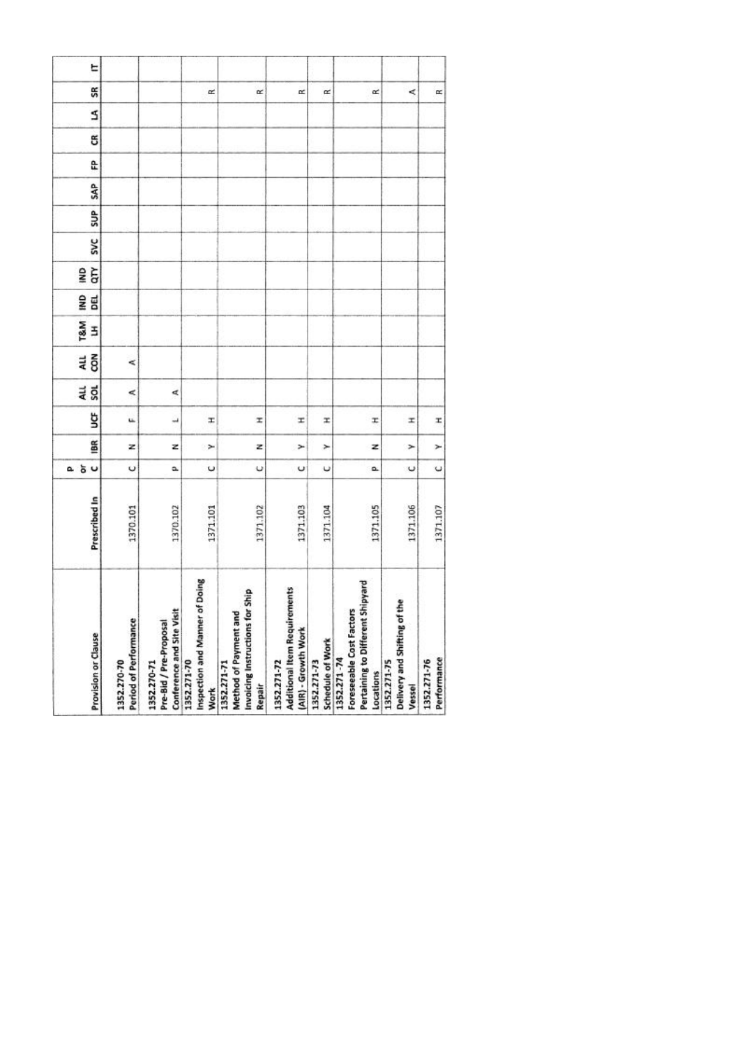| Provision or Clause | Prescribed In | P or C | IBR | UCF | ALL SOL | ALL CON | T&M LH | IND DEL | IND QTY | SVC | SUP | SAP | FP | CR | LA | SR | IT |
|---|---|---|---|---|---|---|---|---|---|---|---|---|---|---|---|---|---|
| 1352.270-70 Period of Performance | 1370.101 | C | N | F | A | A | | | | | | | | | | | |
| 1352.270-71 Pre-Bid / Pre-Proposal Conference and Site Visit | 1370.102 | P | N | L | A | | | | | | | | | | | | |
| 1352.271-70 Inspection and Manner of Doing Work | 1371.101 | C | Y | H | | | | | | | | | | | | R | |
| 1352.271-71 Method of Payment and Invoicing Instructions for Ship Repair | 1371.102 | C | N | H | | | | | | | | | | | | R | |
| 1352.271-72 Additional Item Requirements (AIR) - Growth Work | 1371.103 | C | Y | H | | | | | | | | | | | | R | |
| 1352.271-73 Schedule of Work | 1371.104 | C | Y | H | | | | | | | | | | | | R | |
| 1352.271-74 Foreseeable Cost Factors Pertaining to Different Shipyard Locations | 1371.105 | P | N | H | | | | | | | | | | | | R | |
| 1352.271-75 Delivery and Shifting of the Vessel | 1371.106 | C | Y | H | | | | | | | | | | | | A | |
| 1352.271-76 Performance | 1371.107 | C | Y | H | | | | | | | | | | | | R | |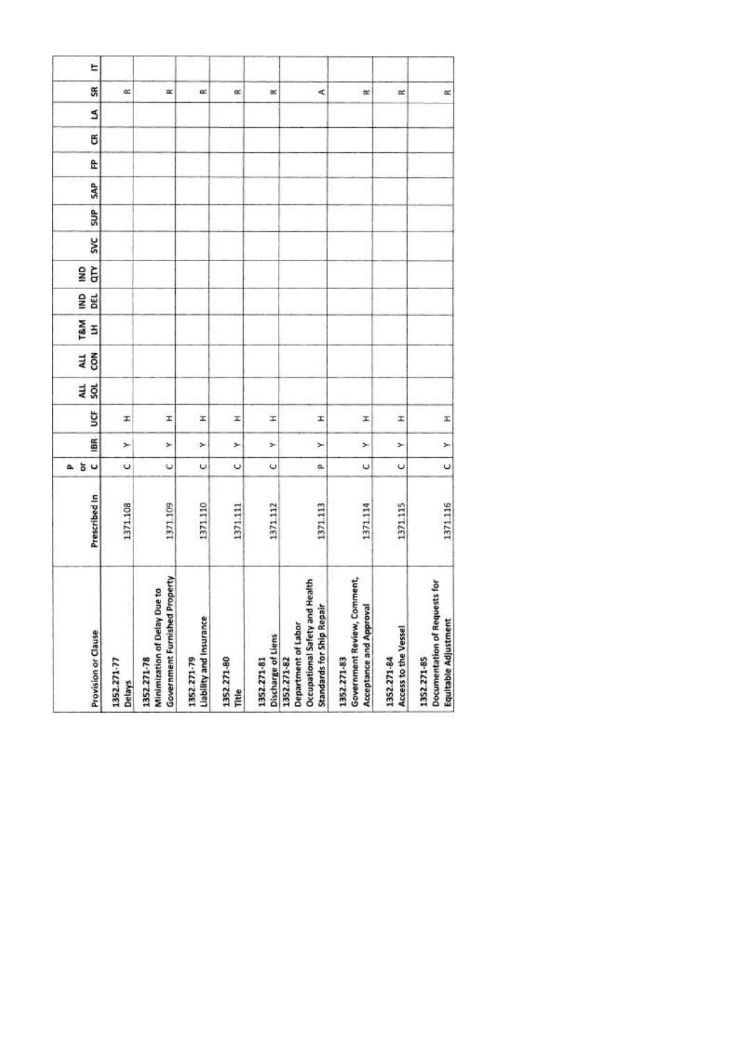| Provision or Clause | Prescribed In | P or C | IBR | UCF | ALL SOL | ALL CON | T&M LH | IND DEL | IND QTY | SVC | SUP | SAP | FP | CR | LA | SR | IT |
|---|---|---|---|---|---|---|---|---|---|---|---|---|---|---|---|---|---|
| 1352.271-77 Delays | 1371.108 | C | Y | H | | | | | | | | | | | | R | |
| 1352.271-78 Minimization of Delay Due to Government Furnished Property | 1371.109 | C | Y | H | | | | | | | | | | | | R | |
| 1352.271-79 Liability and Insurance | 1371.110 | C | Y | H | | | | | | | | | | | | R | |
| 1352.271-80 Title | 1371.111 | C | Y | H | | | | | | | | | | | | R | |
| 1352.271-81 Discharge of Liens | 1371.112 | C | Y | H | | | | | | | | | | | | R | |
| 1352.271-82 Department of Labor Occupational Safety and Health Standards for Ship Repair | 1371.113 | P | Y | H | | | | | | | | | | | | A | |
| 1352.271-83 Government Review, Comment, Acceptance and Approval | 1371.114 | C | Y | H | | | | | | | | | | | | R | |
| 1352.271-84 Access to the Vessel | 1371.115 | C | Y | H | | | | | | | | | | | | R | |
| 1352.271-85 Documentation of Requests for Equitable Adjustment | 1371.116 | C | Y | H | | | | | | | | | | | | R | |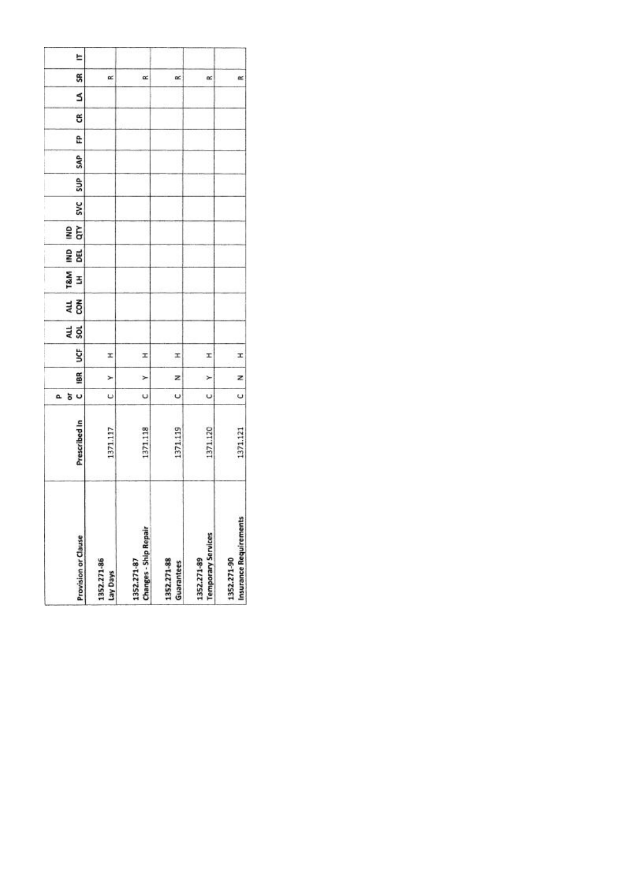| Provision or Clause | Prescribed In | P or C | IBR | UCF | ALL SOL | ALL CON | T&M LH | IND DEL | IND QTY | SVC | SUP | SAP | FP | CR | LA | SR | IT |
|---|---|---|---|---|---|---|---|---|---|---|---|---|---|---|---|---|---|
| 1352.271-86 Lay Days | 1371.117 | C | Y | H | | | | | | | | | | | | R | |
| 1352.271-87 Changes - Ship Repair | 1371.118 | C | Y | H | | | | | | | | | | | | R | |
| 1352.271-88 Guarantees | 1371.119 | C | N | H | | | | | | | | | | | | R | |
| 1352.271-89 Temporary Services | 1371.120 | C | Y | H | | | | | | | | | | | | R | |
| 1352.271-90 Insurance Requirements | 1371.121 | C | N | H | | | | | | | | | | | | R | |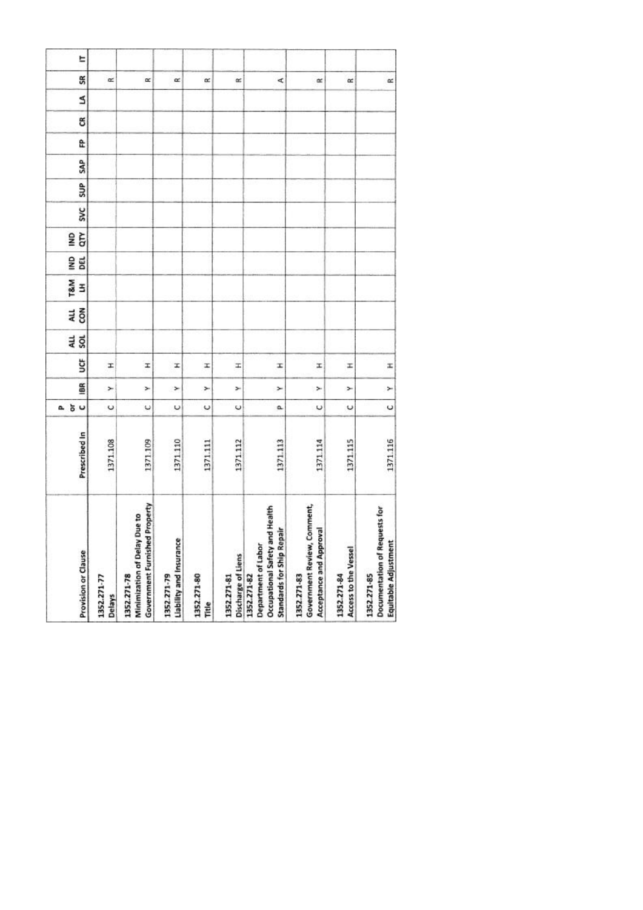| Provision or Clause | Prescribed In | P or C | IBR | UCF | ALL SOL | ALL CON | T&M LH | IND DEL | IND QTY | SVC | SUP | SAP | FP | CR | LA | SR | IT |
|---|---|---|---|---|---|---|---|---|---|---|---|---|---|---|---|---|---|
| 1352.271-77 Delays | 1371.108 | C | Y | H | | | | | | | | | | | | R | |
| 1352.271-78 Minimization of Delay Due to Government Furnished Property | 1371.109 | C | Y | H | | | | | | | | | | | | R | |
| 1352.271-79 Liability and Insurance | 1371.110 | C | Y | H | | | | | | | | | | | | R | |
| 1352.271-80 Title | 1371.111 | C | Y | H | | | | | | | | | | | | R | |
| 1352.271-81 Discharge of Liens | 1371.112 | C | Y | H | | | | | | | | | | | | R | |
| 1352.271-82 Department of Labor Occupational Safety and Health Standards for Ship Repair | 1371.113 | P | Y | H | | | | | | | | | | | | A | |
| 1352.271-83 Government Review, Comment, Acceptance and Approval | 1371.114 | C | Y | H | | | | | | | | | | | | R | |
| 1352.271-84 Access to the Vessel | 1371.115 | C | Y | H | | | | | | | | | | | | R | |
| 1352.271-85 Documentation of Requests for Equitable Adjustment | 1371.116 | C | Y | H | | | | | | | | | | | | R | |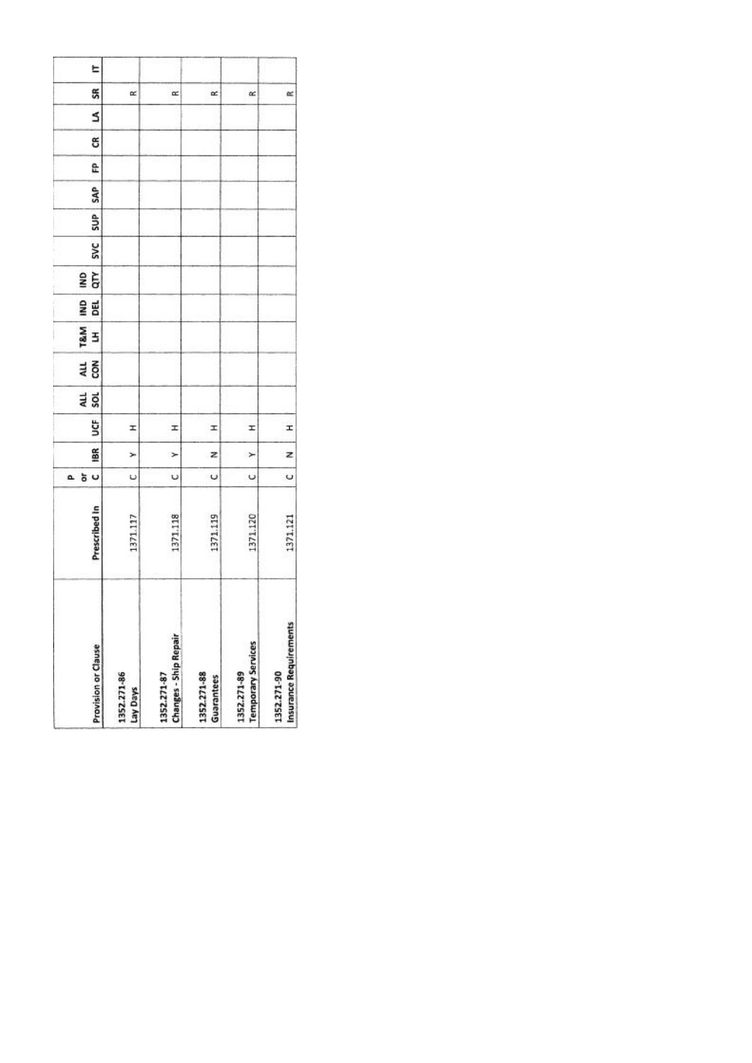| Provision or Clause | Prescribed In | P or C | IBR | UCF | ALL SOL | ALL CON | T&M LH | IND DEL | IND QTY | SVC | SUP | SAP | FP | CR | LA | SR | IT |
|---|---|---|---|---|---|---|---|---|---|---|---|---|---|---|---|---|---|
| 1352.271-86 Lay Days | 1371.117 | C | Y | H | | | | | | | | | | | | R | |
| 1352.271-87 Changes - Ship Repair | 1371.118 | C | Y | H | | | | | | | | | | | | R | |
| 1352.271-88 Guarantees | 1371.119 | C | N | H | | | | | | | | | | | | R | |
| 1352.271-89 Temporary Services | 1371.120 | C | Y | H | | | | | | | | | | | | R | |
| 1352.271-90 Insurance Requirements | 1371.121 | C | N | H | | | | | | | | | | | | R | |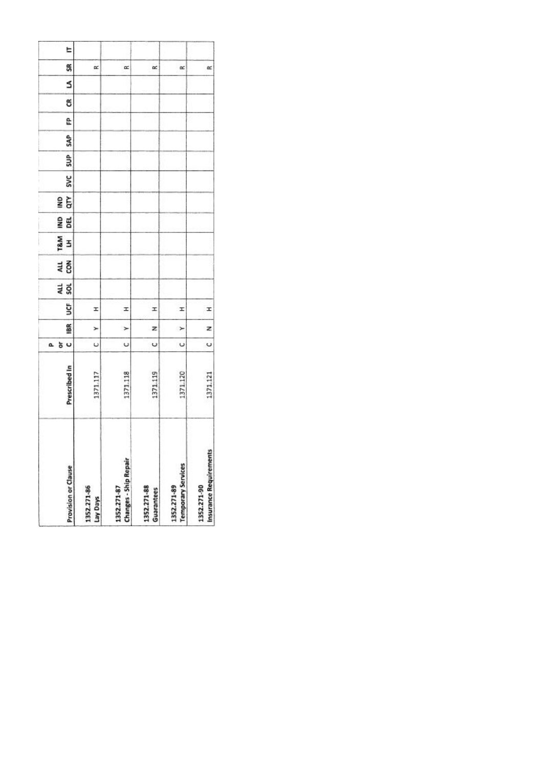| Provision or Clause | Prescribed In | P or C | IBR | UCF | ALL SOL | ALL CON | T&M LH | IND DEL | IND QTY | SVC | SUP | SAP | FP | CR | LA | SR | IT |
|---|---|---|---|---|---|---|---|---|---|---|---|---|---|---|---|---|---|
| 1352.271-86 Lay Days | 1371.117 | C | Y | H | | | | | | | | | | | | R | |
| 1352.271-87 Changes - Ship Repair | 1371.118 | C | Y | H | | | | | | | | | | | | R | |
| 1352.271-88 Guarantees | 1371.119 | C | N | H | | | | | | | | | | | | R | |
| 1352.271-89 Temporary Services | 1371.120 | C | Y | H | | | | | | | | | | | | R | |
| 1352.271-90 Insurance Requirements | 1371.121 | C | N | H | | | | | | | | | | | | R | |